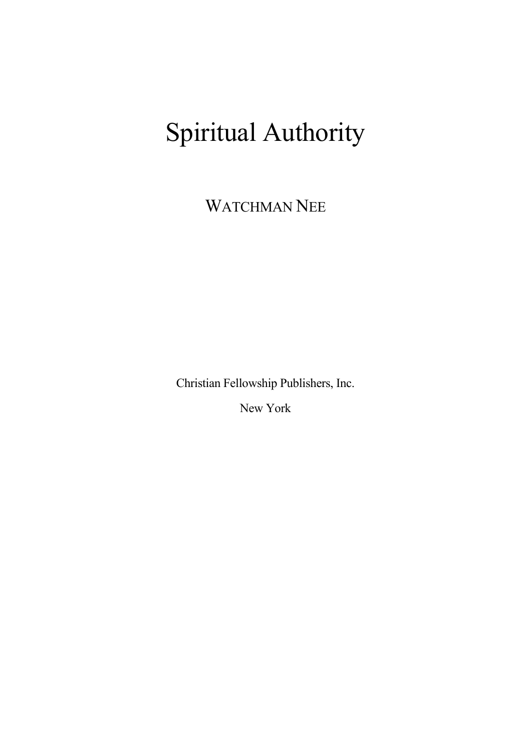# Spiritual Authority

WATCHMAN NEE

Christian Fellowship Publishers, Inc.

New York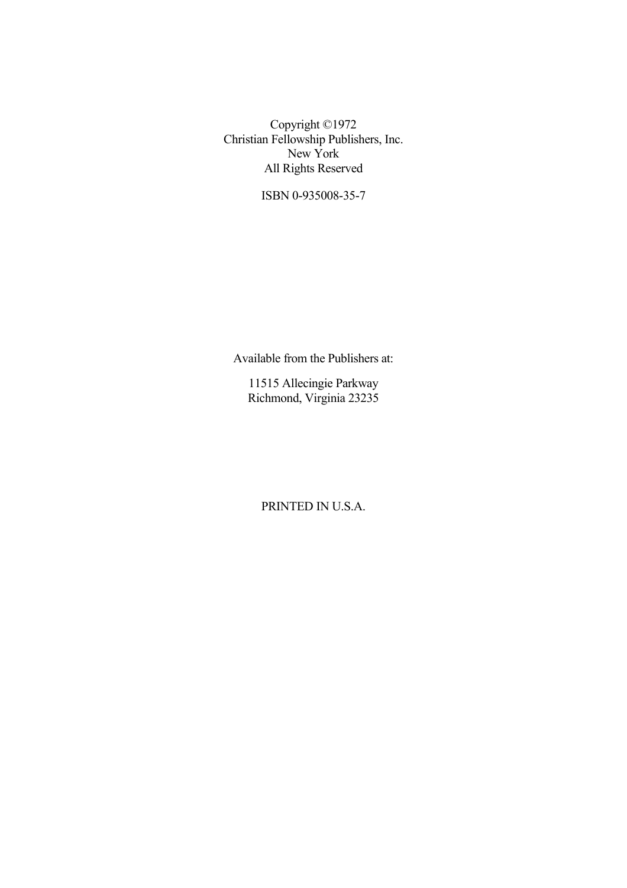Copyright ©1972
Christian Fellowship Publishers, Inc.
New York
All Rights Reserved

ISBN 0-935008-35-7

Available from the Publishers at:

11515 Allecingie Parkway
Richmond, Virginia 23235

PRINTED IN U.S.A.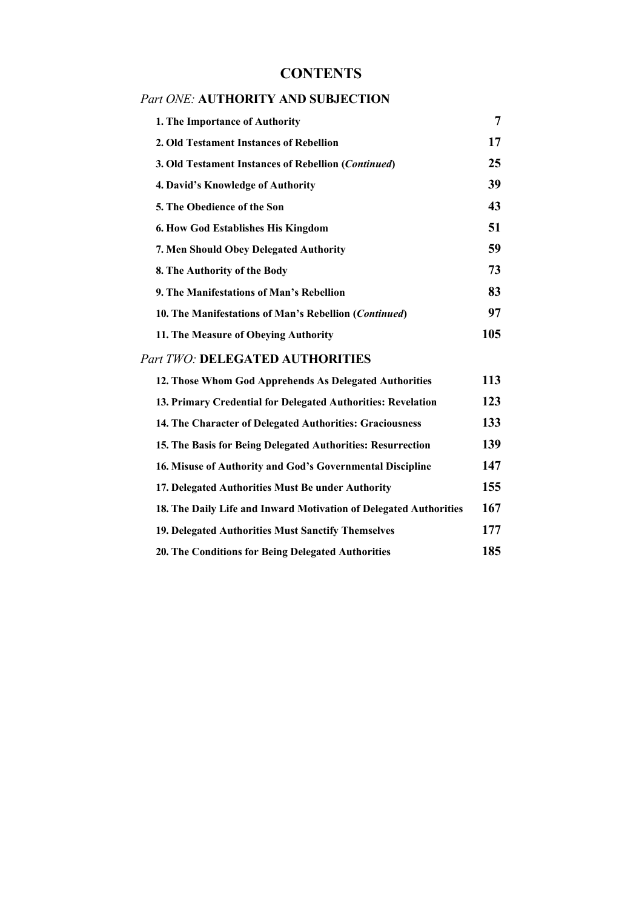# CONTENTS

## *Part ONE:* AUTHORITY AND SUBJECTION

| | |
|---|---|
| **1. The Importance of Authority** | **7** |
| **2. Old Testament Instances of Rebellion** | **17** |
| **3. Old Testament Instances of Rebellion (*Continued*)** | **25** |
| **4. David's Knowledge of Authority** | **39** |
| **5. The Obedience of the Son** | **43** |
| **6. How God Establishes His Kingdom** | **51** |
| **7. Men Should Obey Delegated Authority** | **59** |
| **8. The Authority of the Body** | **73** |
| **9. The Manifestations of Man's Rebellion** | **83** |
| **10. The Manifestations of Man's Rebellion (*Continued*)** | **97** |
| **11. The Measure of Obeying Authority** | **105** |

## *Part TWO:* DELEGATED AUTHORITIES

| | |
|---|---|
| **12. Those Whom God Apprehends As Delegated Authorities** | **113** |
| **13. Primary Credential for Delegated Authorities: Revelation** | **123** |
| **14. The Character of Delegated Authorities: Graciousness** | **133** |
| **15. The Basis for Being Delegated Authorities: Resurrection** | **139** |
| **16. Misuse of Authority and God's Governmental Discipline** | **147** |
| **17. Delegated Authorities Must Be under Authority** | **155** |
| **18. The Daily Life and Inward Motivation of Delegated Authorities** | **167** |
| **19. Delegated Authorities Must Sanctify Themselves** | **177** |
| **20. The Conditions for Being Delegated Authorities** | **185** |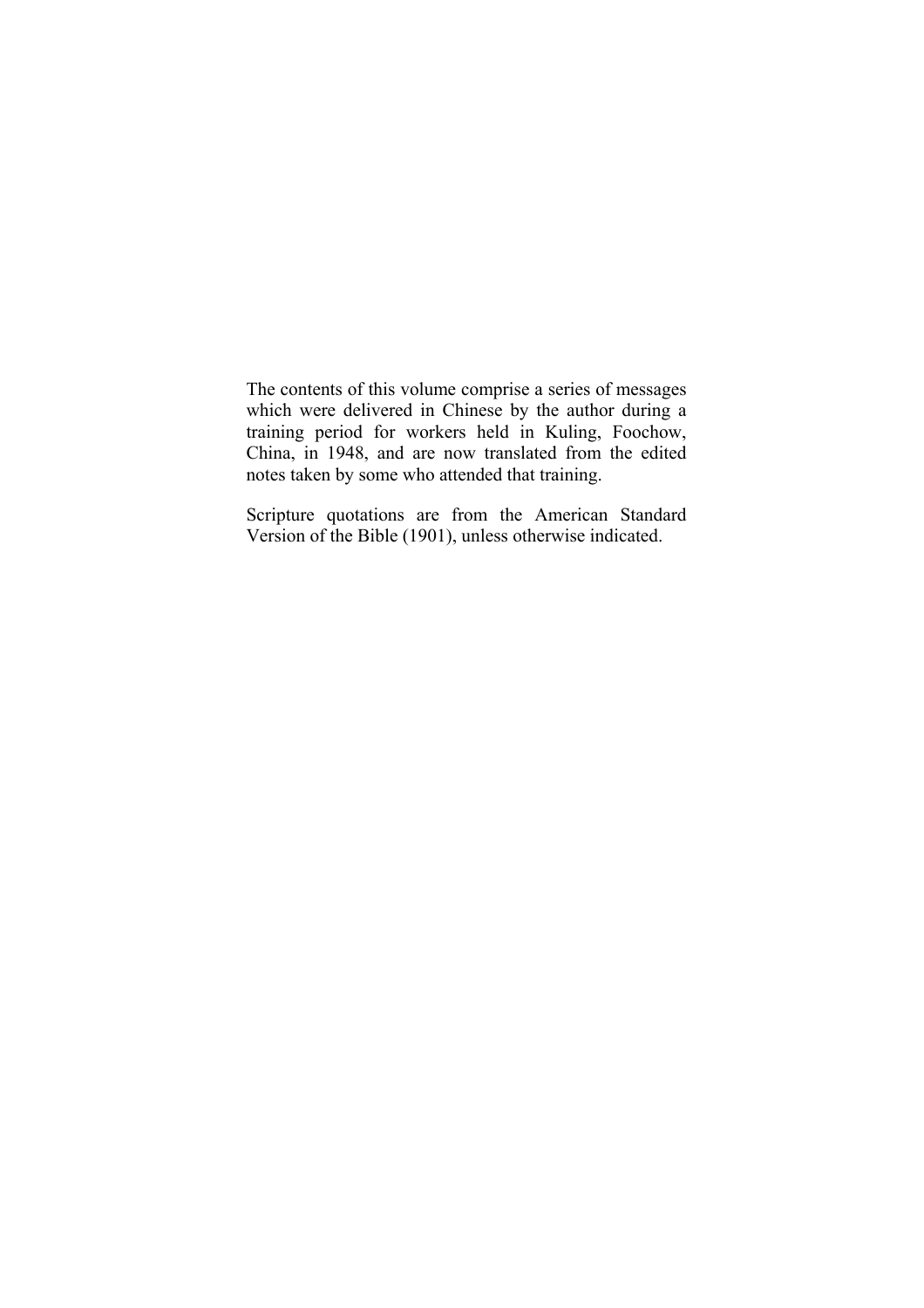The contents of this volume comprise a series of messages which were delivered in Chinese by the author during a training period for workers held in Kuling, Foochow, China, in 1948, and are now translated from the edited notes taken by some who attended that training.

Scripture quotations are from the American Standard Version of the Bible (1901), unless otherwise indicated.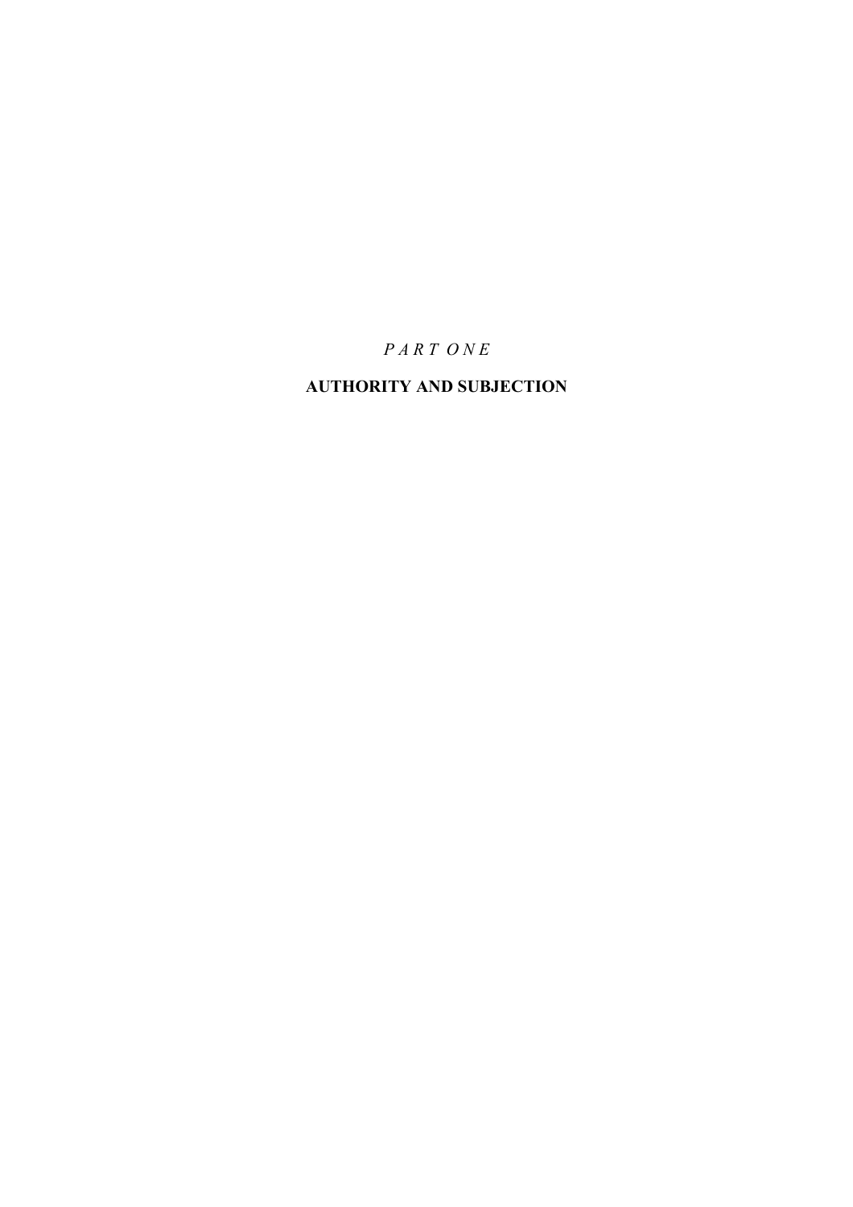*P A R T  O N E*

# AUTHORITY AND SUBJECTION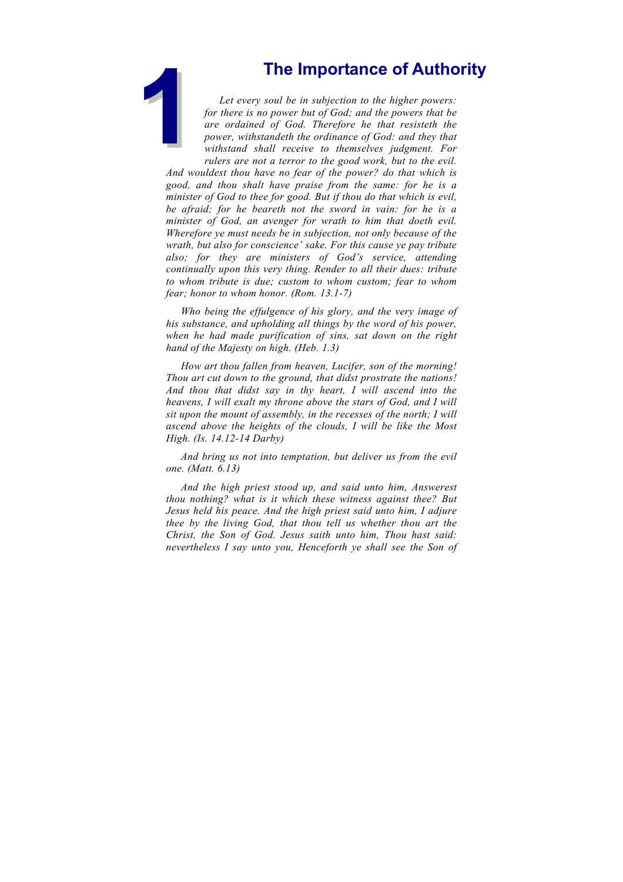# 1 The Importance of Authority

*Let every soul be in subjection to the higher powers: for there is no power but of God; and the powers that be are ordained of God. Therefore he that resisteth the power, withstandeth the ordinance of God: and they that withstand shall receive to themselves judgment. For rulers are not a terror to the good work, but to the evil. And wouldest thou have no fear of the power? do that which is good, and thou shalt have praise from the same: for he is a minister of God to thee for good. But if thou do that which is evil, be afraid; for he beareth not the sword in vain: for he is a minister of God, an avenger for wrath to him that doeth evil. Wherefore ye must needs be in subjection, not only because of the wrath, but also for conscience' sake. For this cause ye pay tribute also; for they are ministers of God's service, attending continually upon this very thing. Render to all their dues: tribute to whom tribute is due; custom to whom custom; fear to whom fear; honor to whom honor. (Rom. 13.1-7)*

*Who being the effulgence of his glory, and the very image of his substance, and upholding all things by the word of his power, when he had made purification of sins, sat down on the right hand of the Majesty on high. (Heb. 1.3)*

*How art thou fallen from heaven, Lucifer, son of the morning! Thou art cut down to the ground, that didst prostrate the nations! And thou that didst say in thy heart, I will ascend into the heavens, I will exalt my throne above the stars of God, and I will sit upon the mount of assembly, in the recesses of the north; I will ascend above the heights of the clouds, I will be like the Most High. (Is. 14.12-14 Darby)*

*And bring us not into temptation, but deliver us from the evil one. (Matt. 6.13)*

*And the high priest stood up, and said unto him, Answerest thou nothing? what is it which these witness against thee? But Jesus held his peace. And the high priest said unto him, I adjure thee by the living God, that thou tell us whether thou art the Christ, the Son of God. Jesus saith unto him, Thou hast said: nevertheless I say unto you, Henceforth ye shall see the Son of*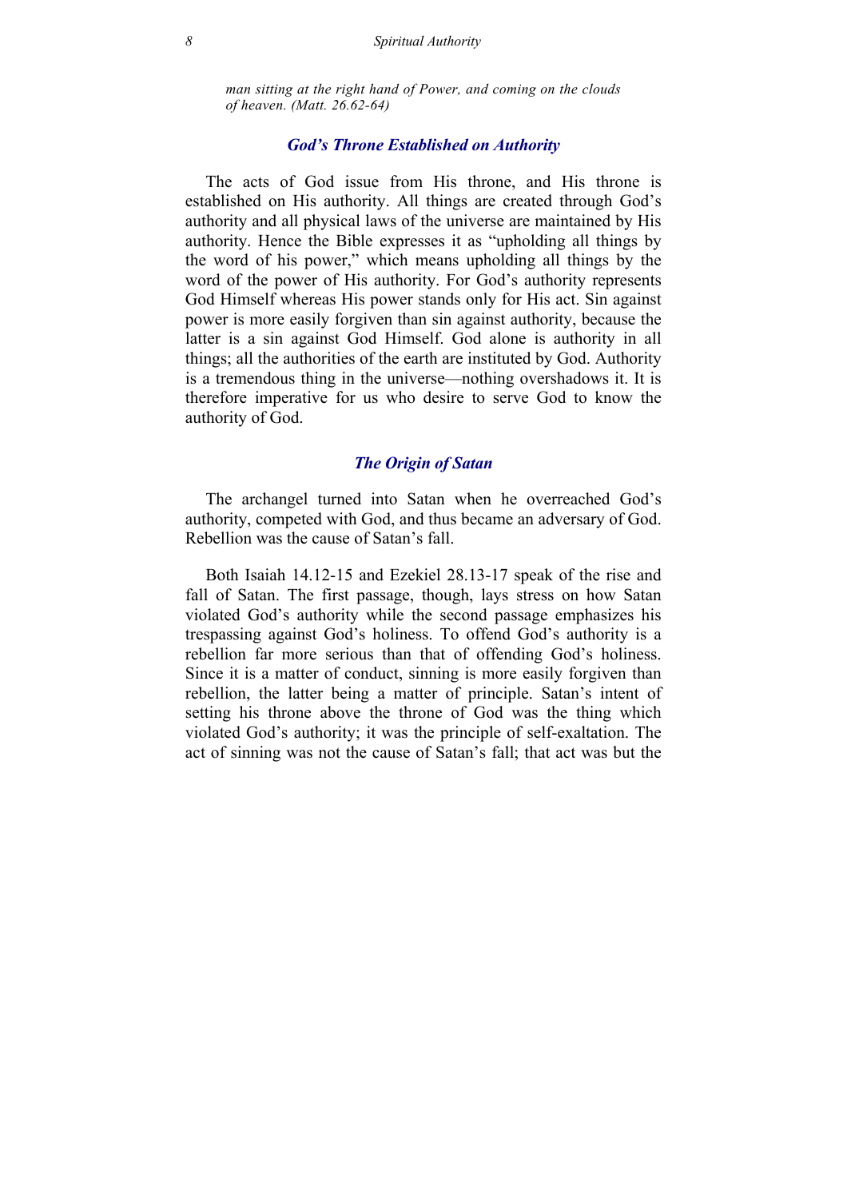*man sitting at the right hand of Power, and coming on the clouds of heaven. (Matt. 26.62-64)*

## God's Throne Established on Authority

The acts of God issue from His throne, and His throne is established on His authority. All things are created through God's authority and all physical laws of the universe are maintained by His authority. Hence the Bible expresses it as "upholding all things by the word of his power," which means upholding all things by the word of the power of His authority. For God's authority represents God Himself whereas His power stands only for His act. Sin against power is more easily forgiven than sin against authority, because the latter is a sin against God Himself. God alone is authority in all things; all the authorities of the earth are instituted by God. Authority is a tremendous thing in the universe—nothing overshadows it. It is therefore imperative for us who desire to serve God to know the authority of God.

## The Origin of Satan

The archangel turned into Satan when he overreached God's authority, competed with God, and thus became an adversary of God. Rebellion was the cause of Satan's fall.

Both Isaiah 14.12-15 and Ezekiel 28.13-17 speak of the rise and fall of Satan. The first passage, though, lays stress on how Satan violated God's authority while the second passage emphasizes his trespassing against God's holiness. To offend God's authority is a rebellion far more serious than that of offending God's holiness. Since it is a matter of conduct, sinning is more easily forgiven than rebellion, the latter being a matter of principle. Satan's intent of setting his throne above the throne of God was the thing which violated God's authority; it was the principle of self-exaltation. The act of sinning was not the cause of Satan's fall; that act was but the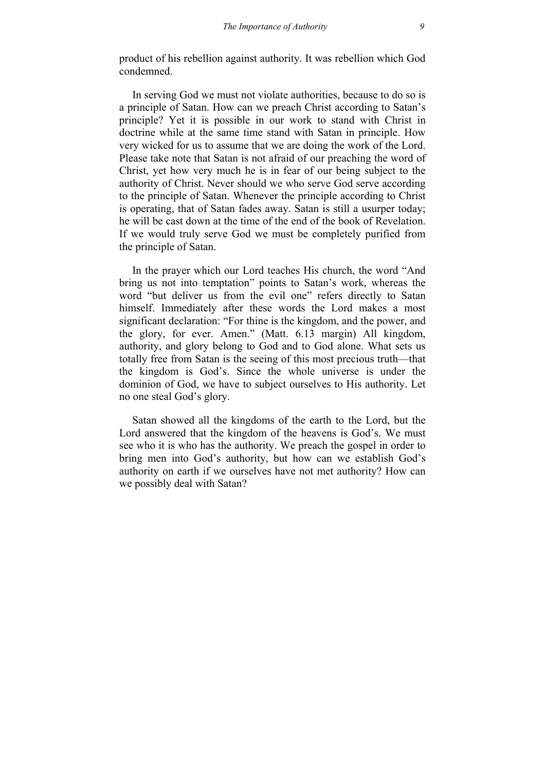product of his rebellion against authority. It was rebellion which God condemned.

In serving God we must not violate authorities, because to do so is a principle of Satan. How can we preach Christ according to Satan's principle? Yet it is possible in our work to stand with Christ in doctrine while at the same time stand with Satan in principle. How very wicked for us to assume that we are doing the work of the Lord. Please take note that Satan is not afraid of our preaching the word of Christ, yet how very much he is in fear of our being subject to the authority of Christ. Never should we who serve God serve according to the principle of Satan. Whenever the principle according to Christ is operating, that of Satan fades away. Satan is still a usurper today; he will be cast down at the time of the end of the book of Revelation. If we would truly serve God we must be completely purified from the principle of Satan.

In the prayer which our Lord teaches His church, the word "And bring us not into temptation" points to Satan's work, whereas the word "but deliver us from the evil one" refers directly to Satan himself. Immediately after these words the Lord makes a most significant declaration: "For thine is the kingdom, and the power, and the glory, for ever. Amen." (Matt. 6.13 margin) All kingdom, authority, and glory belong to God and to God alone. What sets us totally free from Satan is the seeing of this most precious truth—that the kingdom is God's. Since the whole universe is under the dominion of God, we have to subject ourselves to His authority. Let no one steal God's glory.

Satan showed all the kingdoms of the earth to the Lord, but the Lord answered that the kingdom of the heavens is God's. We must see who it is who has the authority. We preach the gospel in order to bring men into God's authority, but how can we establish God's authority on earth if we ourselves have not met authority? How can we possibly deal with Satan?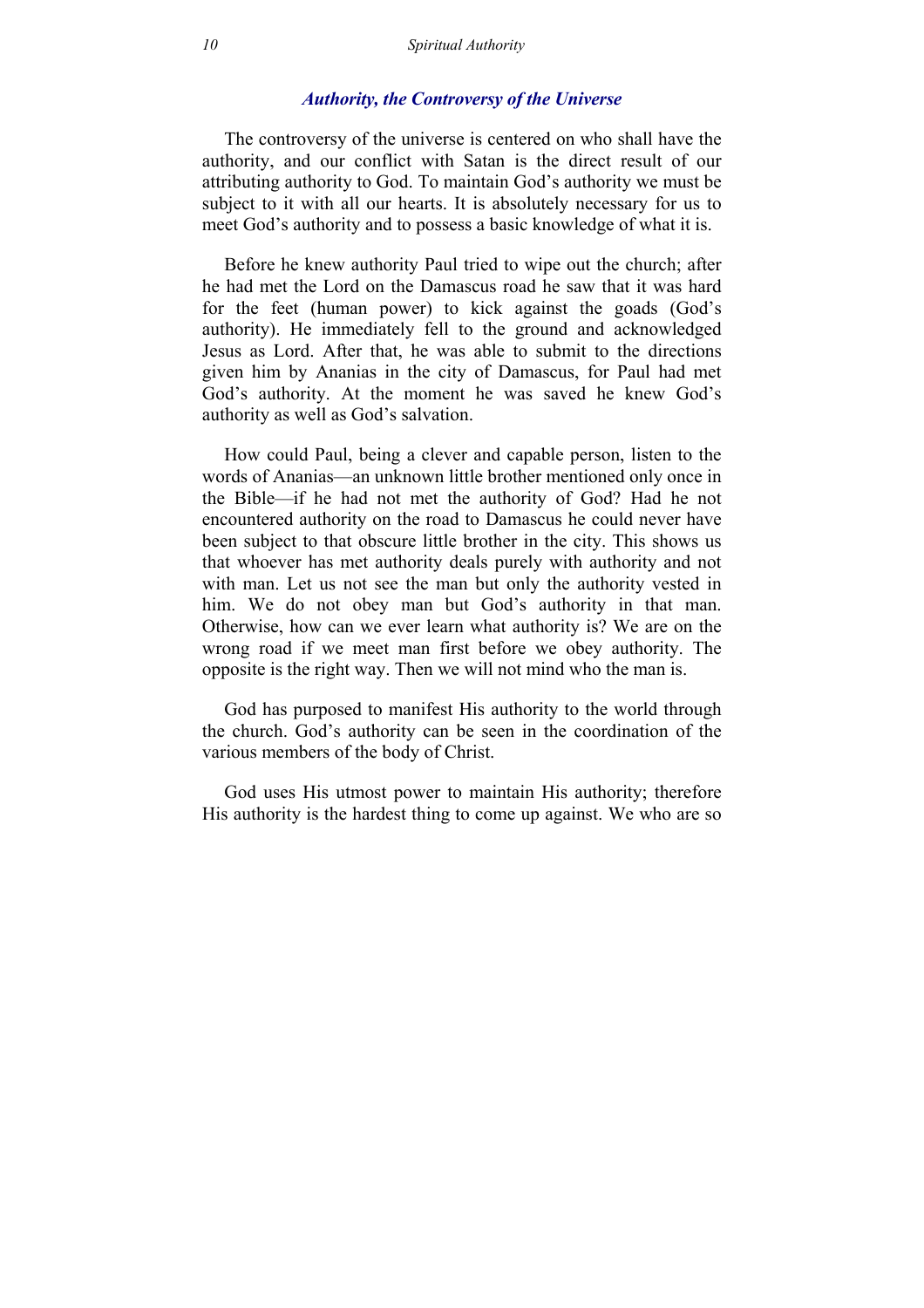## *Authority, the Controversy of the Universe*

The controversy of the universe is centered on who shall have the authority, and our conflict with Satan is the direct result of our attributing authority to God. To maintain God's authority we must be subject to it with all our hearts. It is absolutely necessary for us to meet God's authority and to possess a basic knowledge of what it is.

Before he knew authority Paul tried to wipe out the church; after he had met the Lord on the Damascus road he saw that it was hard for the feet (human power) to kick against the goads (God's authority). He immediately fell to the ground and acknowledged Jesus as Lord. After that, he was able to submit to the directions given him by Ananias in the city of Damascus, for Paul had met God's authority. At the moment he was saved he knew God's authority as well as God's salvation.

How could Paul, being a clever and capable person, listen to the words of Ananias—an unknown little brother mentioned only once in the Bible—if he had not met the authority of God? Had he not encountered authority on the road to Damascus he could never have been subject to that obscure little brother in the city. This shows us that whoever has met authority deals purely with authority and not with man. Let us not see the man but only the authority vested in him. We do not obey man but God's authority in that man. Otherwise, how can we ever learn what authority is? We are on the wrong road if we meet man first before we obey authority. The opposite is the right way. Then we will not mind who the man is.

God has purposed to manifest His authority to the world through the church. God's authority can be seen in the coordination of the various members of the body of Christ.

God uses His utmost power to maintain His authority; therefore His authority is the hardest thing to come up against. We who are so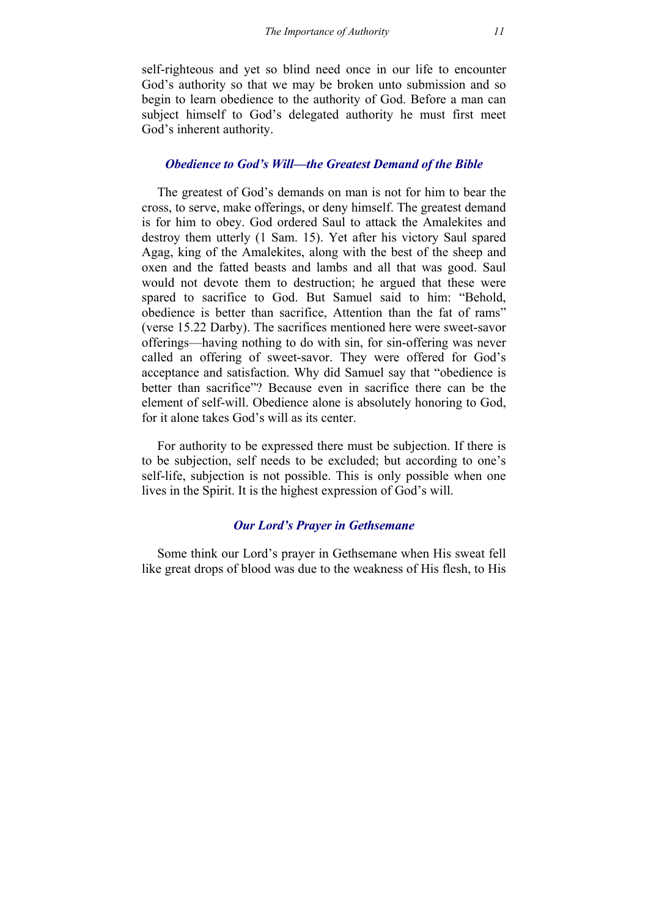self-righteous and yet so blind need once in our life to encounter God's authority so that we may be broken unto submission and so begin to learn obedience to the authority of God. Before a man can subject himself to God's delegated authority he must first meet God's inherent authority.

### *Obedience to God's Will—the Greatest Demand of the Bible*

The greatest of God's demands on man is not for him to bear the cross, to serve, make offerings, or deny himself. The greatest demand is for him to obey. God ordered Saul to attack the Amalekites and destroy them utterly (1 Sam. 15). Yet after his victory Saul spared Agag, king of the Amalekites, along with the best of the sheep and oxen and the fatted beasts and lambs and all that was good. Saul would not devote them to destruction; he argued that these were spared to sacrifice to God. But Samuel said to him: "Behold, obedience is better than sacrifice, Attention than the fat of rams" (verse 15.22 Darby). The sacrifices mentioned here were sweet-savor offerings—having nothing to do with sin, for sin-offering was never called an offering of sweet-savor. They were offered for God's acceptance and satisfaction. Why did Samuel say that "obedience is better than sacrifice"? Because even in sacrifice there can be the element of self-will. Obedience alone is absolutely honoring to God, for it alone takes God's will as its center.

For authority to be expressed there must be subjection. If there is to be subjection, self needs to be excluded; but according to one's self-life, subjection is not possible. This is only possible when one lives in the Spirit. It is the highest expression of God's will.

### *Our Lord's Prayer in Gethsemane*

Some think our Lord's prayer in Gethsemane when His sweat fell like great drops of blood was due to the weakness of His flesh, to His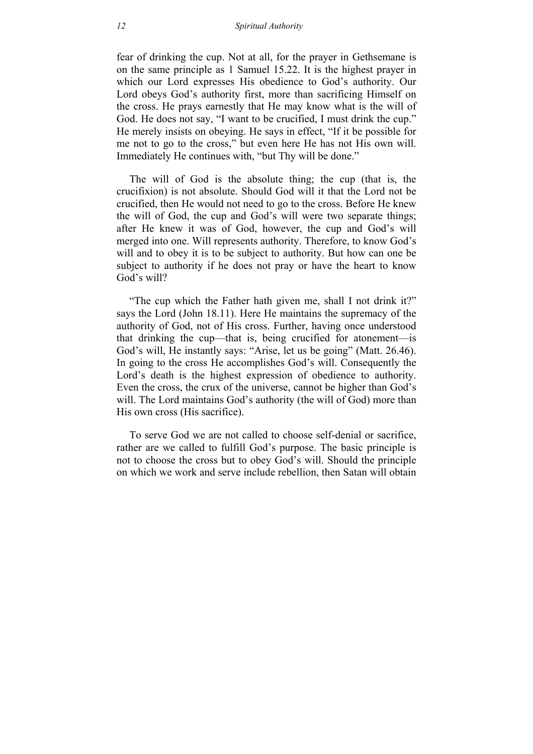fear of drinking the cup. Not at all, for the prayer in Gethsemane is on the same principle as 1 Samuel 15.22. It is the highest prayer in which our Lord expresses His obedience to God's authority. Our Lord obeys God's authority first, more than sacrificing Himself on the cross. He prays earnestly that He may know what is the will of God. He does not say, "I want to be crucified, I must drink the cup." He merely insists on obeying. He says in effect, "If it be possible for me not to go to the cross," but even here He has not His own will. Immediately He continues with, "but Thy will be done."

The will of God is the absolute thing; the cup (that is, the crucifixion) is not absolute. Should God will it that the Lord not be crucified, then He would not need to go to the cross. Before He knew the will of God, the cup and God's will were two separate things; after He knew it was of God, however, the cup and God's will merged into one. Will represents authority. Therefore, to know God's will and to obey it is to be subject to authority. But how can one be subject to authority if he does not pray or have the heart to know God's will?

"The cup which the Father hath given me, shall I not drink it?" says the Lord (John 18.11). Here He maintains the supremacy of the authority of God, not of His cross. Further, having once understood that drinking the cup—that is, being crucified for atonement—is God's will, He instantly says: "Arise, let us be going" (Matt. 26.46). In going to the cross He accomplishes God's will. Consequently the Lord's death is the highest expression of obedience to authority. Even the cross, the crux of the universe, cannot be higher than God's will. The Lord maintains God's authority (the will of God) more than His own cross (His sacrifice).

To serve God we are not called to choose self-denial or sacrifice, rather are we called to fulfill God's purpose. The basic principle is not to choose the cross but to obey God's will. Should the principle on which we work and serve include rebellion, then Satan will obtain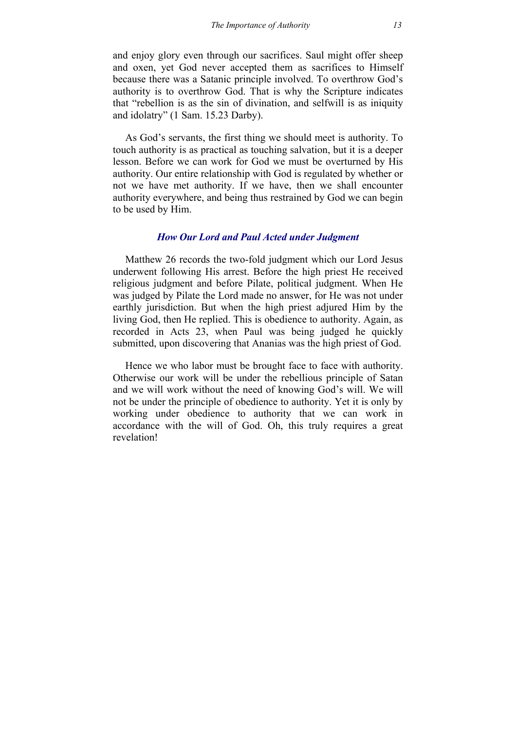and enjoy glory even through our sacrifices. Saul might offer sheep and oxen, yet God never accepted them as sacrifices to Himself because there was a Satanic principle involved. To overthrow God's authority is to overthrow God. That is why the Scripture indicates that "rebellion is as the sin of divination, and selfwill is as iniquity and idolatry" (1 Sam. 15.23 Darby).

As God's servants, the first thing we should meet is authority. To touch authority is as practical as touching salvation, but it is a deeper lesson. Before we can work for God we must be overturned by His authority. Our entire relationship with God is regulated by whether or not we have met authority. If we have, then we shall encounter authority everywhere, and being thus restrained by God we can begin to be used by Him.

### *How Our Lord and Paul Acted under Judgment*

Matthew 26 records the two-fold judgment which our Lord Jesus underwent following His arrest. Before the high priest He received religious judgment and before Pilate, political judgment. When He was judged by Pilate the Lord made no answer, for He was not under earthly jurisdiction. But when the high priest adjured Him by the living God, then He replied. This is obedience to authority. Again, as recorded in Acts 23, when Paul was being judged he quickly submitted, upon discovering that Ananias was the high priest of God.

Hence we who labor must be brought face to face with authority. Otherwise our work will be under the rebellious principle of Satan and we will work without the need of knowing God's will. We will not be under the principle of obedience to authority. Yet it is only by working under obedience to authority that we can work in accordance with the will of God. Oh, this truly requires a great revelation!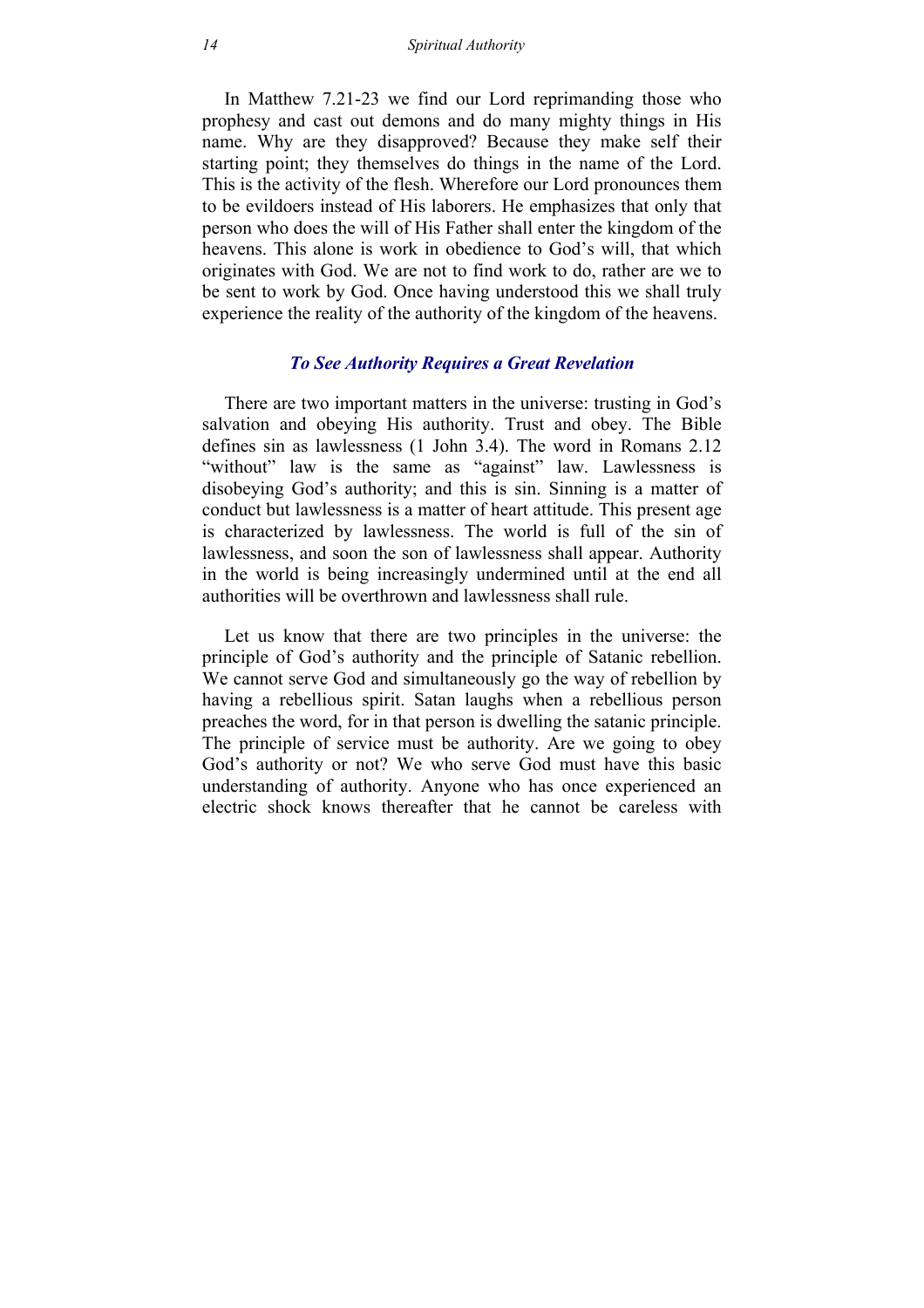In Matthew 7.21-23 we find our Lord reprimanding those who prophesy and cast out demons and do many mighty things in His name. Why are they disapproved? Because they make self their starting point; they themselves do things in the name of the Lord. This is the activity of the flesh. Wherefore our Lord pronounces them to be evildoers instead of His laborers. He emphasizes that only that person who does the will of His Father shall enter the kingdom of the heavens. This alone is work in obedience to God's will, that which originates with God. We are not to find work to do, rather are we to be sent to work by God. Once having understood this we shall truly experience the reality of the authority of the kingdom of the heavens.

### *To See Authority Requires a Great Revelation*

There are two important matters in the universe: trusting in God's salvation and obeying His authority. Trust and obey. The Bible defines sin as lawlessness (1 John 3.4). The word in Romans 2.12 "without" law is the same as "against" law. Lawlessness is disobeying God's authority; and this is sin. Sinning is a matter of conduct but lawlessness is a matter of heart attitude. This present age is characterized by lawlessness. The world is full of the sin of lawlessness, and soon the son of lawlessness shall appear. Authority in the world is being increasingly undermined until at the end all authorities will be overthrown and lawlessness shall rule.

Let us know that there are two principles in the universe: the principle of God's authority and the principle of Satanic rebellion. We cannot serve God and simultaneously go the way of rebellion by having a rebellious spirit. Satan laughs when a rebellious person preaches the word, for in that person is dwelling the satanic principle. The principle of service must be authority. Are we going to obey God's authority or not? We who serve God must have this basic understanding of authority. Anyone who has once experienced an electric shock knows thereafter that he cannot be careless with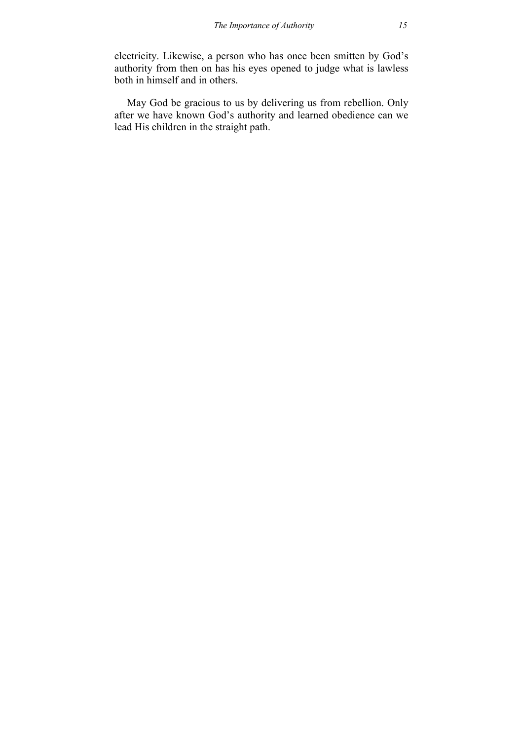electricity. Likewise, a person who has once been smitten by God's authority from then on has his eyes opened to judge what is lawless both in himself and in others.

May God be gracious to us by delivering us from rebellion. Only after we have known God's authority and learned obedience can we lead His children in the straight path.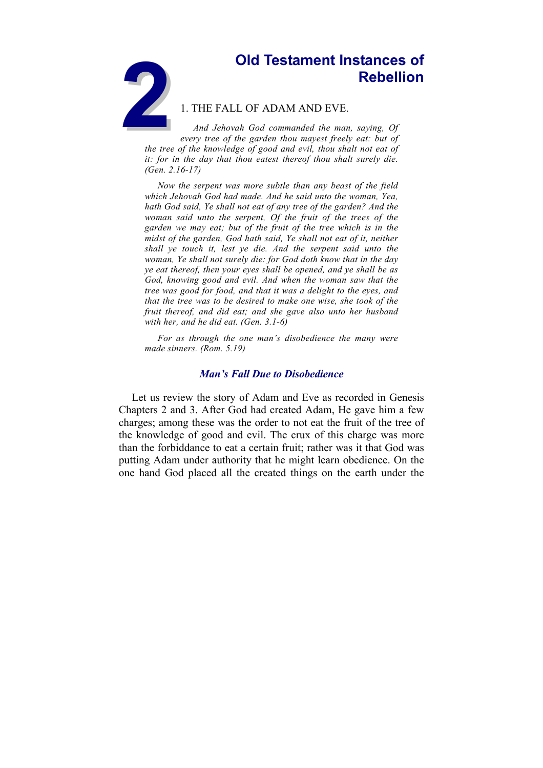# 2 Old Testament Instances of Rebellion

1. THE FALL OF ADAM AND EVE.

*And Jehovah God commanded the man, saying, Of every tree of the garden thou mayest freely eat: but of the tree of the knowledge of good and evil, thou shalt not eat of it: for in the day that thou eatest thereof thou shalt surely die. (Gen. 2.16-17)*

*Now the serpent was more subtle than any beast of the field which Jehovah God had made. And he said unto the woman, Yea, hath God said, Ye shall not eat of any tree of the garden? And the woman said unto the serpent, Of the fruit of the trees of the garden we may eat; but of the fruit of the tree which is in the midst of the garden, God hath said, Ye shall not eat of it, neither shall ye touch it, lest ye die. And the serpent said unto the woman, Ye shall not surely die: for God doth know that in the day ye eat thereof, then your eyes shall be opened, and ye shall be as God, knowing good and evil. And when the woman saw that the tree was good for food, and that it was a delight to the eyes, and that the tree was to be desired to make one wise, she took of the fruit thereof, and did eat; and she gave also unto her husband with her, and he did eat. (Gen. 3.1-6)*

*For as through the one man's disobedience the many were made sinners. (Rom. 5.19)*

### *Man's Fall Due to Disobedience*

Let us review the story of Adam and Eve as recorded in Genesis Chapters 2 and 3. After God had created Adam, He gave him a few charges; among these was the order to not eat the fruit of the tree of the knowledge of good and evil. The crux of this charge was more than the forbiddance to eat a certain fruit; rather was it that God was putting Adam under authority that he might learn obedience. On the one hand God placed all the created things on the earth under the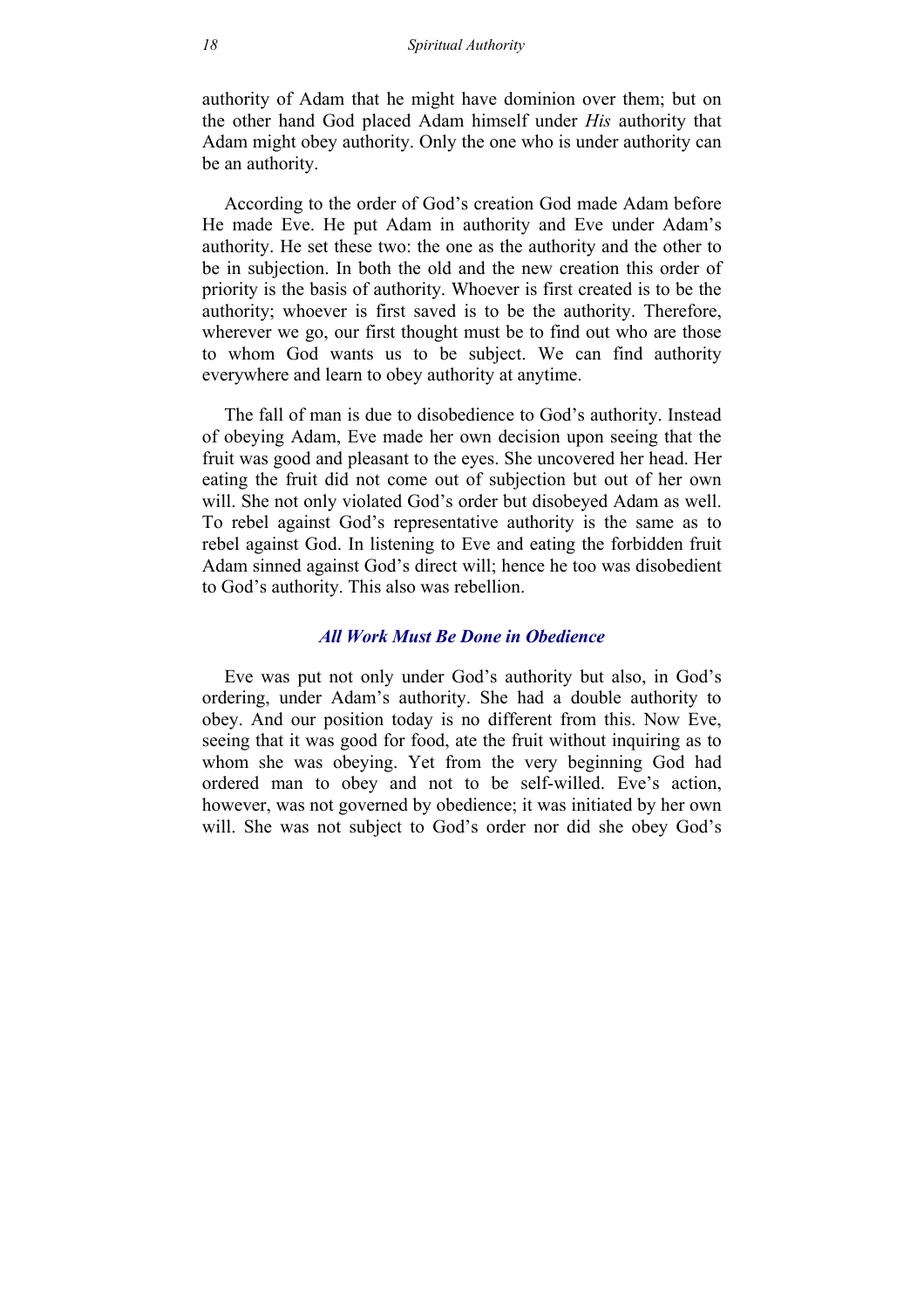authority of Adam that he might have dominion over them; but on the other hand God placed Adam himself under *His* authority that Adam might obey authority. Only the one who is under authority can be an authority.

According to the order of God's creation God made Adam before He made Eve. He put Adam in authority and Eve under Adam's authority. He set these two: the one as the authority and the other to be in subjection. In both the old and the new creation this order of priority is the basis of authority. Whoever is first created is to be the authority; whoever is first saved is to be the authority. Therefore, wherever we go, our first thought must be to find out who are those to whom God wants us to be subject. We can find authority everywhere and learn to obey authority at anytime.

The fall of man is due to disobedience to God's authority. Instead of obeying Adam, Eve made her own decision upon seeing that the fruit was good and pleasant to the eyes. She uncovered her head. Her eating the fruit did not come out of subjection but out of her own will. She not only violated God's order but disobeyed Adam as well. To rebel against God's representative authority is the same as to rebel against God. In listening to Eve and eating the forbidden fruit Adam sinned against God's direct will; hence he too was disobedient to God's authority. This also was rebellion.

### *All Work Must Be Done in Obedience*

Eve was put not only under God's authority but also, in God's ordering, under Adam's authority. She had a double authority to obey. And our position today is no different from this. Now Eve, seeing that it was good for food, ate the fruit without inquiring as to whom she was obeying. Yet from the very beginning God had ordered man to obey and not to be self-willed. Eve's action, however, was not governed by obedience; it was initiated by her own will. She was not subject to God's order nor did she obey God's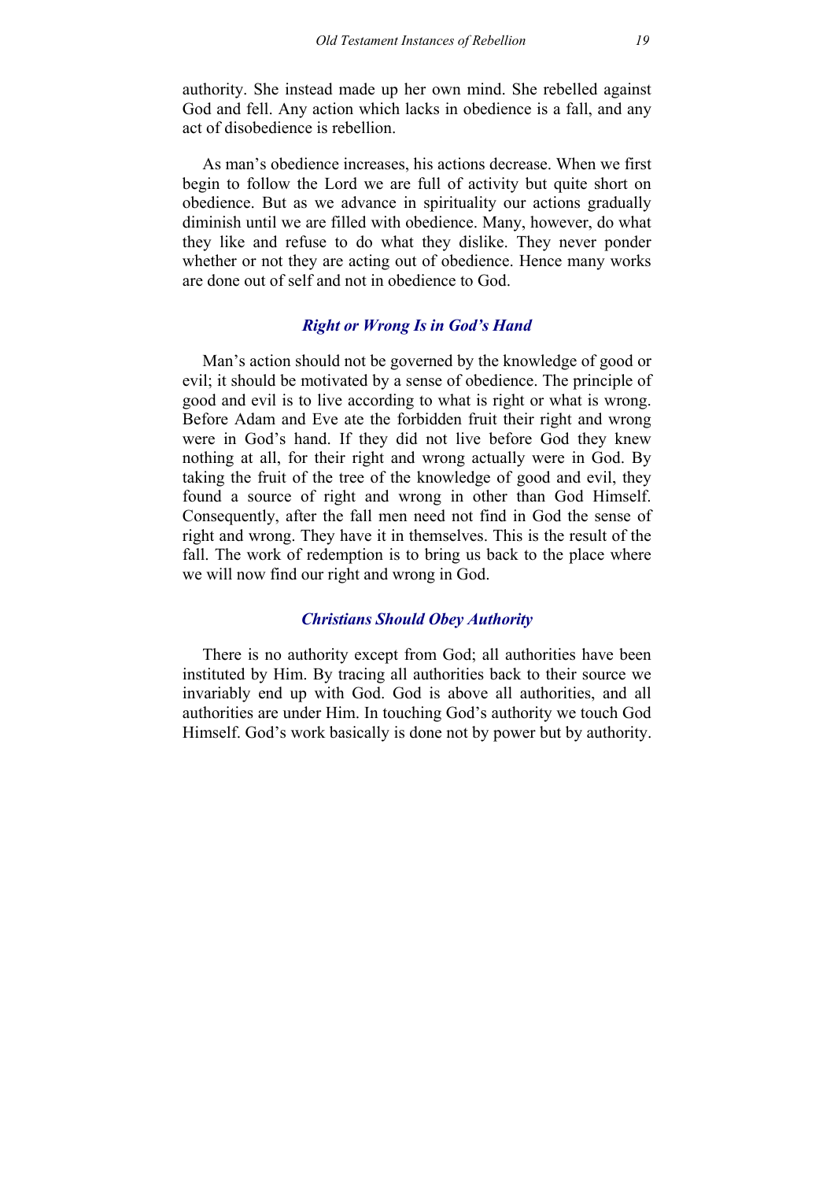authority. She instead made up her own mind. She rebelled against God and fell. Any action which lacks in obedience is a fall, and any act of disobedience is rebellion.

As man's obedience increases, his actions decrease. When we first begin to follow the Lord we are full of activity but quite short on obedience. But as we advance in spirituality our actions gradually diminish until we are filled with obedience. Many, however, do what they like and refuse to do what they dislike. They never ponder whether or not they are acting out of obedience. Hence many works are done out of self and not in obedience to God.

### *Right or Wrong Is in God's Hand*

Man's action should not be governed by the knowledge of good or evil; it should be motivated by a sense of obedience. The principle of good and evil is to live according to what is right or what is wrong. Before Adam and Eve ate the forbidden fruit their right and wrong were in God's hand. If they did not live before God they knew nothing at all, for their right and wrong actually were in God. By taking the fruit of the tree of the knowledge of good and evil, they found a source of right and wrong in other than God Himself. Consequently, after the fall men need not find in God the sense of right and wrong. They have it in themselves. This is the result of the fall. The work of redemption is to bring us back to the place where we will now find our right and wrong in God.

### *Christians Should Obey Authority*

There is no authority except from God; all authorities have been instituted by Him. By tracing all authorities back to their source we invariably end up with God. God is above all authorities, and all authorities are under Him. In touching God's authority we touch God Himself. God's work basically is done not by power but by authority.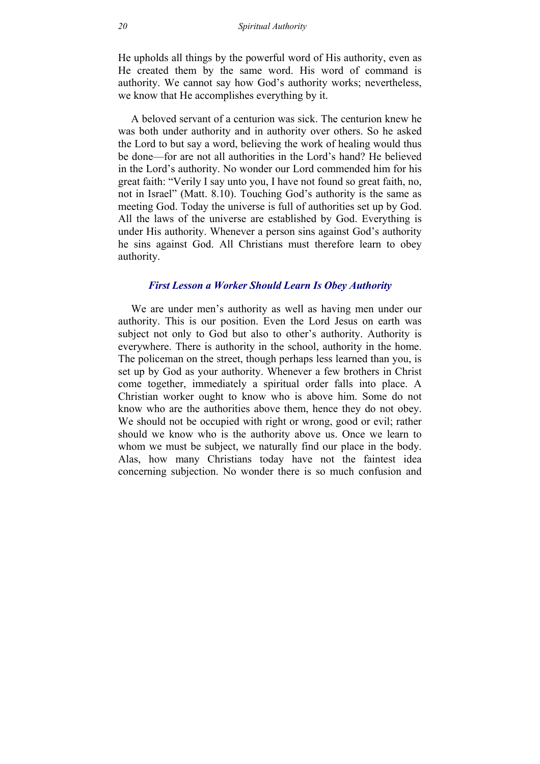He upholds all things by the powerful word of His authority, even as He created them by the same word. His word of command is authority. We cannot say how God's authority works; nevertheless, we know that He accomplishes everything by it.

A beloved servant of a centurion was sick. The centurion knew he was both under authority and in authority over others. So he asked the Lord to but say a word, believing the work of healing would thus be done—for are not all authorities in the Lord's hand? He believed in the Lord's authority. No wonder our Lord commended him for his great faith: "Verily I say unto you, I have not found so great faith, no, not in Israel" (Matt. 8.10). Touching God's authority is the same as meeting God. Today the universe is full of authorities set up by God. All the laws of the universe are established by God. Everything is under His authority. Whenever a person sins against God's authority he sins against God. All Christians must therefore learn to obey authority.

### *First Lesson a Worker Should Learn Is Obey Authority*

We are under men's authority as well as having men under our authority. This is our position. Even the Lord Jesus on earth was subject not only to God but also to other's authority. Authority is everywhere. There is authority in the school, authority in the home. The policeman on the street, though perhaps less learned than you, is set up by God as your authority. Whenever a few brothers in Christ come together, immediately a spiritual order falls into place. A Christian worker ought to know who is above him. Some do not know who are the authorities above them, hence they do not obey. We should not be occupied with right or wrong, good or evil; rather should we know who is the authority above us. Once we learn to whom we must be subject, we naturally find our place in the body. Alas, how many Christians today have not the faintest idea concerning subjection. No wonder there is so much confusion and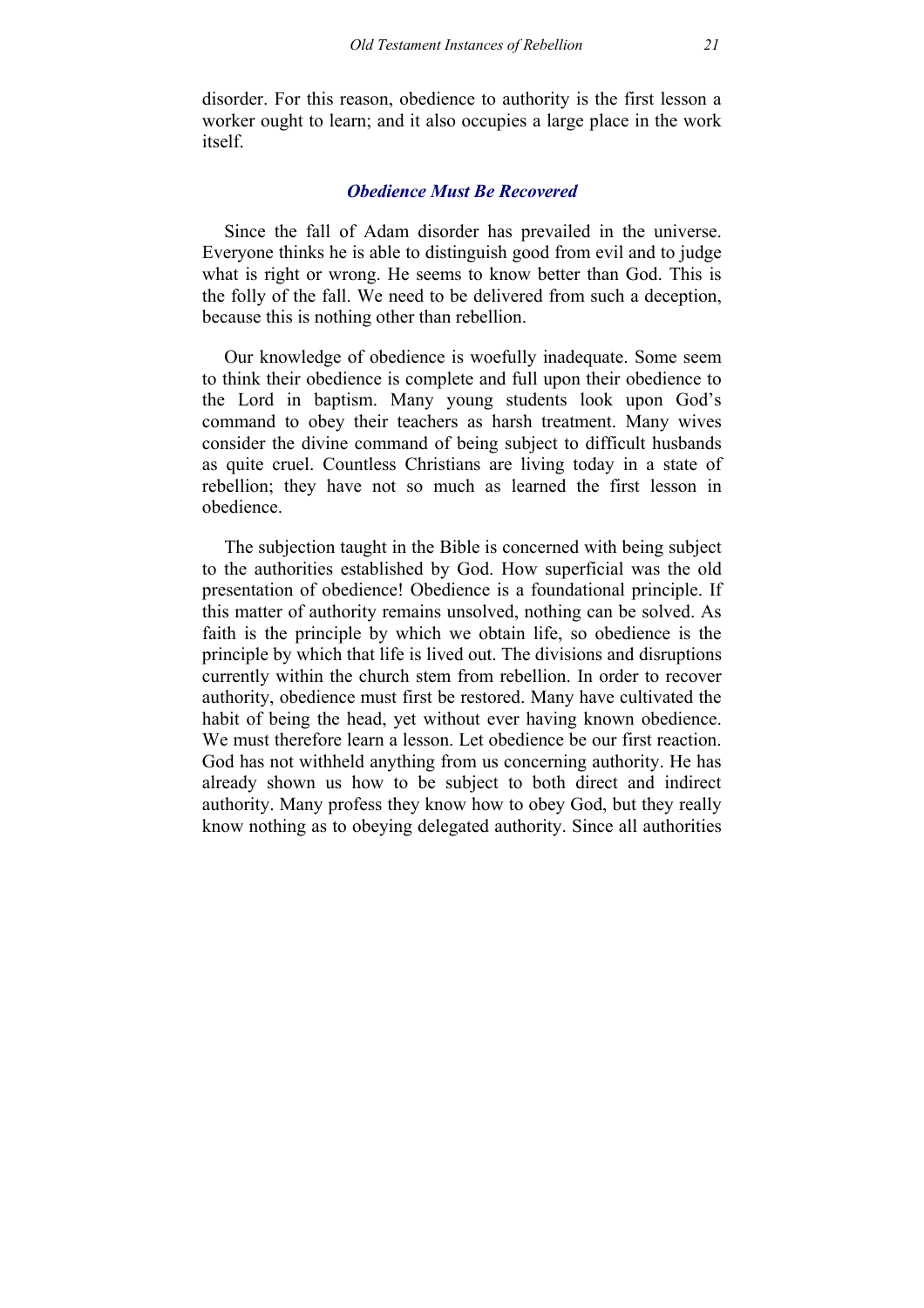disorder. For this reason, obedience to authority is the first lesson a worker ought to learn; and it also occupies a large place in the work itself.

### *Obedience Must Be Recovered*

Since the fall of Adam disorder has prevailed in the universe. Everyone thinks he is able to distinguish good from evil and to judge what is right or wrong. He seems to know better than God. This is the folly of the fall. We need to be delivered from such a deception, because this is nothing other than rebellion.

Our knowledge of obedience is woefully inadequate. Some seem to think their obedience is complete and full upon their obedience to the Lord in baptism. Many young students look upon God's command to obey their teachers as harsh treatment. Many wives consider the divine command of being subject to difficult husbands as quite cruel. Countless Christians are living today in a state of rebellion; they have not so much as learned the first lesson in obedience.

The subjection taught in the Bible is concerned with being subject to the authorities established by God. How superficial was the old presentation of obedience! Obedience is a foundational principle. If this matter of authority remains unsolved, nothing can be solved. As faith is the principle by which we obtain life, so obedience is the principle by which that life is lived out. The divisions and disruptions currently within the church stem from rebellion. In order to recover authority, obedience must first be restored. Many have cultivated the habit of being the head, yet without ever having known obedience. We must therefore learn a lesson. Let obedience be our first reaction. God has not withheld anything from us concerning authority. He has already shown us how to be subject to both direct and indirect authority. Many profess they know how to obey God, but they really know nothing as to obeying delegated authority. Since all authorities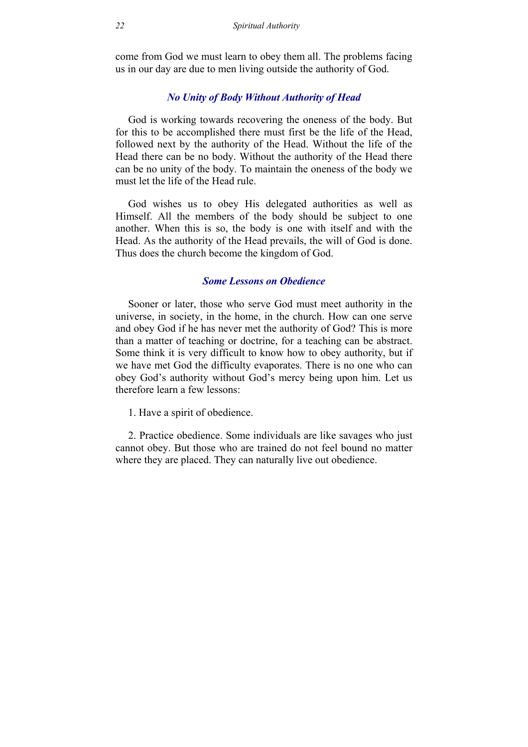come from God we must learn to obey them all. The problems facing us in our day are due to men living outside the authority of God.

### *No Unity of Body Without Authority of Head*

God is working towards recovering the oneness of the body. But for this to be accomplished there must first be the life of the Head, followed next by the authority of the Head. Without the life of the Head there can be no body. Without the authority of the Head there can be no unity of the body. To maintain the oneness of the body we must let the life of the Head rule.

God wishes us to obey His delegated authorities as well as Himself. All the members of the body should be subject to one another. When this is so, the body is one with itself and with the Head. As the authority of the Head prevails, the will of God is done. Thus does the church become the kingdom of God.

### *Some Lessons on Obedience*

Sooner or later, those who serve God must meet authority in the universe, in society, in the home, in the church. How can one serve and obey God if he has never met the authority of God? This is more than a matter of teaching or doctrine, for a teaching can be abstract. Some think it is very difficult to know how to obey authority, but if we have met God the difficulty evaporates. There is no one who can obey God's authority without God's mercy being upon him. Let us therefore learn a few lessons:

1. Have a spirit of obedience.

2. Practice obedience. Some individuals are like savages who just cannot obey. But those who are trained do not feel bound no matter where they are placed. They can naturally live out obedience.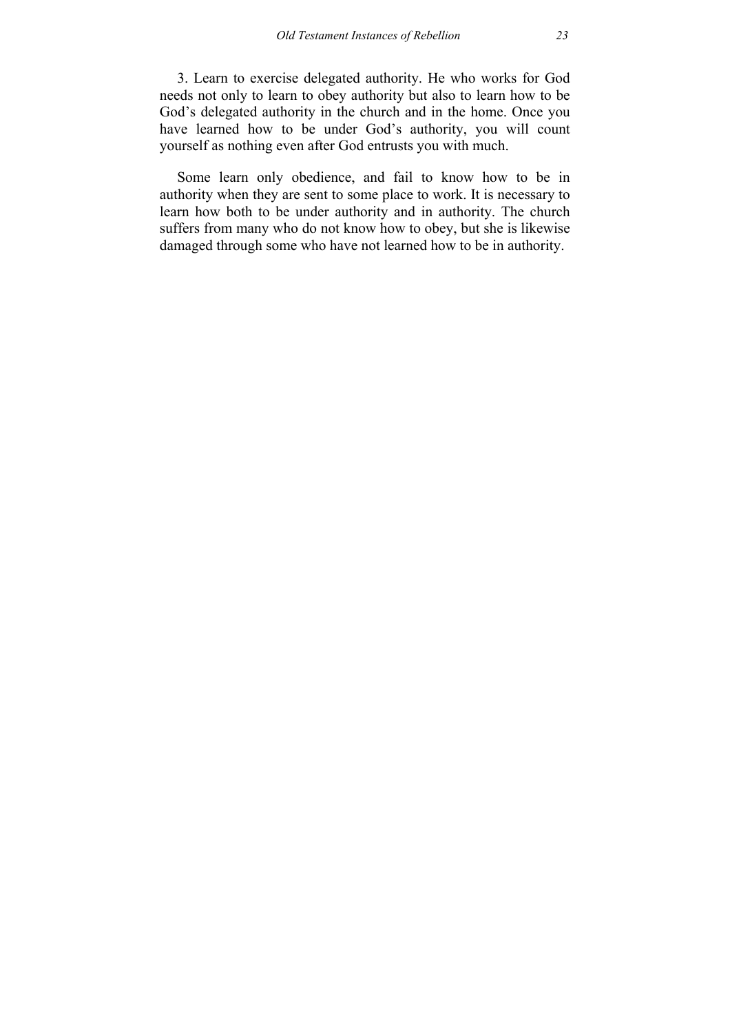3. Learn to exercise delegated authority. He who works for God needs not only to learn to obey authority but also to learn how to be God's delegated authority in the church and in the home. Once you have learned how to be under God's authority, you will count yourself as nothing even after God entrusts you with much.

Some learn only obedience, and fail to know how to be in authority when they are sent to some place to work. It is necessary to learn how both to be under authority and in authority. The church suffers from many who do not know how to obey, but she is likewise damaged through some who have not learned how to be in authority.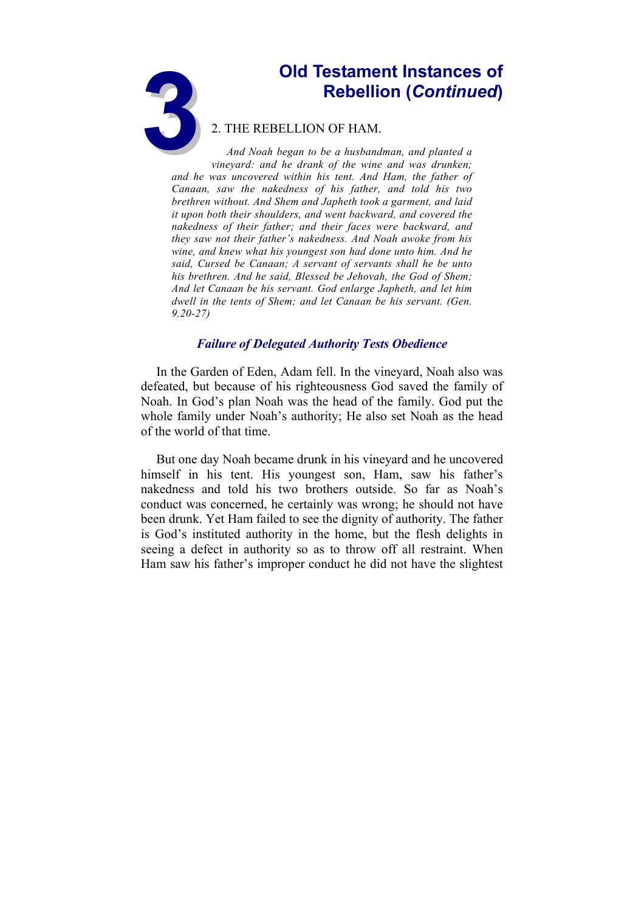# 3 Old Testament Instances of Rebellion (*Continued*)

2. THE REBELLION OF HAM.

*And Noah began to be a husbandman, and planted a vineyard: and he drank of the wine and was drunken; and he was uncovered within his tent. And Ham, the father of Canaan, saw the nakedness of his father, and told his two brethren without. And Shem and Japheth took a garment, and laid it upon both their shoulders, and went backward, and covered the nakedness of their father; and their faces were backward, and they saw not their father's nakedness. And Noah awoke from his wine, and knew what his youngest son had done unto him. And he said, Cursed be Canaan; A servant of servants shall he be unto his brethren. And he said, Blessed be Jehovah, the God of Shem; And let Canaan be his servant. God enlarge Japheth, and let him dwell in the tents of Shem; and let Canaan be his servant. (Gen. 9.20-27)*

### *Failure of Delegated Authority Tests Obedience*

In the Garden of Eden, Adam fell. In the vineyard, Noah also was defeated, but because of his righteousness God saved the family of Noah. In God's plan Noah was the head of the family. God put the whole family under Noah's authority; He also set Noah as the head of the world of that time.

But one day Noah became drunk in his vineyard and he uncovered himself in his tent. His youngest son, Ham, saw his father's nakedness and told his two brothers outside. So far as Noah's conduct was concerned, he certainly was wrong; he should not have been drunk. Yet Ham failed to see the dignity of authority. The father is God's instituted authority in the home, but the flesh delights in seeing a defect in authority so as to throw off all restraint. When Ham saw his father's improper conduct he did not have the slightest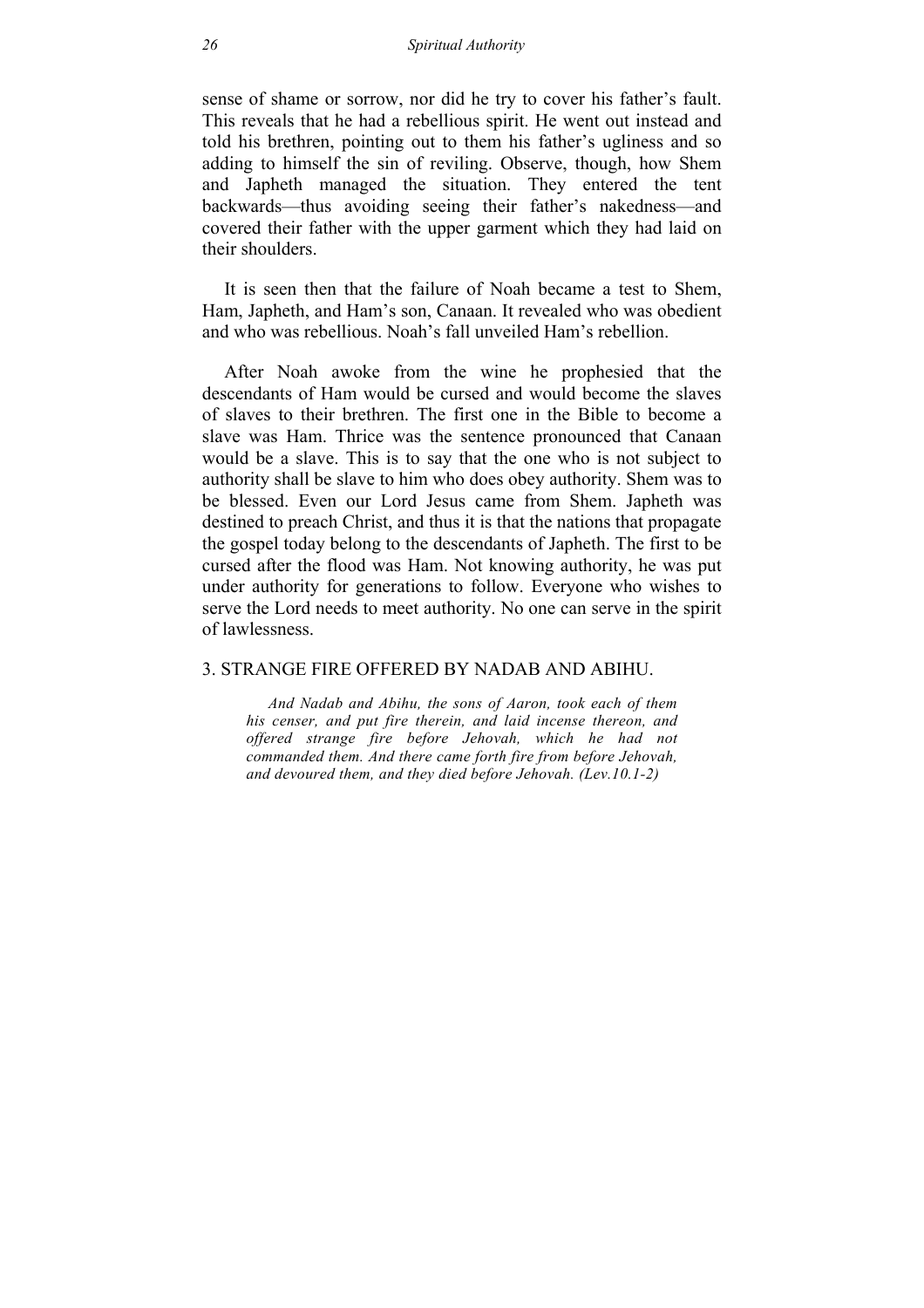sense of shame or sorrow, nor did he try to cover his father's fault. This reveals that he had a rebellious spirit. He went out instead and told his brethren, pointing out to them his father's ugliness and so adding to himself the sin of reviling. Observe, though, how Shem and Japheth managed the situation. They entered the tent backwards—thus avoiding seeing their father's nakedness—and covered their father with the upper garment which they had laid on their shoulders.

It is seen then that the failure of Noah became a test to Shem, Ham, Japheth, and Ham's son, Canaan. It revealed who was obedient and who was rebellious. Noah's fall unveiled Ham's rebellion.

After Noah awoke from the wine he prophesied that the descendants of Ham would be cursed and would become the slaves of slaves to their brethren. The first one in the Bible to become a slave was Ham. Thrice was the sentence pronounced that Canaan would be a slave. This is to say that the one who is not subject to authority shall be slave to him who does obey authority. Shem was to be blessed. Even our Lord Jesus came from Shem. Japheth was destined to preach Christ, and thus it is that the nations that propagate the gospel today belong to the descendants of Japheth. The first to be cursed after the flood was Ham. Not knowing authority, he was put under authority for generations to follow. Everyone who wishes to serve the Lord needs to meet authority. No one can serve in the spirit of lawlessness.

### 3. STRANGE FIRE OFFERED BY NADAB AND ABIHU.

> *And Nadab and Abihu, the sons of Aaron, took each of them his censer, and put fire therein, and laid incense thereon, and offered strange fire before Jehovah, which he had not commanded them. And there came forth fire from before Jehovah, and devoured them, and they died before Jehovah. (Lev.10.1-2)*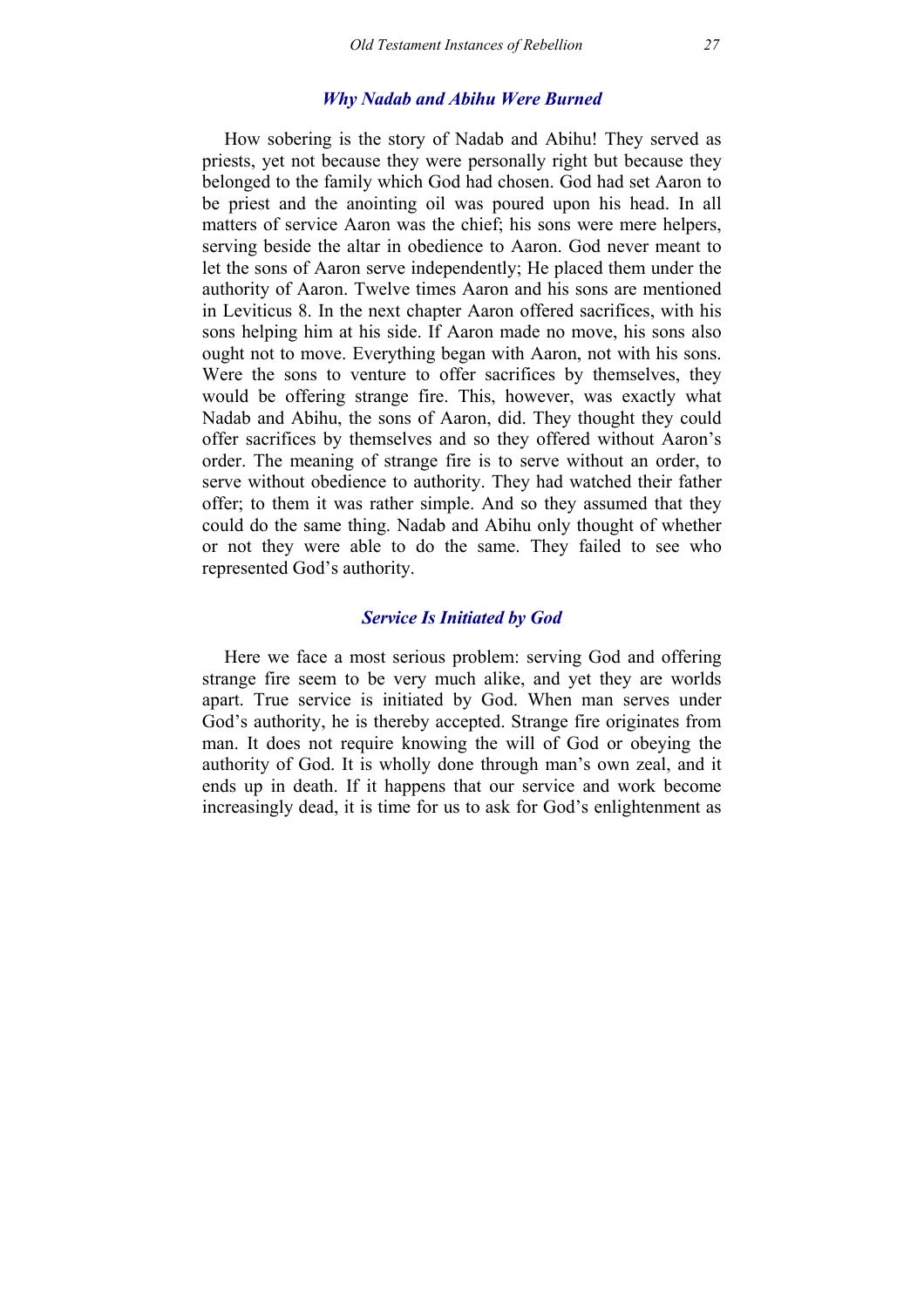### *Why Nadab and Abihu Were Burned*

How sobering is the story of Nadab and Abihu! They served as priests, yet not because they were personally right but because they belonged to the family which God had chosen. God had set Aaron to be priest and the anointing oil was poured upon his head. In all matters of service Aaron was the chief; his sons were mere helpers, serving beside the altar in obedience to Aaron. God never meant to let the sons of Aaron serve independently; He placed them under the authority of Aaron. Twelve times Aaron and his sons are mentioned in Leviticus 8. In the next chapter Aaron offered sacrifices, with his sons helping him at his side. If Aaron made no move, his sons also ought not to move. Everything began with Aaron, not with his sons. Were the sons to venture to offer sacrifices by themselves, they would be offering strange fire. This, however, was exactly what Nadab and Abihu, the sons of Aaron, did. They thought they could offer sacrifices by themselves and so they offered without Aaron's order. The meaning of strange fire is to serve without an order, to serve without obedience to authority. They had watched their father offer; to them it was rather simple. And so they assumed that they could do the same thing. Nadab and Abihu only thought of whether or not they were able to do the same. They failed to see who represented God's authority.

### *Service Is Initiated by God*

Here we face a most serious problem: serving God and offering strange fire seem to be very much alike, and yet they are worlds apart. True service is initiated by God. When man serves under God's authority, he is thereby accepted. Strange fire originates from man. It does not require knowing the will of God or obeying the authority of God. It is wholly done through man's own zeal, and it ends up in death. If it happens that our service and work become increasingly dead, it is time for us to ask for God's enlightenment as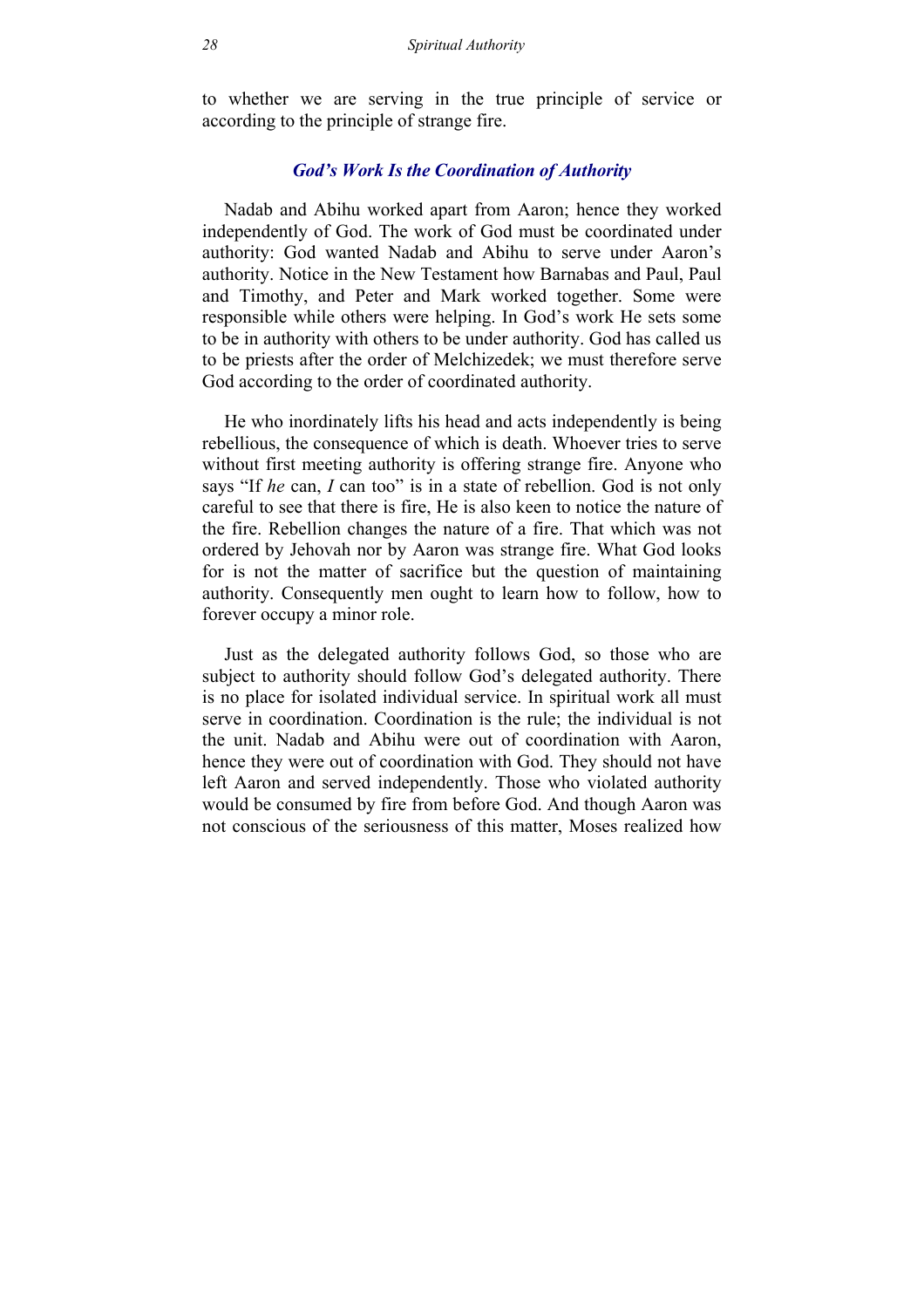to whether we are serving in the true principle of service or according to the principle of strange fire.

### *God's Work Is the Coordination of Authority*

Nadab and Abihu worked apart from Aaron; hence they worked independently of God. The work of God must be coordinated under authority: God wanted Nadab and Abihu to serve under Aaron's authority. Notice in the New Testament how Barnabas and Paul, Paul and Timothy, and Peter and Mark worked together. Some were responsible while others were helping. In God's work He sets some to be in authority with others to be under authority. God has called us to be priests after the order of Melchizedek; we must therefore serve God according to the order of coordinated authority.

He who inordinately lifts his head and acts independently is being rebellious, the consequence of which is death. Whoever tries to serve without first meeting authority is offering strange fire. Anyone who says "If *he* can, *I* can too" is in a state of rebellion. God is not only careful to see that there is fire, He is also keen to notice the nature of the fire. Rebellion changes the nature of a fire. That which was not ordered by Jehovah nor by Aaron was strange fire. What God looks for is not the matter of sacrifice but the question of maintaining authority. Consequently men ought to learn how to follow, how to forever occupy a minor role.

Just as the delegated authority follows God, so those who are subject to authority should follow God's delegated authority. There is no place for isolated individual service. In spiritual work all must serve in coordination. Coordination is the rule; the individual is not the unit. Nadab and Abihu were out of coordination with Aaron, hence they were out of coordination with God. They should not have left Aaron and served independently. Those who violated authority would be consumed by fire from before God. And though Aaron was not conscious of the seriousness of this matter, Moses realized how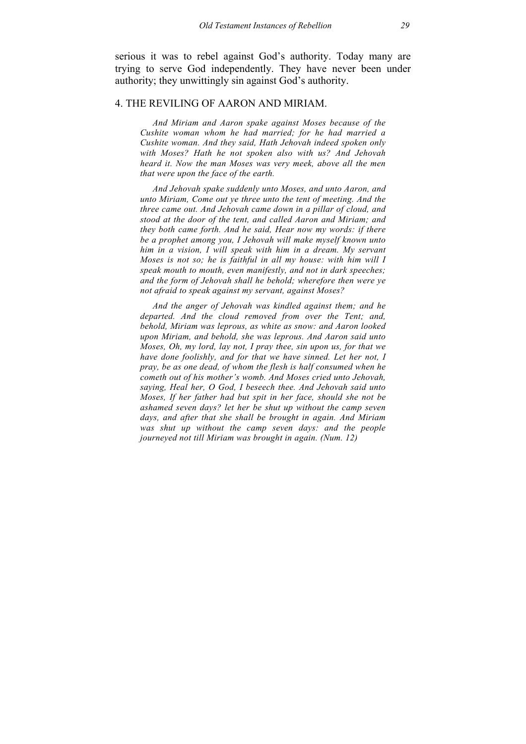serious it was to rebel against God's authority. Today many are trying to serve God independently. They have never been under authority; they unwittingly sin against God's authority.

## 4. THE REVILING OF AARON AND MIRIAM.

*And Miriam and Aaron spake against Moses because of the Cushite woman whom he had married; for he had married a Cushite woman. And they said, Hath Jehovah indeed spoken only with Moses? Hath he not spoken also with us? And Jehovah heard it. Now the man Moses was very meek, above all the men that were upon the face of the earth.*

*And Jehovah spake suddenly unto Moses, and unto Aaron, and unto Miriam, Come out ye three unto the tent of meeting. And the three came out. And Jehovah came down in a pillar of cloud, and stood at the door of the tent, and called Aaron and Miriam; and they both came forth. And he said, Hear now my words: if there be a prophet among you, I Jehovah will make myself known unto him in a vision, I will speak with him in a dream. My servant Moses is not so; he is faithful in all my house: with him will I speak mouth to mouth, even manifestly, and not in dark speeches; and the form of Jehovah shall he behold; wherefore then were ye not afraid to speak against my servant, against Moses?*

*And the anger of Jehovah was kindled against them; and he departed. And the cloud removed from over the Tent; and, behold, Miriam was leprous, as white as snow: and Aaron looked upon Miriam, and behold, she was leprous. And Aaron said unto Moses, Oh, my lord, lay not, I pray thee, sin upon us, for that we have done foolishly, and for that we have sinned. Let her not, I pray, be as one dead, of whom the flesh is half consumed when he cometh out of his mother's womb. And Moses cried unto Jehovah, saying, Heal her, O God, I beseech thee. And Jehovah said unto Moses, If her father had but spit in her face, should she not be ashamed seven days? let her be shut up without the camp seven days, and after that she shall be brought in again. And Miriam was shut up without the camp seven days: and the people journeyed not till Miriam was brought in again. (Num. 12)*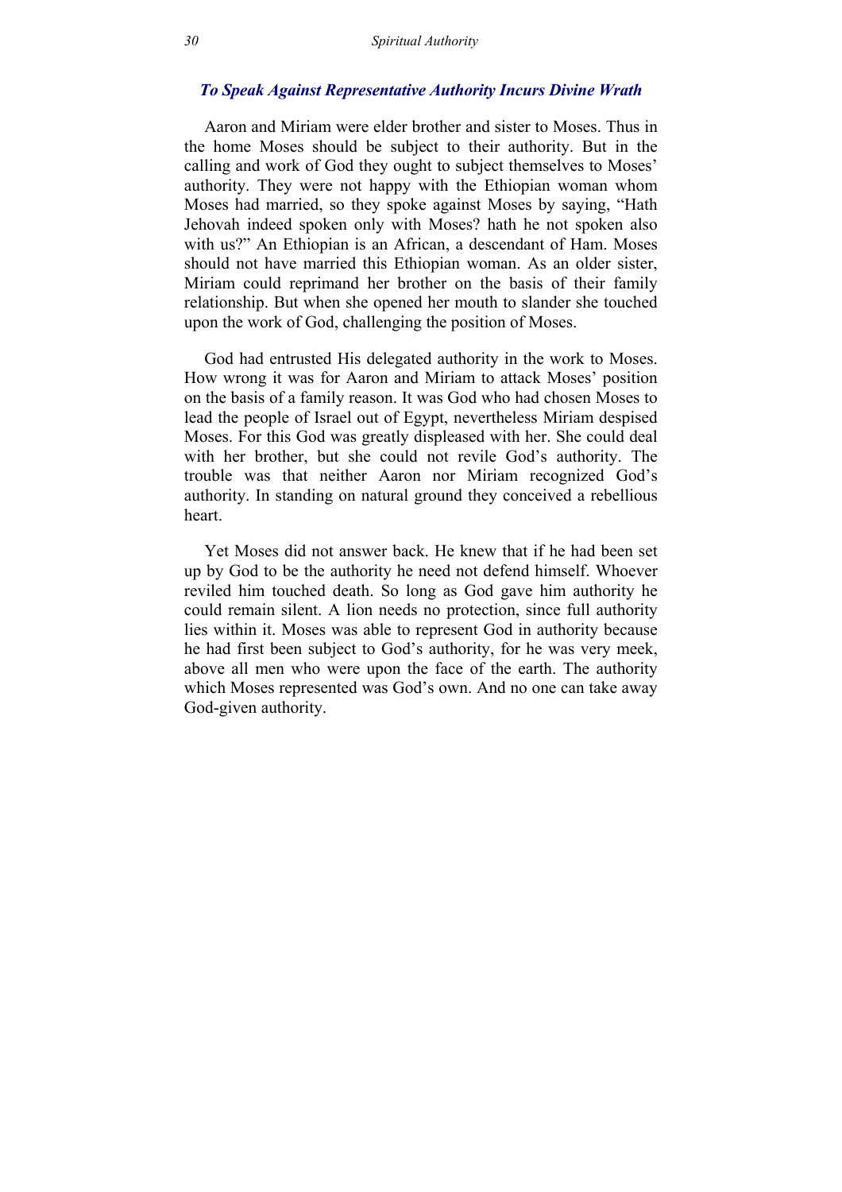### *To Speak Against Representative Authority Incurs Divine Wrath*

Aaron and Miriam were elder brother and sister to Moses. Thus in the home Moses should be subject to their authority. But in the calling and work of God they ought to subject themselves to Moses' authority. They were not happy with the Ethiopian woman whom Moses had married, so they spoke against Moses by saying, "Hath Jehovah indeed spoken only with Moses? hath he not spoken also with us?" An Ethiopian is an African, a descendant of Ham. Moses should not have married this Ethiopian woman. As an older sister, Miriam could reprimand her brother on the basis of their family relationship. But when she opened her mouth to slander she touched upon the work of God, challenging the position of Moses.

God had entrusted His delegated authority in the work to Moses. How wrong it was for Aaron and Miriam to attack Moses' position on the basis of a family reason. It was God who had chosen Moses to lead the people of Israel out of Egypt, nevertheless Miriam despised Moses. For this God was greatly displeased with her. She could deal with her brother, but she could not revile God's authority. The trouble was that neither Aaron nor Miriam recognized God's authority. In standing on natural ground they conceived a rebellious heart.

Yet Moses did not answer back. He knew that if he had been set up by God to be the authority he need not defend himself. Whoever reviled him touched death. So long as God gave him authority he could remain silent. A lion needs no protection, since full authority lies within it. Moses was able to represent God in authority because he had first been subject to God's authority, for he was very meek, above all men who were upon the face of the earth. The authority which Moses represented was God's own. And no one can take away God-given authority.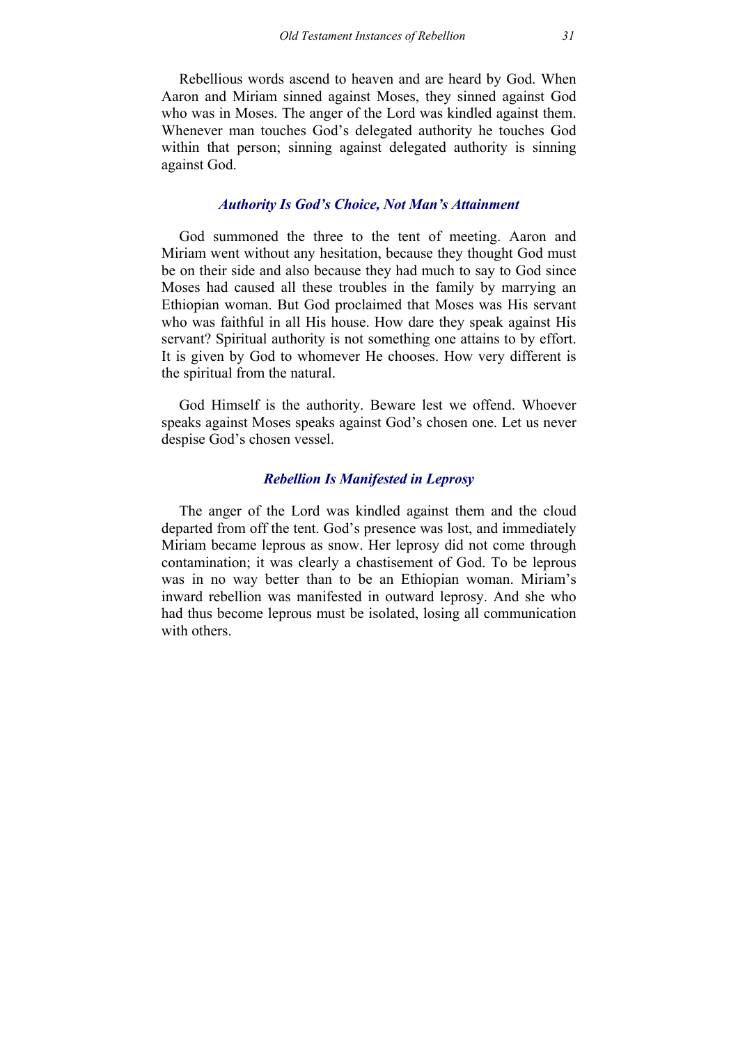Rebellious words ascend to heaven and are heard by God. When Aaron and Miriam sinned against Moses, they sinned against God who was in Moses. The anger of the Lord was kindled against them. Whenever man touches God's delegated authority he touches God within that person; sinning against delegated authority is sinning against God.

### *Authority Is God's Choice, Not Man's Attainment*

God summoned the three to the tent of meeting. Aaron and Miriam went without any hesitation, because they thought God must be on their side and also because they had much to say to God since Moses had caused all these troubles in the family by marrying an Ethiopian woman. But God proclaimed that Moses was His servant who was faithful in all His house. How dare they speak against His servant? Spiritual authority is not something one attains to by effort. It is given by God to whomever He chooses. How very different is the spiritual from the natural.

God Himself is the authority. Beware lest we offend. Whoever speaks against Moses speaks against God's chosen one. Let us never despise God's chosen vessel.

### *Rebellion Is Manifested in Leprosy*

The anger of the Lord was kindled against them and the cloud departed from off the tent. God's presence was lost, and immediately Miriam became leprous as snow. Her leprosy did not come through contamination; it was clearly a chastisement of God. To be leprous was in no way better than to be an Ethiopian woman. Miriam's inward rebellion was manifested in outward leprosy. And she who had thus become leprous must be isolated, losing all communication with others.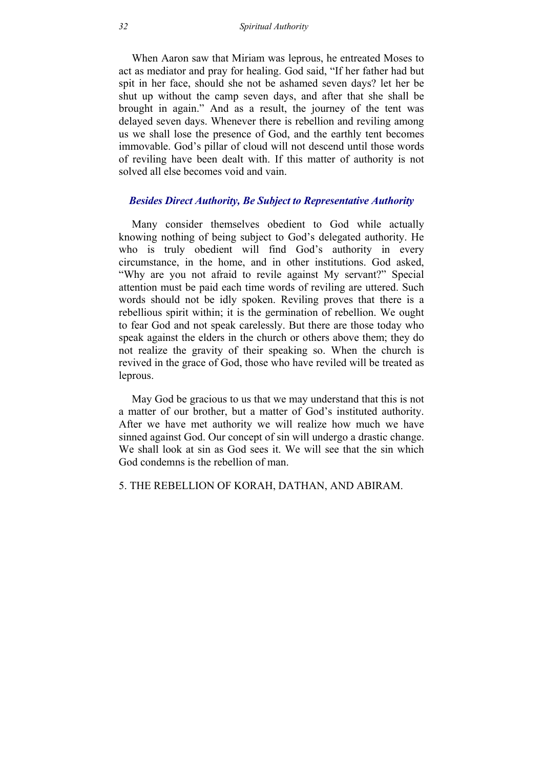When Aaron saw that Miriam was leprous, he entreated Moses to act as mediator and pray for healing. God said, "If her father had but spit in her face, should she not be ashamed seven days? let her be shut up without the camp seven days, and after that she shall be brought in again." And as a result, the journey of the tent was delayed seven days. Whenever there is rebellion and reviling among us we shall lose the presence of God, and the earthly tent becomes immovable. God's pillar of cloud will not descend until those words of reviling have been dealt with. If this matter of authority is not solved all else becomes void and vain.

### *Besides Direct Authority, Be Subject to Representative Authority*

Many consider themselves obedient to God while actually knowing nothing of being subject to God's delegated authority. He who is truly obedient will find God's authority in every circumstance, in the home, and in other institutions. God asked, "Why are you not afraid to revile against My servant?" Special attention must be paid each time words of reviling are uttered. Such words should not be idly spoken. Reviling proves that there is a rebellious spirit within; it is the germination of rebellion. We ought to fear God and not speak carelessly. But there are those today who speak against the elders in the church or others above them; they do not realize the gravity of their speaking so. When the church is revived in the grace of God, those who have reviled will be treated as leprous.

May God be gracious to us that we may understand that this is not a matter of our brother, but a matter of God's instituted authority. After we have met authority we will realize how much we have sinned against God. Our concept of sin will undergo a drastic change. We shall look at sin as God sees it. We will see that the sin which God condemns is the rebellion of man.

## 5. THE REBELLION OF KORAH, DATHAN, AND ABIRAM.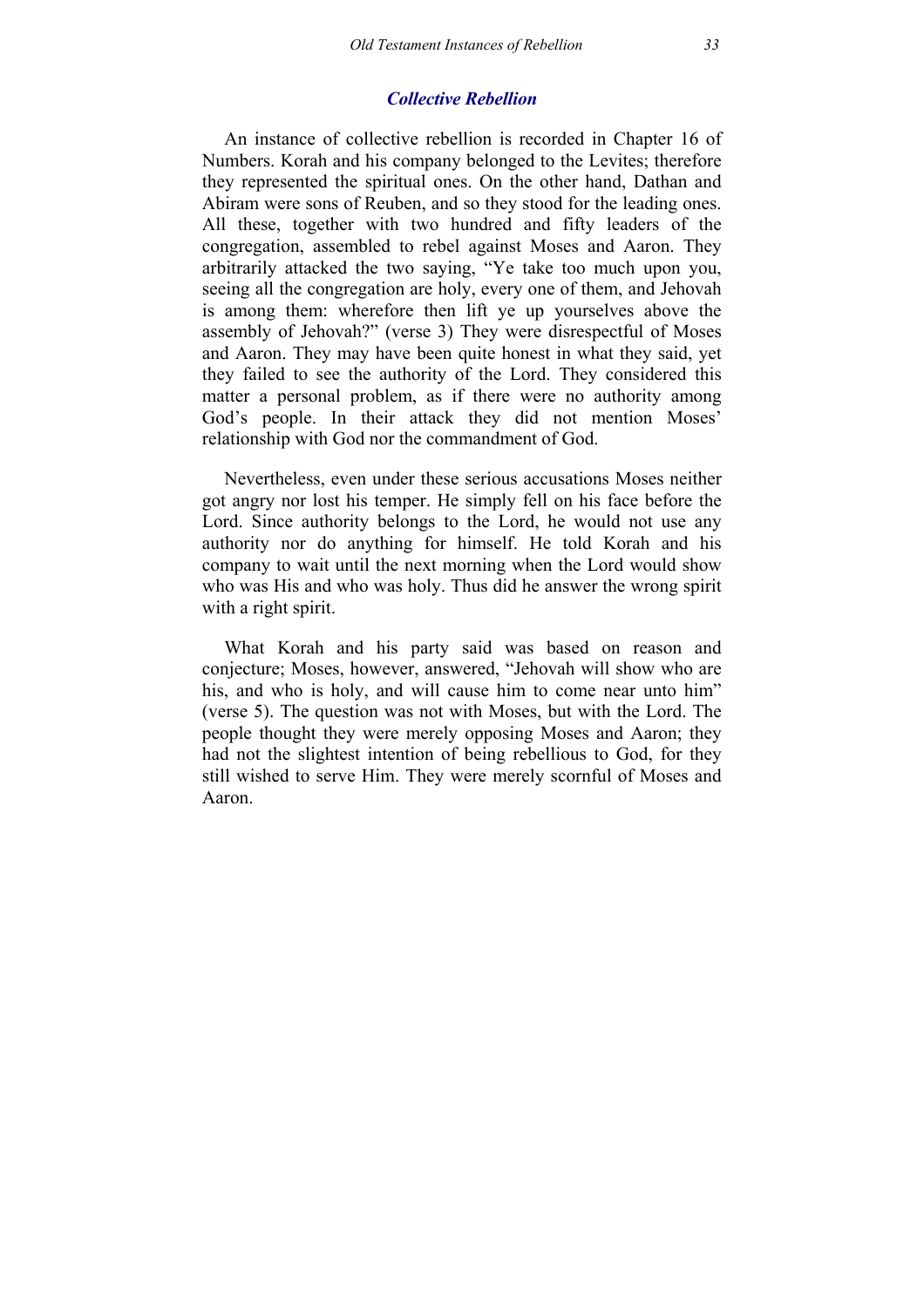### *Collective Rebellion*

An instance of collective rebellion is recorded in Chapter 16 of Numbers. Korah and his company belonged to the Levites; therefore they represented the spiritual ones. On the other hand, Dathan and Abiram were sons of Reuben, and so they stood for the leading ones. All these, together with two hundred and fifty leaders of the congregation, assembled to rebel against Moses and Aaron. They arbitrarily attacked the two saying, "Ye take too much upon you, seeing all the congregation are holy, every one of them, and Jehovah is among them: wherefore then lift ye up yourselves above the assembly of Jehovah?" (verse 3) They were disrespectful of Moses and Aaron. They may have been quite honest in what they said, yet they failed to see the authority of the Lord. They considered this matter a personal problem, as if there were no authority among God's people. In their attack they did not mention Moses' relationship with God nor the commandment of God.

Nevertheless, even under these serious accusations Moses neither got angry nor lost his temper. He simply fell on his face before the Lord. Since authority belongs to the Lord, he would not use any authority nor do anything for himself. He told Korah and his company to wait until the next morning when the Lord would show who was His and who was holy. Thus did he answer the wrong spirit with a right spirit.

What Korah and his party said was based on reason and conjecture; Moses, however, answered, "Jehovah will show who are his, and who is holy, and will cause him to come near unto him" (verse 5). The question was not with Moses, but with the Lord. The people thought they were merely opposing Moses and Aaron; they had not the slightest intention of being rebellious to God, for they still wished to serve Him. They were merely scornful of Moses and Aaron.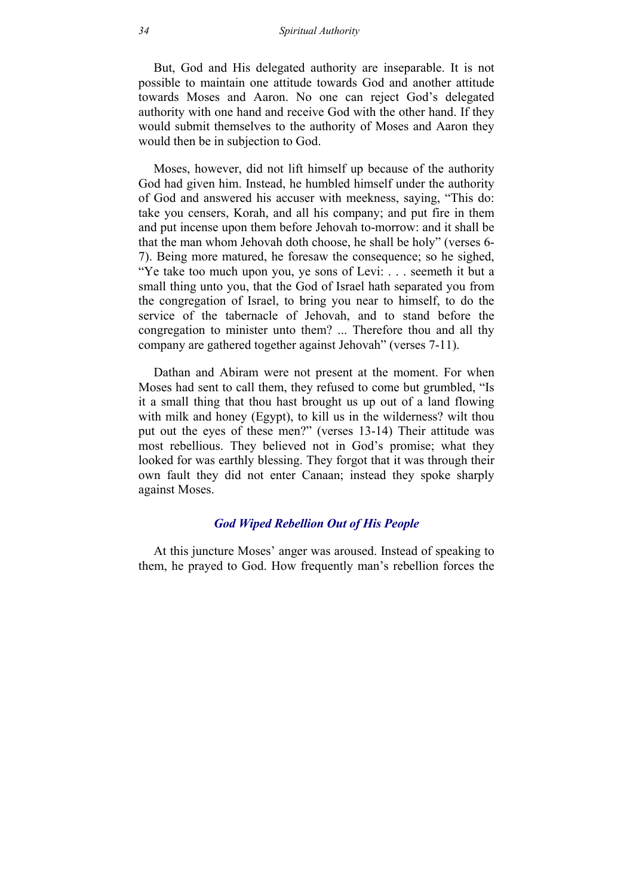But, God and His delegated authority are inseparable. It is not possible to maintain one attitude towards God and another attitude towards Moses and Aaron. No one can reject God's delegated authority with one hand and receive God with the other hand. If they would submit themselves to the authority of Moses and Aaron they would then be in subjection to God.

Moses, however, did not lift himself up because of the authority God had given him. Instead, he humbled himself under the authority of God and answered his accuser with meekness, saying, "This do: take you censers, Korah, and all his company; and put fire in them and put incense upon them before Jehovah to-morrow: and it shall be that the man whom Jehovah doth choose, he shall be holy" (verses 6-7). Being more matured, he foresaw the consequence; so he sighed, "Ye take too much upon you, ye sons of Levi: . . . seemeth it but a small thing unto you, that the God of Israel hath separated you from the congregation of Israel, to bring you near to himself, to do the service of the tabernacle of Jehovah, and to stand before the congregation to minister unto them? ... Therefore thou and all thy company are gathered together against Jehovah" (verses 7-11).

Dathan and Abiram were not present at the moment. For when Moses had sent to call them, they refused to come but grumbled, "Is it a small thing that thou hast brought us up out of a land flowing with milk and honey (Egypt), to kill us in the wilderness? wilt thou put out the eyes of these men?" (verses 13-14) Their attitude was most rebellious. They believed not in God's promise; what they looked for was earthly blessing. They forgot that it was through their own fault they did not enter Canaan; instead they spoke sharply against Moses.

### *God Wiped Rebellion Out of His People*

At this juncture Moses' anger was aroused. Instead of speaking to them, he prayed to God. How frequently man's rebellion forces the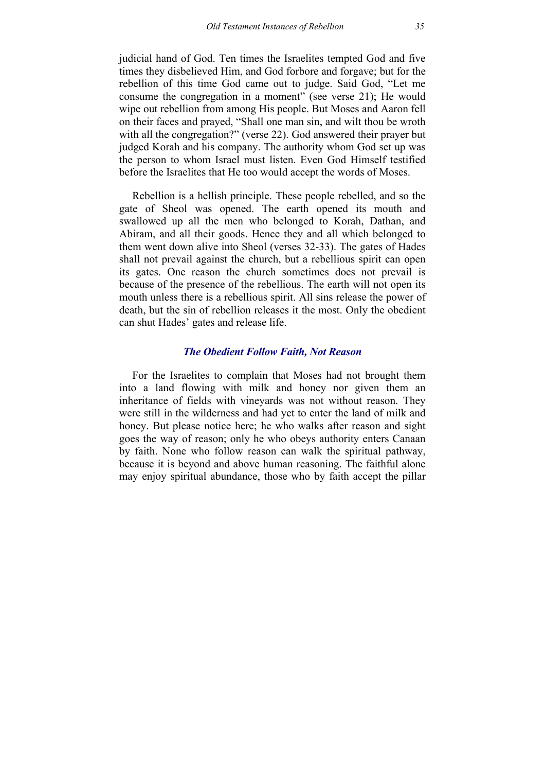judicial hand of God. Ten times the Israelites tempted God and five times they disbelieved Him, and God forbore and forgave; but for the rebellion of this time God came out to judge. Said God, "Let me consume the congregation in a moment" (see verse 21); He would wipe out rebellion from among His people. But Moses and Aaron fell on their faces and prayed, "Shall one man sin, and wilt thou be wroth with all the congregation?" (verse 22). God answered their prayer but judged Korah and his company. The authority whom God set up was the person to whom Israel must listen. Even God Himself testified before the Israelites that He too would accept the words of Moses.

Rebellion is a hellish principle. These people rebelled, and so the gate of Sheol was opened. The earth opened its mouth and swallowed up all the men who belonged to Korah, Dathan, and Abiram, and all their goods. Hence they and all which belonged to them went down alive into Sheol (verses 32-33). The gates of Hades shall not prevail against the church, but a rebellious spirit can open its gates. One reason the church sometimes does not prevail is because of the presence of the rebellious. The earth will not open its mouth unless there is a rebellious spirit. All sins release the power of death, but the sin of rebellion releases it the most. Only the obedient can shut Hades' gates and release life.

### *The Obedient Follow Faith, Not Reason*

For the Israelites to complain that Moses had not brought them into a land flowing with milk and honey nor given them an inheritance of fields with vineyards was not without reason. They were still in the wilderness and had yet to enter the land of milk and honey. But please notice here; he who walks after reason and sight goes the way of reason; only he who obeys authority enters Canaan by faith. None who follow reason can walk the spiritual pathway, because it is beyond and above human reasoning. The faithful alone may enjoy spiritual abundance, those who by faith accept the pillar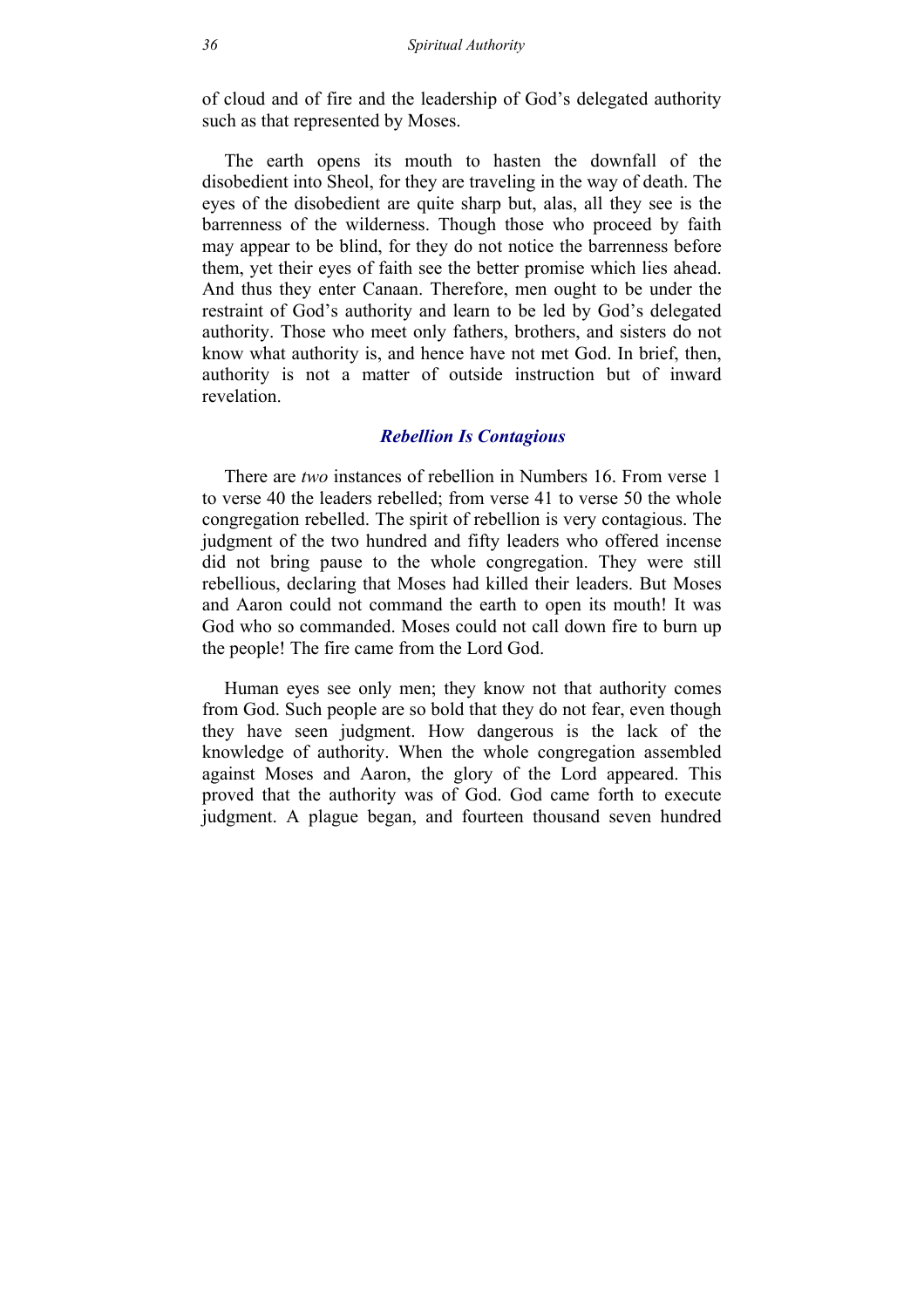of cloud and of fire and the leadership of God's delegated authority such as that represented by Moses.

The earth opens its mouth to hasten the downfall of the disobedient into Sheol, for they are traveling in the way of death. The eyes of the disobedient are quite sharp but, alas, all they see is the barrenness of the wilderness. Though those who proceed by faith may appear to be blind, for they do not notice the barrenness before them, yet their eyes of faith see the better promise which lies ahead. And thus they enter Canaan. Therefore, men ought to be under the restraint of God's authority and learn to be led by God's delegated authority. Those who meet only fathers, brothers, and sisters do not know what authority is, and hence have not met God. In brief, then, authority is not a matter of outside instruction but of inward revelation.

### *Rebellion Is Contagious*

There are *two* instances of rebellion in Numbers 16. From verse 1 to verse 40 the leaders rebelled; from verse 41 to verse 50 the whole congregation rebelled. The spirit of rebellion is very contagious. The judgment of the two hundred and fifty leaders who offered incense did not bring pause to the whole congregation. They were still rebellious, declaring that Moses had killed their leaders. But Moses and Aaron could not command the earth to open its mouth! It was God who so commanded. Moses could not call down fire to burn up the people! The fire came from the Lord God.

Human eyes see only men; they know not that authority comes from God. Such people are so bold that they do not fear, even though they have seen judgment. How dangerous is the lack of the knowledge of authority. When the whole congregation assembled against Moses and Aaron, the glory of the Lord appeared. This proved that the authority was of God. God came forth to execute judgment. A plague began, and fourteen thousand seven hundred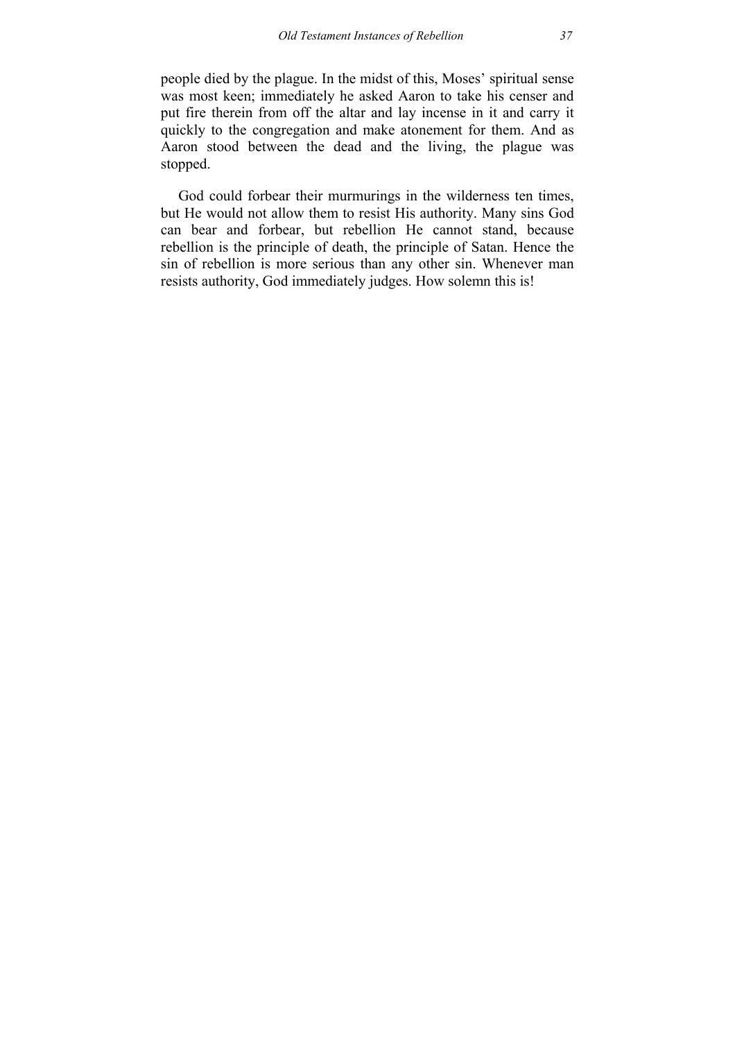people died by the plague. In the midst of this, Moses' spiritual sense was most keen; immediately he asked Aaron to take his censer and put fire therein from off the altar and lay incense in it and carry it quickly to the congregation and make atonement for them. And as Aaron stood between the dead and the living, the plague was stopped.

God could forbear their murmurings in the wilderness ten times, but He would not allow them to resist His authority. Many sins God can bear and forbear, but rebellion He cannot stand, because rebellion is the principle of death, the principle of Satan. Hence the sin of rebellion is more serious than any other sin. Whenever man resists authority, God immediately judges. How solemn this is!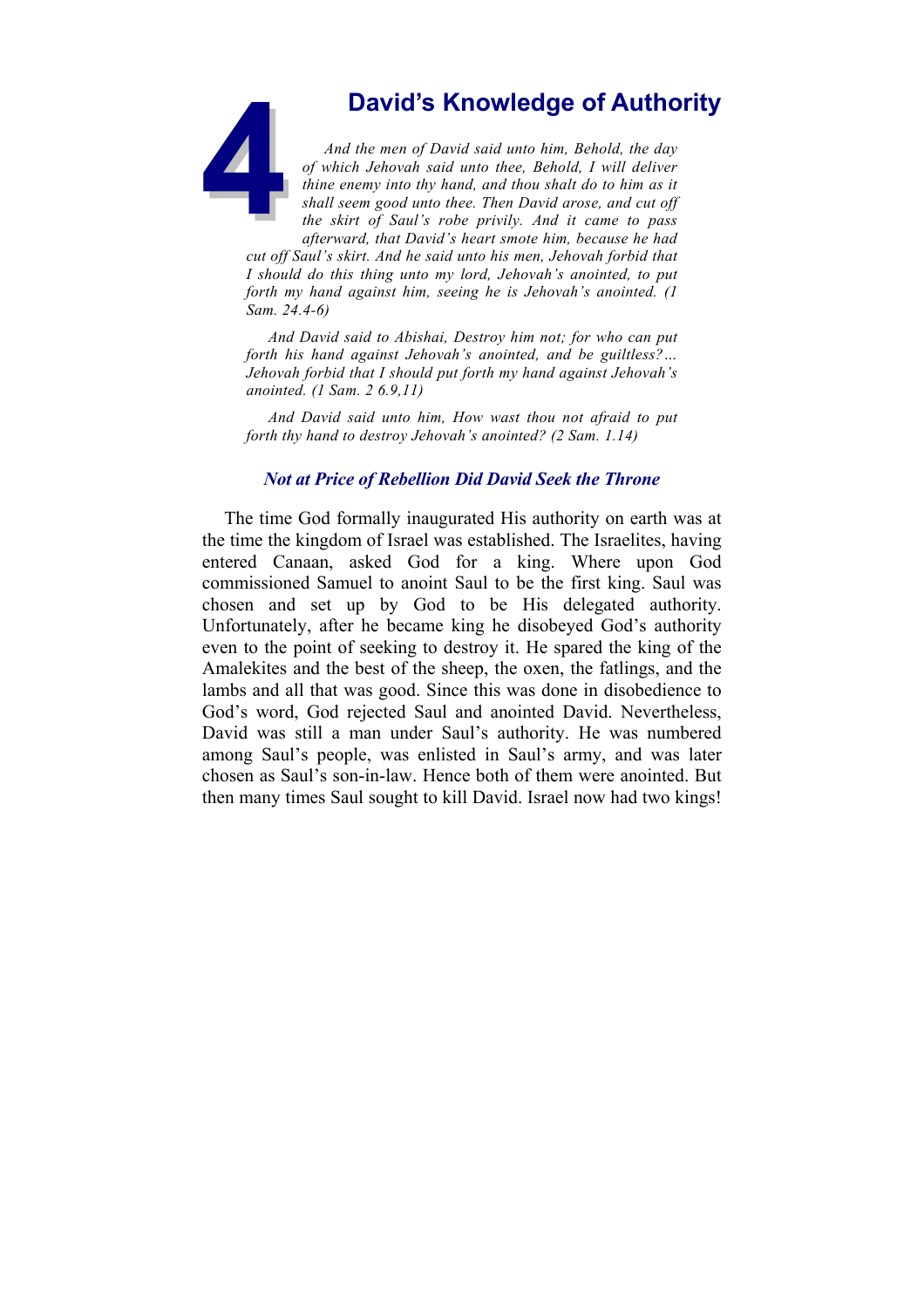# 4 David's Knowledge of Authority

*And the men of David said unto him, Behold, the day of which Jehovah said unto thee, Behold, I will deliver thine enemy into thy hand, and thou shalt do to him as it shall seem good unto thee. Then David arose, and cut off the skirt of Saul's robe privily. And it came to pass afterward, that David's heart smote him, because he had cut off Saul's skirt. And he said unto his men, Jehovah forbid that I should do this thing unto my lord, Jehovah's anointed, to put forth my hand against him, seeing he is Jehovah's anointed. (1 Sam. 24.4-6)*

*And David said to Abishai, Destroy him not; for who can put forth his hand against Jehovah's anointed, and be guiltless?… Jehovah forbid that I should put forth my hand against Jehovah's anointed. (1 Sam. 2 6.9,11)*

*And David said unto him, How wast thou not afraid to put forth thy hand to destroy Jehovah's anointed? (2 Sam. 1.14)*

### *Not at Price of Rebellion Did David Seek the Throne*

The time God formally inaugurated His authority on earth was at the time the kingdom of Israel was established. The Israelites, having entered Canaan, asked God for a king. Where upon God commissioned Samuel to anoint Saul to be the first king. Saul was chosen and set up by God to be His delegated authority. Unfortunately, after he became king he disobeyed God's authority even to the point of seeking to destroy it. He spared the king of the Amalekites and the best of the sheep, the oxen, the fatlings, and the lambs and all that was good. Since this was done in disobedience to God's word, God rejected Saul and anointed David. Nevertheless, David was still a man under Saul's authority. He was numbered among Saul's people, was enlisted in Saul's army, and was later chosen as Saul's son-in-law. Hence both of them were anointed. But then many times Saul sought to kill David. Israel now had two kings!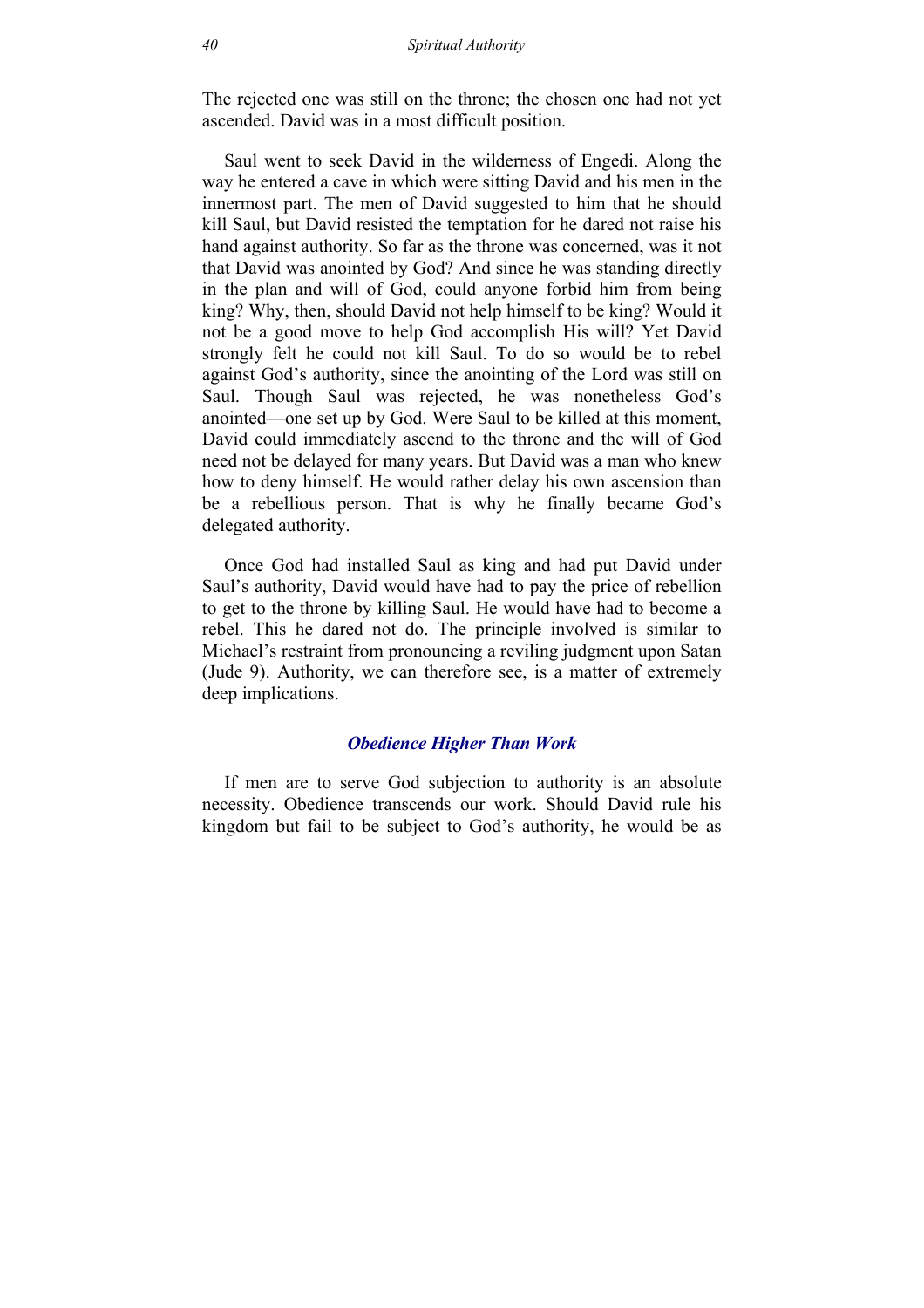The rejected one was still on the throne; the chosen one had not yet ascended. David was in a most difficult position.

Saul went to seek David in the wilderness of Engedi. Along the way he entered a cave in which were sitting David and his men in the innermost part. The men of David suggested to him that he should kill Saul, but David resisted the temptation for he dared not raise his hand against authority. So far as the throne was concerned, was it not that David was anointed by God? And since he was standing directly in the plan and will of God, could anyone forbid him from being king? Why, then, should David not help himself to be king? Would it not be a good move to help God accomplish His will? Yet David strongly felt he could not kill Saul. To do so would be to rebel against God's authority, since the anointing of the Lord was still on Saul. Though Saul was rejected, he was nonetheless God's anointed—one set up by God. Were Saul to be killed at this moment, David could immediately ascend to the throne and the will of God need not be delayed for many years. But David was a man who knew how to deny himself. He would rather delay his own ascension than be a rebellious person. That is why he finally became God's delegated authority.

Once God had installed Saul as king and had put David under Saul's authority, David would have had to pay the price of rebellion to get to the throne by killing Saul. He would have had to become a rebel. This he dared not do. The principle involved is similar to Michael's restraint from pronouncing a reviling judgment upon Satan (Jude 9). Authority, we can therefore see, is a matter of extremely deep implications.

### *Obedience Higher Than Work*

If men are to serve God subjection to authority is an absolute necessity. Obedience transcends our work. Should David rule his kingdom but fail to be subject to God's authority, he would be as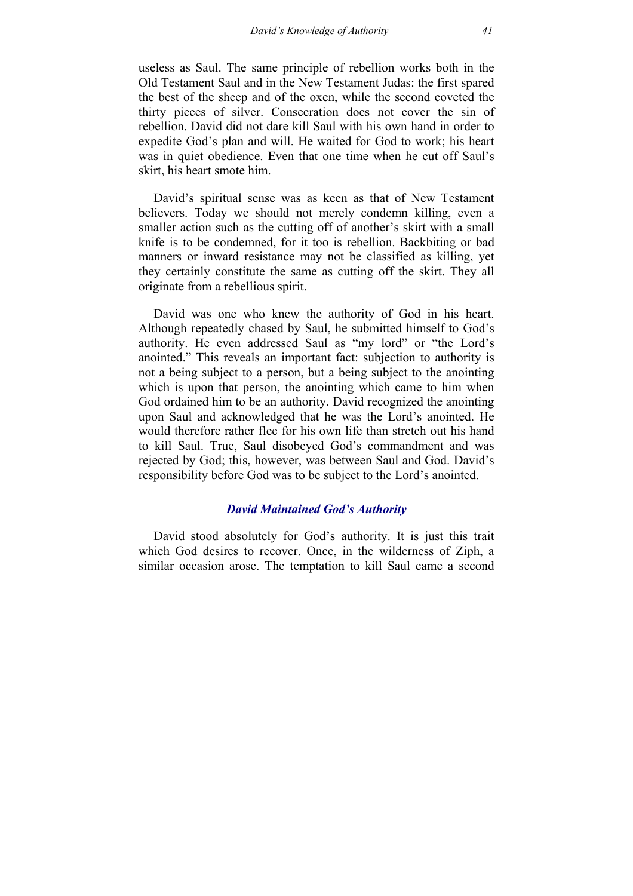useless as Saul. The same principle of rebellion works both in the Old Testament Saul and in the New Testament Judas: the first spared the best of the sheep and of the oxen, while the second coveted the thirty pieces of silver. Consecration does not cover the sin of rebellion. David did not dare kill Saul with his own hand in order to expedite God's plan and will. He waited for God to work; his heart was in quiet obedience. Even that one time when he cut off Saul's skirt, his heart smote him.

David's spiritual sense was as keen as that of New Testament believers. Today we should not merely condemn killing, even a smaller action such as the cutting off of another's skirt with a small knife is to be condemned, for it too is rebellion. Backbiting or bad manners or inward resistance may not be classified as killing, yet they certainly constitute the same as cutting off the skirt. They all originate from a rebellious spirit.

David was one who knew the authority of God in his heart. Although repeatedly chased by Saul, he submitted himself to God's authority. He even addressed Saul as "my lord" or "the Lord's anointed." This reveals an important fact: subjection to authority is not a being subject to a person, but a being subject to the anointing which is upon that person, the anointing which came to him when God ordained him to be an authority. David recognized the anointing upon Saul and acknowledged that he was the Lord's anointed. He would therefore rather flee for his own life than stretch out his hand to kill Saul. True, Saul disobeyed God's commandment and was rejected by God; this, however, was between Saul and God. David's responsibility before God was to be subject to the Lord's anointed.

### *David Maintained God's Authority*

David stood absolutely for God's authority. It is just this trait which God desires to recover. Once, in the wilderness of Ziph, a similar occasion arose. The temptation to kill Saul came a second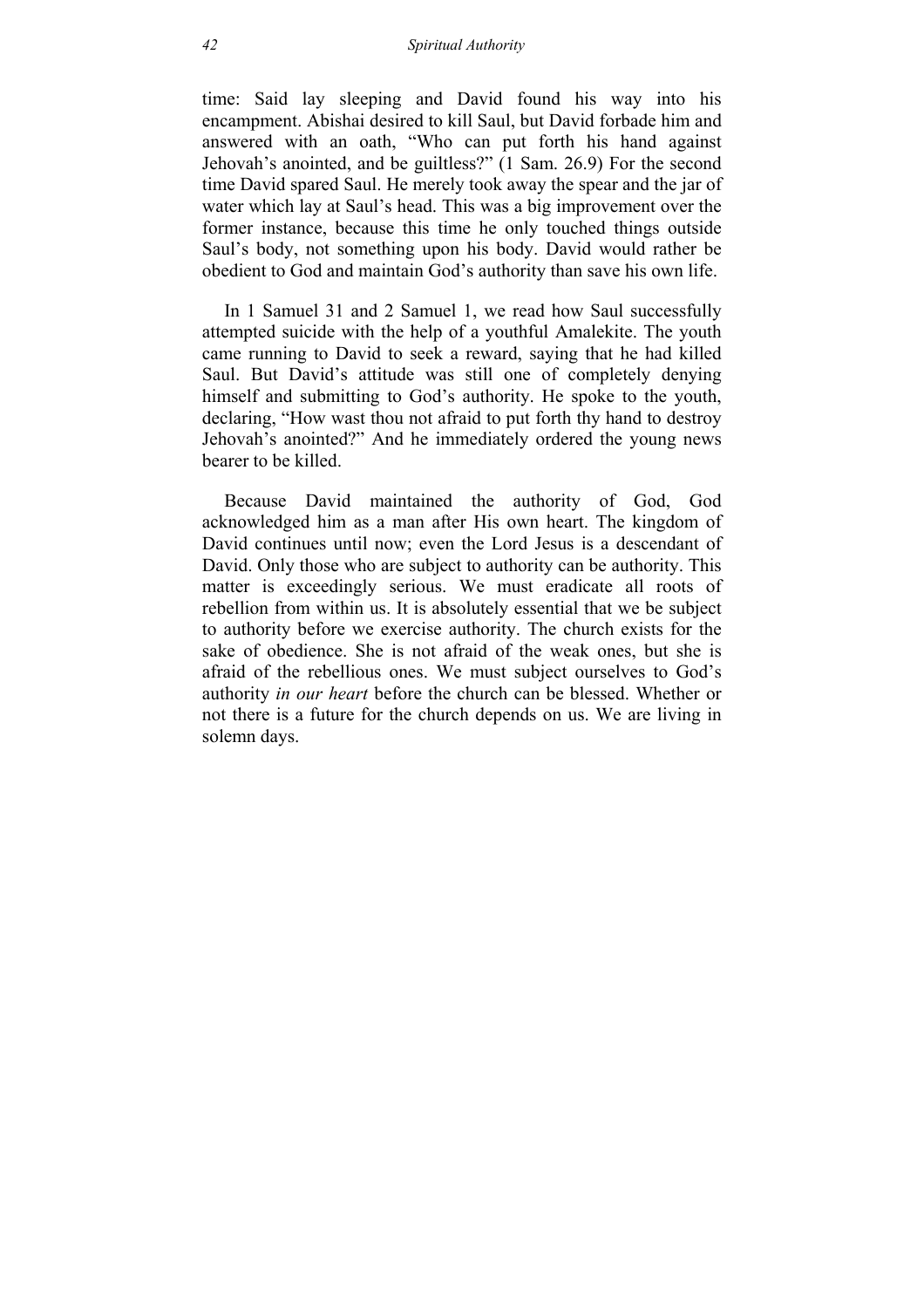time: Said lay sleeping and David found his way into his encampment. Abishai desired to kill Saul, but David forbade him and answered with an oath, "Who can put forth his hand against Jehovah's anointed, and be guiltless?" (1 Sam. 26.9) For the second time David spared Saul. He merely took away the spear and the jar of water which lay at Saul's head. This was a big improvement over the former instance, because this time he only touched things outside Saul's body, not something upon his body. David would rather be obedient to God and maintain God's authority than save his own life.

In 1 Samuel 31 and 2 Samuel 1, we read how Saul successfully attempted suicide with the help of a youthful Amalekite. The youth came running to David to seek a reward, saying that he had killed Saul. But David's attitude was still one of completely denying himself and submitting to God's authority. He spoke to the youth, declaring, "How wast thou not afraid to put forth thy hand to destroy Jehovah's anointed?" And he immediately ordered the young news bearer to be killed.

Because David maintained the authority of God, God acknowledged him as a man after His own heart. The kingdom of David continues until now; even the Lord Jesus is a descendant of David. Only those who are subject to authority can be authority. This matter is exceedingly serious. We must eradicate all roots of rebellion from within us. It is absolutely essential that we be subject to authority before we exercise authority. The church exists for the sake of obedience. She is not afraid of the weak ones, but she is afraid of the rebellious ones. We must subject ourselves to God's authority *in our heart* before the church can be blessed. Whether or not there is a future for the church depends on us. We are living in solemn days.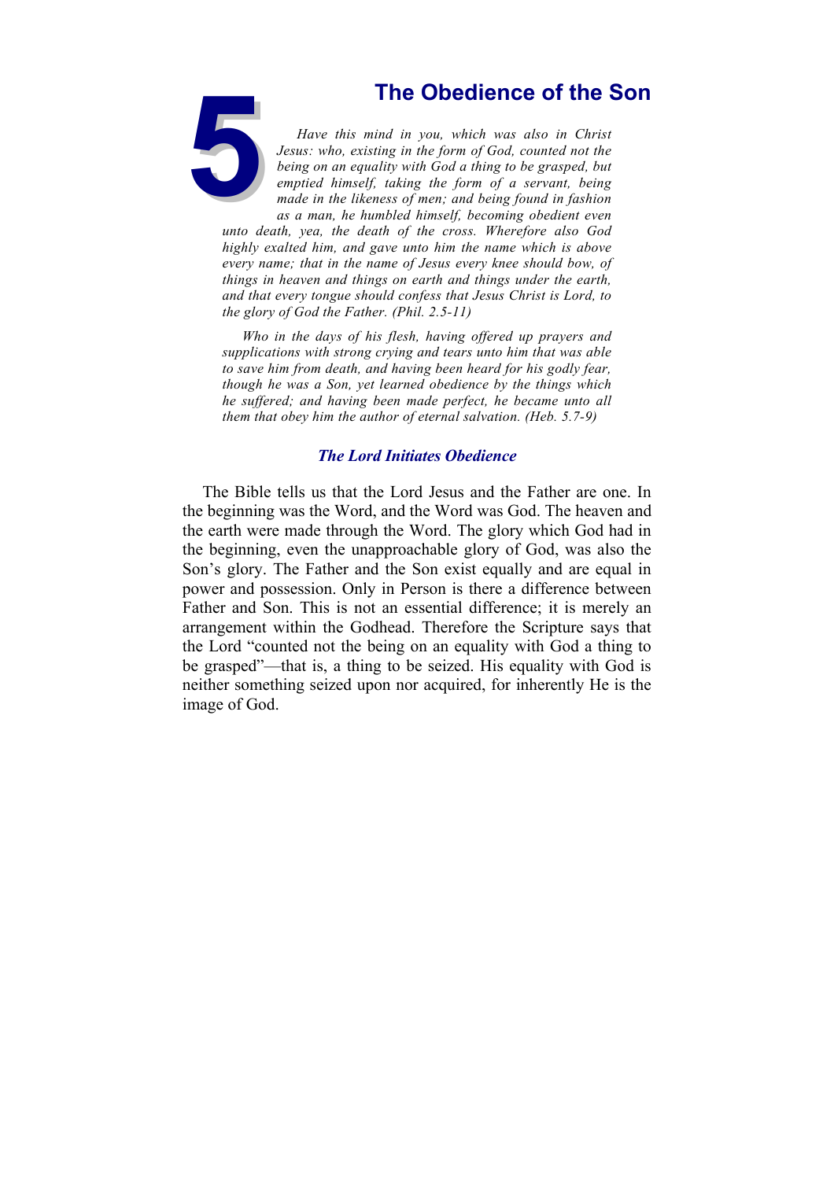# 5 The Obedience of the Son

*Have this mind in you, which was also in Christ Jesus: who, existing in the form of God, counted not the being on an equality with God a thing to be grasped, but emptied himself, taking the form of a servant, being made in the likeness of men; and being found in fashion as a man, he humbled himself, becoming obedient even unto death, yea, the death of the cross. Wherefore also God highly exalted him, and gave unto him the name which is above every name; that in the name of Jesus every knee should bow, of things in heaven and things on earth and things under the earth, and that every tongue should confess that Jesus Christ is Lord, to the glory of God the Father. (Phil. 2.5-11)*

*Who in the days of his flesh, having offered up prayers and supplications with strong crying and tears unto him that was able to save him from death, and having been heard for his godly fear, though he was a Son, yet learned obedience by the things which he suffered; and having been made perfect, he became unto all them that obey him the author of eternal salvation. (Heb. 5.7-9)*

### *The Lord Initiates Obedience*

The Bible tells us that the Lord Jesus and the Father are one. In the beginning was the Word, and the Word was God. The heaven and the earth were made through the Word. The glory which God had in the beginning, even the unapproachable glory of God, was also the Son's glory. The Father and the Son exist equally and are equal in power and possession. Only in Person is there a difference between Father and Son. This is not an essential difference; it is merely an arrangement within the Godhead. Therefore the Scripture says that the Lord "counted not the being on an equality with God a thing to be grasped"—that is, a thing to be seized. His equality with God is neither something seized upon nor acquired, for inherently He is the image of God.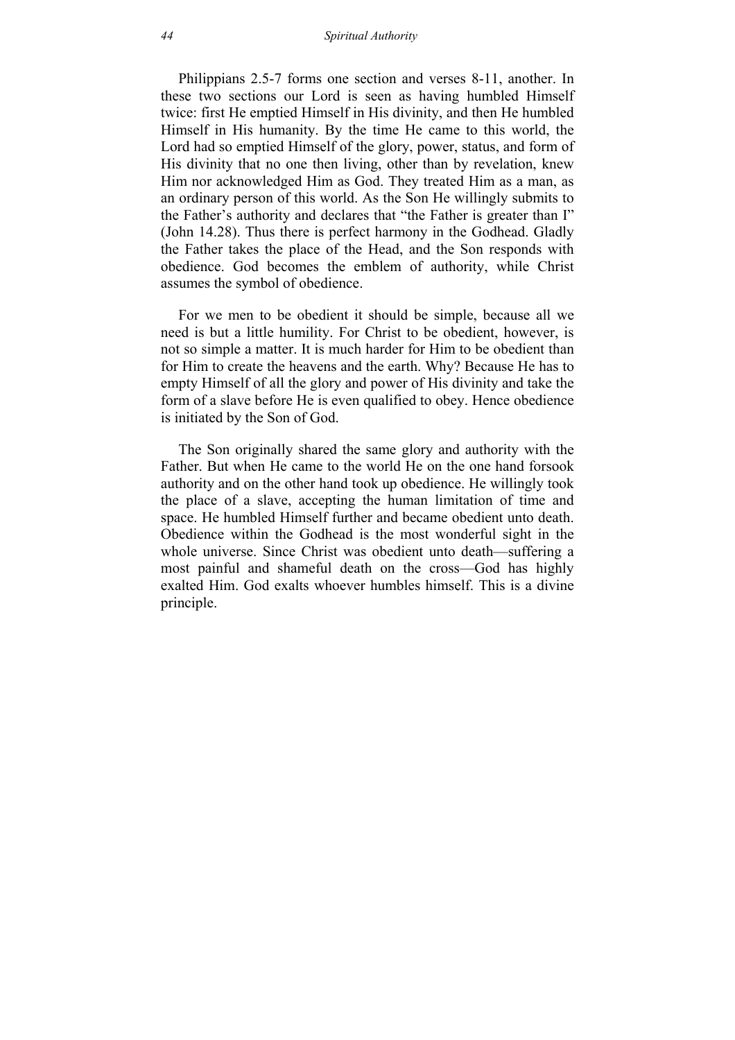Philippians 2.5-7 forms one section and verses 8-11, another. In these two sections our Lord is seen as having humbled Himself twice: first He emptied Himself in His divinity, and then He humbled Himself in His humanity. By the time He came to this world, the Lord had so emptied Himself of the glory, power, status, and form of His divinity that no one then living, other than by revelation, knew Him nor acknowledged Him as God. They treated Him as a man, as an ordinary person of this world. As the Son He willingly submits to the Father's authority and declares that "the Father is greater than I" (John 14.28). Thus there is perfect harmony in the Godhead. Gladly the Father takes the place of the Head, and the Son responds with obedience. God becomes the emblem of authority, while Christ assumes the symbol of obedience.

For we men to be obedient it should be simple, because all we need is but a little humility. For Christ to be obedient, however, is not so simple a matter. It is much harder for Him to be obedient than for Him to create the heavens and the earth. Why? Because He has to empty Himself of all the glory and power of His divinity and take the form of a slave before He is even qualified to obey. Hence obedience is initiated by the Son of God.

The Son originally shared the same glory and authority with the Father. But when He came to the world He on the one hand forsook authority and on the other hand took up obedience. He willingly took the place of a slave, accepting the human limitation of time and space. He humbled Himself further and became obedient unto death. Obedience within the Godhead is the most wonderful sight in the whole universe. Since Christ was obedient unto death—suffering a most painful and shameful death on the cross—God has highly exalted Him. God exalts whoever humbles himself. This is a divine principle.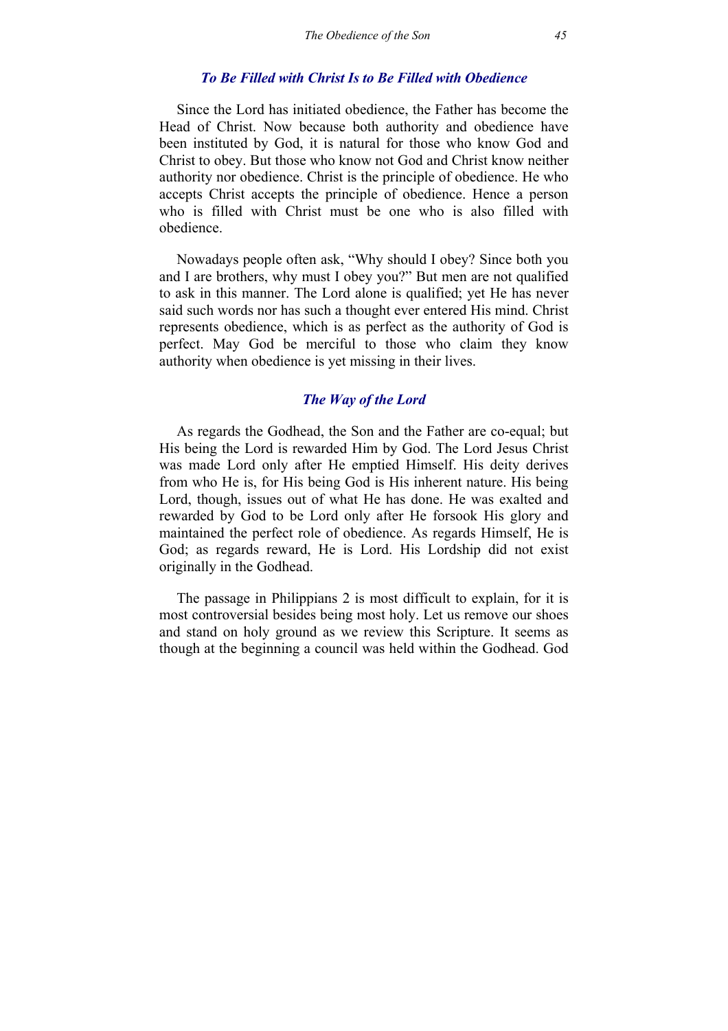### *To Be Filled with Christ Is to Be Filled with Obedience*

Since the Lord has initiated obedience, the Father has become the Head of Christ. Now because both authority and obedience have been instituted by God, it is natural for those who know God and Christ to obey. But those who know not God and Christ know neither authority nor obedience. Christ is the principle of obedience. He who accepts Christ accepts the principle of obedience. Hence a person who is filled with Christ must be one who is also filled with obedience.

Nowadays people often ask, "Why should I obey? Since both you and I are brothers, why must I obey you?" But men are not qualified to ask in this manner. The Lord alone is qualified; yet He has never said such words nor has such a thought ever entered His mind. Christ represents obedience, which is as perfect as the authority of God is perfect. May God be merciful to those who claim they know authority when obedience is yet missing in their lives.

### *The Way of the Lord*

As regards the Godhead, the Son and the Father are co-equal; but His being the Lord is rewarded Him by God. The Lord Jesus Christ was made Lord only after He emptied Himself. His deity derives from who He is, for His being God is His inherent nature. His being Lord, though, issues out of what He has done. He was exalted and rewarded by God to be Lord only after He forsook His glory and maintained the perfect role of obedience. As regards Himself, He is God; as regards reward, He is Lord. His Lordship did not exist originally in the Godhead.

The passage in Philippians 2 is most difficult to explain, for it is most controversial besides being most holy. Let us remove our shoes and stand on holy ground as we review this Scripture. It seems as though at the beginning a council was held within the Godhead. God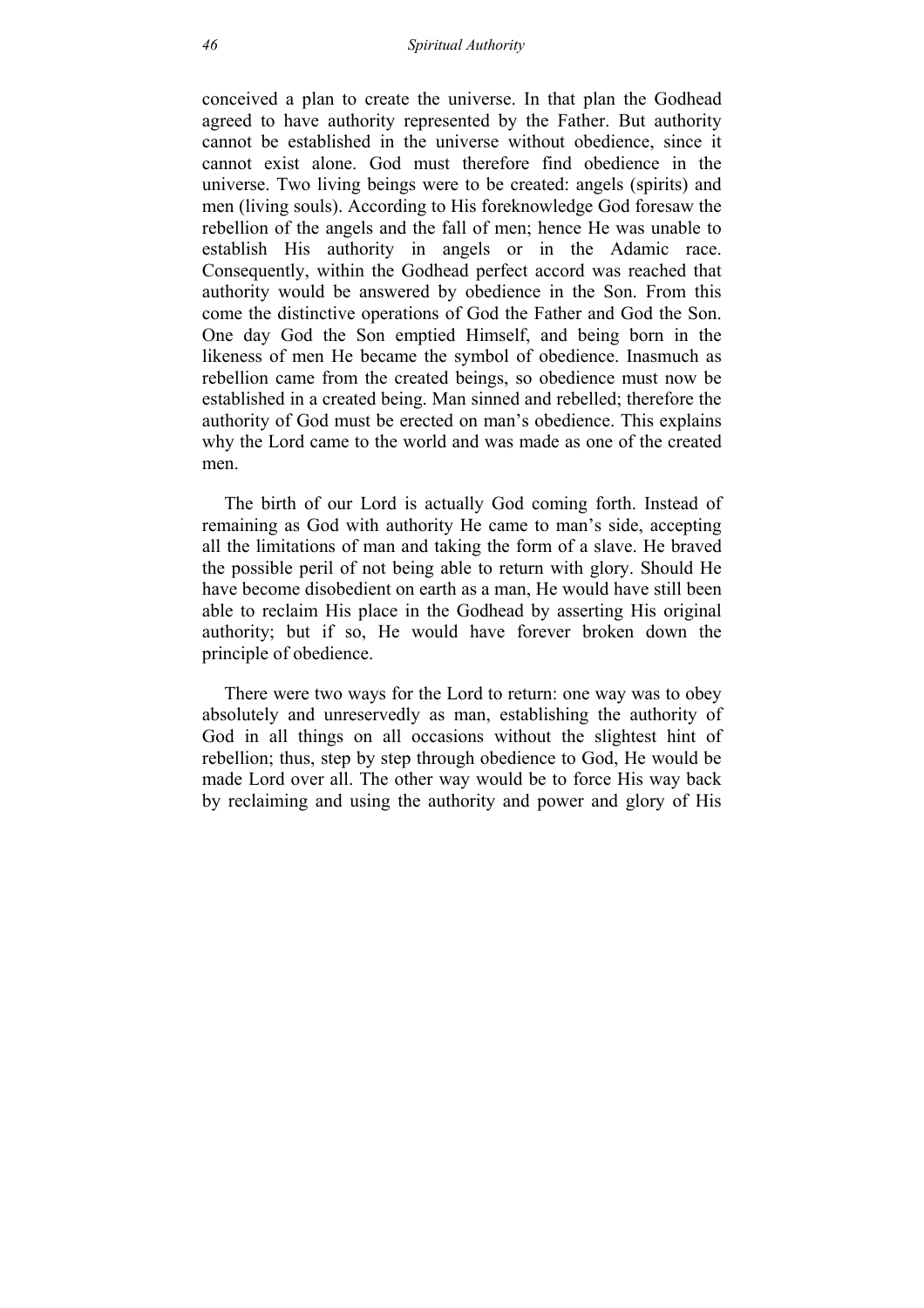conceived a plan to create the universe. In that plan the Godhead agreed to have authority represented by the Father. But authority cannot be established in the universe without obedience, since it cannot exist alone. God must therefore find obedience in the universe. Two living beings were to be created: angels (spirits) and men (living souls). According to His foreknowledge God foresaw the rebellion of the angels and the fall of men; hence He was unable to establish His authority in angels or in the Adamic race. Consequently, within the Godhead perfect accord was reached that authority would be answered by obedience in the Son. From this come the distinctive operations of God the Father and God the Son. One day God the Son emptied Himself, and being born in the likeness of men He became the symbol of obedience. Inasmuch as rebellion came from the created beings, so obedience must now be established in a created being. Man sinned and rebelled; therefore the authority of God must be erected on man's obedience. This explains why the Lord came to the world and was made as one of the created men.

The birth of our Lord is actually God coming forth. Instead of remaining as God with authority He came to man's side, accepting all the limitations of man and taking the form of a slave. He braved the possible peril of not being able to return with glory. Should He have become disobedient on earth as a man, He would have still been able to reclaim His place in the Godhead by asserting His original authority; but if so, He would have forever broken down the principle of obedience.

There were two ways for the Lord to return: one way was to obey absolutely and unreservedly as man, establishing the authority of God in all things on all occasions without the slightest hint of rebellion; thus, step by step through obedience to God, He would be made Lord over all. The other way would be to force His way back by reclaiming and using the authority and power and glory of His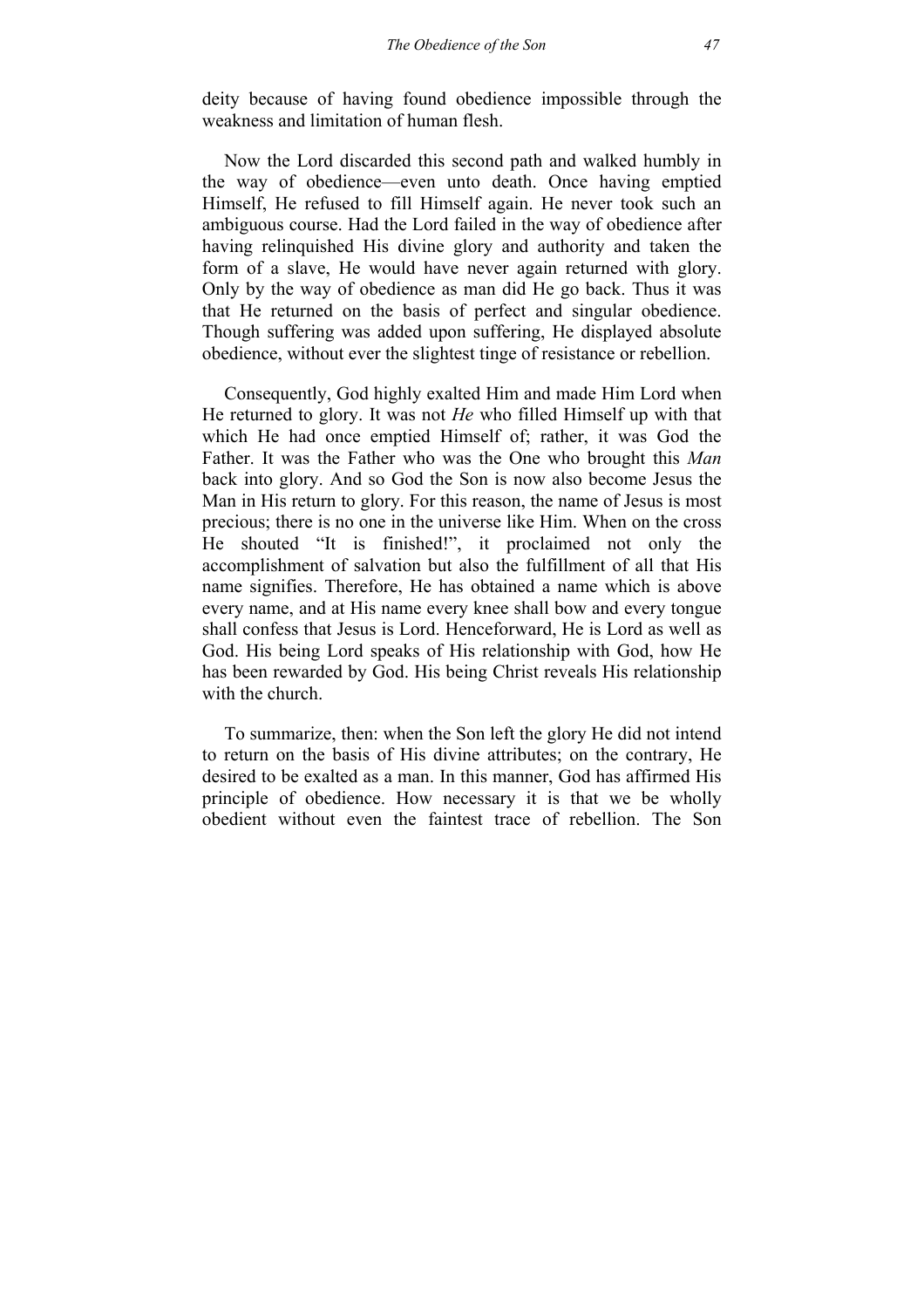deity because of having found obedience impossible through the weakness and limitation of human flesh.

Now the Lord discarded this second path and walked humbly in the way of obedience—even unto death. Once having emptied Himself, He refused to fill Himself again. He never took such an ambiguous course. Had the Lord failed in the way of obedience after having relinquished His divine glory and authority and taken the form of a slave, He would have never again returned with glory. Only by the way of obedience as man did He go back. Thus it was that He returned on the basis of perfect and singular obedience. Though suffering was added upon suffering, He displayed absolute obedience, without ever the slightest tinge of resistance or rebellion.

Consequently, God highly exalted Him and made Him Lord when He returned to glory. It was not *He* who filled Himself up with that which He had once emptied Himself of; rather, it was God the Father. It was the Father who was the One who brought this *Man* back into glory. And so God the Son is now also become Jesus the Man in His return to glory. For this reason, the name of Jesus is most precious; there is no one in the universe like Him. When on the cross He shouted "It is finished!", it proclaimed not only the accomplishment of salvation but also the fulfillment of all that His name signifies. Therefore, He has obtained a name which is above every name, and at His name every knee shall bow and every tongue shall confess that Jesus is Lord. Henceforward, He is Lord as well as God. His being Lord speaks of His relationship with God, how He has been rewarded by God. His being Christ reveals His relationship with the church.

To summarize, then: when the Son left the glory He did not intend to return on the basis of His divine attributes; on the contrary, He desired to be exalted as a man. In this manner, God has affirmed His principle of obedience. How necessary it is that we be wholly obedient without even the faintest trace of rebellion. The Son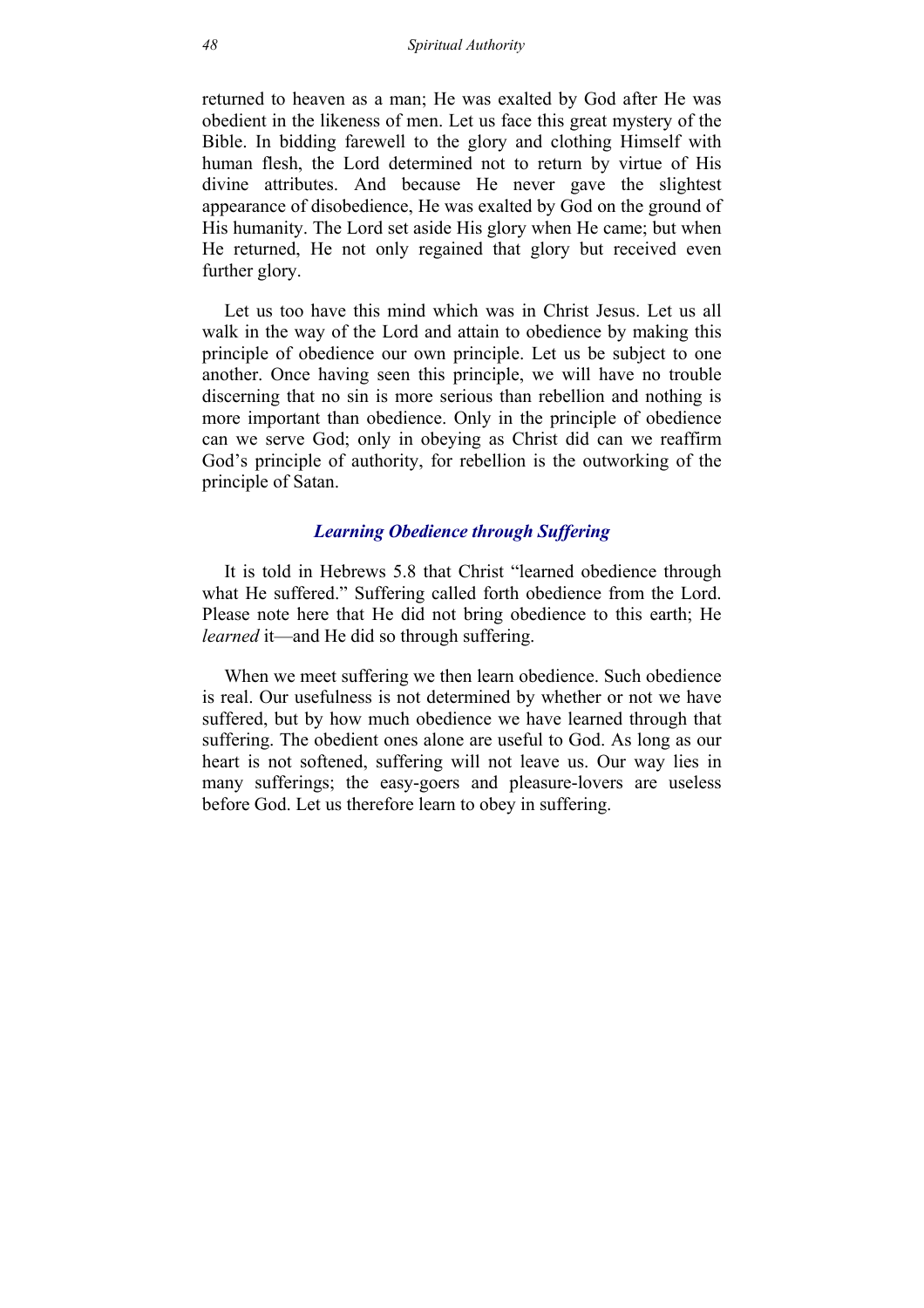returned to heaven as a man; He was exalted by God after He was obedient in the likeness of men. Let us face this great mystery of the Bible. In bidding farewell to the glory and clothing Himself with human flesh, the Lord determined not to return by virtue of His divine attributes. And because He never gave the slightest appearance of disobedience, He was exalted by God on the ground of His humanity. The Lord set aside His glory when He came; but when He returned, He not only regained that glory but received even further glory.

Let us too have this mind which was in Christ Jesus. Let us all walk in the way of the Lord and attain to obedience by making this principle of obedience our own principle. Let us be subject to one another. Once having seen this principle, we will have no trouble discerning that no sin is more serious than rebellion and nothing is more important than obedience. Only in the principle of obedience can we serve God; only in obeying as Christ did can we reaffirm God's principle of authority, for rebellion is the outworking of the principle of Satan.

### *Learning Obedience through Suffering*

It is told in Hebrews 5.8 that Christ "learned obedience through what He suffered." Suffering called forth obedience from the Lord. Please note here that He did not bring obedience to this earth; He *learned* it—and He did so through suffering.

When we meet suffering we then learn obedience. Such obedience is real. Our usefulness is not determined by whether or not we have suffered, but by how much obedience we have learned through that suffering. The obedient ones alone are useful to God. As long as our heart is not softened, suffering will not leave us. Our way lies in many sufferings; the easy-goers and pleasure-lovers are useless before God. Let us therefore learn to obey in suffering.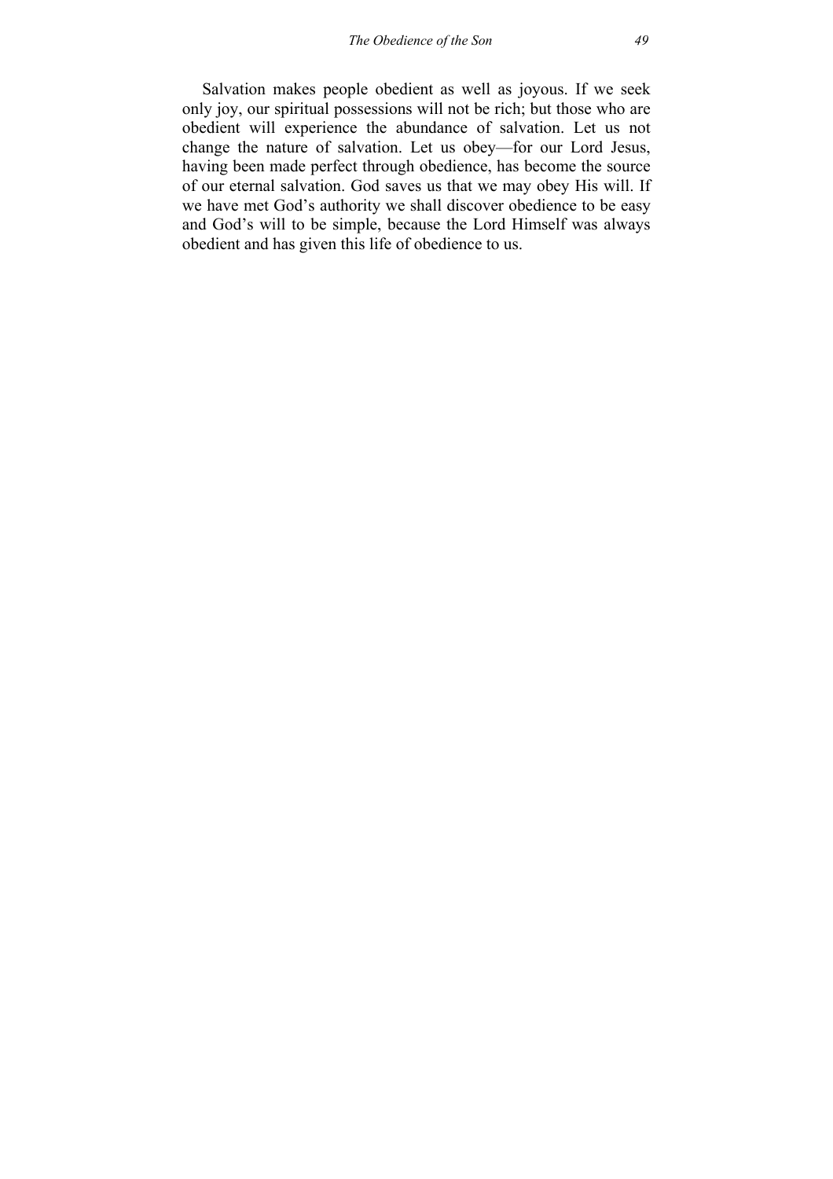Salvation makes people obedient as well as joyous. If we seek only joy, our spiritual possessions will not be rich; but those who are obedient will experience the abundance of salvation. Let us not change the nature of salvation. Let us obey—for our Lord Jesus, having been made perfect through obedience, has become the source of our eternal salvation. God saves us that we may obey His will. If we have met God's authority we shall discover obedience to be easy and God's will to be simple, because the Lord Himself was always obedient and has given this life of obedience to us.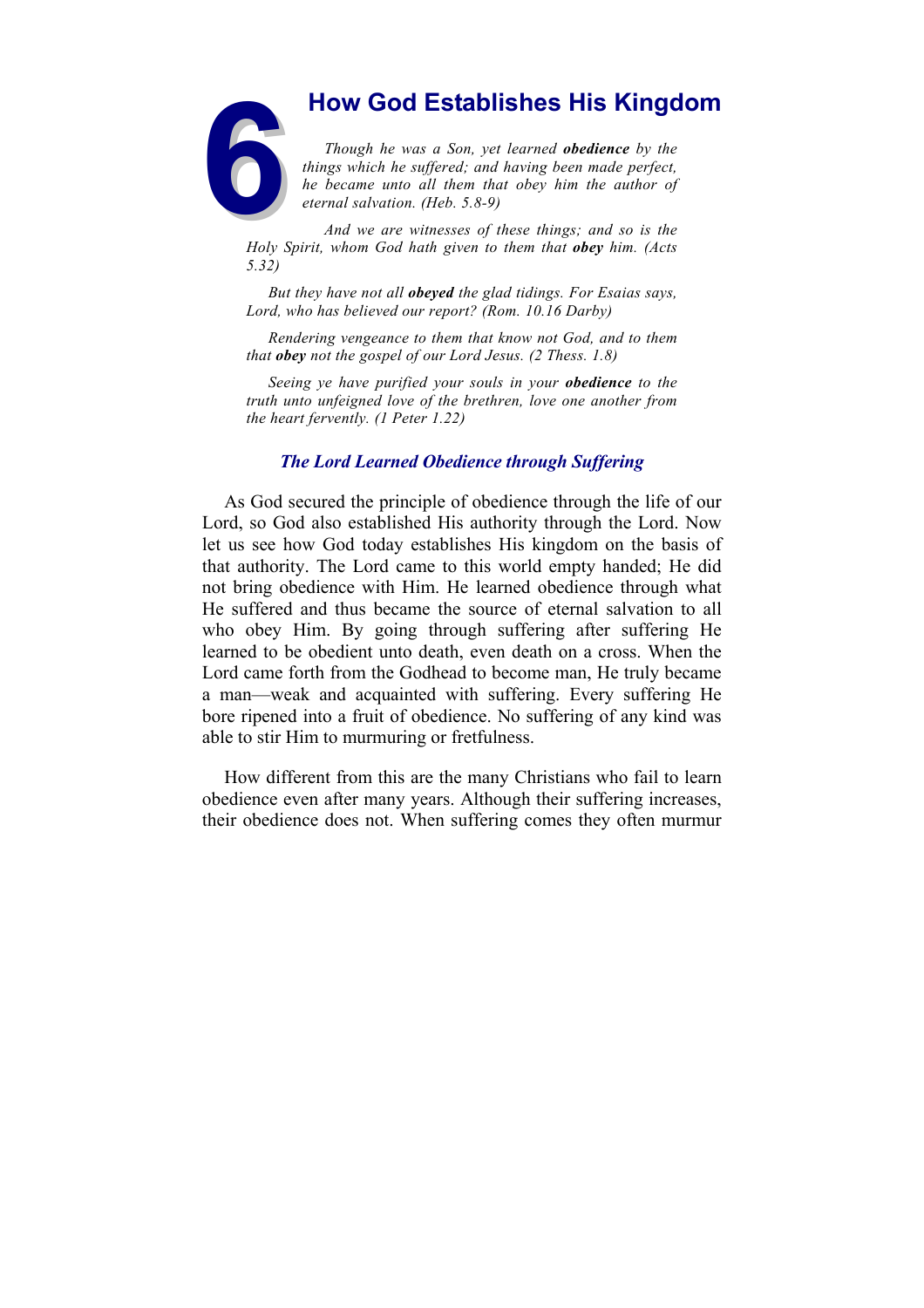# 6 How God Establishes His Kingdom

*Though he was a Son, yet learned **obedience** by the things which he suffered; and having been made perfect, he became unto all them that obey him the author of eternal salvation. (Heb. 5.8-9)*

*And we are witnesses of these things; and so is the Holy Spirit, whom God hath given to them that **obey** him. (Acts 5.32)*

*But they have not all **obeyed** the glad tidings. For Esaias says, Lord, who has believed our report? (Rom. 10.16 Darby)*

*Rendering vengeance to them that know not God, and to them that **obey** not the gospel of our Lord Jesus. (2 Thess. 1.8)*

*Seeing ye have purified your souls in your **obedience** to the truth unto unfeigned love of the brethren, love one another from the heart fervently. (1 Peter 1.22)*

### *The Lord Learned Obedience through Suffering*

As God secured the principle of obedience through the life of our Lord, so God also established His authority through the Lord. Now let us see how God today establishes His kingdom on the basis of that authority. The Lord came to this world empty handed; He did not bring obedience with Him. He learned obedience through what He suffered and thus became the source of eternal salvation to all who obey Him. By going through suffering after suffering He learned to be obedient unto death, even death on a cross. When the Lord came forth from the Godhead to become man, He truly became a man—weak and acquainted with suffering. Every suffering He bore ripened into a fruit of obedience. No suffering of any kind was able to stir Him to murmuring or fretfulness.

How different from this are the many Christians who fail to learn obedience even after many years. Although their suffering increases, their obedience does not. When suffering comes they often murmur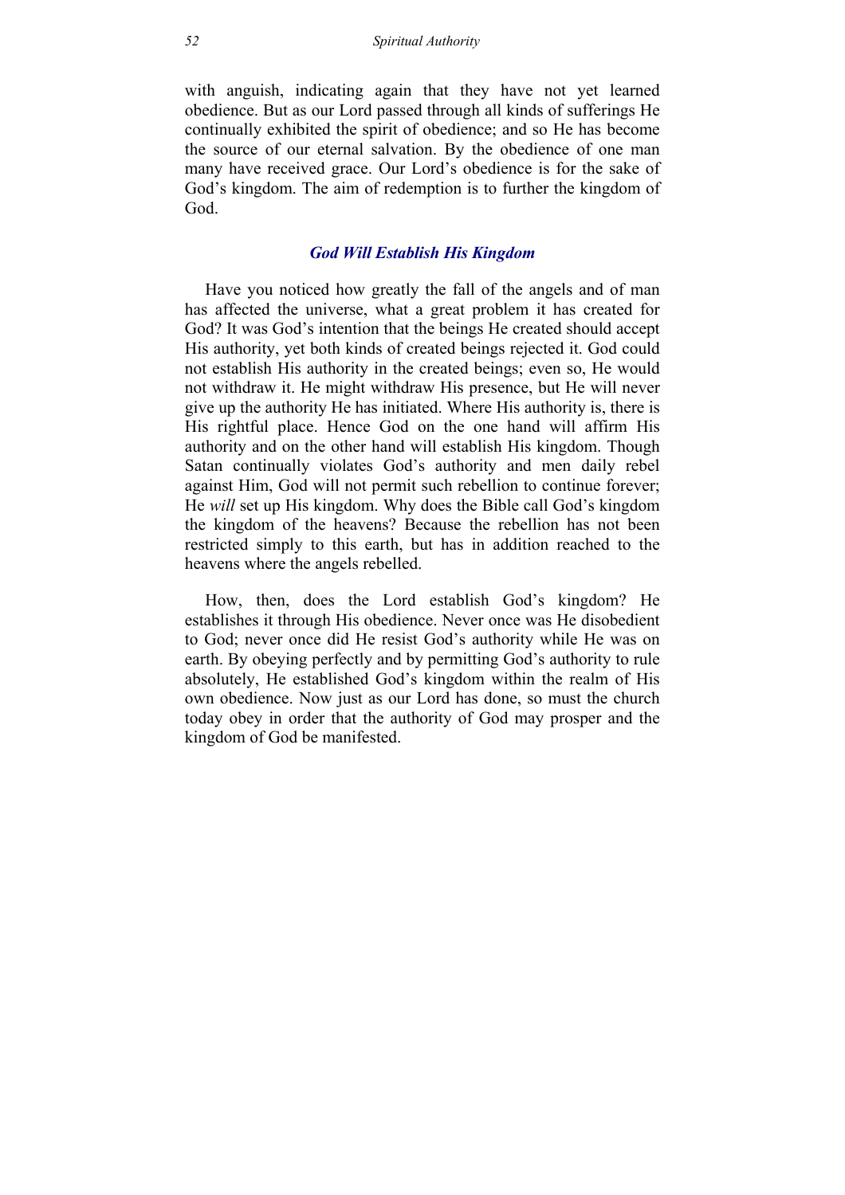with anguish, indicating again that they have not yet learned obedience. But as our Lord passed through all kinds of sufferings He continually exhibited the spirit of obedience; and so He has become the source of our eternal salvation. By the obedience of one man many have received grace. Our Lord's obedience is for the sake of God's kingdom. The aim of redemption is to further the kingdom of God.

### *God Will Establish His Kingdom*

Have you noticed how greatly the fall of the angels and of man has affected the universe, what a great problem it has created for God? It was God's intention that the beings He created should accept His authority, yet both kinds of created beings rejected it. God could not establish His authority in the created beings; even so, He would not withdraw it. He might withdraw His presence, but He will never give up the authority He has initiated. Where His authority is, there is His rightful place. Hence God on the one hand will affirm His authority and on the other hand will establish His kingdom. Though Satan continually violates God's authority and men daily rebel against Him, God will not permit such rebellion to continue forever; He *will* set up His kingdom. Why does the Bible call God's kingdom the kingdom of the heavens? Because the rebellion has not been restricted simply to this earth, but has in addition reached to the heavens where the angels rebelled.

How, then, does the Lord establish God's kingdom? He establishes it through His obedience. Never once was He disobedient to God; never once did He resist God's authority while He was on earth. By obeying perfectly and by permitting God's authority to rule absolutely, He established God's kingdom within the realm of His own obedience. Now just as our Lord has done, so must the church today obey in order that the authority of God may prosper and the kingdom of God be manifested.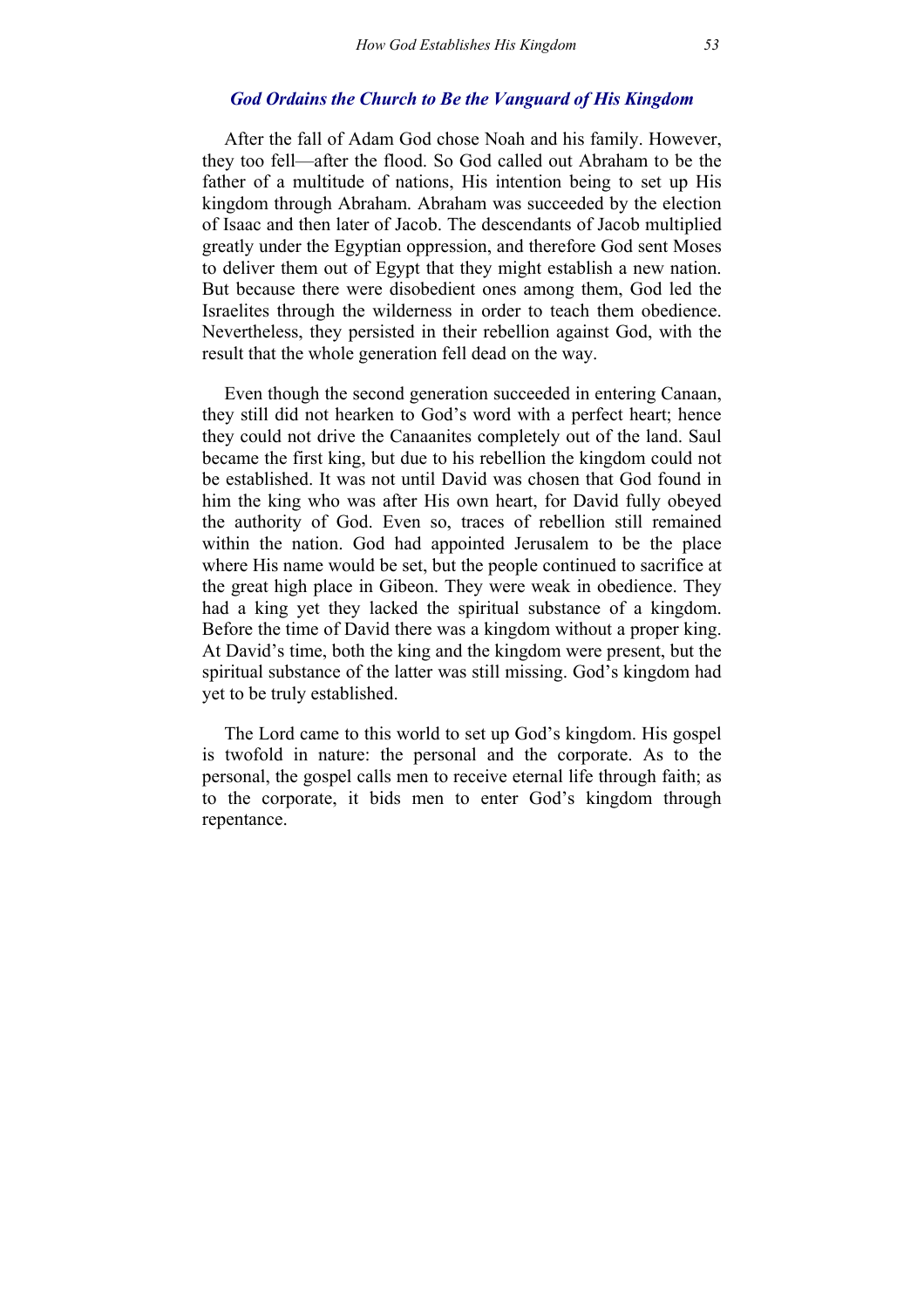### *God Ordains the Church to Be the Vanguard of His Kingdom*

After the fall of Adam God chose Noah and his family. However, they too fell—after the flood. So God called out Abraham to be the father of a multitude of nations, His intention being to set up His kingdom through Abraham. Abraham was succeeded by the election of Isaac and then later of Jacob. The descendants of Jacob multiplied greatly under the Egyptian oppression, and therefore God sent Moses to deliver them out of Egypt that they might establish a new nation. But because there were disobedient ones among them, God led the Israelites through the wilderness in order to teach them obedience. Nevertheless, they persisted in their rebellion against God, with the result that the whole generation fell dead on the way.

Even though the second generation succeeded in entering Canaan, they still did not hearken to God's word with a perfect heart; hence they could not drive the Canaanites completely out of the land. Saul became the first king, but due to his rebellion the kingdom could not be established. It was not until David was chosen that God found in him the king who was after His own heart, for David fully obeyed the authority of God. Even so, traces of rebellion still remained within the nation. God had appointed Jerusalem to be the place where His name would be set, but the people continued to sacrifice at the great high place in Gibeon. They were weak in obedience. They had a king yet they lacked the spiritual substance of a kingdom. Before the time of David there was a kingdom without a proper king. At David's time, both the king and the kingdom were present, but the spiritual substance of the latter was still missing. God's kingdom had yet to be truly established.

The Lord came to this world to set up God's kingdom. His gospel is twofold in nature: the personal and the corporate. As to the personal, the gospel calls men to receive eternal life through faith; as to the corporate, it bids men to enter God's kingdom through repentance.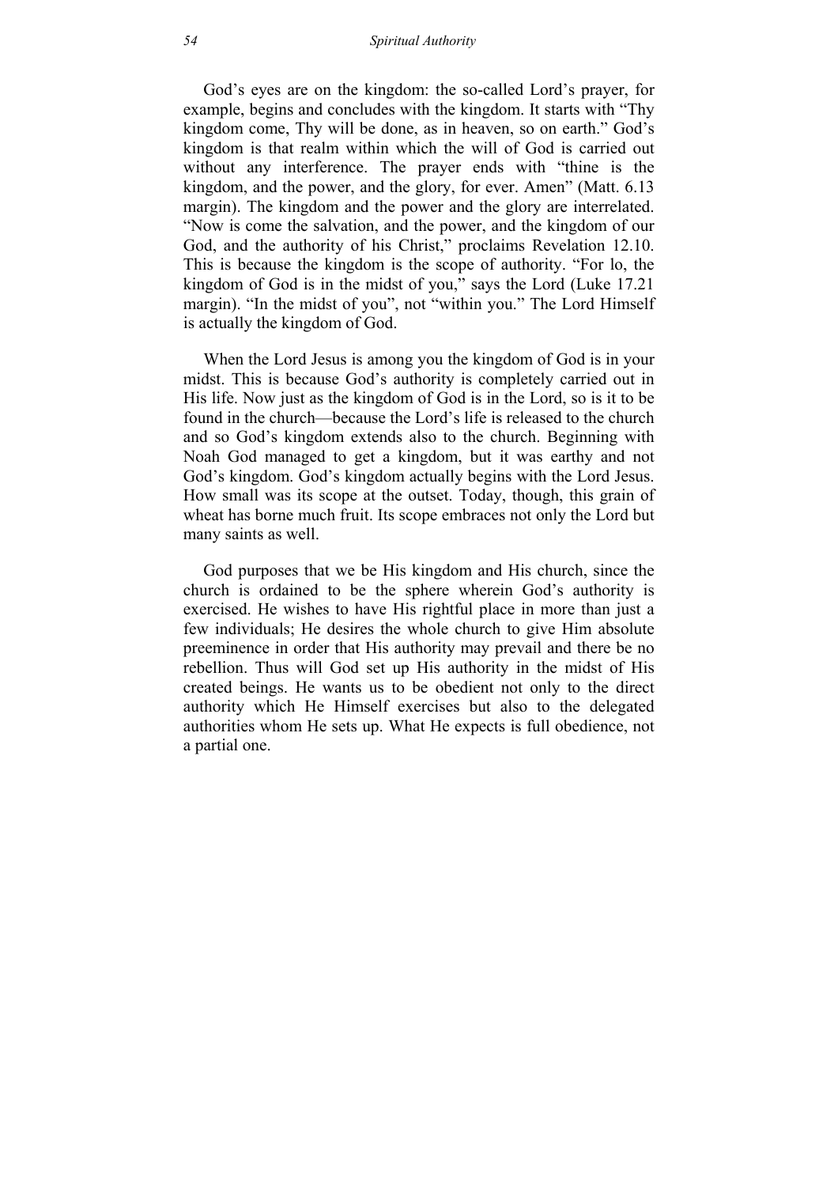God's eyes are on the kingdom: the so-called Lord's prayer, for example, begins and concludes with the kingdom. It starts with "Thy kingdom come, Thy will be done, as in heaven, so on earth." God's kingdom is that realm within which the will of God is carried out without any interference. The prayer ends with "thine is the kingdom, and the power, and the glory, for ever. Amen" (Matt. 6.13 margin). The kingdom and the power and the glory are interrelated. "Now is come the salvation, and the power, and the kingdom of our God, and the authority of his Christ," proclaims Revelation 12.10. This is because the kingdom is the scope of authority. "For lo, the kingdom of God is in the midst of you," says the Lord (Luke 17.21 margin). "In the midst of you", not "within you." The Lord Himself is actually the kingdom of God.

When the Lord Jesus is among you the kingdom of God is in your midst. This is because God's authority is completely carried out in His life. Now just as the kingdom of God is in the Lord, so is it to be found in the church—because the Lord's life is released to the church and so God's kingdom extends also to the church. Beginning with Noah God managed to get a kingdom, but it was earthy and not God's kingdom. God's kingdom actually begins with the Lord Jesus. How small was its scope at the outset. Today, though, this grain of wheat has borne much fruit. Its scope embraces not only the Lord but many saints as well.

God purposes that we be His kingdom and His church, since the church is ordained to be the sphere wherein God's authority is exercised. He wishes to have His rightful place in more than just a few individuals; He desires the whole church to give Him absolute preeminence in order that His authority may prevail and there be no rebellion. Thus will God set up His authority in the midst of His created beings. He wants us to be obedient not only to the direct authority which He Himself exercises but also to the delegated authorities whom He sets up. What He expects is full obedience, not a partial one.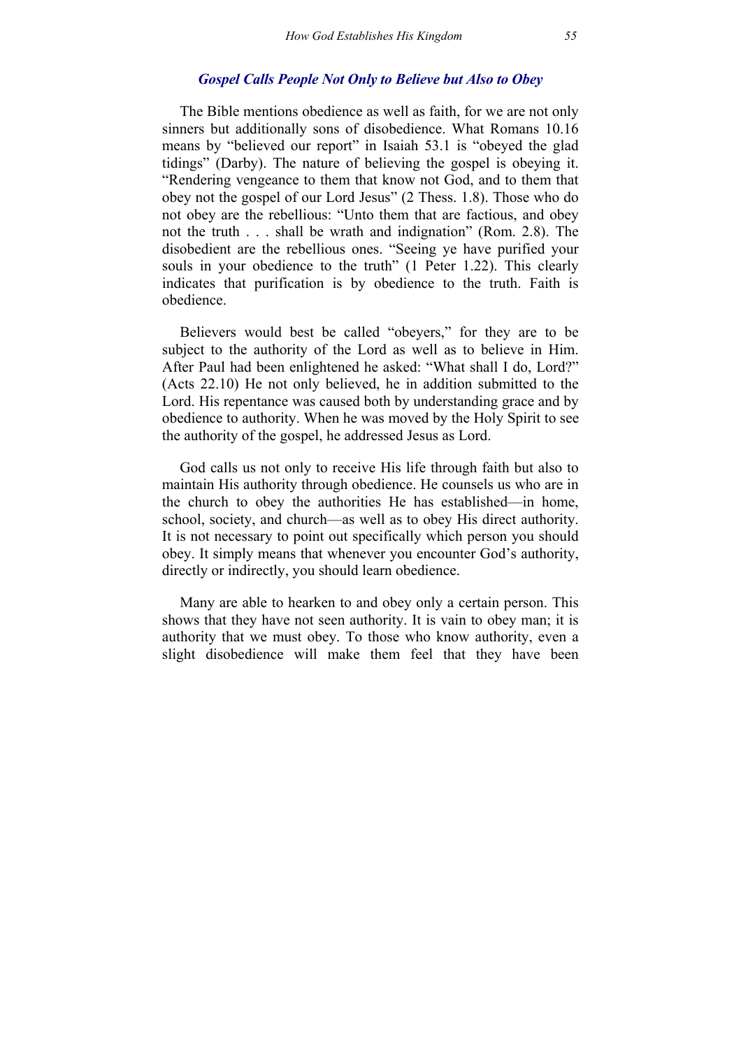### *Gospel Calls People Not Only to Believe but Also to Obey*

The Bible mentions obedience as well as faith, for we are not only sinners but additionally sons of disobedience. What Romans 10.16 means by "believed our report" in Isaiah 53.1 is "obeyed the glad tidings" (Darby). The nature of believing the gospel is obeying it. "Rendering vengeance to them that know not God, and to them that obey not the gospel of our Lord Jesus" (2 Thess. 1.8). Those who do not obey are the rebellious: "Unto them that are factious, and obey not the truth . . . shall be wrath and indignation" (Rom. 2.8). The disobedient are the rebellious ones. "Seeing ye have purified your souls in your obedience to the truth" (1 Peter 1.22). This clearly indicates that purification is by obedience to the truth. Faith is obedience.

Believers would best be called "obeyers," for they are to be subject to the authority of the Lord as well as to believe in Him. After Paul had been enlightened he asked: "What shall I do, Lord?" (Acts 22.10) He not only believed, he in addition submitted to the Lord. His repentance was caused both by understanding grace and by obedience to authority. When he was moved by the Holy Spirit to see the authority of the gospel, he addressed Jesus as Lord.

God calls us not only to receive His life through faith but also to maintain His authority through obedience. He counsels us who are in the church to obey the authorities He has established—in home, school, society, and church—as well as to obey His direct authority. It is not necessary to point out specifically which person you should obey. It simply means that whenever you encounter God's authority, directly or indirectly, you should learn obedience.

Many are able to hearken to and obey only a certain person. This shows that they have not seen authority. It is vain to obey man; it is authority that we must obey. To those who know authority, even a slight disobedience will make them feel that they have been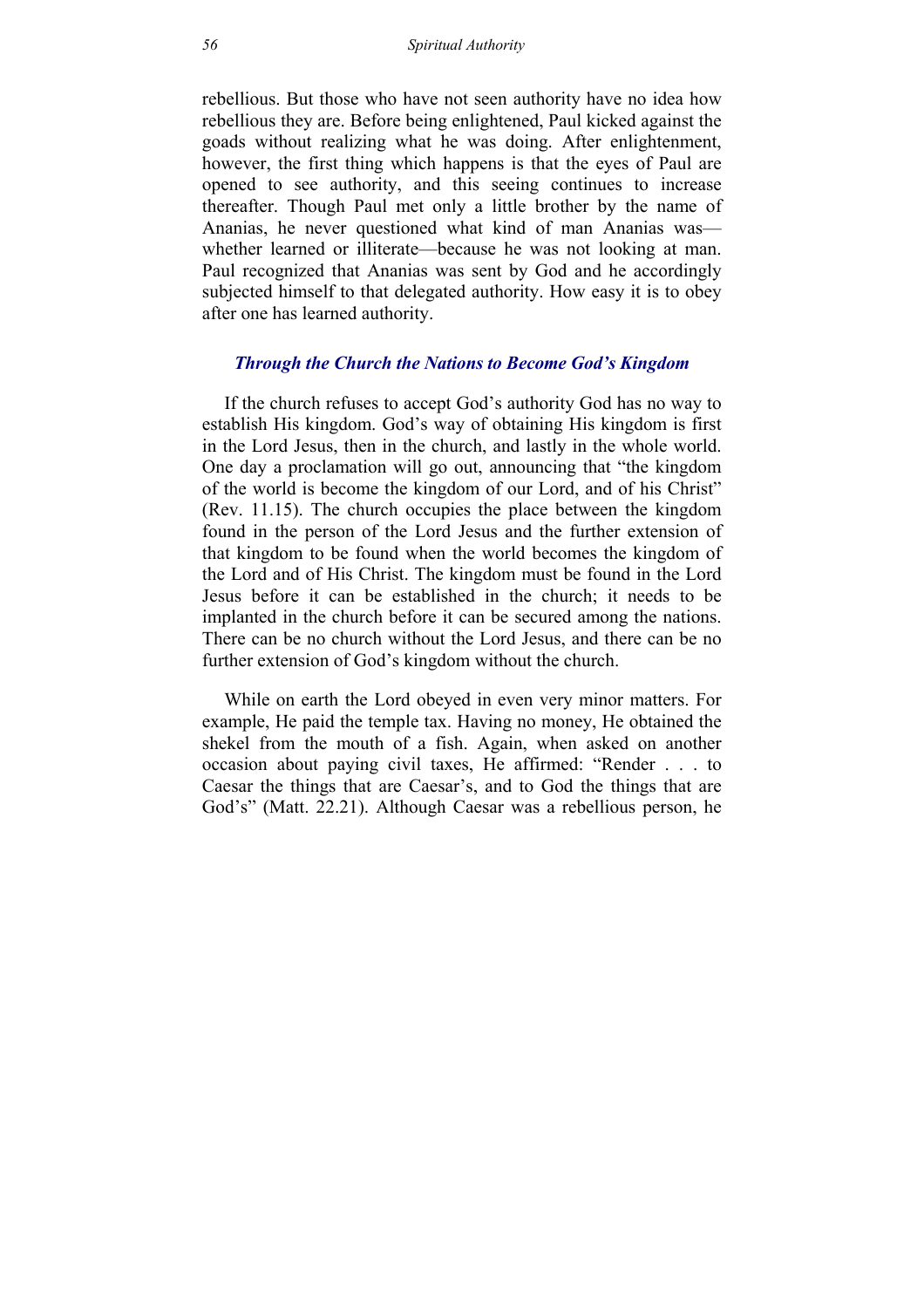rebellious. But those who have not seen authority have no idea how rebellious they are. Before being enlightened, Paul kicked against the goads without realizing what he was doing. After enlightenment, however, the first thing which happens is that the eyes of Paul are opened to see authority, and this seeing continues to increase thereafter. Though Paul met only a little brother by the name of Ananias, he never questioned what kind of man Ananias was—whether learned or illiterate—because he was not looking at man. Paul recognized that Ananias was sent by God and he accordingly subjected himself to that delegated authority. How easy it is to obey after one has learned authority.

### *Through the Church the Nations to Become God's Kingdom*

If the church refuses to accept God's authority God has no way to establish His kingdom. God's way of obtaining His kingdom is first in the Lord Jesus, then in the church, and lastly in the whole world. One day a proclamation will go out, announcing that "the kingdom of the world is become the kingdom of our Lord, and of his Christ" (Rev. 11.15). The church occupies the place between the kingdom found in the person of the Lord Jesus and the further extension of that kingdom to be found when the world becomes the kingdom of the Lord and of His Christ. The kingdom must be found in the Lord Jesus before it can be established in the church; it needs to be implanted in the church before it can be secured among the nations. There can be no church without the Lord Jesus, and there can be no further extension of God's kingdom without the church.

While on earth the Lord obeyed in even very minor matters. For example, He paid the temple tax. Having no money, He obtained the shekel from the mouth of a fish. Again, when asked on another occasion about paying civil taxes, He affirmed: "Render . . . to Caesar the things that are Caesar's, and to God the things that are God's" (Matt. 22.21). Although Caesar was a rebellious person, he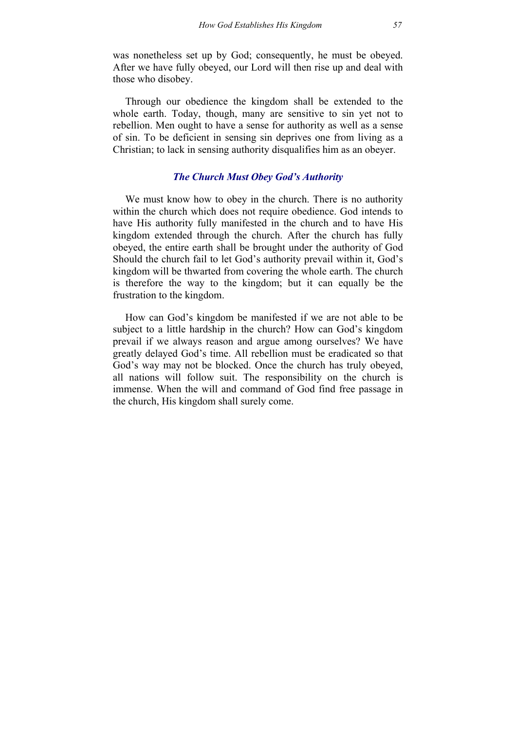was nonetheless set up by God; consequently, he must be obeyed. After we have fully obeyed, our Lord will then rise up and deal with those who disobey.

Through our obedience the kingdom shall be extended to the whole earth. Today, though, many are sensitive to sin yet not to rebellion. Men ought to have a sense for authority as well as a sense of sin. To be deficient in sensing sin deprives one from living as a Christian; to lack in sensing authority disqualifies him as an obeyer.

### *The Church Must Obey God's Authority*

We must know how to obey in the church. There is no authority within the church which does not require obedience. God intends to have His authority fully manifested in the church and to have His kingdom extended through the church. After the church has fully obeyed, the entire earth shall be brought under the authority of God Should the church fail to let God's authority prevail within it, God's kingdom will be thwarted from covering the whole earth. The church is therefore the way to the kingdom; but it can equally be the frustration to the kingdom.

How can God's kingdom be manifested if we are not able to be subject to a little hardship in the church? How can God's kingdom prevail if we always reason and argue among ourselves? We have greatly delayed God's time. All rebellion must be eradicated so that God's way may not be blocked. Once the church has truly obeyed, all nations will follow suit. The responsibility on the church is immense. When the will and command of God find free passage in the church, His kingdom shall surely come.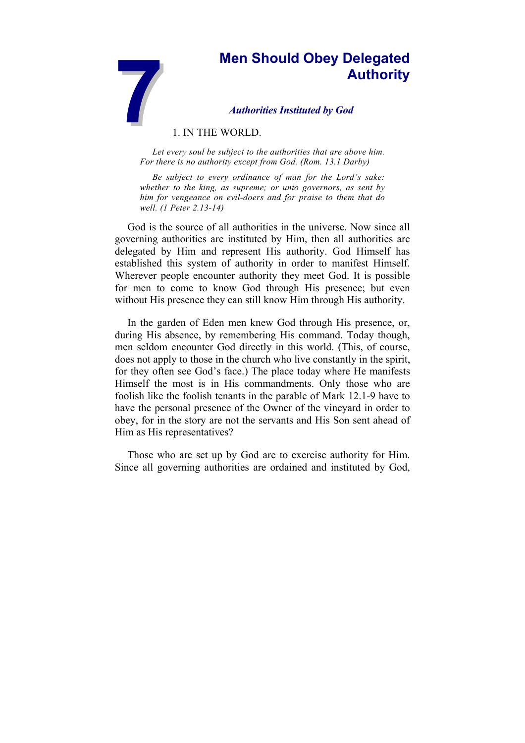# 7 Men Should Obey Delegated Authority

### *Authorities Instituted by God*

1. IN THE WORLD.

> *Let every soul be subject to the authorities that are above him. For there is no authority except from God. (Rom. 13.1 Darby)*
>
> *Be subject to every ordinance of man for the Lord's sake: whether to the king, as supreme; or unto governors, as sent by him for vengeance on evil-doers and for praise to them that do well. (1 Peter 2.13-14)*

God is the source of all authorities in the universe. Now since all governing authorities are instituted by Him, then all authorities are delegated by Him and represent His authority. God Himself has established this system of authority in order to manifest Himself. Wherever people encounter authority they meet God. It is possible for men to come to know God through His presence; but even without His presence they can still know Him through His authority.

In the garden of Eden men knew God through His presence, or, during His absence, by remembering His command. Today though, men seldom encounter God directly in this world. (This, of course, does not apply to those in the church who live constantly in the spirit, for they often see God's face.) The place today where He manifests Himself the most is in His commandments. Only those who are foolish like the foolish tenants in the parable of Mark 12.1-9 have to have the personal presence of the Owner of the vineyard in order to obey, for in the story are not the servants and His Son sent ahead of Him as His representatives?

Those who are set up by God are to exercise authority for Him. Since all governing authorities are ordained and instituted by God,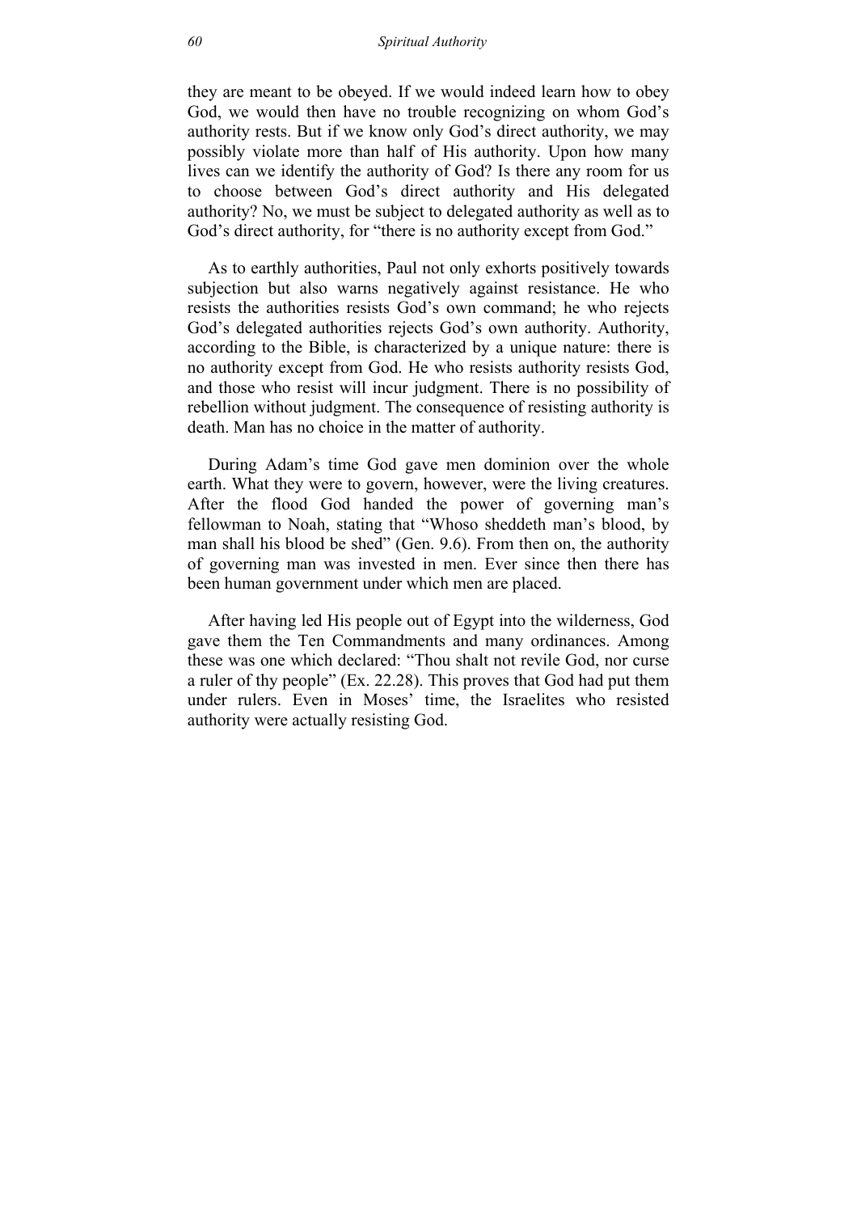they are meant to be obeyed. If we would indeed learn how to obey God, we would then have no trouble recognizing on whom God's authority rests. But if we know only God's direct authority, we may possibly violate more than half of His authority. Upon how many lives can we identify the authority of God? Is there any room for us to choose between God's direct authority and His delegated authority? No, we must be subject to delegated authority as well as to God's direct authority, for "there is no authority except from God."

As to earthly authorities, Paul not only exhorts positively towards subjection but also warns negatively against resistance. He who resists the authorities resists God's own command; he who rejects God's delegated authorities rejects God's own authority. Authority, according to the Bible, is characterized by a unique nature: there is no authority except from God. He who resists authority resists God, and those who resist will incur judgment. There is no possibility of rebellion without judgment. The consequence of resisting authority is death. Man has no choice in the matter of authority.

During Adam's time God gave men dominion over the whole earth. What they were to govern, however, were the living creatures. After the flood God handed the power of governing man's fellowman to Noah, stating that "Whoso sheddeth man's blood, by man shall his blood be shed" (Gen. 9.6). From then on, the authority of governing man was invested in men. Ever since then there has been human government under which men are placed.

After having led His people out of Egypt into the wilderness, God gave them the Ten Commandments and many ordinances. Among these was one which declared: "Thou shalt not revile God, nor curse a ruler of thy people" (Ex. 22.28). This proves that God had put them under rulers. Even in Moses' time, the Israelites who resisted authority were actually resisting God.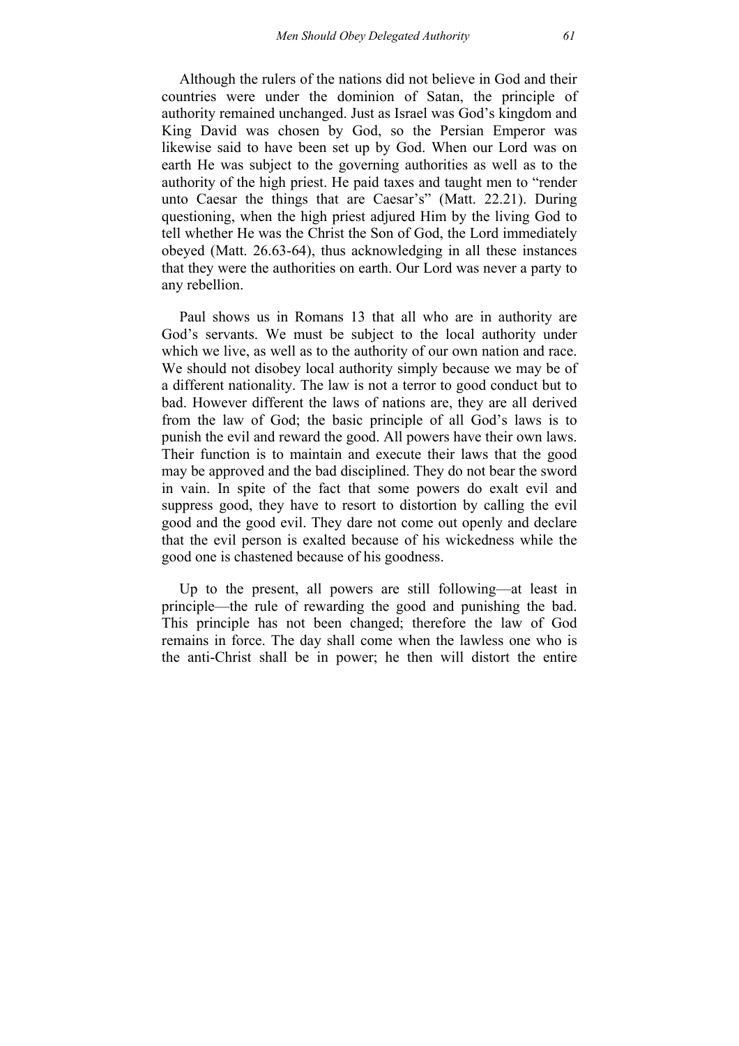Although the rulers of the nations did not believe in God and their countries were under the dominion of Satan, the principle of authority remained unchanged. Just as Israel was God's kingdom and King David was chosen by God, so the Persian Emperor was likewise said to have been set up by God. When our Lord was on earth He was subject to the governing authorities as well as to the authority of the high priest. He paid taxes and taught men to "render unto Caesar the things that are Caesar's" (Matt. 22.21). During questioning, when the high priest adjured Him by the living God to tell whether He was the Christ the Son of God, the Lord immediately obeyed (Matt. 26.63-64), thus acknowledging in all these instances that they were the authorities on earth. Our Lord was never a party to any rebellion.

Paul shows us in Romans 13 that all who are in authority are God's servants. We must be subject to the local authority under which we live, as well as to the authority of our own nation and race. We should not disobey local authority simply because we may be of a different nationality. The law is not a terror to good conduct but to bad. However different the laws of nations are, they are all derived from the law of God; the basic principle of all God's laws is to punish the evil and reward the good. All powers have their own laws. Their function is to maintain and execute their laws that the good may be approved and the bad disciplined. They do not bear the sword in vain. In spite of the fact that some powers do exalt evil and suppress good, they have to resort to distortion by calling the evil good and the good evil. They dare not come out openly and declare that the evil person is exalted because of his wickedness while the good one is chastened because of his goodness.

Up to the present, all powers are still following—at least in principle—the rule of rewarding the good and punishing the bad. This principle has not been changed; therefore the law of God remains in force. The day shall come when the lawless one who is the anti-Christ shall be in power; he then will distort the entire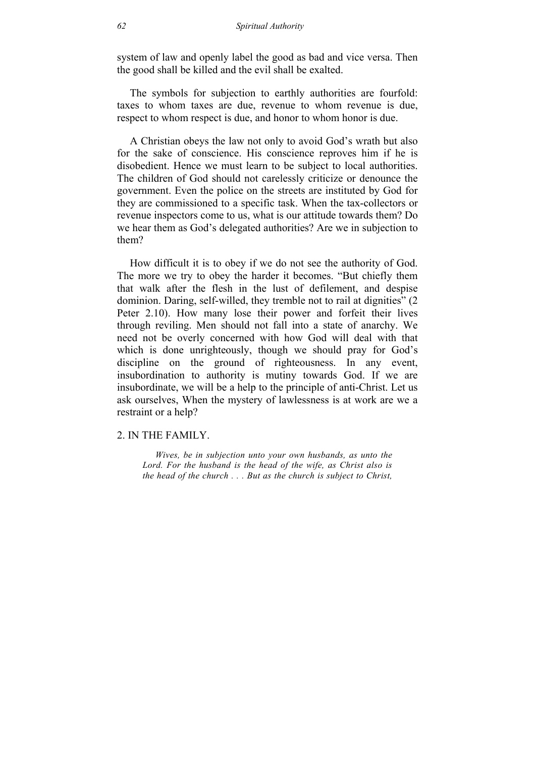system of law and openly label the good as bad and vice versa. Then the good shall be killed and the evil shall be exalted.

The symbols for subjection to earthly authorities are fourfold: taxes to whom taxes are due, revenue to whom revenue is due, respect to whom respect is due, and honor to whom honor is due.

A Christian obeys the law not only to avoid God's wrath but also for the sake of conscience. His conscience reproves him if he is disobedient. Hence we must learn to be subject to local authorities. The children of God should not carelessly criticize or denounce the government. Even the police on the streets are instituted by God for they are commissioned to a specific task. When the tax-collectors or revenue inspectors come to us, what is our attitude towards them? Do we hear them as God's delegated authorities? Are we in subjection to them?

How difficult it is to obey if we do not see the authority of God. The more we try to obey the harder it becomes. "But chiefly them that walk after the flesh in the lust of defilement, and despise dominion. Daring, self-willed, they tremble not to rail at dignities" (2 Peter 2.10). How many lose their power and forfeit their lives through reviling. Men should not fall into a state of anarchy. We need not be overly concerned with how God will deal with that which is done unrighteously, though we should pray for God's discipline on the ground of righteousness. In any event, insubordination to authority is mutiny towards God. If we are insubordinate, we will be a help to the principle of anti-Christ. Let us ask ourselves, When the mystery of lawlessness is at work are we a restraint or a help?

## 2. IN THE FAMILY.

> *Wives, be in subjection unto your own husbands, as unto the Lord. For the husband is the head of the wife, as Christ also is the head of the church . . . But as the church is subject to Christ,*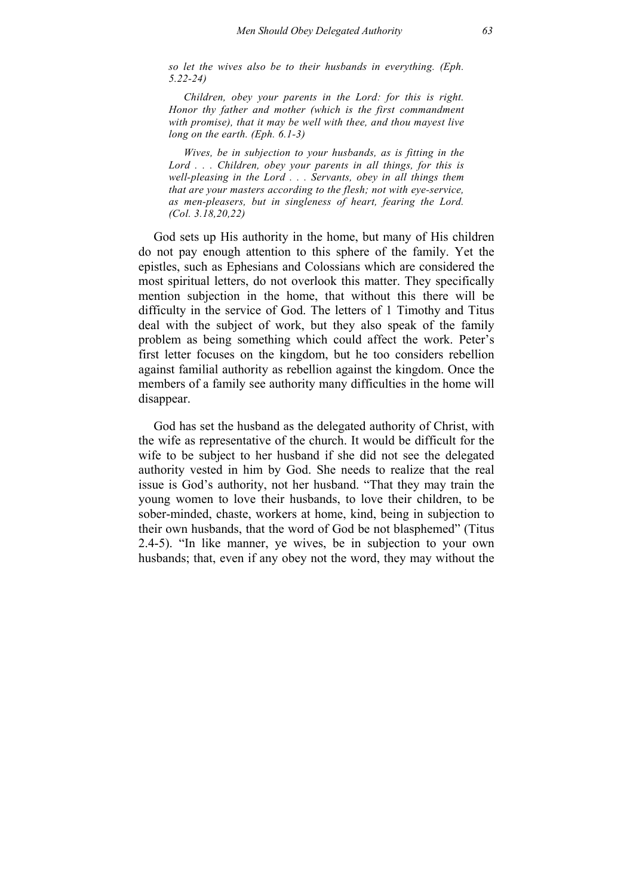*so let the wives also be to their husbands in everything. (Eph. 5.22-24)*

*Children, obey your parents in the Lord: for this is right. Honor thy father and mother (which is the first commandment with promise), that it may be well with thee, and thou mayest live long on the earth. (Eph. 6.1-3)*

*Wives, be in subjection to your husbands, as is fitting in the Lord . . . Children, obey your parents in all things, for this is well-pleasing in the Lord . . . Servants, obey in all things them that are your masters according to the flesh; not with eye-service, as men-pleasers, but in singleness of heart, fearing the Lord. (Col. 3.18,20,22)*

God sets up His authority in the home, but many of His children do not pay enough attention to this sphere of the family. Yet the epistles, such as Ephesians and Colossians which are considered the most spiritual letters, do not overlook this matter. They specifically mention subjection in the home, that without this there will be difficulty in the service of God. The letters of 1 Timothy and Titus deal with the subject of work, but they also speak of the family problem as being something which could affect the work. Peter's first letter focuses on the kingdom, but he too considers rebellion against familial authority as rebellion against the kingdom. Once the members of a family see authority many difficulties in the home will disappear.

God has set the husband as the delegated authority of Christ, with the wife as representative of the church. It would be difficult for the wife to be subject to her husband if she did not see the delegated authority vested in him by God. She needs to realize that the real issue is God's authority, not her husband. "That they may train the young women to love their husbands, to love their children, to be sober-minded, chaste, workers at home, kind, being in subjection to their own husbands, that the word of God be not blasphemed" (Titus 2.4-5). "In like manner, ye wives, be in subjection to your own husbands; that, even if any obey not the word, they may without the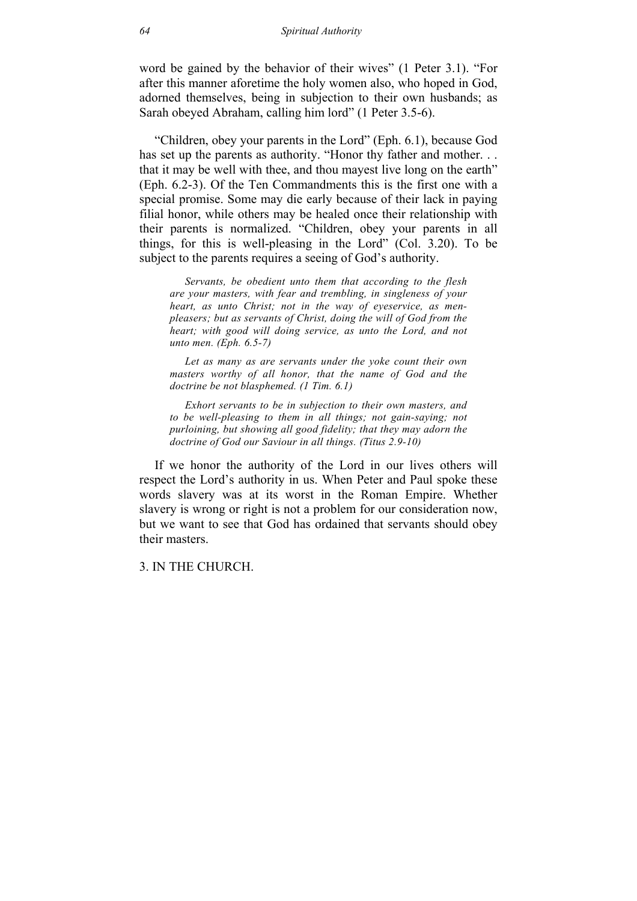word be gained by the behavior of their wives" (1 Peter 3.1). "For after this manner aforetime the holy women also, who hoped in God, adorned themselves, being in subjection to their own husbands; as Sarah obeyed Abraham, calling him lord" (1 Peter 3.5-6).

"Children, obey your parents in the Lord" (Eph. 6.1), because God has set up the parents as authority. "Honor thy father and mother. . . that it may be well with thee, and thou mayest live long on the earth" (Eph. 6.2-3). Of the Ten Commandments this is the first one with a special promise. Some may die early because of their lack in paying filial honor, while others may be healed once their relationship with their parents is normalized. "Children, obey your parents in all things, for this is well-pleasing in the Lord" (Col. 3.20). To be subject to the parents requires a seeing of God's authority.

> *Servants, be obedient unto them that according to the flesh are your masters, with fear and trembling, in singleness of your heart, as unto Christ; not in the way of eyeservice, as men-pleasers; but as servants of Christ, doing the will of God from the heart; with good will doing service, as unto the Lord, and not unto men. (Eph. 6.5-7)*
>
> *Let as many as are servants under the yoke count their own masters worthy of all honor, that the name of God and the doctrine be not blasphemed. (1 Tim. 6.1)*
>
> *Exhort servants to be in subjection to their own masters, and to be well-pleasing to them in all things; not gain-saying; not purloining, but showing all good fidelity; that they may adorn the doctrine of God our Saviour in all things. (Titus 2.9-10)*

If we honor the authority of the Lord in our lives others will respect the Lord's authority in us. When Peter and Paul spoke these words slavery was at its worst in the Roman Empire. Whether slavery is wrong or right is not a problem for our consideration now, but we want to see that God has ordained that servants should obey their masters.

3. IN THE CHURCH.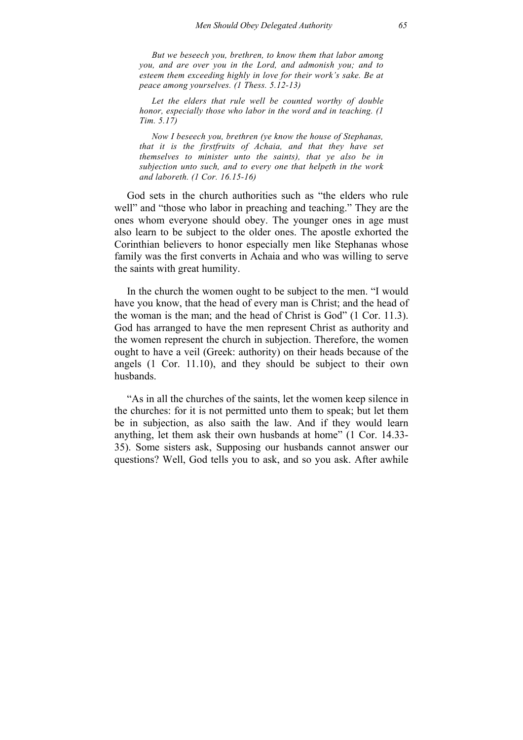*But we beseech you, brethren, to know them that labor among you, and are over you in the Lord, and admonish you; and to esteem them exceeding highly in love for their work's sake. Be at peace among yourselves. (1 Thess. 5.12-13)*

*Let the elders that rule well be counted worthy of double honor, especially those who labor in the word and in teaching. (1 Tim. 5.17)*

*Now I beseech you, brethren (ye know the house of Stephanas, that it is the firstfruits of Achaia, and that they have set themselves to minister unto the saints), that ye also be in subjection unto such, and to every one that helpeth in the work and laboreth. (1 Cor. 16.15-16)*

God sets in the church authorities such as "the elders who rule well" and "those who labor in preaching and teaching." They are the ones whom everyone should obey. The younger ones in age must also learn to be subject to the older ones. The apostle exhorted the Corinthian believers to honor especially men like Stephanas whose family was the first converts in Achaia and who was willing to serve the saints with great humility.

In the church the women ought to be subject to the men. "I would have you know, that the head of every man is Christ; and the head of the woman is the man; and the head of Christ is God" (1 Cor. 11.3). God has arranged to have the men represent Christ as authority and the women represent the church in subjection. Therefore, the women ought to have a veil (Greek: authority) on their heads because of the angels (1 Cor. 11.10), and they should be subject to their own husbands.

"As in all the churches of the saints, let the women keep silence in the churches: for it is not permitted unto them to speak; but let them be in subjection, as also saith the law. And if they would learn anything, let them ask their own husbands at home" (1 Cor. 14.33-35). Some sisters ask, Supposing our husbands cannot answer our questions? Well, God tells you to ask, and so you ask. After awhile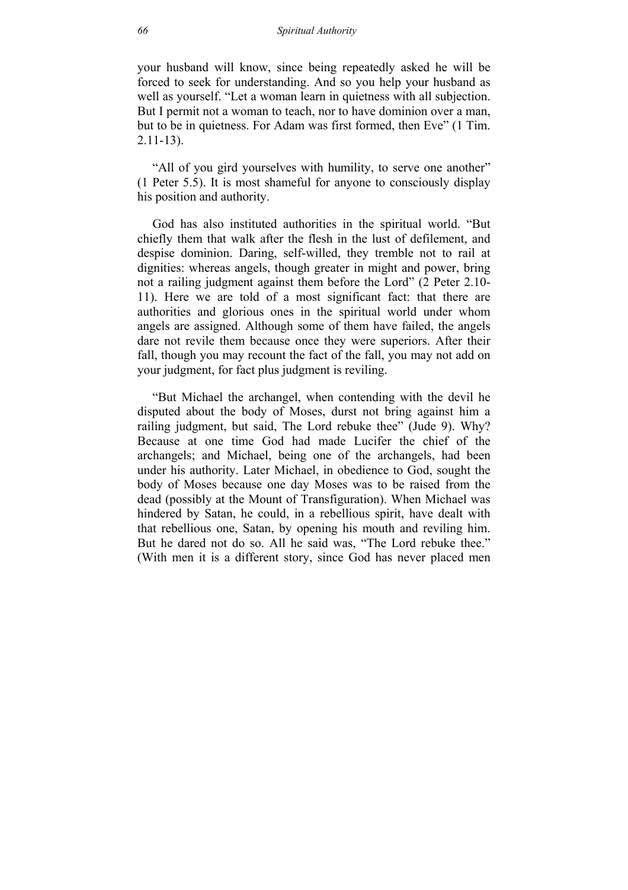your husband will know, since being repeatedly asked he will be forced to seek for understanding. And so you help your husband as well as yourself. "Let a woman learn in quietness with all subjection. But I permit not a woman to teach, nor to have dominion over a man, but to be in quietness. For Adam was first formed, then Eve" (1 Tim. 2.11-13).

"All of you gird yourselves with humility, to serve one another" (1 Peter 5.5). It is most shameful for anyone to consciously display his position and authority.

God has also instituted authorities in the spiritual world. "But chiefly them that walk after the flesh in the lust of defilement, and despise dominion. Daring, self-willed, they tremble not to rail at dignities: whereas angels, though greater in might and power, bring not a railing judgment against them before the Lord" (2 Peter 2.10-11). Here we are told of a most significant fact: that there are authorities and glorious ones in the spiritual world under whom angels are assigned. Although some of them have failed, the angels dare not revile them because once they were superiors. After their fall, though you may recount the fact of the fall, you may not add on your judgment, for fact plus judgment is reviling.

"But Michael the archangel, when contending with the devil he disputed about the body of Moses, durst not bring against him a railing judgment, but said, The Lord rebuke thee" (Jude 9). Why? Because at one time God had made Lucifer the chief of the archangels; and Michael, being one of the archangels, had been under his authority. Later Michael, in obedience to God, sought the body of Moses because one day Moses was to be raised from the dead (possibly at the Mount of Transfiguration). When Michael was hindered by Satan, he could, in a rebellious spirit, have dealt with that rebellious one, Satan, by opening his mouth and reviling him. But he dared not do so. All he said was, "The Lord rebuke thee." (With men it is a different story, since God has never placed men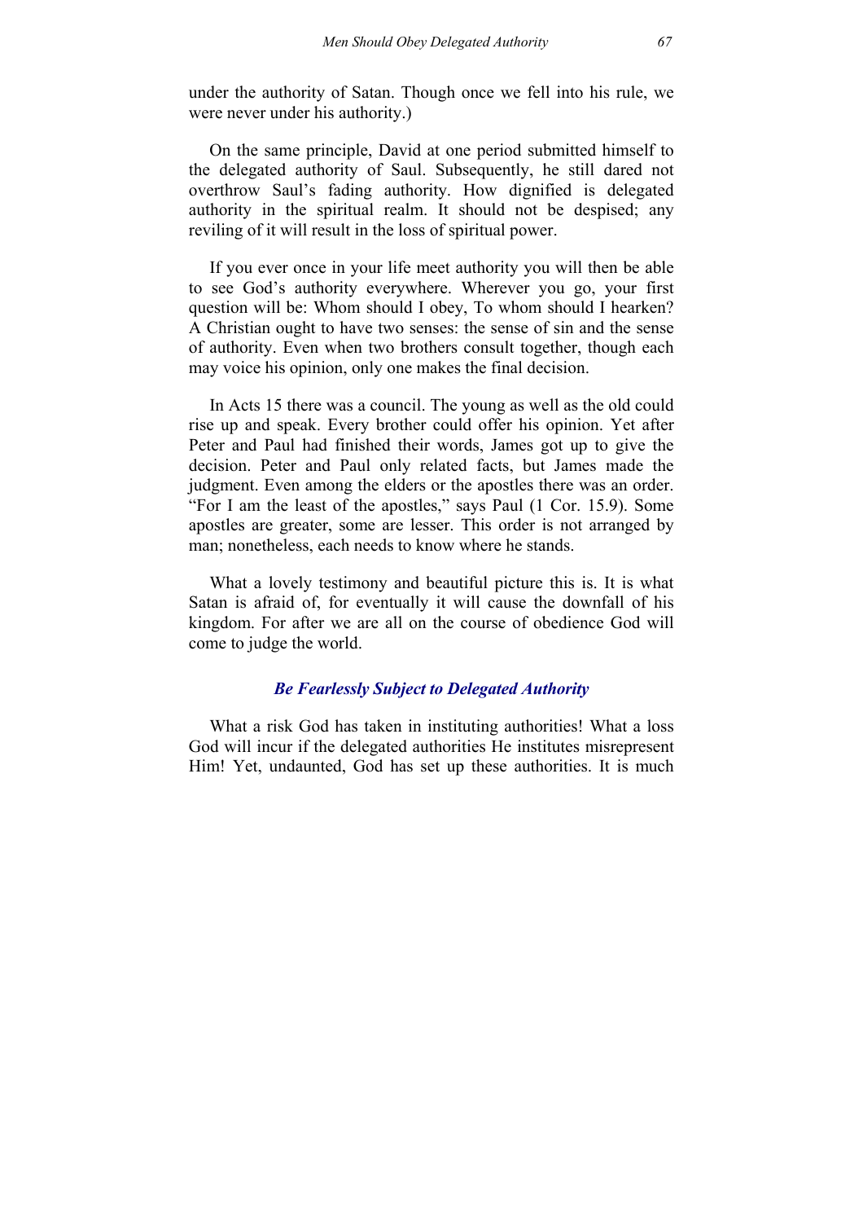under the authority of Satan. Though once we fell into his rule, we were never under his authority.)

On the same principle, David at one period submitted himself to the delegated authority of Saul. Subsequently, he still dared not overthrow Saul's fading authority. How dignified is delegated authority in the spiritual realm. It should not be despised; any reviling of it will result in the loss of spiritual power.

If you ever once in your life meet authority you will then be able to see God's authority everywhere. Wherever you go, your first question will be: Whom should I obey, To whom should I hearken? A Christian ought to have two senses: the sense of sin and the sense of authority. Even when two brothers consult together, though each may voice his opinion, only one makes the final decision.

In Acts 15 there was a council. The young as well as the old could rise up and speak. Every brother could offer his opinion. Yet after Peter and Paul had finished their words, James got up to give the decision. Peter and Paul only related facts, but James made the judgment. Even among the elders or the apostles there was an order. "For I am the least of the apostles," says Paul (1 Cor. 15.9). Some apostles are greater, some are lesser. This order is not arranged by man; nonetheless, each needs to know where he stands.

What a lovely testimony and beautiful picture this is. It is what Satan is afraid of, for eventually it will cause the downfall of his kingdom. For after we are all on the course of obedience God will come to judge the world.

## *Be Fearlessly Subject to Delegated Authority*

What a risk God has taken in instituting authorities! What a loss God will incur if the delegated authorities He institutes misrepresent Him! Yet, undaunted, God has set up these authorities. It is much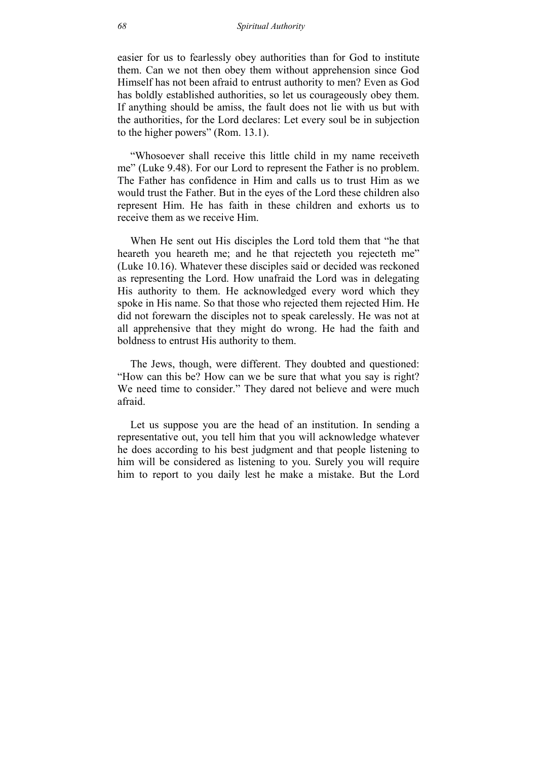easier for us to fearlessly obey authorities than for God to institute them. Can we not then obey them without apprehension since God Himself has not been afraid to entrust authority to men? Even as God has boldly established authorities, so let us courageously obey them. If anything should be amiss, the fault does not lie with us but with the authorities, for the Lord declares: Let every soul be in subjection to the higher powers" (Rom. 13.1).

"Whosoever shall receive this little child in my name receiveth me" (Luke 9.48). For our Lord to represent the Father is no problem. The Father has confidence in Him and calls us to trust Him as we would trust the Father. But in the eyes of the Lord these children also represent Him. He has faith in these children and exhorts us to receive them as we receive Him.

When He sent out His disciples the Lord told them that "he that heareth you heareth me; and he that rejecteth you rejecteth me" (Luke 10.16). Whatever these disciples said or decided was reckoned as representing the Lord. How unafraid the Lord was in delegating His authority to them. He acknowledged every word which they spoke in His name. So that those who rejected them rejected Him. He did not forewarn the disciples not to speak carelessly. He was not at all apprehensive that they might do wrong. He had the faith and boldness to entrust His authority to them.

The Jews, though, were different. They doubted and questioned: "How can this be? How can we be sure that what you say is right? We need time to consider." They dared not believe and were much afraid.

Let us suppose you are the head of an institution. In sending a representative out, you tell him that you will acknowledge whatever he does according to his best judgment and that people listening to him will be considered as listening to you. Surely you will require him to report to you daily lest he make a mistake. But the Lord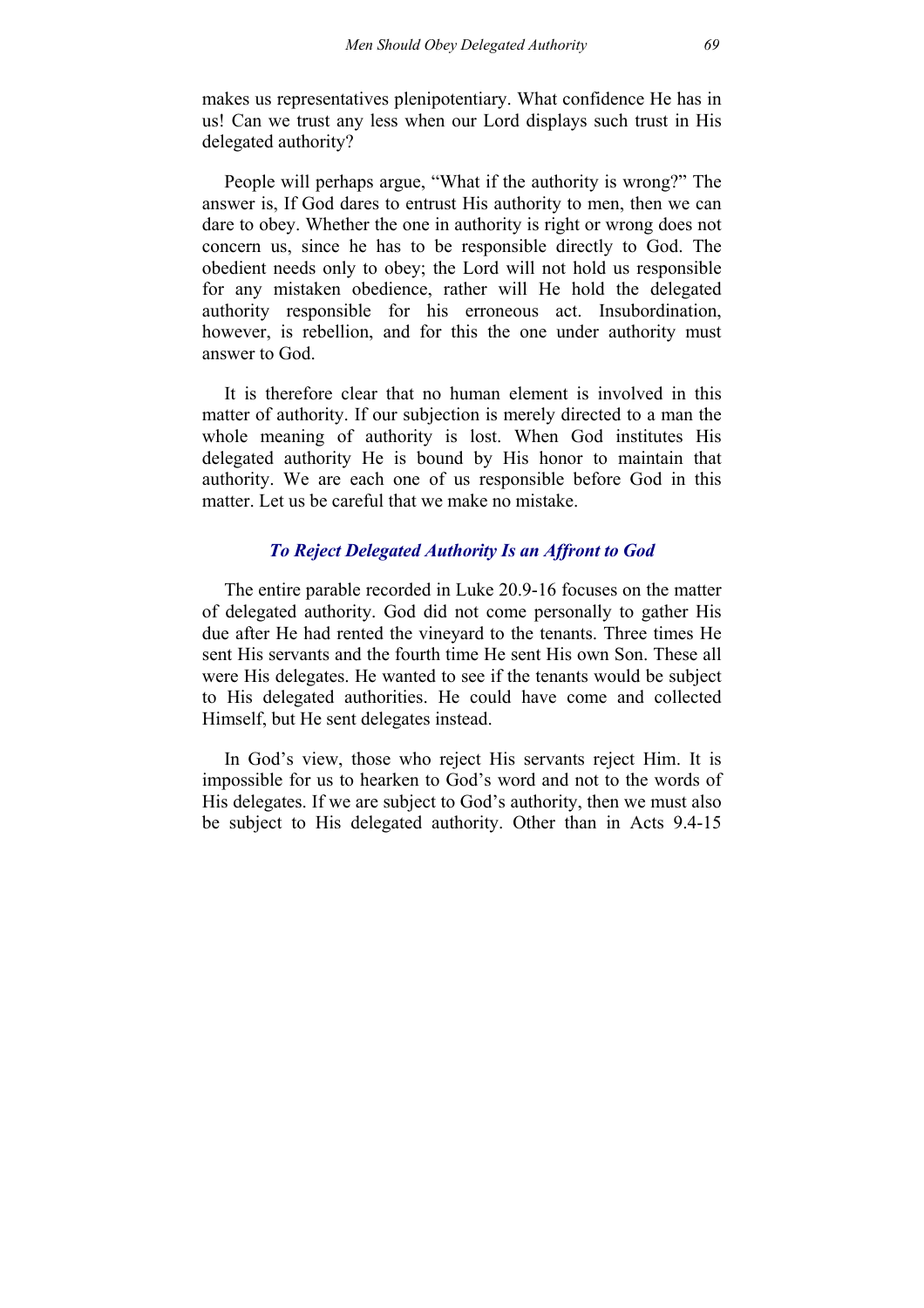makes us representatives plenipotentiary. What confidence He has in us! Can we trust any less when our Lord displays such trust in His delegated authority?

People will perhaps argue, "What if the authority is wrong?" The answer is, If God dares to entrust His authority to men, then we can dare to obey. Whether the one in authority is right or wrong does not concern us, since he has to be responsible directly to God. The obedient needs only to obey; the Lord will not hold us responsible for any mistaken obedience, rather will He hold the delegated authority responsible for his erroneous act. Insubordination, however, is rebellion, and for this the one under authority must answer to God.

It is therefore clear that no human element is involved in this matter of authority. If our subjection is merely directed to a man the whole meaning of authority is lost. When God institutes His delegated authority He is bound by His honor to maintain that authority. We are each one of us responsible before God in this matter. Let us be careful that we make no mistake.

### *To Reject Delegated Authority Is an Affront to God*

The entire parable recorded in Luke 20.9-16 focuses on the matter of delegated authority. God did not come personally to gather His due after He had rented the vineyard to the tenants. Three times He sent His servants and the fourth time He sent His own Son. These all were His delegates. He wanted to see if the tenants would be subject to His delegated authorities. He could have come and collected Himself, but He sent delegates instead.

In God's view, those who reject His servants reject Him. It is impossible for us to hearken to God's word and not to the words of His delegates. If we are subject to God's authority, then we must also be subject to His delegated authority. Other than in Acts 9.4-15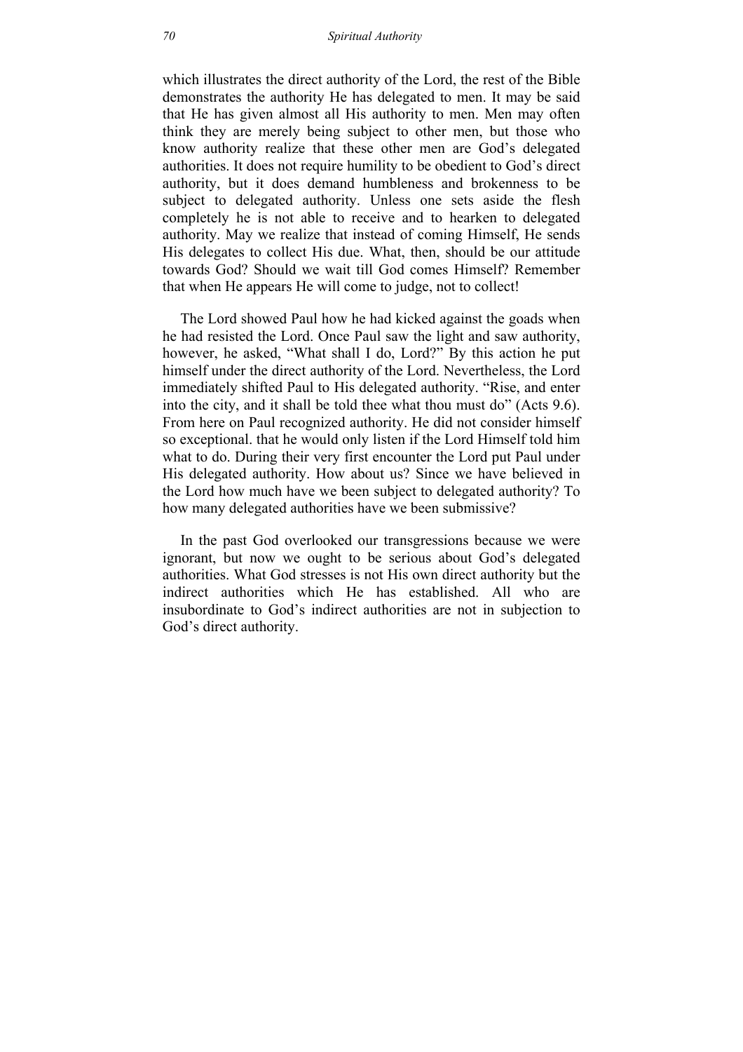which illustrates the direct authority of the Lord, the rest of the Bible demonstrates the authority He has delegated to men. It may be said that He has given almost all His authority to men. Men may often think they are merely being subject to other men, but those who know authority realize that these other men are God's delegated authorities. It does not require humility to be obedient to God's direct authority, but it does demand humbleness and brokenness to be subject to delegated authority. Unless one sets aside the flesh completely he is not able to receive and to hearken to delegated authority. May we realize that instead of coming Himself, He sends His delegates to collect His due. What, then, should be our attitude towards God? Should we wait till God comes Himself? Remember that when He appears He will come to judge, not to collect!

The Lord showed Paul how he had kicked against the goads when he had resisted the Lord. Once Paul saw the light and saw authority, however, he asked, "What shall I do, Lord?" By this action he put himself under the direct authority of the Lord. Nevertheless, the Lord immediately shifted Paul to His delegated authority. "Rise, and enter into the city, and it shall be told thee what thou must do" (Acts 9.6). From here on Paul recognized authority. He did not consider himself so exceptional. that he would only listen if the Lord Himself told him what to do. During their very first encounter the Lord put Paul under His delegated authority. How about us? Since we have believed in the Lord how much have we been subject to delegated authority? To how many delegated authorities have we been submissive?

In the past God overlooked our transgressions because we were ignorant, but now we ought to be serious about God's delegated authorities. What God stresses is not His own direct authority but the indirect authorities which He has established. All who are insubordinate to God's indirect authorities are not in subjection to God's direct authority.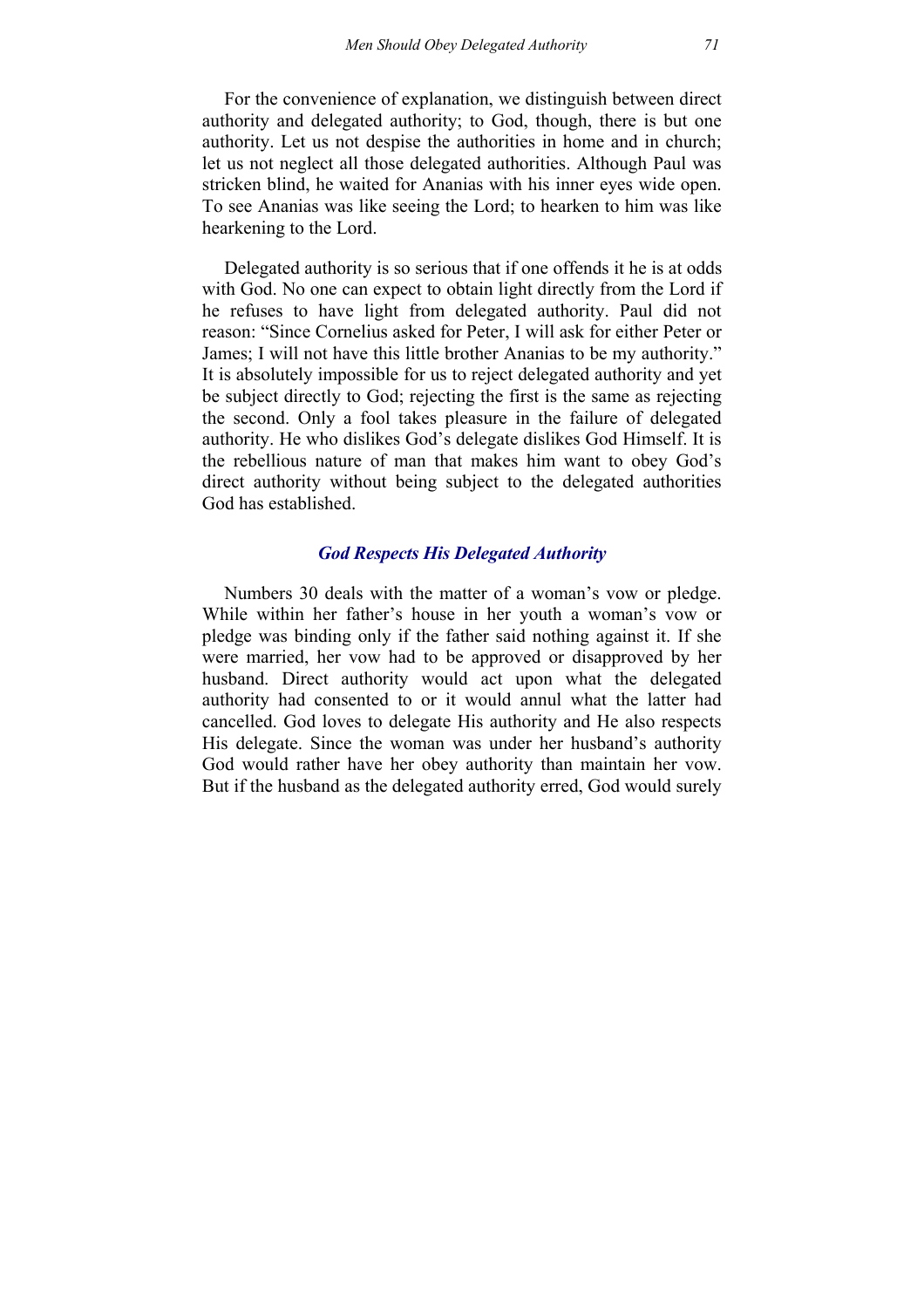For the convenience of explanation, we distinguish between direct authority and delegated authority; to God, though, there is but one authority. Let us not despise the authorities in home and in church; let us not neglect all those delegated authorities. Although Paul was stricken blind, he waited for Ananias with his inner eyes wide open. To see Ananias was like seeing the Lord; to hearken to him was like hearkening to the Lord.

Delegated authority is so serious that if one offends it he is at odds with God. No one can expect to obtain light directly from the Lord if he refuses to have light from delegated authority. Paul did not reason: "Since Cornelius asked for Peter, I will ask for either Peter or James; I will not have this little brother Ananias to be my authority." It is absolutely impossible for us to reject delegated authority and yet be subject directly to God; rejecting the first is the same as rejecting the second. Only a fool takes pleasure in the failure of delegated authority. He who dislikes God's delegate dislikes God Himself. It is the rebellious nature of man that makes him want to obey God's direct authority without being subject to the delegated authorities God has established.

### *God Respects His Delegated Authority*

Numbers 30 deals with the matter of a woman's vow or pledge. While within her father's house in her youth a woman's vow or pledge was binding only if the father said nothing against it. If she were married, her vow had to be approved or disapproved by her husband. Direct authority would act upon what the delegated authority had consented to or it would annul what the latter had cancelled. God loves to delegate His authority and He also respects His delegate. Since the woman was under her husband's authority God would rather have her obey authority than maintain her vow. But if the husband as the delegated authority erred, God would surely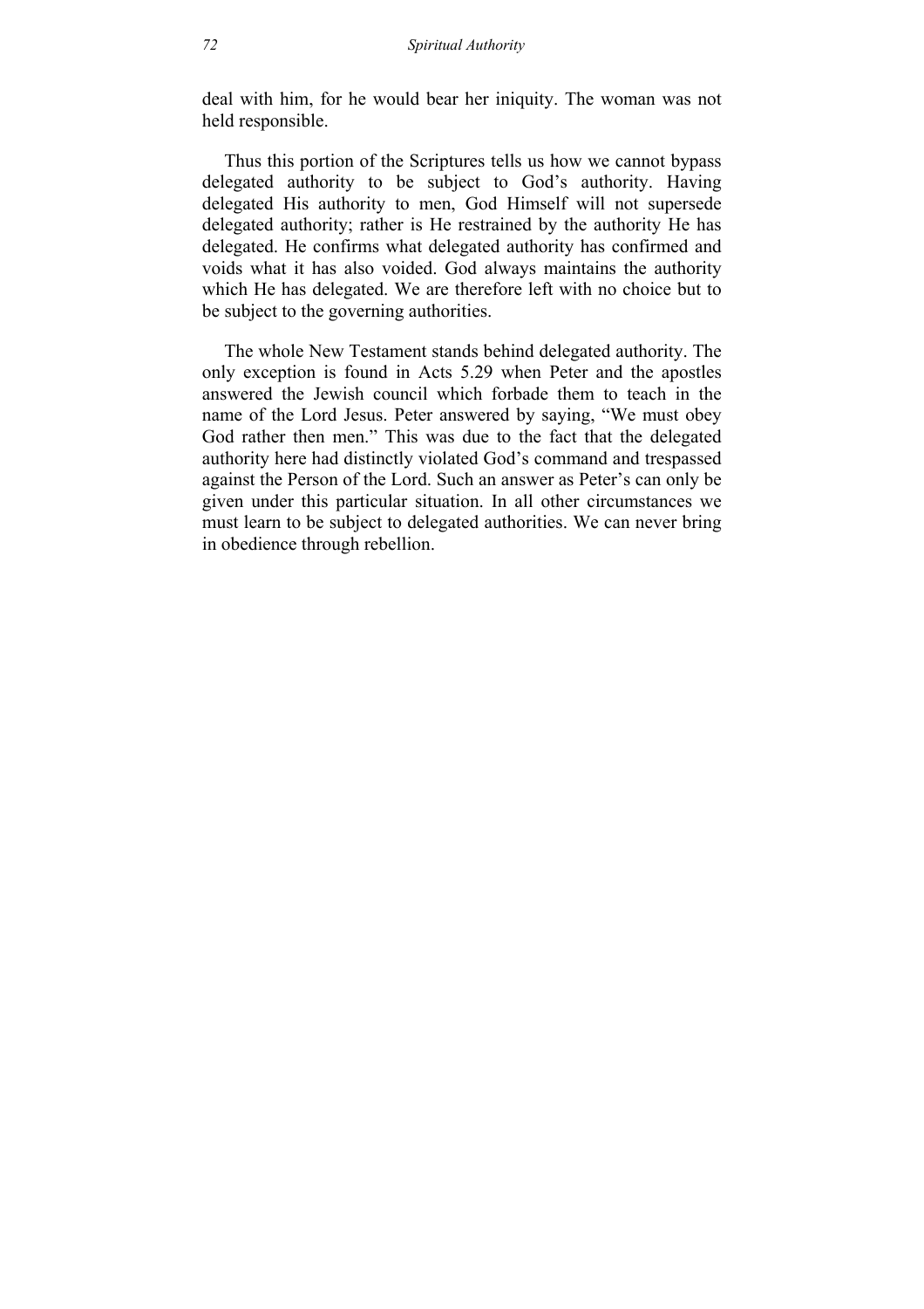deal with him, for he would bear her iniquity. The woman was not held responsible.

Thus this portion of the Scriptures tells us how we cannot bypass delegated authority to be subject to God's authority. Having delegated His authority to men, God Himself will not supersede delegated authority; rather is He restrained by the authority He has delegated. He confirms what delegated authority has confirmed and voids what it has also voided. God always maintains the authority which He has delegated. We are therefore left with no choice but to be subject to the governing authorities.

The whole New Testament stands behind delegated authority. The only exception is found in Acts 5.29 when Peter and the apostles answered the Jewish council which forbade them to teach in the name of the Lord Jesus. Peter answered by saying, "We must obey God rather then men." This was due to the fact that the delegated authority here had distinctly violated God's command and trespassed against the Person of the Lord. Such an answer as Peter's can only be given under this particular situation. In all other circumstances we must learn to be subject to delegated authorities. We can never bring in obedience through rebellion.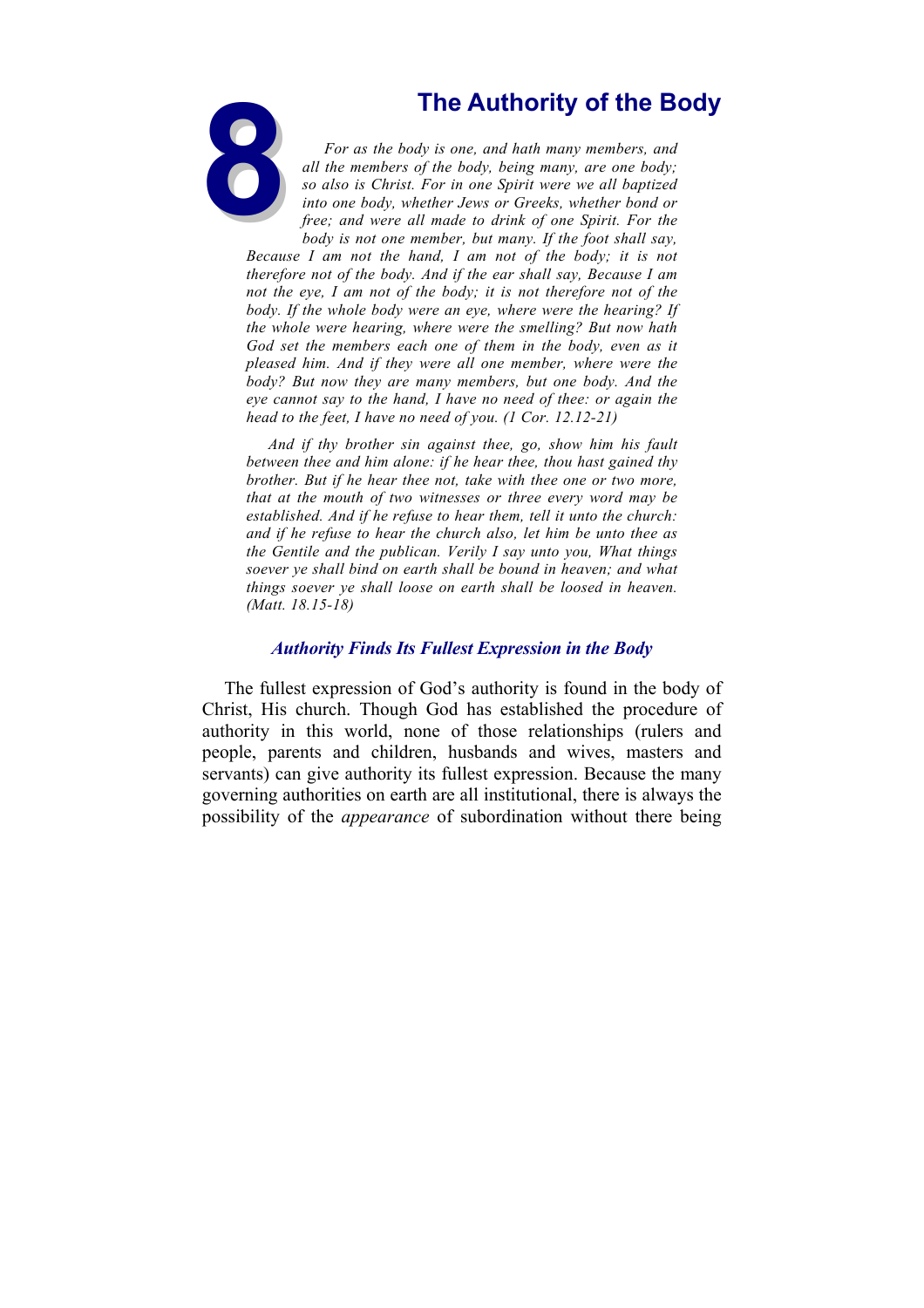# 8 The Authority of the Body

*For as the body is one, and hath many members, and all the members of the body, being many, are one body; so also is Christ. For in one Spirit were we all baptized into one body, whether Jews or Greeks, whether bond or free; and were all made to drink of one Spirit. For the body is not one member, but many. If the foot shall say, Because I am not the hand, I am not of the body; it is not therefore not of the body. And if the ear shall say, Because I am not the eye, I am not of the body; it is not therefore not of the body. If the whole body were an eye, where were the hearing? If the whole were hearing, where were the smelling? But now hath God set the members each one of them in the body, even as it pleased him. And if they were all one member, where were the body? But now they are many members, but one body. And the eye cannot say to the hand, I have no need of thee: or again the head to the feet, I have no need of you. (1 Cor. 12.12-21)*

*And if thy brother sin against thee, go, show him his fault between thee and him alone: if he hear thee, thou hast gained thy brother. But if he hear thee not, take with thee one or two more, that at the mouth of two witnesses or three every word may be established. And if he refuse to hear them, tell it unto the church: and if he refuse to hear the church also, let him be unto thee as the Gentile and the publican. Verily I say unto you, What things soever ye shall bind on earth shall be bound in heaven; and what things soever ye shall loose on earth shall be loosed in heaven. (Matt. 18.15-18)*

### *Authority Finds Its Fullest Expression in the Body*

The fullest expression of God's authority is found in the body of Christ, His church. Though God has established the procedure of authority in this world, none of those relationships (rulers and people, parents and children, husbands and wives, masters and servants) can give authority its fullest expression. Because the many governing authorities on earth are all institutional, there is always the possibility of the *appearance* of subordination without there being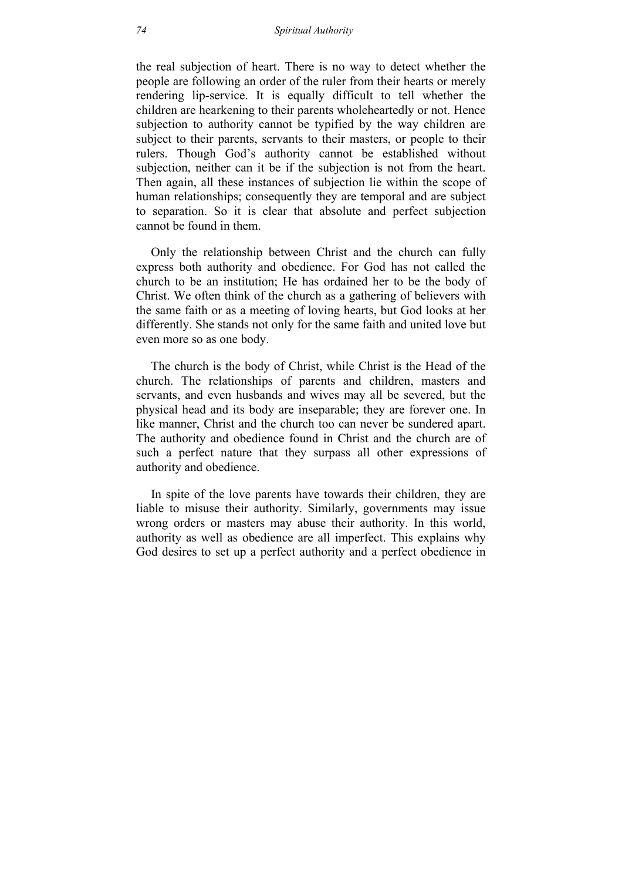the real subjection of heart. There is no way to detect whether the people are following an order of the ruler from their hearts or merely rendering lip-service. It is equally difficult to tell whether the children are hearkening to their parents wholeheartedly or not. Hence subjection to authority cannot be typified by the way children are subject to their parents, servants to their masters, or people to their rulers. Though God's authority cannot be established without subjection, neither can it be if the subjection is not from the heart. Then again, all these instances of subjection lie within the scope of human relationships; consequently they are temporal and are subject to separation. So it is clear that absolute and perfect subjection cannot be found in them.

Only the relationship between Christ and the church can fully express both authority and obedience. For God has not called the church to be an institution; He has ordained her to be the body of Christ. We often think of the church as a gathering of believers with the same faith or as a meeting of loving hearts, but God looks at her differently. She stands not only for the same faith and united love but even more so as one body.

The church is the body of Christ, while Christ is the Head of the church. The relationships of parents and children, masters and servants, and even husbands and wives may all be severed, but the physical head and its body are inseparable; they are forever one. In like manner, Christ and the church too can never be sundered apart. The authority and obedience found in Christ and the church are of such a perfect nature that they surpass all other expressions of authority and obedience.

In spite of the love parents have towards their children, they are liable to misuse their authority. Similarly, governments may issue wrong orders or masters may abuse their authority. In this world, authority as well as obedience are all imperfect. This explains why God desires to set up a perfect authority and a perfect obedience in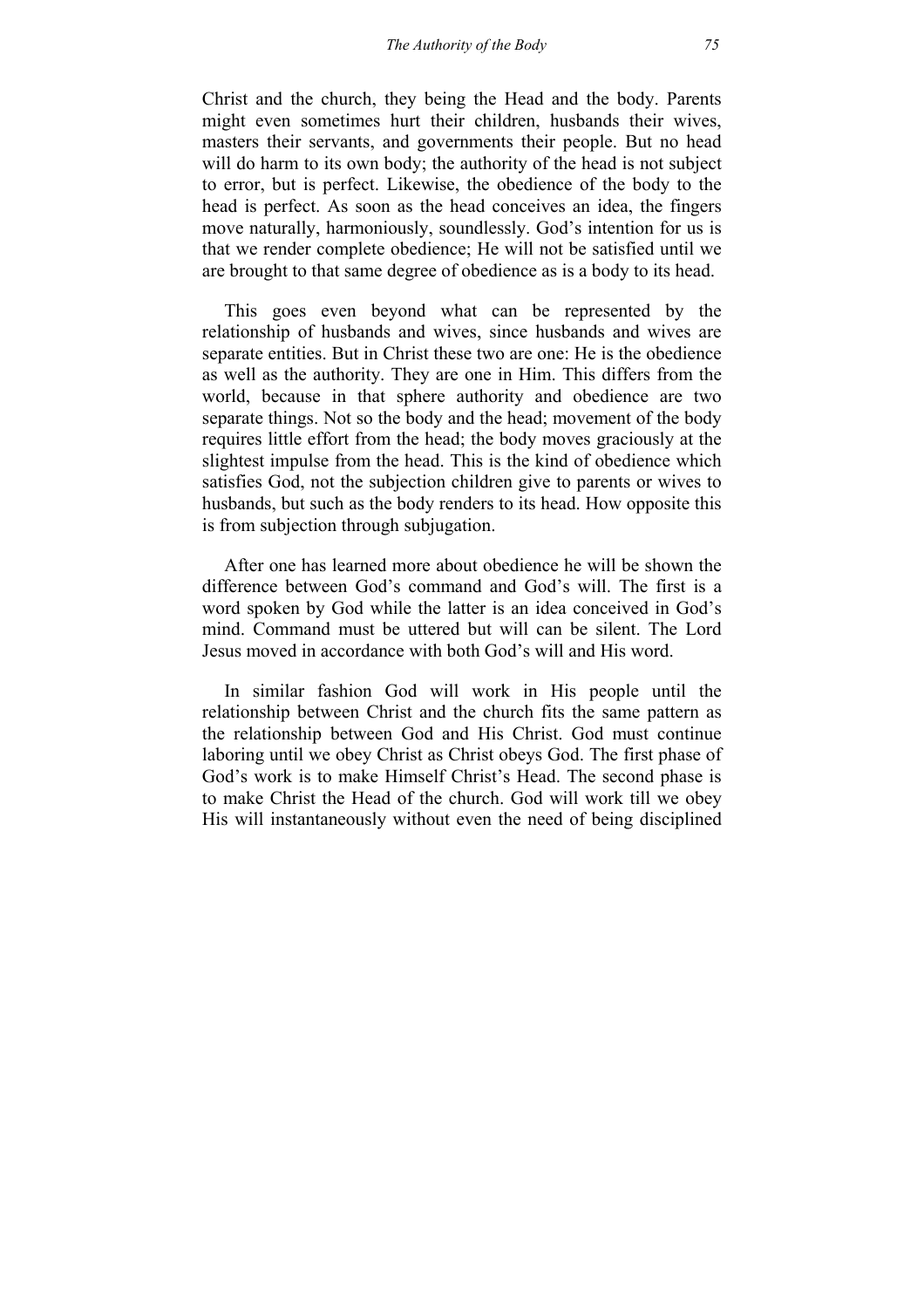Christ and the church, they being the Head and the body. Parents might even sometimes hurt their children, husbands their wives, masters their servants, and governments their people. But no head will do harm to its own body; the authority of the head is not subject to error, but is perfect. Likewise, the obedience of the body to the head is perfect. As soon as the head conceives an idea, the fingers move naturally, harmoniously, soundlessly. God's intention for us is that we render complete obedience; He will not be satisfied until we are brought to that same degree of obedience as is a body to its head.

This goes even beyond what can be represented by the relationship of husbands and wives, since husbands and wives are separate entities. But in Christ these two are one: He is the obedience as well as the authority. They are one in Him. This differs from the world, because in that sphere authority and obedience are two separate things. Not so the body and the head; movement of the body requires little effort from the head; the body moves graciously at the slightest impulse from the head. This is the kind of obedience which satisfies God, not the subjection children give to parents or wives to husbands, but such as the body renders to its head. How opposite this is from subjection through subjugation.

After one has learned more about obedience he will be shown the difference between God's command and God's will. The first is a word spoken by God while the latter is an idea conceived in God's mind. Command must be uttered but will can be silent. The Lord Jesus moved in accordance with both God's will and His word.

In similar fashion God will work in His people until the relationship between Christ and the church fits the same pattern as the relationship between God and His Christ. God must continue laboring until we obey Christ as Christ obeys God. The first phase of God's work is to make Himself Christ's Head. The second phase is to make Christ the Head of the church. God will work till we obey His will instantaneously without even the need of being disciplined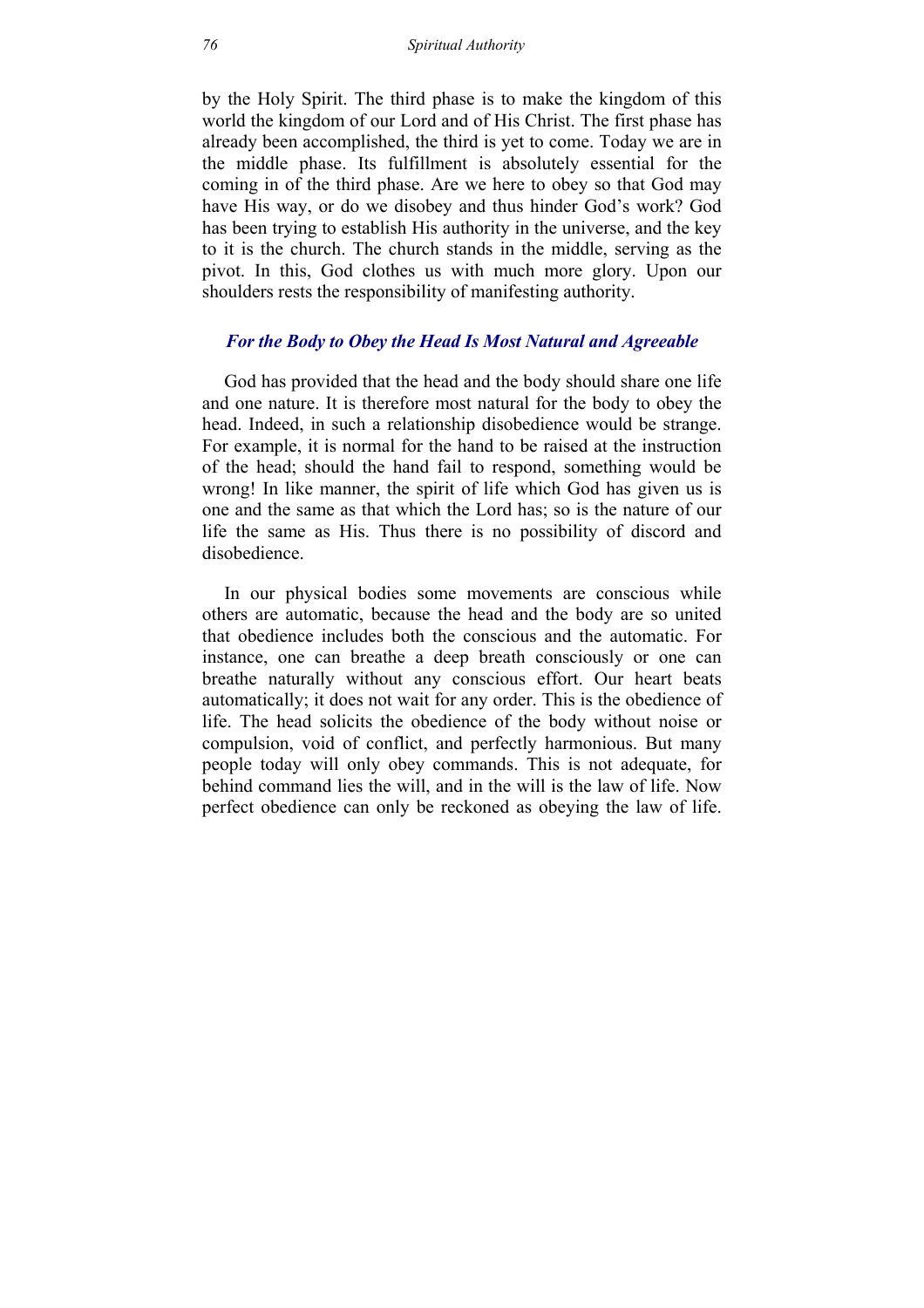by the Holy Spirit. The third phase is to make the kingdom of this world the kingdom of our Lord and of His Christ. The first phase has already been accomplished, the third is yet to come. Today we are in the middle phase. Its fulfillment is absolutely essential for the coming in of the third phase. Are we here to obey so that God may have His way, or do we disobey and thus hinder God's work? God has been trying to establish His authority in the universe, and the key to it is the church. The church stands in the middle, serving as the pivot. In this, God clothes us with much more glory. Upon our shoulders rests the responsibility of manifesting authority.

### *For the Body to Obey the Head Is Most Natural and Agreeable*

God has provided that the head and the body should share one life and one nature. It is therefore most natural for the body to obey the head. Indeed, in such a relationship disobedience would be strange. For example, it is normal for the hand to be raised at the instruction of the head; should the hand fail to respond, something would be wrong! In like manner, the spirit of life which God has given us is one and the same as that which the Lord has; so is the nature of our life the same as His. Thus there is no possibility of discord and disobedience.

In our physical bodies some movements are conscious while others are automatic, because the head and the body are so united that obedience includes both the conscious and the automatic. For instance, one can breathe a deep breath consciously or one can breathe naturally without any conscious effort. Our heart beats automatically; it does not wait for any order. This is the obedience of life. The head solicits the obedience of the body without noise or compulsion, void of conflict, and perfectly harmonious. But many people today will only obey commands. This is not adequate, for behind command lies the will, and in the will is the law of life. Now perfect obedience can only be reckoned as obeying the law of life.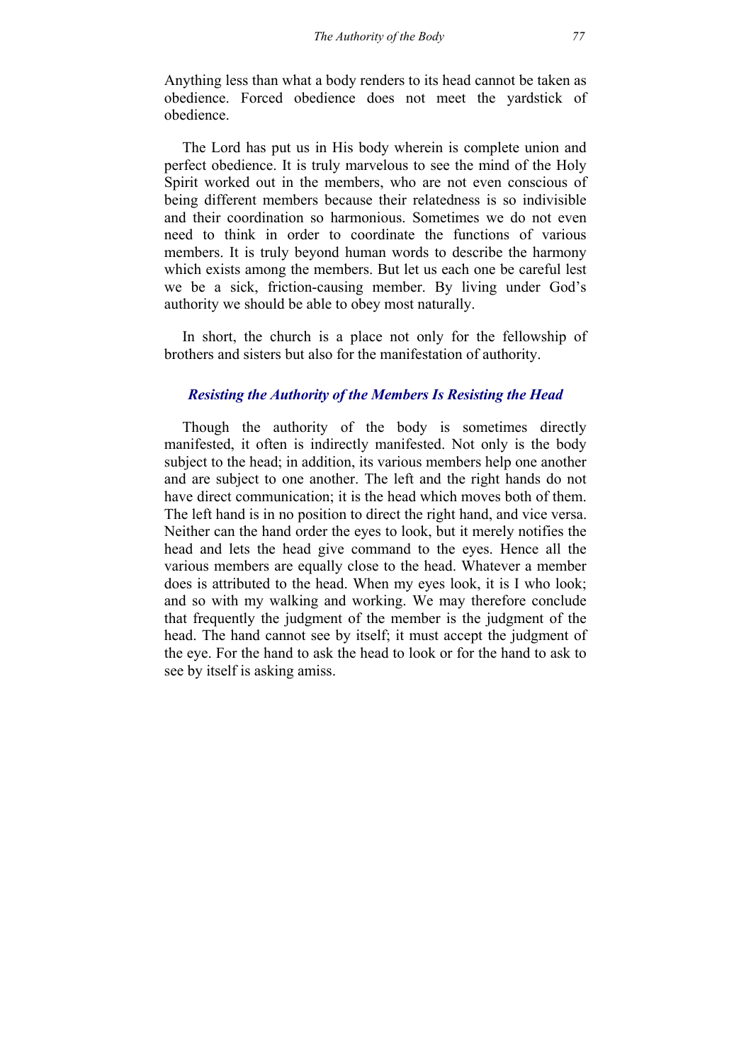Anything less than what a body renders to its head cannot be taken as obedience. Forced obedience does not meet the yardstick of obedience.

The Lord has put us in His body wherein is complete union and perfect obedience. It is truly marvelous to see the mind of the Holy Spirit worked out in the members, who are not even conscious of being different members because their relatedness is so indivisible and their coordination so harmonious. Sometimes we do not even need to think in order to coordinate the functions of various members. It is truly beyond human words to describe the harmony which exists among the members. But let us each one be careful lest we be a sick, friction-causing member. By living under God's authority we should be able to obey most naturally.

In short, the church is a place not only for the fellowship of brothers and sisters but also for the manifestation of authority.

### *Resisting the Authority of the Members Is Resisting the Head*

Though the authority of the body is sometimes directly manifested, it often is indirectly manifested. Not only is the body subject to the head; in addition, its various members help one another and are subject to one another. The left and the right hands do not have direct communication; it is the head which moves both of them. The left hand is in no position to direct the right hand, and vice versa. Neither can the hand order the eyes to look, but it merely notifies the head and lets the head give command to the eyes. Hence all the various members are equally close to the head. Whatever a member does is attributed to the head. When my eyes look, it is I who look; and so with my walking and working. We may therefore conclude that frequently the judgment of the member is the judgment of the head. The hand cannot see by itself; it must accept the judgment of the eye. For the hand to ask the head to look or for the hand to ask to see by itself is asking amiss.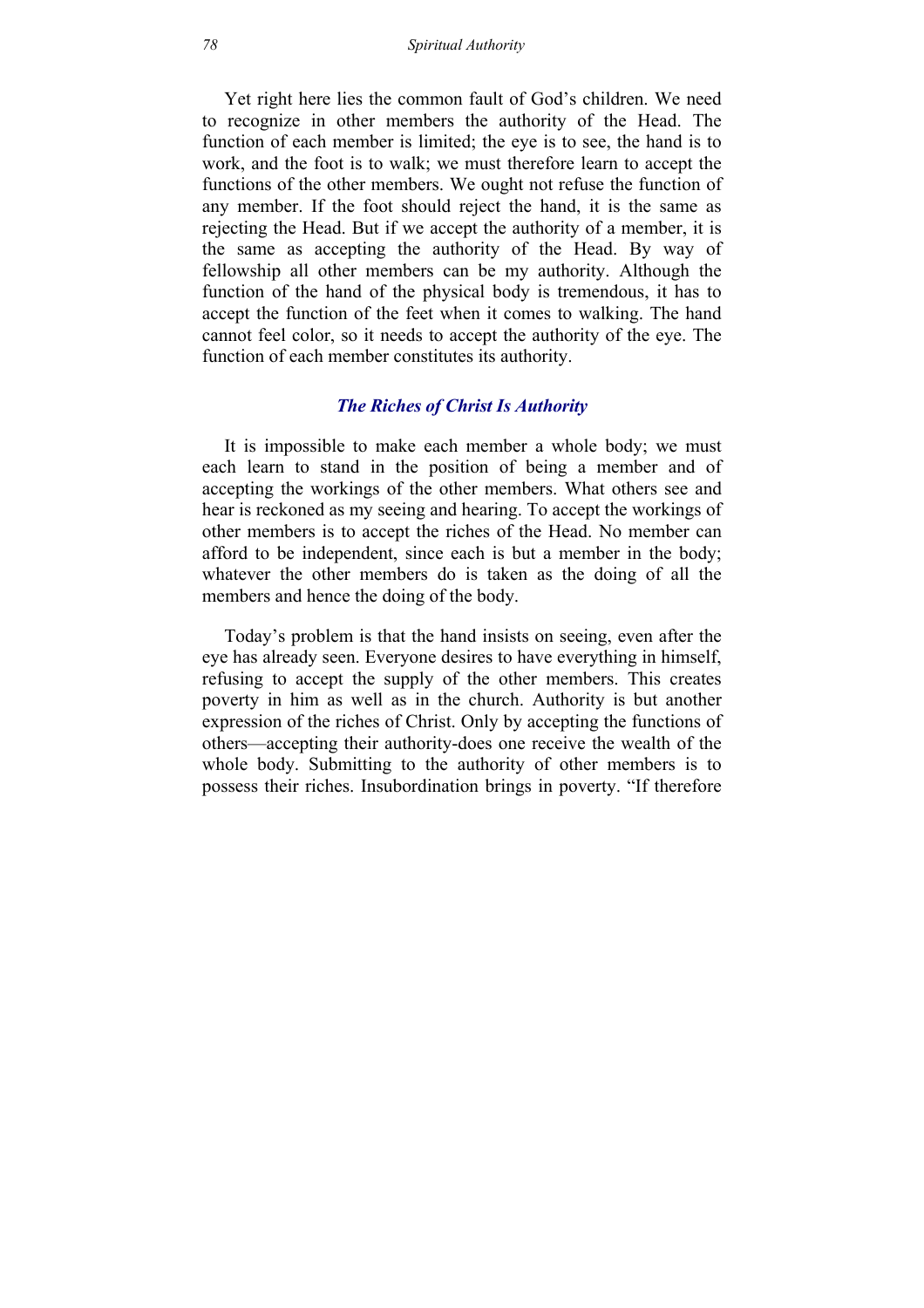Yet right here lies the common fault of God's children. We need to recognize in other members the authority of the Head. The function of each member is limited; the eye is to see, the hand is to work, and the foot is to walk; we must therefore learn to accept the functions of the other members. We ought not refuse the function of any member. If the foot should reject the hand, it is the same as rejecting the Head. But if we accept the authority of a member, it is the same as accepting the authority of the Head. By way of fellowship all other members can be my authority. Although the function of the hand of the physical body is tremendous, it has to accept the function of the feet when it comes to walking. The hand cannot feel color, so it needs to accept the authority of the eye. The function of each member constitutes its authority.

### *The Riches of Christ Is Authority*

It is impossible to make each member a whole body; we must each learn to stand in the position of being a member and of accepting the workings of the other members. What others see and hear is reckoned as my seeing and hearing. To accept the workings of other members is to accept the riches of the Head. No member can afford to be independent, since each is but a member in the body; whatever the other members do is taken as the doing of all the members and hence the doing of the body.

Today's problem is that the hand insists on seeing, even after the eye has already seen. Everyone desires to have everything in himself, refusing to accept the supply of the other members. This creates poverty in him as well as in the church. Authority is but another expression of the riches of Christ. Only by accepting the functions of others—accepting their authority-does one receive the wealth of the whole body. Submitting to the authority of other members is to possess their riches. Insubordination brings in poverty. "If therefore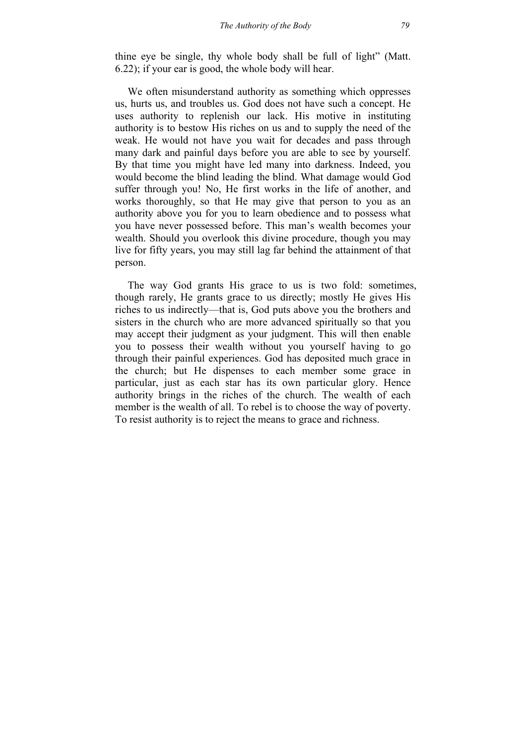thine eye be single, thy whole body shall be full of light" (Matt. 6.22); if your ear is good, the whole body will hear.

We often misunderstand authority as something which oppresses us, hurts us, and troubles us. God does not have such a concept. He uses authority to replenish our lack. His motive in instituting authority is to bestow His riches on us and to supply the need of the weak. He would not have you wait for decades and pass through many dark and painful days before you are able to see by yourself. By that time you might have led many into darkness. Indeed, you would become the blind leading the blind. What damage would God suffer through you! No, He first works in the life of another, and works thoroughly, so that He may give that person to you as an authority above you for you to learn obedience and to possess what you have never possessed before. This man's wealth becomes your wealth. Should you overlook this divine procedure, though you may live for fifty years, you may still lag far behind the attainment of that person.

The way God grants His grace to us is two fold: sometimes, though rarely, He grants grace to us directly; mostly He gives His riches to us indirectly—that is, God puts above you the brothers and sisters in the church who are more advanced spiritually so that you may accept their judgment as your judgment. This will then enable you to possess their wealth without you yourself having to go through their painful experiences. God has deposited much grace in the church; but He dispenses to each member some grace in particular, just as each star has its own particular glory. Hence authority brings in the riches of the church. The wealth of each member is the wealth of all. To rebel is to choose the way of poverty. To resist authority is to reject the means to grace and richness.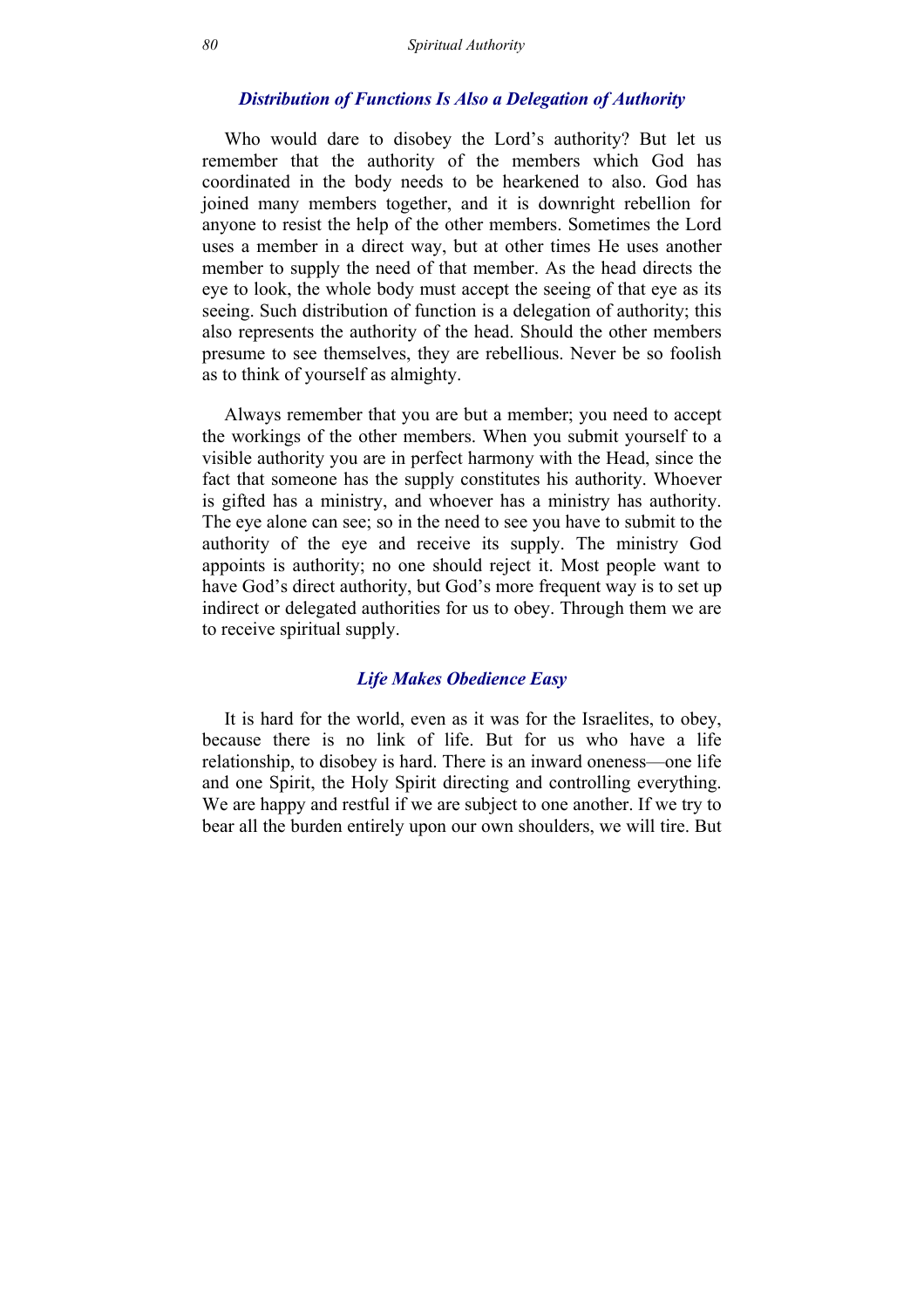### *Distribution of Functions Is Also a Delegation of Authority*

Who would dare to disobey the Lord's authority? But let us remember that the authority of the members which God has coordinated in the body needs to be hearkened to also. God has joined many members together, and it is downright rebellion for anyone to resist the help of the other members. Sometimes the Lord uses a member in a direct way, but at other times He uses another member to supply the need of that member. As the head directs the eye to look, the whole body must accept the seeing of that eye as its seeing. Such distribution of function is a delegation of authority; this also represents the authority of the head. Should the other members presume to see themselves, they are rebellious. Never be so foolish as to think of yourself as almighty.

Always remember that you are but a member; you need to accept the workings of the other members. When you submit yourself to a visible authority you are in perfect harmony with the Head, since the fact that someone has the supply constitutes his authority. Whoever is gifted has a ministry, and whoever has a ministry has authority. The eye alone can see; so in the need to see you have to submit to the authority of the eye and receive its supply. The ministry God appoints is authority; no one should reject it. Most people want to have God's direct authority, but God's more frequent way is to set up indirect or delegated authorities for us to obey. Through them we are to receive spiritual supply.

### *Life Makes Obedience Easy*

It is hard for the world, even as it was for the Israelites, to obey, because there is no link of life. But for us who have a life relationship, to disobey is hard. There is an inward oneness—one life and one Spirit, the Holy Spirit directing and controlling everything. We are happy and restful if we are subject to one another. If we try to bear all the burden entirely upon our own shoulders, we will tire. But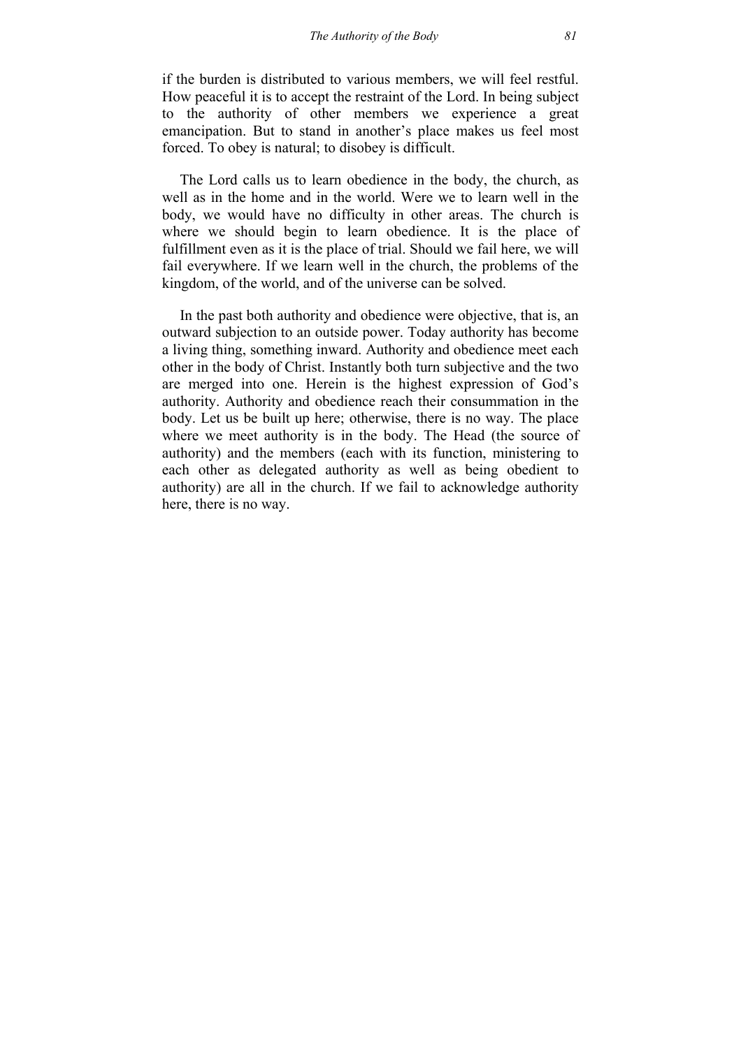if the burden is distributed to various members, we will feel restful. How peaceful it is to accept the restraint of the Lord. In being subject to the authority of other members we experience a great emancipation. But to stand in another's place makes us feel most forced. To obey is natural; to disobey is difficult.

The Lord calls us to learn obedience in the body, the church, as well as in the home and in the world. Were we to learn well in the body, we would have no difficulty in other areas. The church is where we should begin to learn obedience. It is the place of fulfillment even as it is the place of trial. Should we fail here, we will fail everywhere. If we learn well in the church, the problems of the kingdom, of the world, and of the universe can be solved.

In the past both authority and obedience were objective, that is, an outward subjection to an outside power. Today authority has become a living thing, something inward. Authority and obedience meet each other in the body of Christ. Instantly both turn subjective and the two are merged into one. Herein is the highest expression of God's authority. Authority and obedience reach their consummation in the body. Let us be built up here; otherwise, there is no way. The place where we meet authority is in the body. The Head (the source of authority) and the members (each with its function, ministering to each other as delegated authority as well as being obedient to authority) are all in the church. If we fail to acknowledge authority here, there is no way.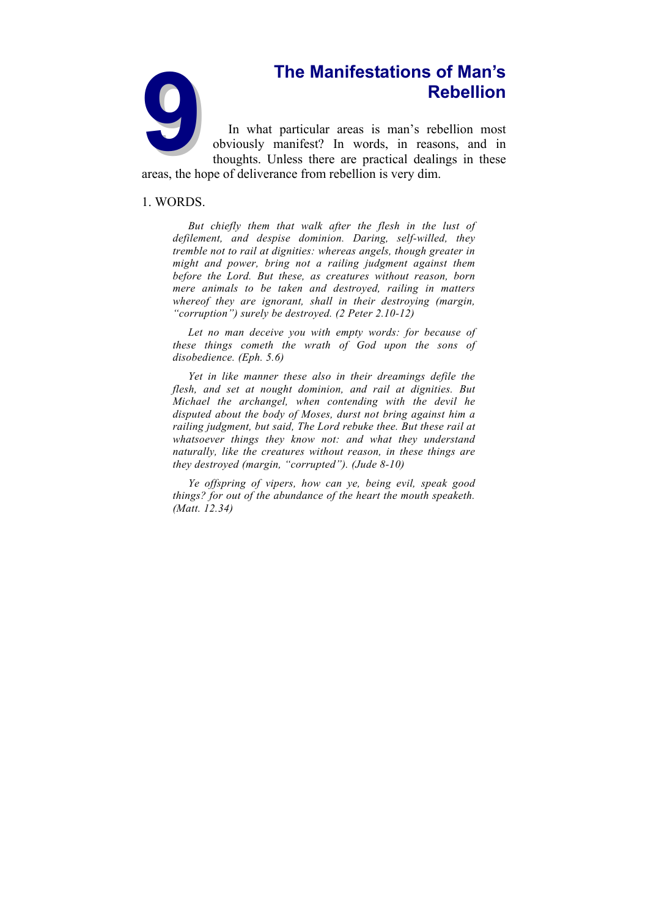# 9 The Manifestations of Man's Rebellion

In what particular areas is man's rebellion most obviously manifest? In words, in reasons, and in thoughts. Unless there are practical dealings in these areas, the hope of deliverance from rebellion is very dim.

## 1. WORDS.

> *But chiefly them that walk after the flesh in the lust of defilement, and despise dominion. Daring, self-willed, they tremble not to rail at dignities: whereas angels, though greater in might and power, bring not a railing judgment against them before the Lord. But these, as creatures without reason, born mere animals to be taken and destroyed, railing in matters whereof they are ignorant, shall in their destroying (margin, "corruption") surely be destroyed. (2 Peter 2.10-12)*
>
> *Let no man deceive you with empty words: for because of these things cometh the wrath of God upon the sons of disobedience. (Eph. 5.6)*
>
> *Yet in like manner these also in their dreamings defile the flesh, and set at nought dominion, and rail at dignities. But Michael the archangel, when contending with the devil he disputed about the body of Moses, durst not bring against him a railing judgment, but said, The Lord rebuke thee. But these rail at whatsoever things they know not: and what they understand naturally, like the creatures without reason, in these things are they destroyed (margin, "corrupted"). (Jude 8-10)*
>
> *Ye offspring of vipers, how can ye, being evil, speak good things? for out of the abundance of the heart the mouth speaketh. (Matt. 12.34)*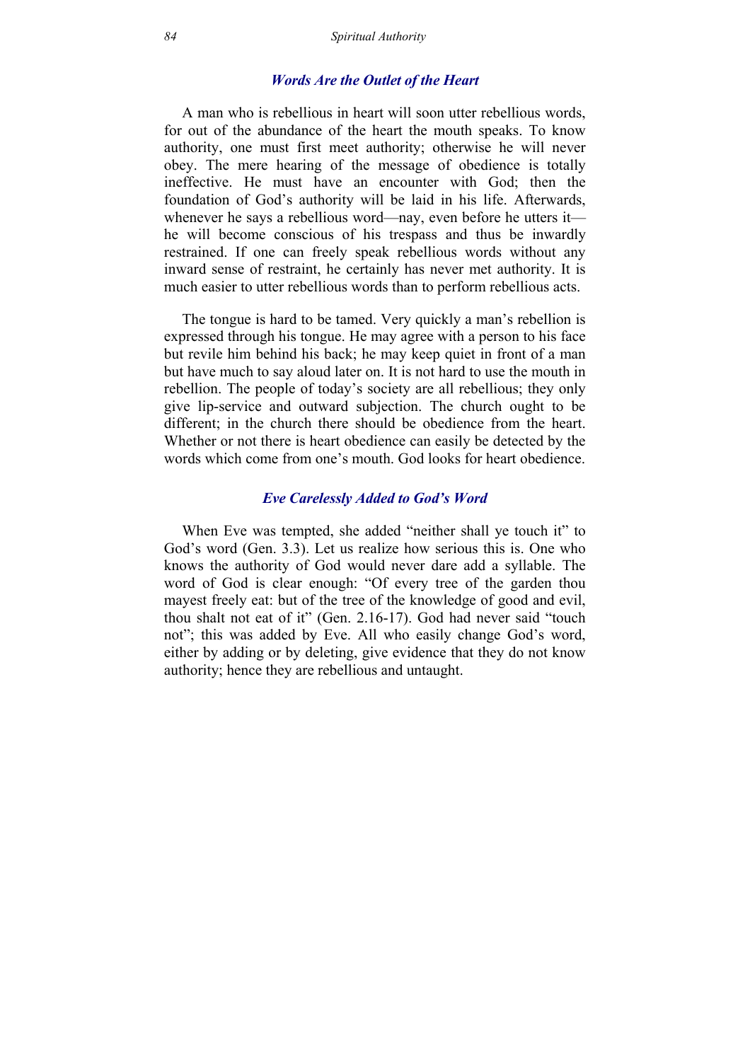### *Words Are the Outlet of the Heart*

A man who is rebellious in heart will soon utter rebellious words, for out of the abundance of the heart the mouth speaks. To know authority, one must first meet authority; otherwise he will never obey. The mere hearing of the message of obedience is totally ineffective. He must have an encounter with God; then the foundation of God's authority will be laid in his life. Afterwards, whenever he says a rebellious word—nay, even before he utters it—he will become conscious of his trespass and thus be inwardly restrained. If one can freely speak rebellious words without any inward sense of restraint, he certainly has never met authority. It is much easier to utter rebellious words than to perform rebellious acts.

The tongue is hard to be tamed. Very quickly a man's rebellion is expressed through his tongue. He may agree with a person to his face but revile him behind his back; he may keep quiet in front of a man but have much to say aloud later on. It is not hard to use the mouth in rebellion. The people of today's society are all rebellious; they only give lip-service and outward subjection. The church ought to be different; in the church there should be obedience from the heart. Whether or not there is heart obedience can easily be detected by the words which come from one's mouth. God looks for heart obedience.

### *Eve Carelessly Added to God's Word*

When Eve was tempted, she added "neither shall ye touch it" to God's word (Gen. 3.3). Let us realize how serious this is. One who knows the authority of God would never dare add a syllable. The word of God is clear enough: "Of every tree of the garden thou mayest freely eat: but of the tree of the knowledge of good and evil, thou shalt not eat of it" (Gen. 2.16-17). God had never said "touch not"; this was added by Eve. All who easily change God's word, either by adding or by deleting, give evidence that they do not know authority; hence they are rebellious and untaught.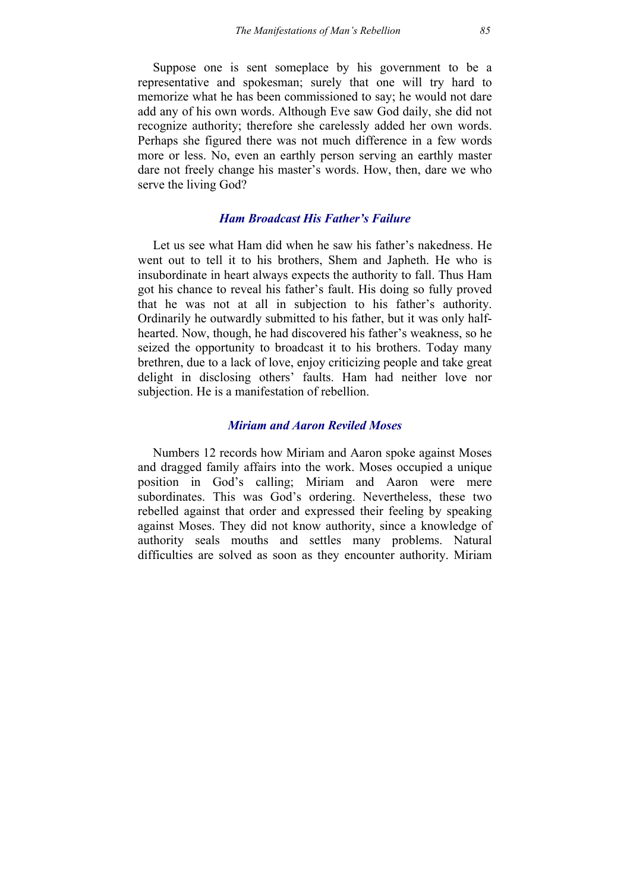Suppose one is sent someplace by his government to be a representative and spokesman; surely that one will try hard to memorize what he has been commissioned to say; he would not dare add any of his own words. Although Eve saw God daily, she did not recognize authority; therefore she carelessly added her own words. Perhaps she figured there was not much difference in a few words more or less. No, even an earthly person serving an earthly master dare not freely change his master's words. How, then, dare we who serve the living God?

### *Ham Broadcast His Father's Failure*

Let us see what Ham did when he saw his father's nakedness. He went out to tell it to his brothers, Shem and Japheth. He who is insubordinate in heart always expects the authority to fall. Thus Ham got his chance to reveal his father's fault. His doing so fully proved that he was not at all in subjection to his father's authority. Ordinarily he outwardly submitted to his father, but it was only half-hearted. Now, though, he had discovered his father's weakness, so he seized the opportunity to broadcast it to his brothers. Today many brethren, due to a lack of love, enjoy criticizing people and take great delight in disclosing others' faults. Ham had neither love nor subjection. He is a manifestation of rebellion.

### *Miriam and Aaron Reviled Moses*

Numbers 12 records how Miriam and Aaron spoke against Moses and dragged family affairs into the work. Moses occupied a unique position in God's calling; Miriam and Aaron were mere subordinates. This was God's ordering. Nevertheless, these two rebelled against that order and expressed their feeling by speaking against Moses. They did not know authority, since a knowledge of authority seals mouths and settles many problems. Natural difficulties are solved as soon as they encounter authority. Miriam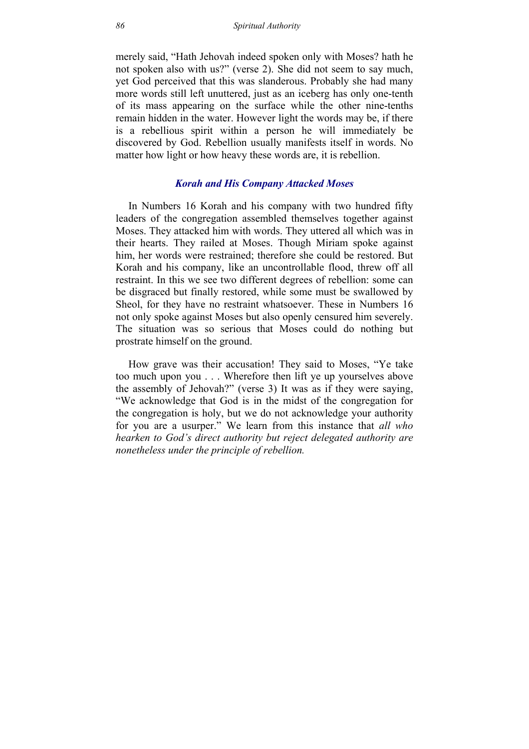merely said, “Hath Jehovah indeed spoken only with Moses? hath he not spoken also with us?” (verse 2). She did not seem to say much, yet God perceived that this was slanderous. Probably she had many more words still left unuttered, just as an iceberg has only one-tenth of its mass appearing on the surface while the other nine-tenths remain hidden in the water. However light the words may be, if there is a rebellious spirit within a person he will immediately be discovered by God. Rebellion usually manifests itself in words. No matter how light or how heavy these words are, it is rebellion.

### *Korah and His Company Attacked Moses*

In Numbers 16 Korah and his company with two hundred fifty leaders of the congregation assembled themselves together against Moses. They attacked him with words. They uttered all which was in their hearts. They railed at Moses. Though Miriam spoke against him, her words were restrained; therefore she could be restored. But Korah and his company, like an uncontrollable flood, threw off all restraint. In this we see two different degrees of rebellion: some can be disgraced but finally restored, while some must be swallowed by Sheol, for they have no restraint whatsoever. These in Numbers 16 not only spoke against Moses but also openly censured him severely. The situation was so serious that Moses could do nothing but prostrate himself on the ground.

How grave was their accusation! They said to Moses, “Ye take too much upon you . . . Wherefore then lift ye up yourselves above the assembly of Jehovah?” (verse 3) It was as if they were saying, “We acknowledge that God is in the midst of the congregation for the congregation is holy, but we do not acknowledge your authority for you are a usurper.” We learn from this instance that *all who hearken to God’s direct authority but reject delegated authority are nonetheless under the principle of rebellion.*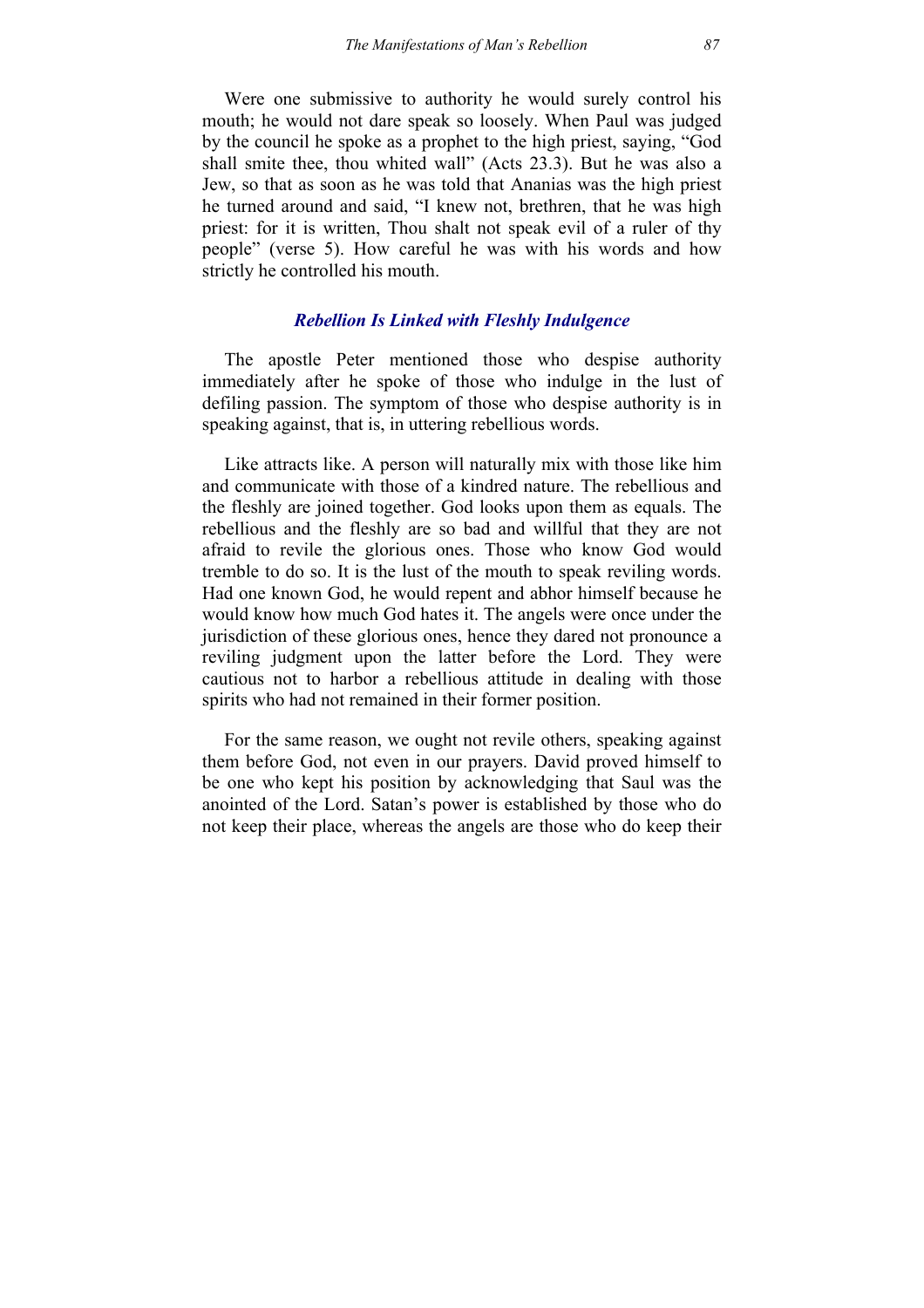Were one submissive to authority he would surely control his mouth; he would not dare speak so loosely. When Paul was judged by the council he spoke as a prophet to the high priest, saying, “God shall smite thee, thou whited wall” (Acts 23.3). But he was also a Jew, so that as soon as he was told that Ananias was the high priest he turned around and said, “I knew not, brethren, that he was high priest: for it is written, Thou shalt not speak evil of a ruler of thy people” (verse 5). How careful he was with his words and how strictly he controlled his mouth.

### *Rebellion Is Linked with Fleshly Indulgence*

The apostle Peter mentioned those who despise authority immediately after he spoke of those who indulge in the lust of defiling passion. The symptom of those who despise authority is in speaking against, that is, in uttering rebellious words.

Like attracts like. A person will naturally mix with those like him and communicate with those of a kindred nature. The rebellious and the fleshly are joined together. God looks upon them as equals. The rebellious and the fleshly are so bad and willful that they are not afraid to revile the glorious ones. Those who know God would tremble to do so. It is the lust of the mouth to speak reviling words. Had one known God, he would repent and abhor himself because he would know how much God hates it. The angels were once under the jurisdiction of these glorious ones, hence they dared not pronounce a reviling judgment upon the latter before the Lord. They were cautious not to harbor a rebellious attitude in dealing with those spirits who had not remained in their former position.

For the same reason, we ought not revile others, speaking against them before God, not even in our prayers. David proved himself to be one who kept his position by acknowledging that Saul was the anointed of the Lord. Satan’s power is established by those who do not keep their place, whereas the angels are those who do keep their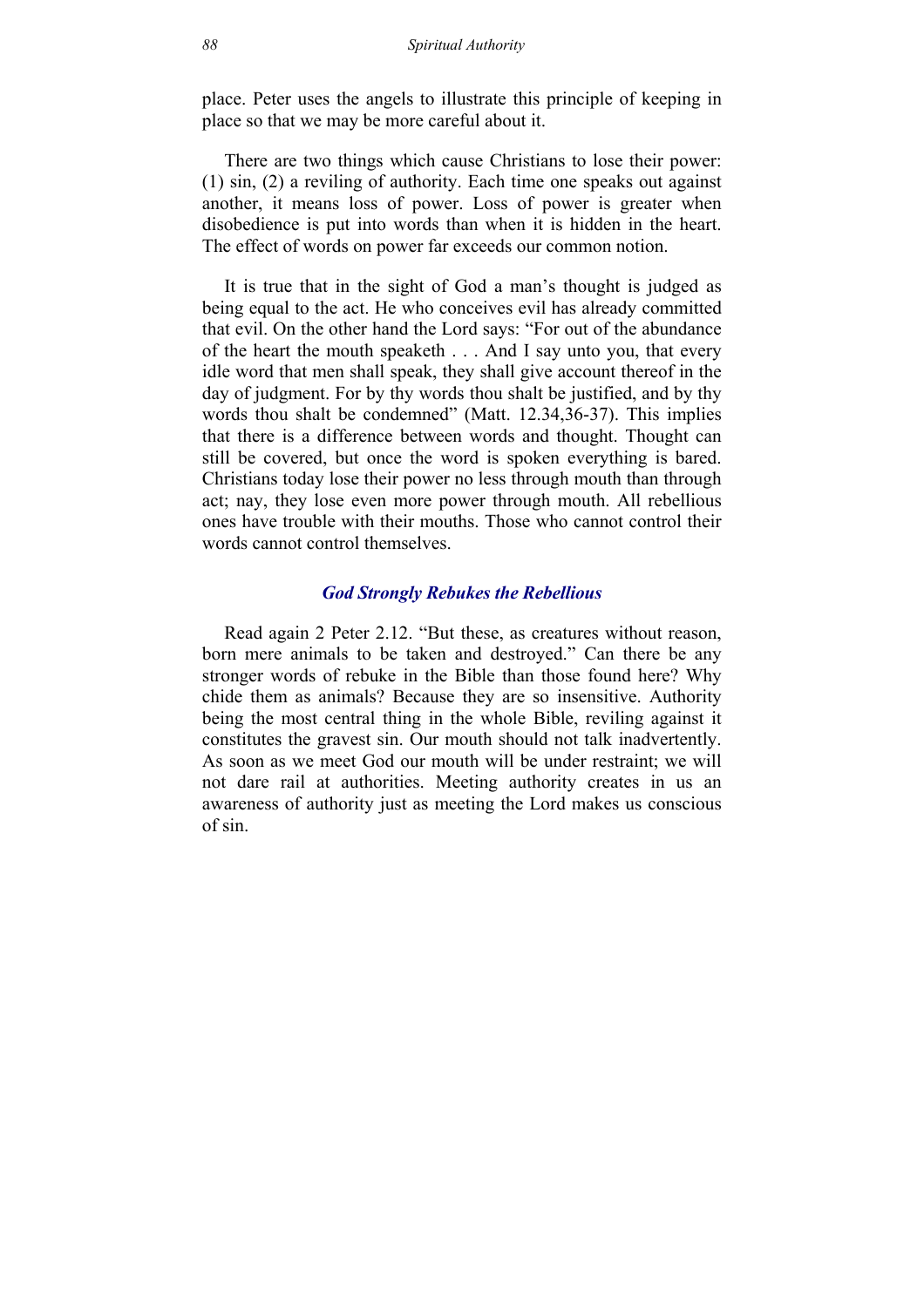place. Peter uses the angels to illustrate this principle of keeping in place so that we may be more careful about it.

There are two things which cause Christians to lose their power: (1) sin, (2) a reviling of authority. Each time one speaks out against another, it means loss of power. Loss of power is greater when disobedience is put into words than when it is hidden in the heart. The effect of words on power far exceeds our common notion.

It is true that in the sight of God a man's thought is judged as being equal to the act. He who conceives evil has already committed that evil. On the other hand the Lord says: "For out of the abundance of the heart the mouth speaketh . . . And I say unto you, that every idle word that men shall speak, they shall give account thereof in the day of judgment. For by thy words thou shalt be justified, and by thy words thou shalt be condemned" (Matt. 12.34,36-37). This implies that there is a difference between words and thought. Thought can still be covered, but once the word is spoken everything is bared. Christians today lose their power no less through mouth than through act; nay, they lose even more power through mouth. All rebellious ones have trouble with their mouths. Those who cannot control their words cannot control themselves.

### *God Strongly Rebukes the Rebellious*

Read again 2 Peter 2.12. "But these, as creatures without reason, born mere animals to be taken and destroyed." Can there be any stronger words of rebuke in the Bible than those found here? Why chide them as animals? Because they are so insensitive. Authority being the most central thing in the whole Bible, reviling against it constitutes the gravest sin. Our mouth should not talk inadvertently. As soon as we meet God our mouth will be under restraint; we will not dare rail at authorities. Meeting authority creates in us an awareness of authority just as meeting the Lord makes us conscious of sin.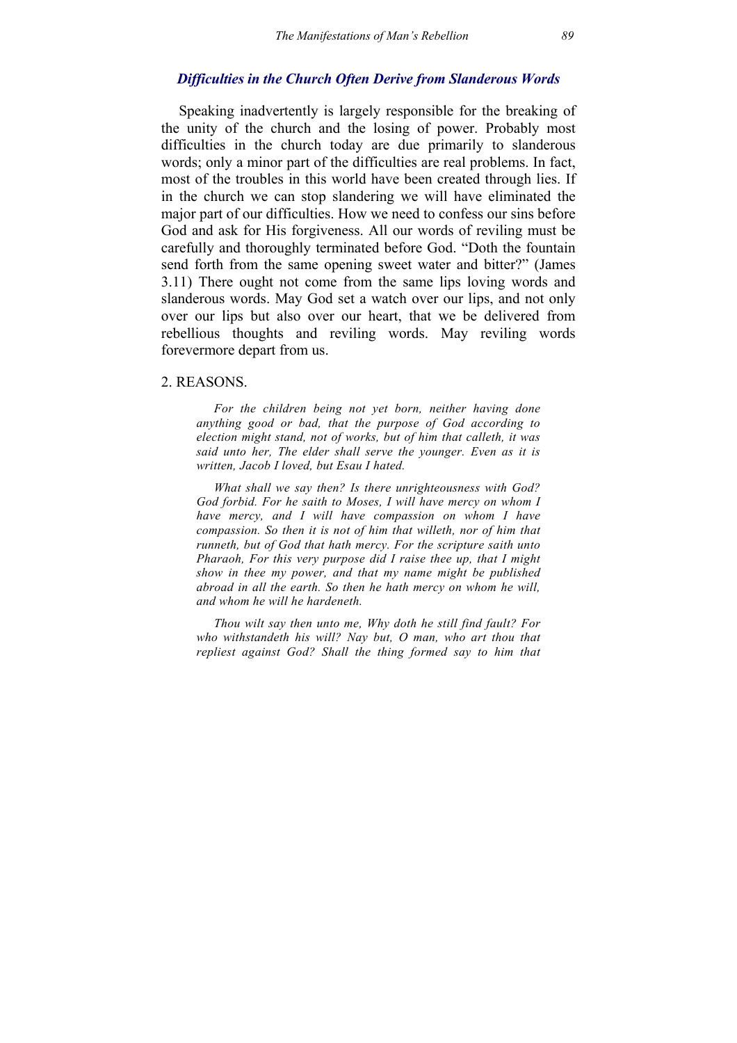### *Difficulties in the Church Often Derive from Slanderous Words*

Speaking inadvertently is largely responsible for the breaking of the unity of the church and the losing of power. Probably most difficulties in the church today are due primarily to slanderous words; only a minor part of the difficulties are real problems. In fact, most of the troubles in this world have been created through lies. If in the church we can stop slandering we will have eliminated the major part of our difficulties. How we need to confess our sins before God and ask for His forgiveness. All our words of reviling must be carefully and thoroughly terminated before God. "Doth the fountain send forth from the same opening sweet water and bitter?" (James 3.11) There ought not come from the same lips loving words and slanderous words. May God set a watch over our lips, and not only over our lips but also over our heart, that we be delivered from rebellious thoughts and reviling words. May reviling words forevermore depart from us.

2. REASONS.

> *For the children being not yet born, neither having done anything good or bad, that the purpose of God according to election might stand, not of works, but of him that calleth, it was said unto her, The elder shall serve the younger. Even as it is written, Jacob I loved, but Esau I hated.*
>
> *What shall we say then? Is there unrighteousness with God? God forbid. For he saith to Moses, I will have mercy on whom I have mercy, and I will have compassion on whom I have compassion. So then it is not of him that willeth, nor of him that runneth, but of God that hath mercy. For the scripture saith unto Pharaoh, For this very purpose did I raise thee up, that I might show in thee my power, and that my name might be published abroad in all the earth. So then he hath mercy on whom he will, and whom he will he hardeneth.*
>
> *Thou wilt say then unto me, Why doth he still find fault? For who withstandeth his will? Nay but, O man, who art thou that repliest against God? Shall the thing formed say to him that*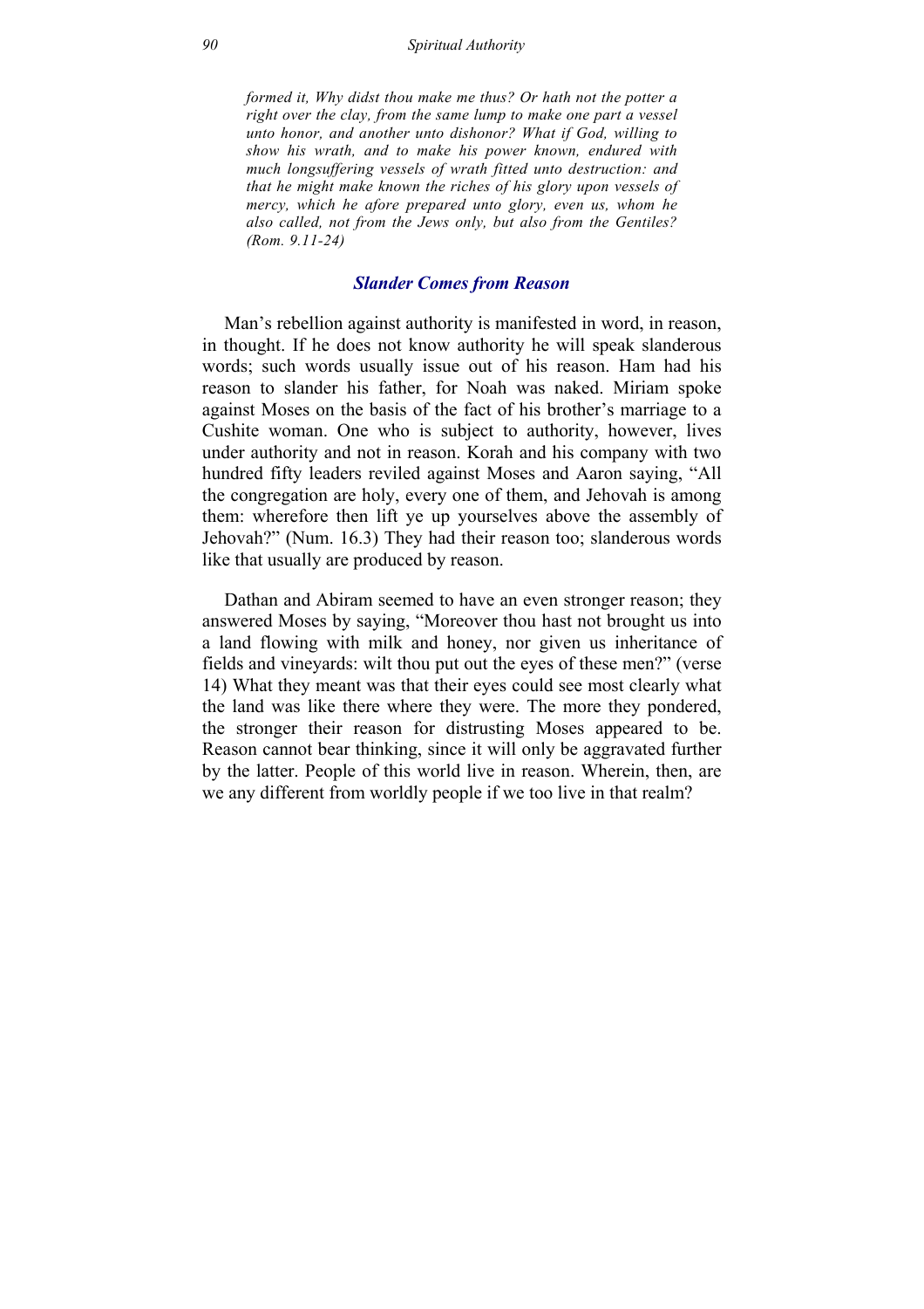> *formed it, Why didst thou make me thus? Or hath not the potter a right over the clay, from the same lump to make one part a vessel unto honor, and another unto dishonor? What if God, willing to show his wrath, and to make his power known, endured with much longsuffering vessels of wrath fitted unto destruction: and that he might make known the riches of his glory upon vessels of mercy, which he afore prepared unto glory, even us, whom he also called, not from the Jews only, but also from the Gentiles? (Rom. 9.11-24)*

### *Slander Comes from Reason*

Man's rebellion against authority is manifested in word, in reason, in thought. If he does not know authority he will speak slanderous words; such words usually issue out of his reason. Ham had his reason to slander his father, for Noah was naked. Miriam spoke against Moses on the basis of the fact of his brother's marriage to a Cushite woman. One who is subject to authority, however, lives under authority and not in reason. Korah and his company with two hundred fifty leaders reviled against Moses and Aaron saying, "All the congregation are holy, every one of them, and Jehovah is among them: wherefore then lift ye up yourselves above the assembly of Jehovah?" (Num. 16.3) They had their reason too; slanderous words like that usually are produced by reason.

Dathan and Abiram seemed to have an even stronger reason; they answered Moses by saying, "Moreover thou hast not brought us into a land flowing with milk and honey, nor given us inheritance of fields and vineyards: wilt thou put out the eyes of these men?" (verse 14) What they meant was that their eyes could see most clearly what the land was like there where they were. The more they pondered, the stronger their reason for distrusting Moses appeared to be. Reason cannot bear thinking, since it will only be aggravated further by the latter. People of this world live in reason. Wherein, then, are we any different from worldly people if we too live in that realm?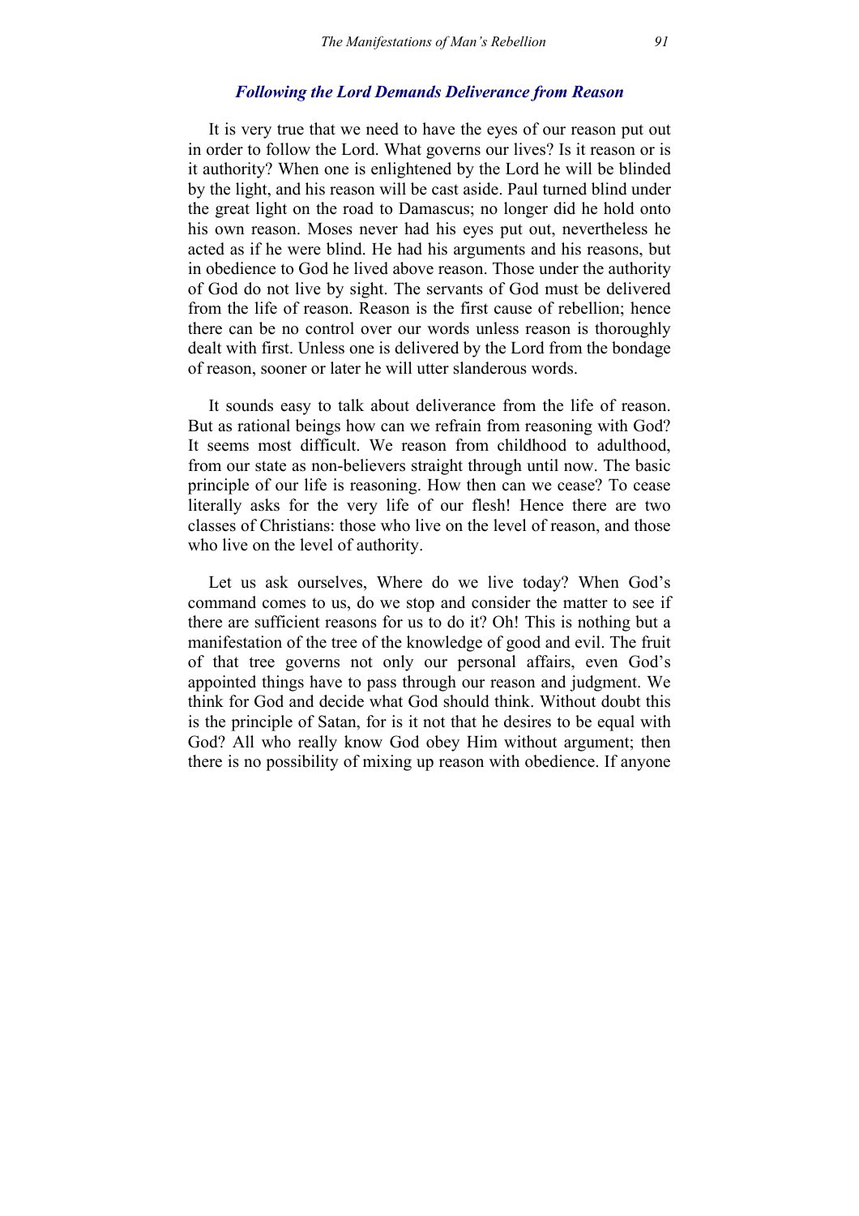### *Following the Lord Demands Deliverance from Reason*

It is very true that we need to have the eyes of our reason put out in order to follow the Lord. What governs our lives? Is it reason or is it authority? When one is enlightened by the Lord he will be blinded by the light, and his reason will be cast aside. Paul turned blind under the great light on the road to Damascus; no longer did he hold onto his own reason. Moses never had his eyes put out, nevertheless he acted as if he were blind. He had his arguments and his reasons, but in obedience to God he lived above reason. Those under the authority of God do not live by sight. The servants of God must be delivered from the life of reason. Reason is the first cause of rebellion; hence there can be no control over our words unless reason is thoroughly dealt with first. Unless one is delivered by the Lord from the bondage of reason, sooner or later he will utter slanderous words.

It sounds easy to talk about deliverance from the life of reason. But as rational beings how can we refrain from reasoning with God? It seems most difficult. We reason from childhood to adulthood, from our state as non-believers straight through until now. The basic principle of our life is reasoning. How then can we cease? To cease literally asks for the very life of our flesh! Hence there are two classes of Christians: those who live on the level of reason, and those who live on the level of authority.

Let us ask ourselves, Where do we live today? When God's command comes to us, do we stop and consider the matter to see if there are sufficient reasons for us to do it? Oh! This is nothing but a manifestation of the tree of the knowledge of good and evil. The fruit of that tree governs not only our personal affairs, even God's appointed things have to pass through our reason and judgment. We think for God and decide what God should think. Without doubt this is the principle of Satan, for is it not that he desires to be equal with God? All who really know God obey Him without argument; then there is no possibility of mixing up reason with obedience. If anyone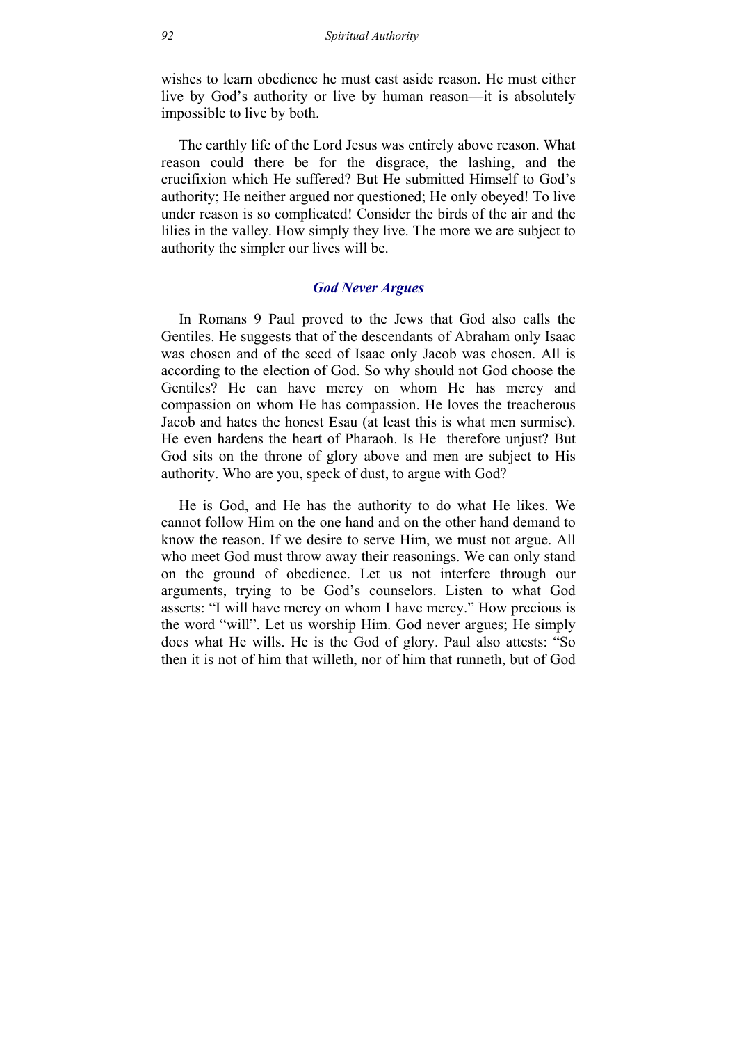wishes to learn obedience he must cast aside reason. He must either live by God's authority or live by human reason—it is absolutely impossible to live by both.

The earthly life of the Lord Jesus was entirely above reason. What reason could there be for the disgrace, the lashing, and the crucifixion which He suffered? But He submitted Himself to God's authority; He neither argued nor questioned; He only obeyed! To live under reason is so complicated! Consider the birds of the air and the lilies in the valley. How simply they live. The more we are subject to authority the simpler our lives will be.

## *God Never Argues*

In Romans 9 Paul proved to the Jews that God also calls the Gentiles. He suggests that of the descendants of Abraham only Isaac was chosen and of the seed of Isaac only Jacob was chosen. All is according to the election of God. So why should not God choose the Gentiles? He can have mercy on whom He has mercy and compassion on whom He has compassion. He loves the treacherous Jacob and hates the honest Esau (at least this is what men surmise). He even hardens the heart of Pharaoh. Is He therefore unjust? But God sits on the throne of glory above and men are subject to His authority. Who are you, speck of dust, to argue with God?

He is God, and He has the authority to do what He likes. We cannot follow Him on the one hand and on the other hand demand to know the reason. If we desire to serve Him, we must not argue. All who meet God must throw away their reasonings. We can only stand on the ground of obedience. Let us not interfere through our arguments, trying to be God's counselors. Listen to what God asserts: "I will have mercy on whom I have mercy." How precious is the word "will". Let us worship Him. God never argues; He simply does what He wills. He is the God of glory. Paul also attests: "So then it is not of him that willeth, nor of him that runneth, but of God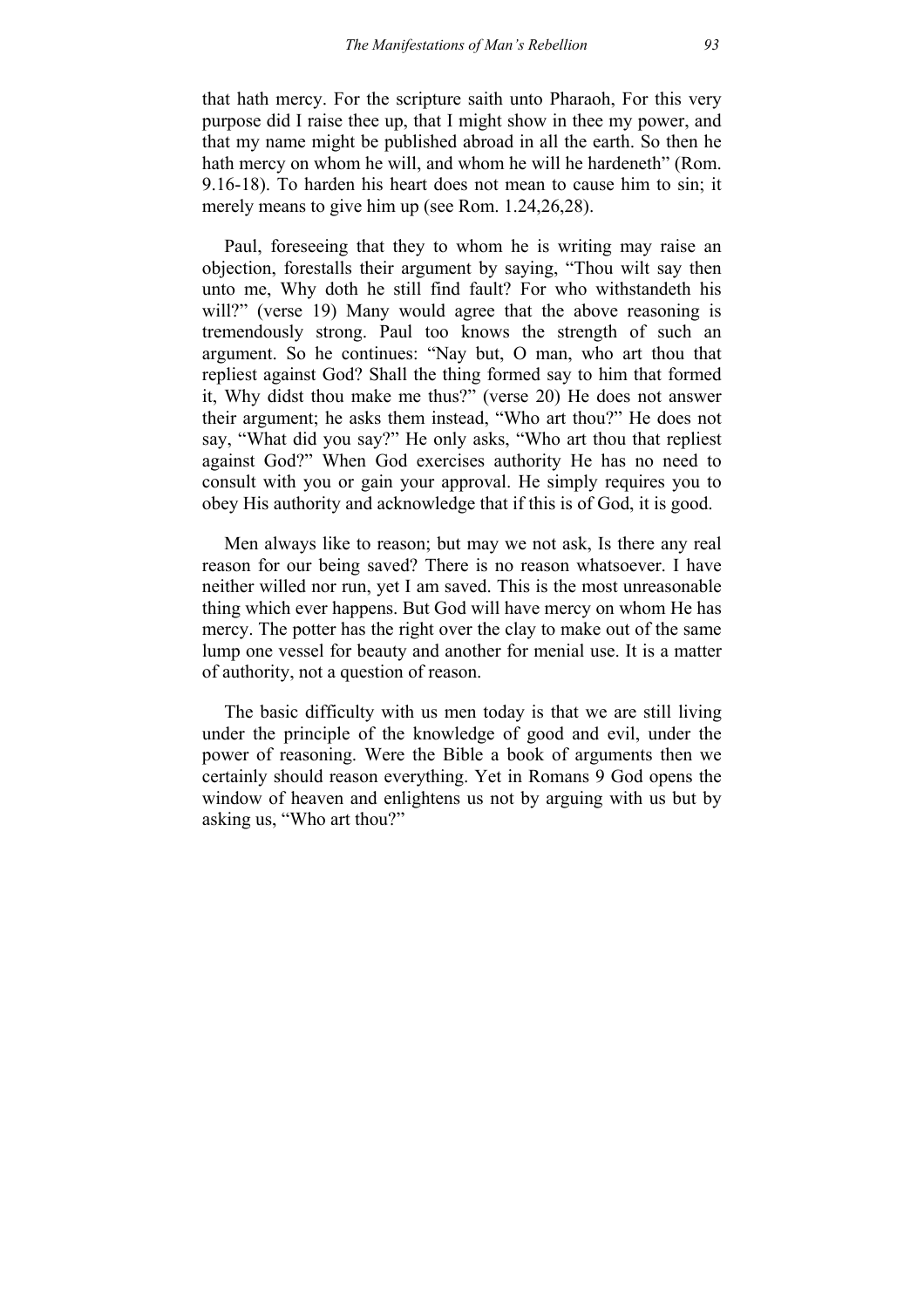that hath mercy. For the scripture saith unto Pharaoh, For this very purpose did I raise thee up, that I might show in thee my power, and that my name might be published abroad in all the earth. So then he hath mercy on whom he will, and whom he will he hardeneth" (Rom. 9.16-18). To harden his heart does not mean to cause him to sin; it merely means to give him up (see Rom. 1.24,26,28).

Paul, foreseeing that they to whom he is writing may raise an objection, forestalls their argument by saying, "Thou wilt say then unto me, Why doth he still find fault? For who withstandeth his will?" (verse 19) Many would agree that the above reasoning is tremendously strong. Paul too knows the strength of such an argument. So he continues: "Nay but, O man, who art thou that repliest against God? Shall the thing formed say to him that formed it, Why didst thou make me thus?" (verse 20) He does not answer their argument; he asks them instead, "Who art thou?" He does not say, "What did you say?" He only asks, "Who art thou that repliest against God?" When God exercises authority He has no need to consult with you or gain your approval. He simply requires you to obey His authority and acknowledge that if this is of God, it is good.

Men always like to reason; but may we not ask, Is there any real reason for our being saved? There is no reason whatsoever. I have neither willed nor run, yet I am saved. This is the most unreasonable thing which ever happens. But God will have mercy on whom He has mercy. The potter has the right over the clay to make out of the same lump one vessel for beauty and another for menial use. It is a matter of authority, not a question of reason.

The basic difficulty with us men today is that we are still living under the principle of the knowledge of good and evil, under the power of reasoning. Were the Bible a book of arguments then we certainly should reason everything. Yet in Romans 9 God opens the window of heaven and enlightens us not by arguing with us but by asking us, "Who art thou?"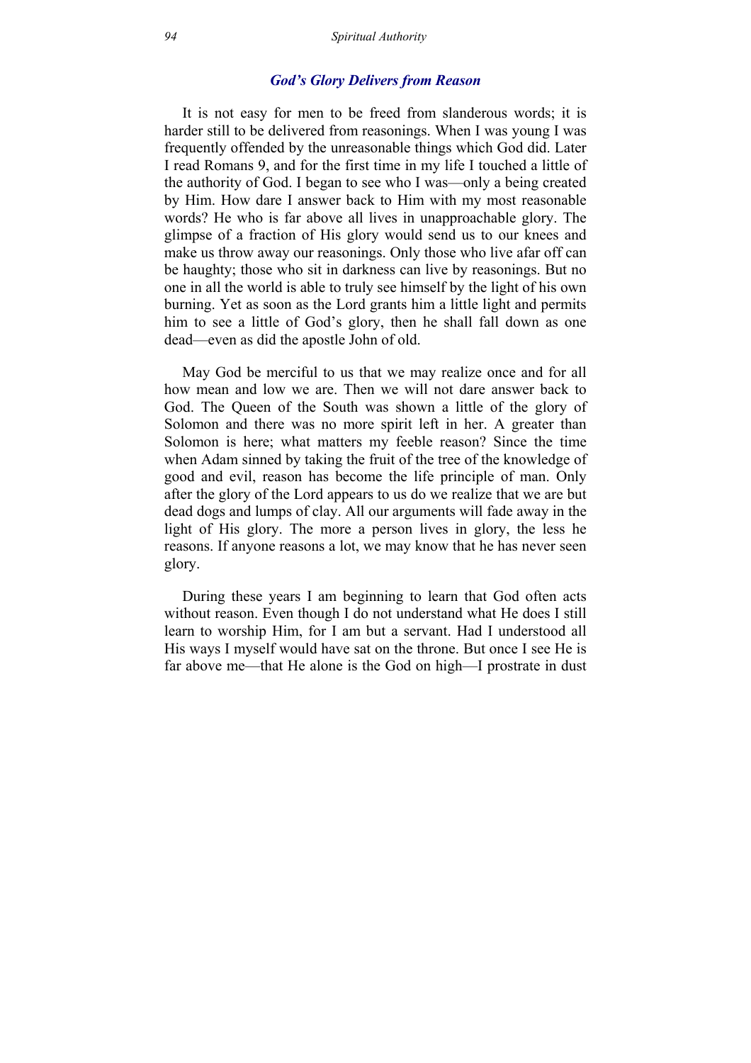### *God's Glory Delivers from Reason*

It is not easy for men to be freed from slanderous words; it is harder still to be delivered from reasonings. When I was young I was frequently offended by the unreasonable things which God did. Later I read Romans 9, and for the first time in my life I touched a little of the authority of God. I began to see who I was—only a being created by Him. How dare I answer back to Him with my most reasonable words? He who is far above all lives in unapproachable glory. The glimpse of a fraction of His glory would send us to our knees and make us throw away our reasonings. Only those who live afar off can be haughty; those who sit in darkness can live by reasonings. But no one in all the world is able to truly see himself by the light of his own burning. Yet as soon as the Lord grants him a little light and permits him to see a little of God's glory, then he shall fall down as one dead—even as did the apostle John of old.

May God be merciful to us that we may realize once and for all how mean and low we are. Then we will not dare answer back to God. The Queen of the South was shown a little of the glory of Solomon and there was no more spirit left in her. A greater than Solomon is here; what matters my feeble reason? Since the time when Adam sinned by taking the fruit of the tree of the knowledge of good and evil, reason has become the life principle of man. Only after the glory of the Lord appears to us do we realize that we are but dead dogs and lumps of clay. All our arguments will fade away in the light of His glory. The more a person lives in glory, the less he reasons. If anyone reasons a lot, we may know that he has never seen glory.

During these years I am beginning to learn that God often acts without reason. Even though I do not understand what He does I still learn to worship Him, for I am but a servant. Had I understood all His ways I myself would have sat on the throne. But once I see He is far above me—that He alone is the God on high—I prostrate in dust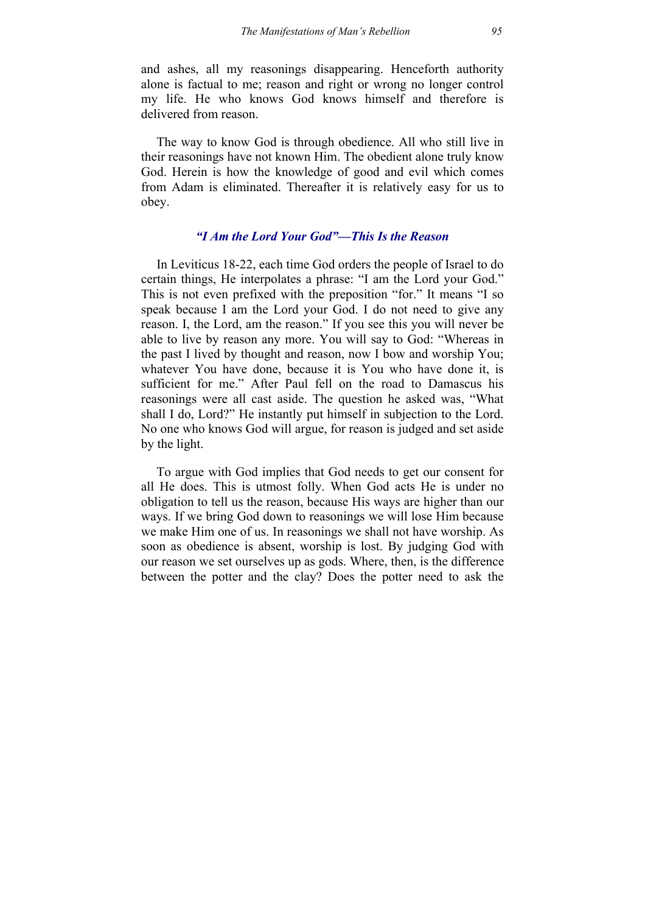and ashes, all my reasonings disappearing. Henceforth authority alone is factual to me; reason and right or wrong no longer control my life. He who knows God knows himself and therefore is delivered from reason.

The way to know God is through obedience. All who still live in their reasonings have not known Him. The obedient alone truly know God. Herein is how the knowledge of good and evil which comes from Adam is eliminated. Thereafter it is relatively easy for us to obey.

### *“I Am the Lord Your God”—This Is the Reason*

In Leviticus 18-22, each time God orders the people of Israel to do certain things, He interpolates a phrase: “I am the Lord your God.” This is not even prefixed with the preposition “for.” It means “I so speak because I am the Lord your God. I do not need to give any reason. I, the Lord, am the reason.” If you see this you will never be able to live by reason any more. You will say to God: “Whereas in the past I lived by thought and reason, now I bow and worship You; whatever You have done, because it is You who have done it, is sufficient for me.” After Paul fell on the road to Damascus his reasonings were all cast aside. The question he asked was, “What shall I do, Lord?” He instantly put himself in subjection to the Lord. No one who knows God will argue, for reason is judged and set aside by the light.

To argue with God implies that God needs to get our consent for all He does. This is utmost folly. When God acts He is under no obligation to tell us the reason, because His ways are higher than our ways. If we bring God down to reasonings we will lose Him because we make Him one of us. In reasonings we shall not have worship. As soon as obedience is absent, worship is lost. By judging God with our reason we set ourselves up as gods. Where, then, is the difference between the potter and the clay? Does the potter need to ask the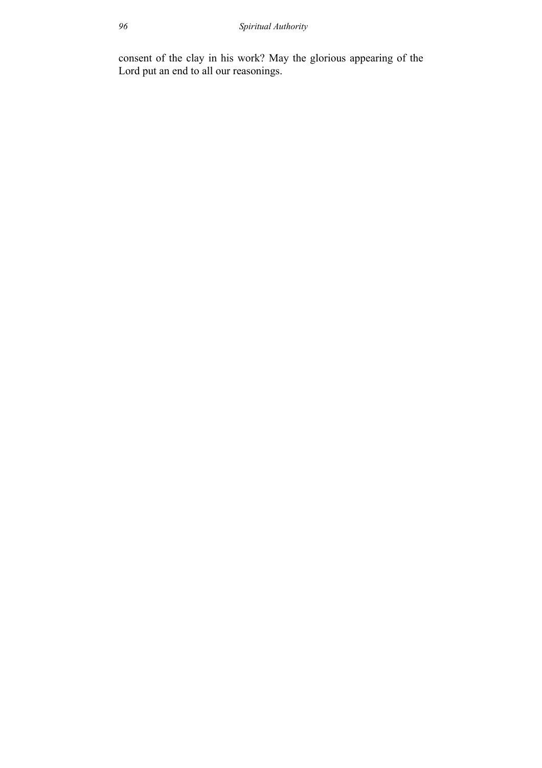consent of the clay in his work? May the glorious appearing of the Lord put an end to all our reasonings.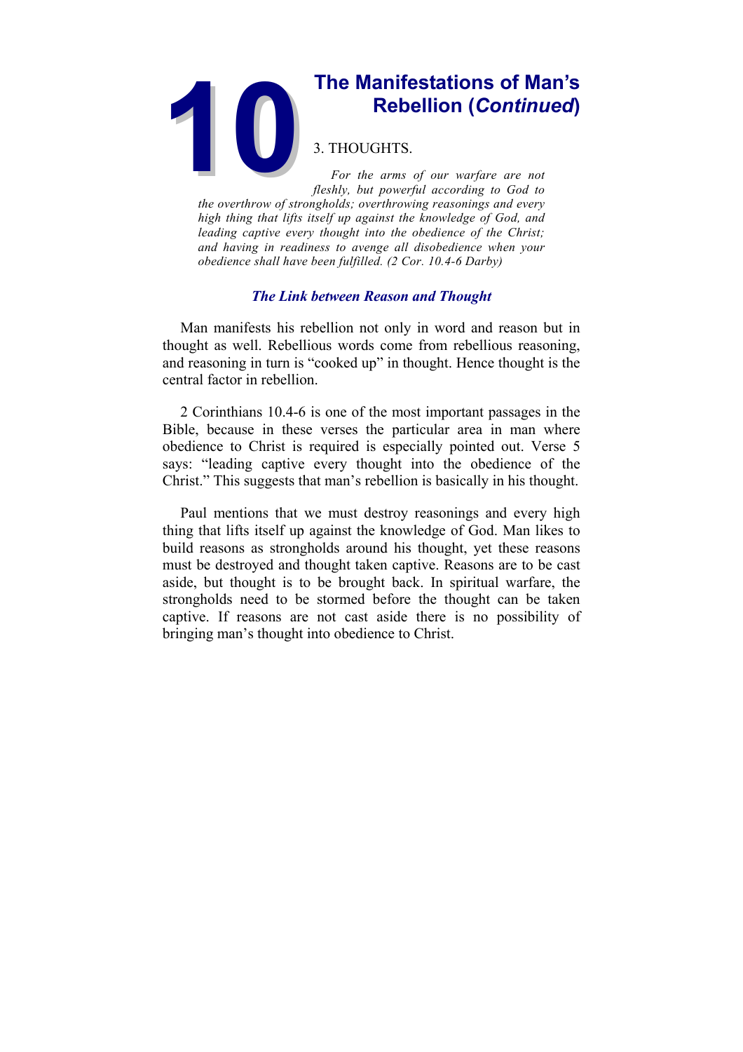# 10 The Manifestations of Man's Rebellion (*Continued*)

3. THOUGHTS.

*For the arms of our warfare are not fleshly, but powerful according to God to the overthrow of strongholds; overthrowing reasonings and every high thing that lifts itself up against the knowledge of God, and leading captive every thought into the obedience of the Christ; and having in readiness to avenge all disobedience when your obedience shall have been fulfilled. (2 Cor. 10.4-6 Darby)*

### *The Link between Reason and Thought*

Man manifests his rebellion not only in word and reason but in thought as well. Rebellious words come from rebellious reasoning, and reasoning in turn is "cooked up" in thought. Hence thought is the central factor in rebellion.

2 Corinthians 10.4-6 is one of the most important passages in the Bible, because in these verses the particular area in man where obedience to Christ is required is especially pointed out. Verse 5 says: "leading captive every thought into the obedience of the Christ." This suggests that man's rebellion is basically in his thought.

Paul mentions that we must destroy reasonings and every high thing that lifts itself up against the knowledge of God. Man likes to build reasons as strongholds around his thought, yet these reasons must be destroyed and thought taken captive. Reasons are to be cast aside, but thought is to be brought back. In spiritual warfare, the strongholds need to be stormed before the thought can be taken captive. If reasons are not cast aside there is no possibility of bringing man's thought into obedience to Christ.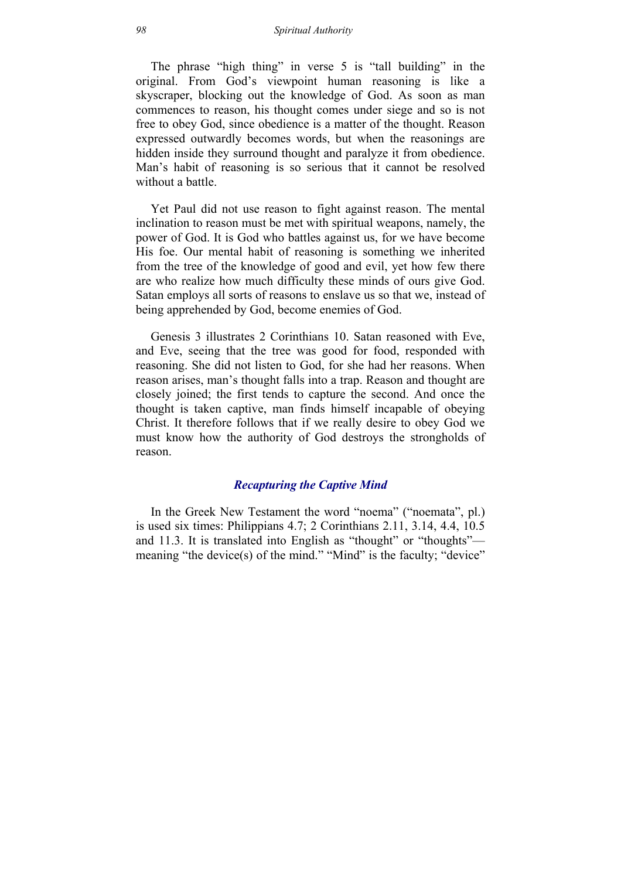The phrase "high thing" in verse 5 is "tall building" in the original. From God's viewpoint human reasoning is like a skyscraper, blocking out the knowledge of God. As soon as man commences to reason, his thought comes under siege and so is not free to obey God, since obedience is a matter of the thought. Reason expressed outwardly becomes words, but when the reasonings are hidden inside they surround thought and paralyze it from obedience. Man's habit of reasoning is so serious that it cannot be resolved without a battle.

Yet Paul did not use reason to fight against reason. The mental inclination to reason must be met with spiritual weapons, namely, the power of God. It is God who battles against us, for we have become His foe. Our mental habit of reasoning is something we inherited from the tree of the knowledge of good and evil, yet how few there are who realize how much difficulty these minds of ours give God. Satan employs all sorts of reasons to enslave us so that we, instead of being apprehended by God, become enemies of God.

Genesis 3 illustrates 2 Corinthians 10. Satan reasoned with Eve, and Eve, seeing that the tree was good for food, responded with reasoning. She did not listen to God, for she had her reasons. When reason arises, man's thought falls into a trap. Reason and thought are closely joined; the first tends to capture the second. And once the thought is taken captive, man finds himself incapable of obeying Christ. It therefore follows that if we really desire to obey God we must know how the authority of God destroys the strongholds of reason.

### *Recapturing the Captive Mind*

In the Greek New Testament the word "noema" ("noemata", pl.) is used six times: Philippians 4.7; 2 Corinthians 2.11, 3.14, 4.4, 10.5 and 11.3. It is translated into English as "thought" or "thoughts"—meaning "the device(s) of the mind." "Mind" is the faculty; "device"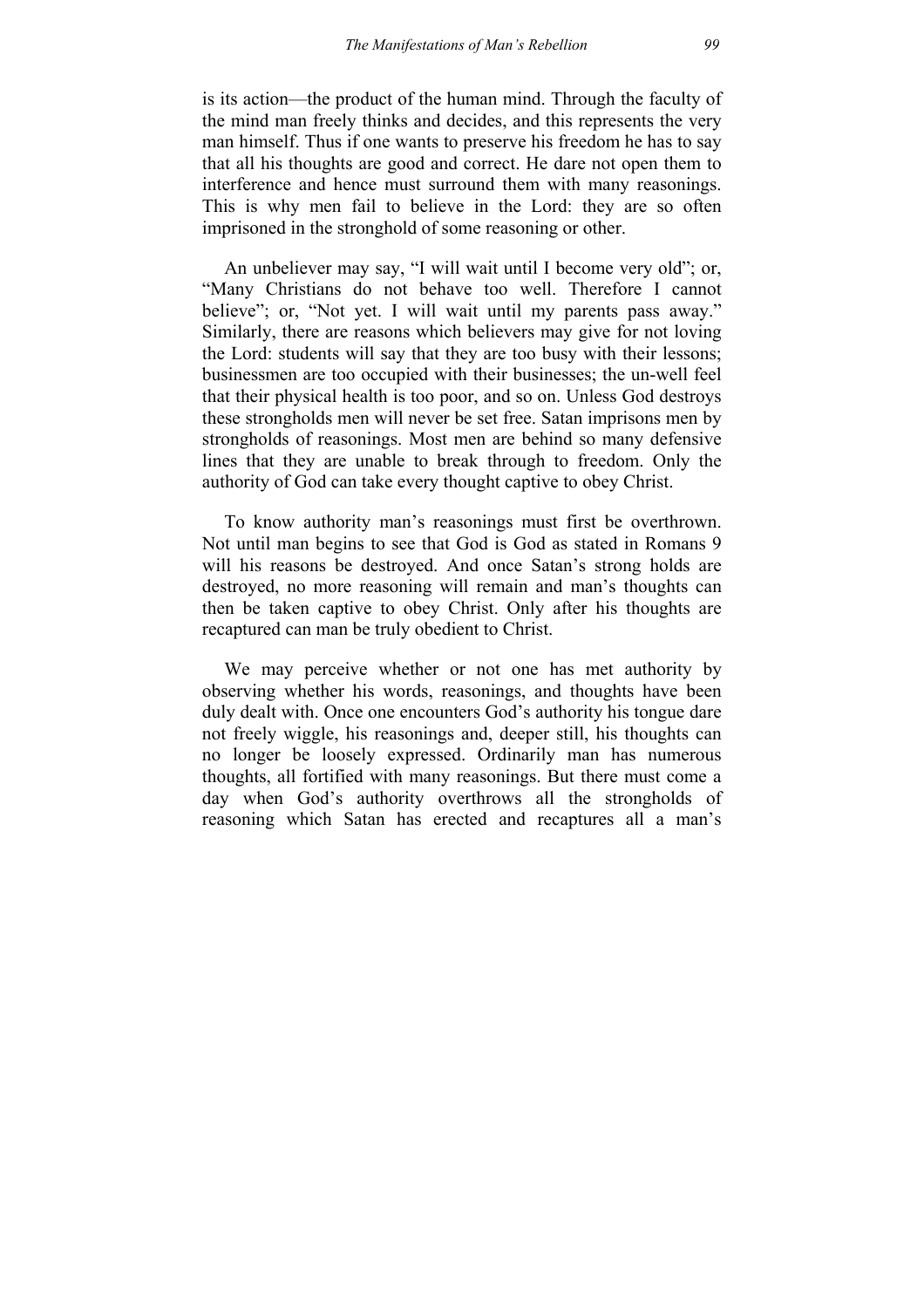is its action—the product of the human mind. Through the faculty of the mind man freely thinks and decides, and this represents the very man himself. Thus if one wants to preserve his freedom he has to say that all his thoughts are good and correct. He dare not open them to interference and hence must surround them with many reasonings. This is why men fail to believe in the Lord: they are so often imprisoned in the stronghold of some reasoning or other.

An unbeliever may say, "I will wait until I become very old"; or, "Many Christians do not behave too well. Therefore I cannot believe"; or, "Not yet. I will wait until my parents pass away." Similarly, there are reasons which believers may give for not loving the Lord: students will say that they are too busy with their lessons; businessmen are too occupied with their businesses; the un-well feel that their physical health is too poor, and so on. Unless God destroys these strongholds men will never be set free. Satan imprisons men by strongholds of reasonings. Most men are behind so many defensive lines that they are unable to break through to freedom. Only the authority of God can take every thought captive to obey Christ.

To know authority man's reasonings must first be overthrown. Not until man begins to see that God is God as stated in Romans 9 will his reasons be destroyed. And once Satan's strong holds are destroyed, no more reasoning will remain and man's thoughts can then be taken captive to obey Christ. Only after his thoughts are recaptured can man be truly obedient to Christ.

We may perceive whether or not one has met authority by observing whether his words, reasonings, and thoughts have been duly dealt with. Once one encounters God's authority his tongue dare not freely wiggle, his reasonings and, deeper still, his thoughts can no longer be loosely expressed. Ordinarily man has numerous thoughts, all fortified with many reasonings. But there must come a day when God's authority overthrows all the strongholds of reasoning which Satan has erected and recaptures all a man's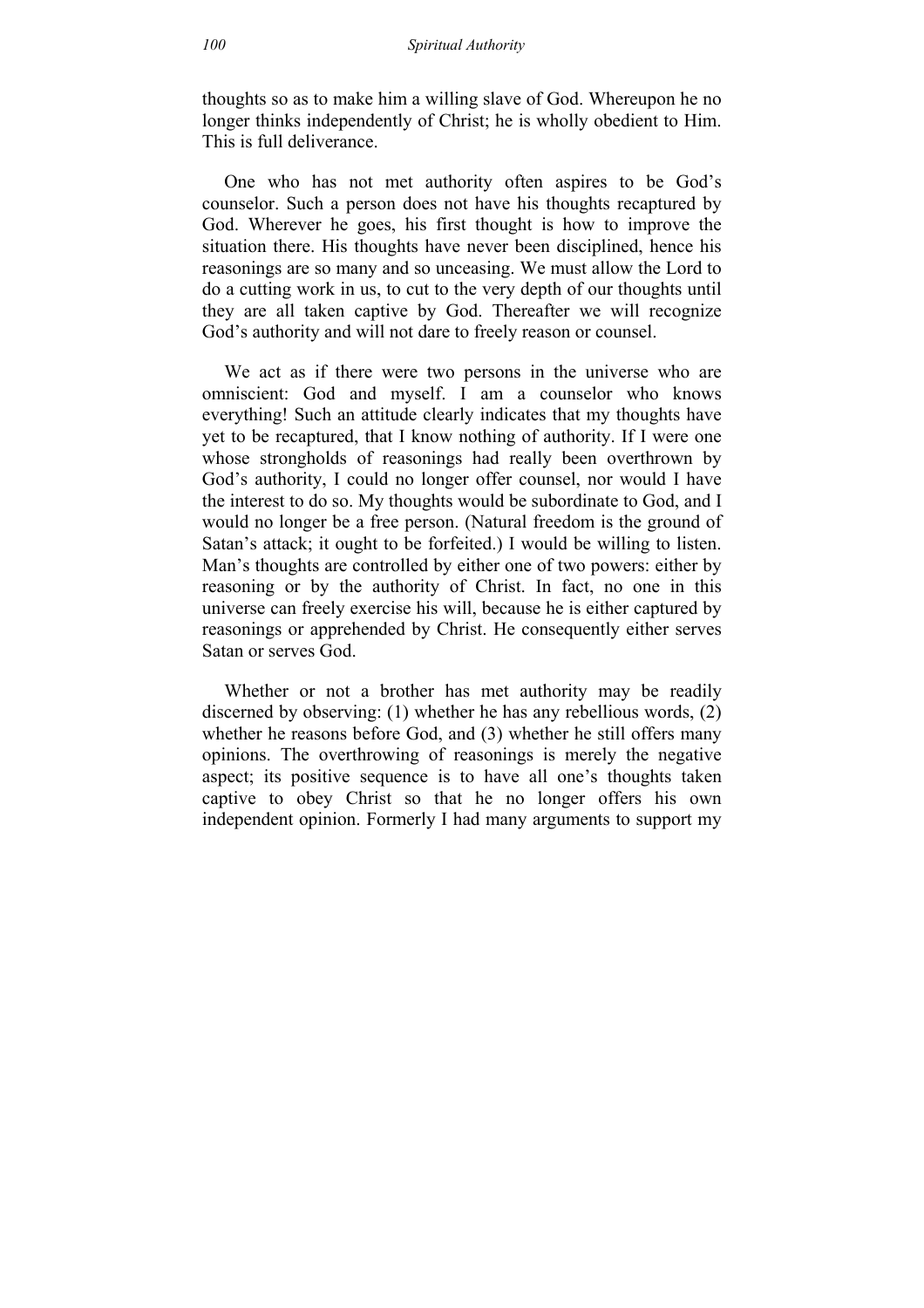thoughts so as to make him a willing slave of God. Whereupon he no longer thinks independently of Christ; he is wholly obedient to Him. This is full deliverance.

One who has not met authority often aspires to be God's counselor. Such a person does not have his thoughts recaptured by God. Wherever he goes, his first thought is how to improve the situation there. His thoughts have never been disciplined, hence his reasonings are so many and so unceasing. We must allow the Lord to do a cutting work in us, to cut to the very depth of our thoughts until they are all taken captive by God. Thereafter we will recognize God's authority and will not dare to freely reason or counsel.

We act as if there were two persons in the universe who are omniscient: God and myself. I am a counselor who knows everything! Such an attitude clearly indicates that my thoughts have yet to be recaptured, that I know nothing of authority. If I were one whose strongholds of reasonings had really been overthrown by God's authority, I could no longer offer counsel, nor would I have the interest to do so. My thoughts would be subordinate to God, and I would no longer be a free person. (Natural freedom is the ground of Satan's attack; it ought to be forfeited.) I would be willing to listen. Man's thoughts are controlled by either one of two powers: either by reasoning or by the authority of Christ. In fact, no one in this universe can freely exercise his will, because he is either captured by reasonings or apprehended by Christ. He consequently either serves Satan or serves God.

Whether or not a brother has met authority may be readily discerned by observing: (1) whether he has any rebellious words, (2) whether he reasons before God, and (3) whether he still offers many opinions. The overthrowing of reasonings is merely the negative aspect; its positive sequence is to have all one's thoughts taken captive to obey Christ so that he no longer offers his own independent opinion. Formerly I had many arguments to support my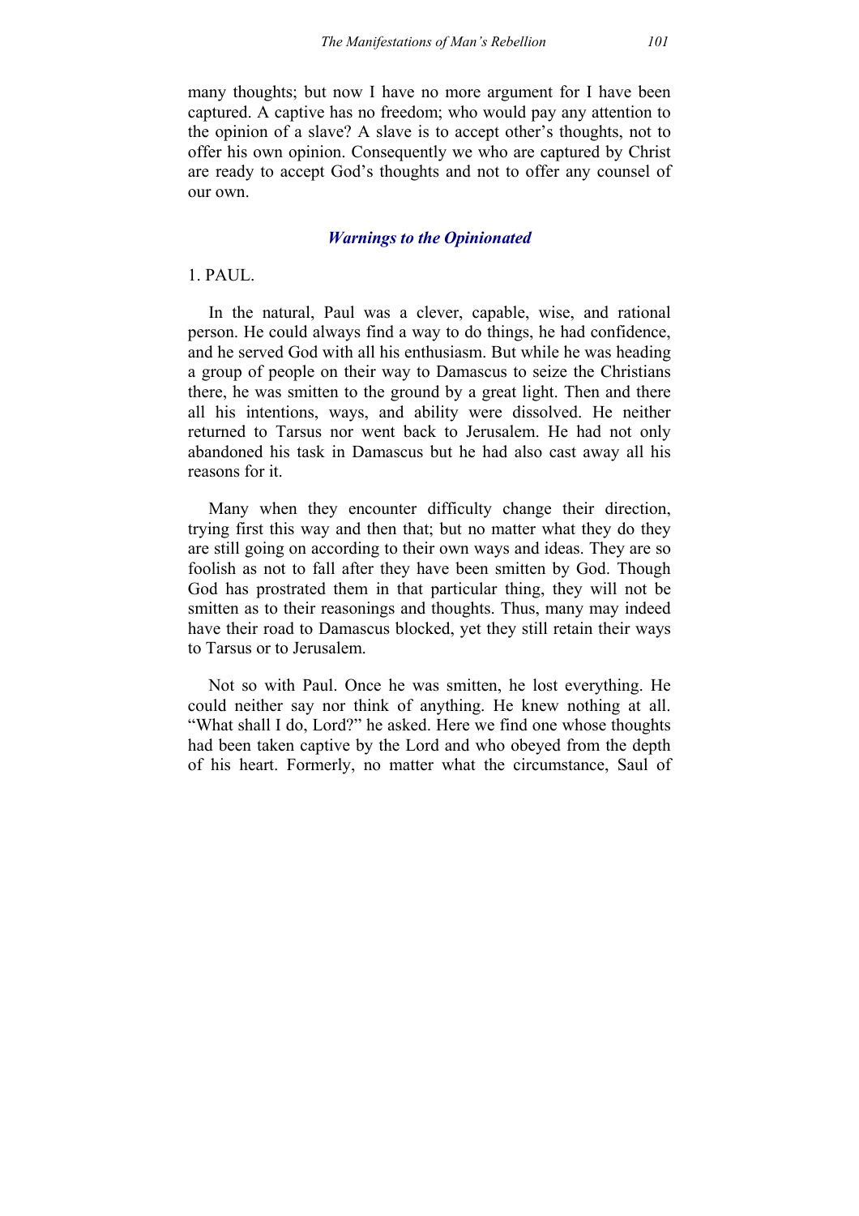many thoughts; but now I have no more argument for I have been captured. A captive has no freedom; who would pay any attention to the opinion of a slave? A slave is to accept other's thoughts, not to offer his own opinion. Consequently we who are captured by Christ are ready to accept God's thoughts and not to offer any counsel of our own.

### *Warnings to the Opinionated*

1. PAUL.

In the natural, Paul was a clever, capable, wise, and rational person. He could always find a way to do things, he had confidence, and he served God with all his enthusiasm. But while he was heading a group of people on their way to Damascus to seize the Christians there, he was smitten to the ground by a great light. Then and there all his intentions, ways, and ability were dissolved. He neither returned to Tarsus nor went back to Jerusalem. He had not only abandoned his task in Damascus but he had also cast away all his reasons for it.

Many when they encounter difficulty change their direction, trying first this way and then that; but no matter what they do they are still going on according to their own ways and ideas. They are so foolish as not to fall after they have been smitten by God. Though God has prostrated them in that particular thing, they will not be smitten as to their reasonings and thoughts. Thus, many may indeed have their road to Damascus blocked, yet they still retain their ways to Tarsus or to Jerusalem.

Not so with Paul. Once he was smitten, he lost everything. He could neither say nor think of anything. He knew nothing at all. "What shall I do, Lord?" he asked. Here we find one whose thoughts had been taken captive by the Lord and who obeyed from the depth of his heart. Formerly, no matter what the circumstance, Saul of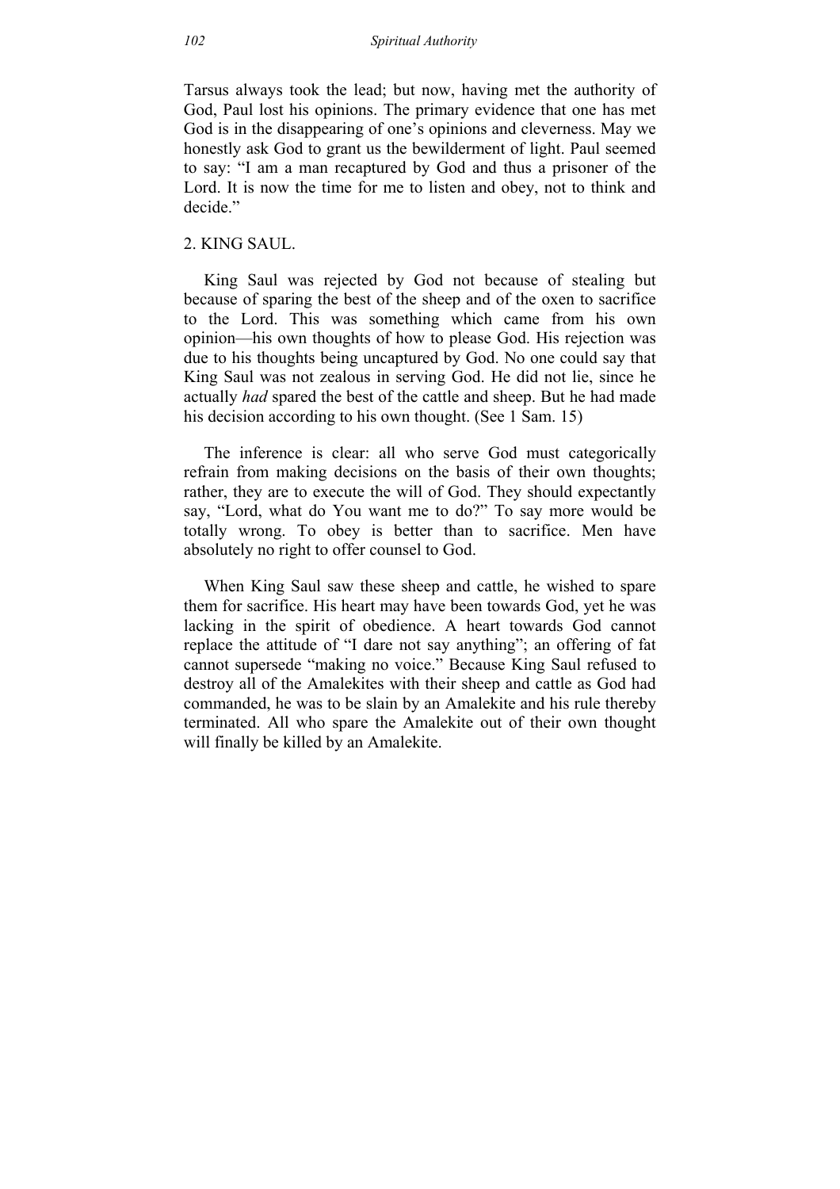Tarsus always took the lead; but now, having met the authority of God, Paul lost his opinions. The primary evidence that one has met God is in the disappearing of one's opinions and cleverness. May we honestly ask God to grant us the bewilderment of light. Paul seemed to say: "I am a man recaptured by God and thus a prisoner of the Lord. It is now the time for me to listen and obey, not to think and decide."

2. KING SAUL.

King Saul was rejected by God not because of stealing but because of sparing the best of the sheep and of the oxen to sacrifice to the Lord. This was something which came from his own opinion—his own thoughts of how to please God. His rejection was due to his thoughts being uncaptured by God. No one could say that King Saul was not zealous in serving God. He did not lie, since he actually *had* spared the best of the cattle and sheep. But he had made his decision according to his own thought. (See 1 Sam. 15)

The inference is clear: all who serve God must categorically refrain from making decisions on the basis of their own thoughts; rather, they are to execute the will of God. They should expectantly say, "Lord, what do You want me to do?" To say more would be totally wrong. To obey is better than to sacrifice. Men have absolutely no right to offer counsel to God.

When King Saul saw these sheep and cattle, he wished to spare them for sacrifice. His heart may have been towards God, yet he was lacking in the spirit of obedience. A heart towards God cannot replace the attitude of "I dare not say anything"; an offering of fat cannot supersede "making no voice." Because King Saul refused to destroy all of the Amalekites with their sheep and cattle as God had commanded, he was to be slain by an Amalekite and his rule thereby terminated. All who spare the Amalekite out of their own thought will finally be killed by an Amalekite.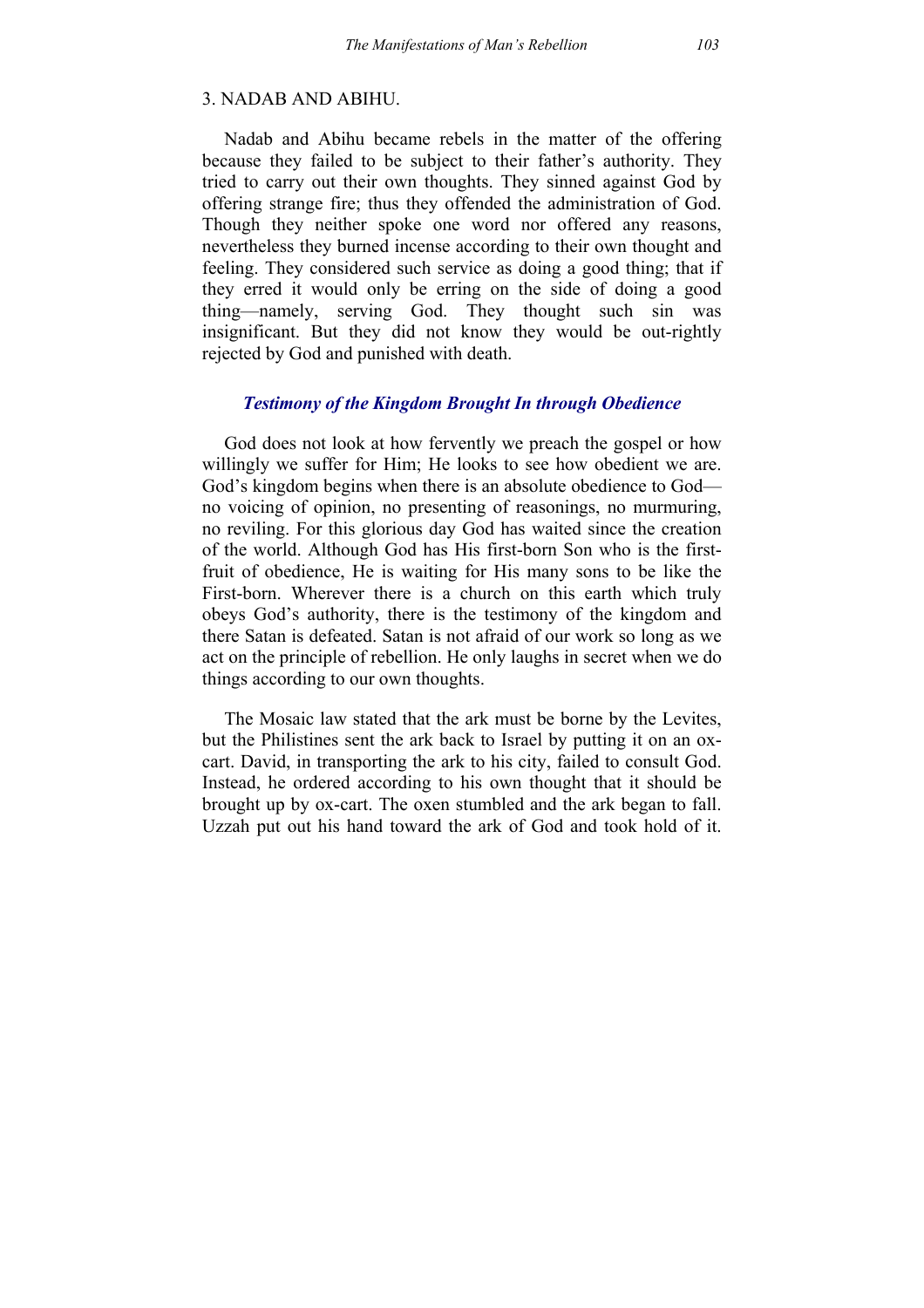3. NADAB AND ABIHU.

Nadab and Abihu became rebels in the matter of the offering because they failed to be subject to their father's authority. They tried to carry out their own thoughts. They sinned against God by offering strange fire; thus they offended the administration of God. Though they neither spoke one word nor offered any reasons, nevertheless they burned incense according to their own thought and feeling. They considered such service as doing a good thing; that if they erred it would only be erring on the side of doing a good thing—namely, serving God. They thought such sin was insignificant. But they did not know they would be out-rightly rejected by God and punished with death.

### *Testimony of the Kingdom Brought In through Obedience*

God does not look at how fervently we preach the gospel or how willingly we suffer for Him; He looks to see how obedient we are. God's kingdom begins when there is an absolute obedience to God—no voicing of opinion, no presenting of reasonings, no murmuring, no reviling. For this glorious day God has waited since the creation of the world. Although God has His first-born Son who is the first-fruit of obedience, He is waiting for His many sons to be like the First-born. Wherever there is a church on this earth which truly obeys God's authority, there is the testimony of the kingdom and there Satan is defeated. Satan is not afraid of our work so long as we act on the principle of rebellion. He only laughs in secret when we do things according to our own thoughts.

The Mosaic law stated that the ark must be borne by the Levites, but the Philistines sent the ark back to Israel by putting it on an ox-cart. David, in transporting the ark to his city, failed to consult God. Instead, he ordered according to his own thought that it should be brought up by ox-cart. The oxen stumbled and the ark began to fall. Uzzah put out his hand toward the ark of God and took hold of it.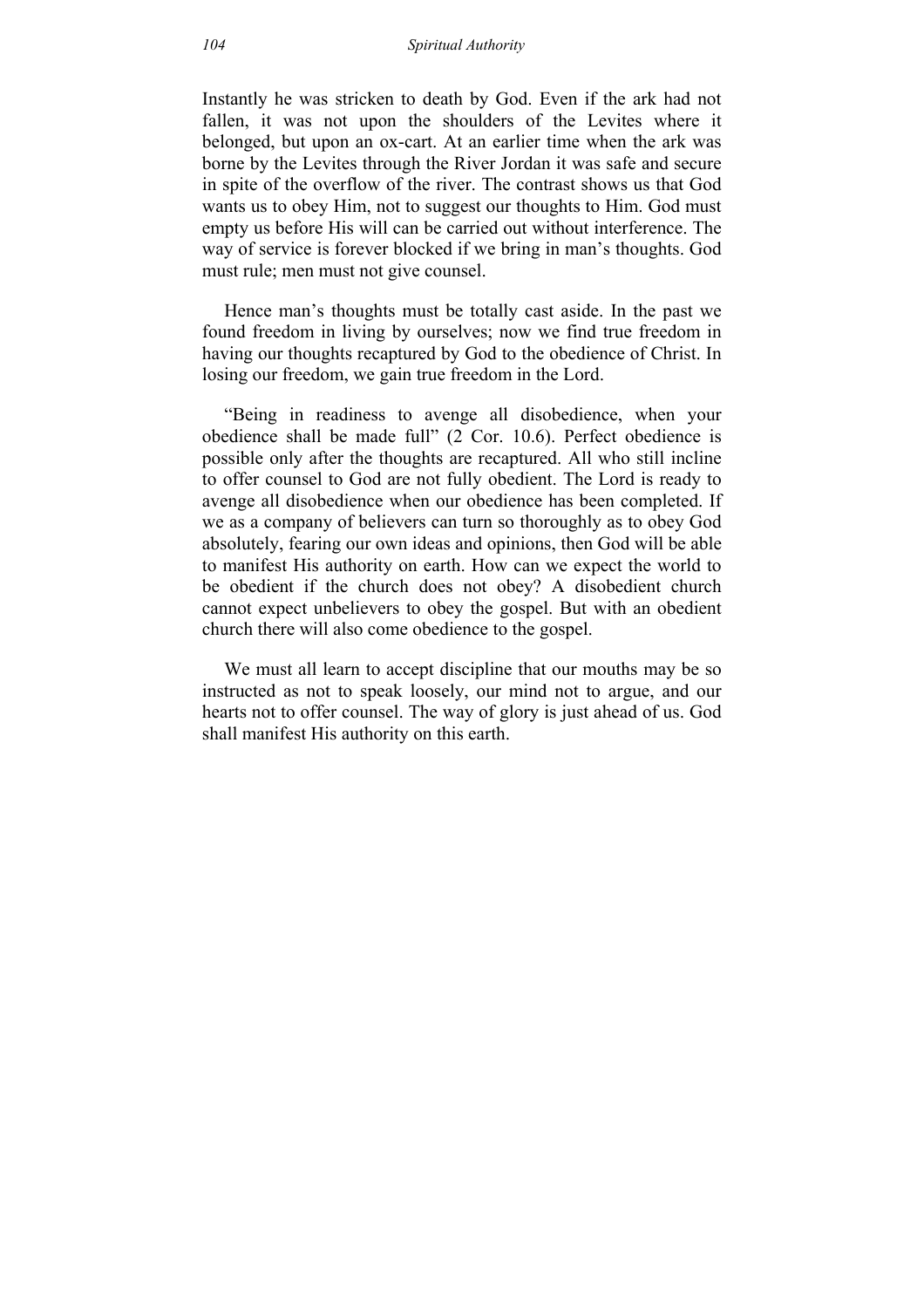Instantly he was stricken to death by God. Even if the ark had not fallen, it was not upon the shoulders of the Levites where it belonged, but upon an ox-cart. At an earlier time when the ark was borne by the Levites through the River Jordan it was safe and secure in spite of the overflow of the river. The contrast shows us that God wants us to obey Him, not to suggest our thoughts to Him. God must empty us before His will can be carried out without interference. The way of service is forever blocked if we bring in man's thoughts. God must rule; men must not give counsel.

Hence man's thoughts must be totally cast aside. In the past we found freedom in living by ourselves; now we find true freedom in having our thoughts recaptured by God to the obedience of Christ. In losing our freedom, we gain true freedom in the Lord.

"Being in readiness to avenge all disobedience, when your obedience shall be made full" (2 Cor. 10.6). Perfect obedience is possible only after the thoughts are recaptured. All who still incline to offer counsel to God are not fully obedient. The Lord is ready to avenge all disobedience when our obedience has been completed. If we as a company of believers can turn so thoroughly as to obey God absolutely, fearing our own ideas and opinions, then God will be able to manifest His authority on earth. How can we expect the world to be obedient if the church does not obey? A disobedient church cannot expect unbelievers to obey the gospel. But with an obedient church there will also come obedience to the gospel.

We must all learn to accept discipline that our mouths may be so instructed as not to speak loosely, our mind not to argue, and our hearts not to offer counsel. The way of glory is just ahead of us. God shall manifest His authority on this earth.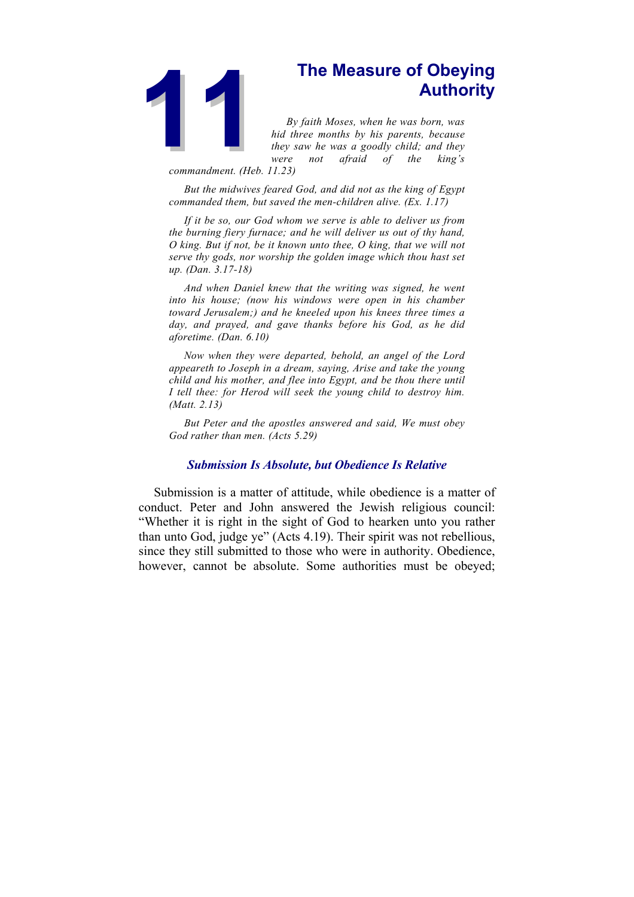# 11 The Measure of Obeying Authority

*By faith Moses, when he was born, was hid three months by his parents, because they saw he was a goodly child; and they were not afraid of the king's commandment. (Heb. 11.23)*

*But the midwives feared God, and did not as the king of Egypt commanded them, but saved the men-children alive. (Ex. 1.17)*

*If it be so, our God whom we serve is able to deliver us from the burning fiery furnace; and he will deliver us out of thy hand, O king. But if not, be it known unto thee, O king, that we will not serve thy gods, nor worship the golden image which thou hast set up. (Dan. 3.17-18)*

*And when Daniel knew that the writing was signed, he went into his house; (now his windows were open in his chamber toward Jerusalem;) and he kneeled upon his knees three times a day, and prayed, and gave thanks before his God, as he did aforetime. (Dan. 6.10)*

*Now when they were departed, behold, an angel of the Lord appeareth to Joseph in a dream, saying, Arise and take the young child and his mother, and flee into Egypt, and be thou there until I tell thee: for Herod will seek the young child to destroy him. (Matt. 2.13)*

*But Peter and the apostles answered and said, We must obey God rather than men. (Acts 5.29)*

## *Submission Is Absolute, but Obedience Is Relative*

Submission is a matter of attitude, while obedience is a matter of conduct. Peter and John answered the Jewish religious council: "Whether it is right in the sight of God to hearken unto you rather than unto God, judge ye" (Acts 4.19). Their spirit was not rebellious, since they still submitted to those who were in authority. Obedience, however, cannot be absolute. Some authorities must be obeyed;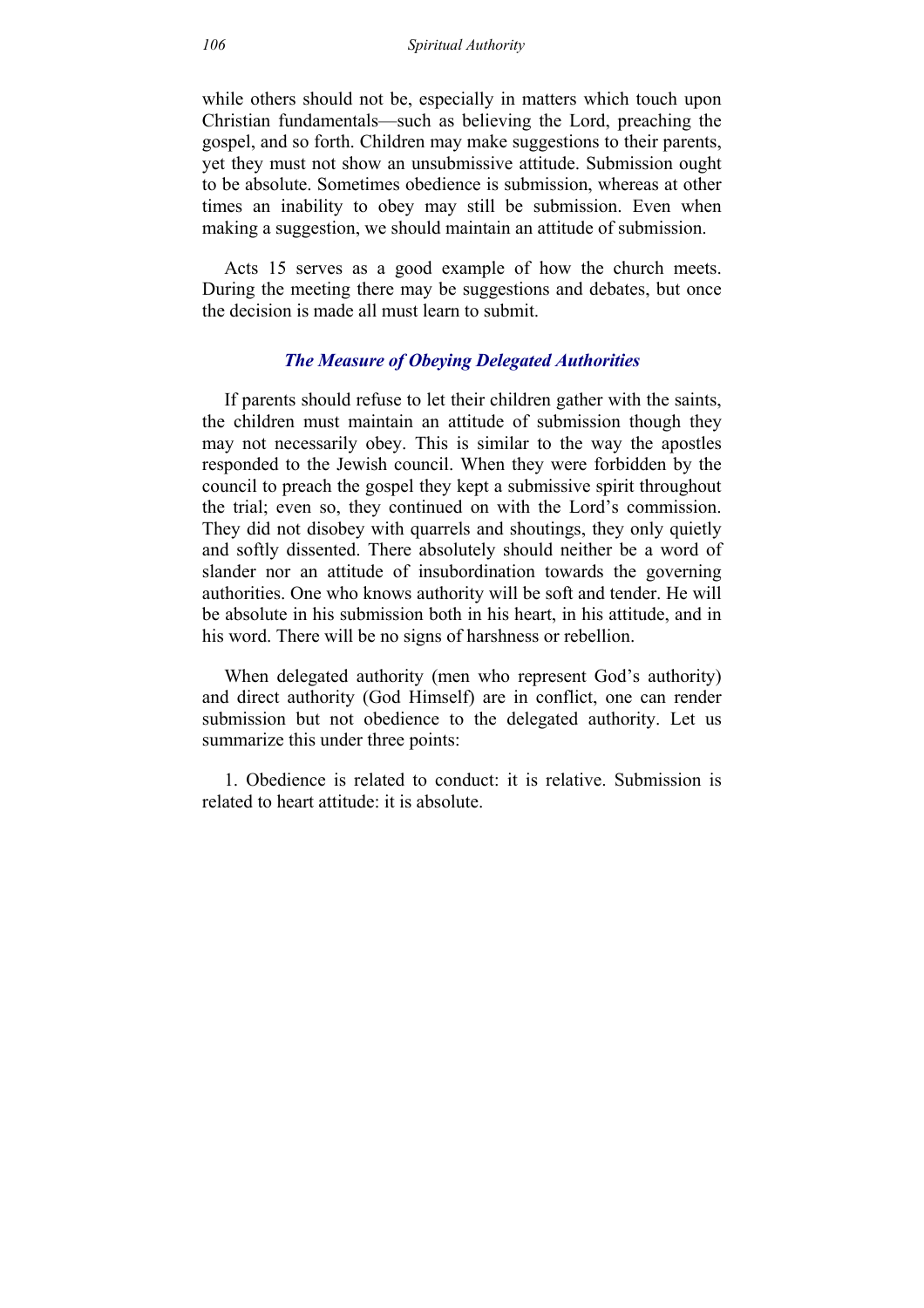while others should not be, especially in matters which touch upon Christian fundamentals—such as believing the Lord, preaching the gospel, and so forth. Children may make suggestions to their parents, yet they must not show an unsubmissive attitude. Submission ought to be absolute. Sometimes obedience is submission, whereas at other times an inability to obey may still be submission. Even when making a suggestion, we should maintain an attitude of submission.

Acts 15 serves as a good example of how the church meets. During the meeting there may be suggestions and debates, but once the decision is made all must learn to submit.

### *The Measure of Obeying Delegated Authorities*

If parents should refuse to let their children gather with the saints, the children must maintain an attitude of submission though they may not necessarily obey. This is similar to the way the apostles responded to the Jewish council. When they were forbidden by the council to preach the gospel they kept a submissive spirit throughout the trial; even so, they continued on with the Lord's commission. They did not disobey with quarrels and shoutings, they only quietly and softly dissented. There absolutely should neither be a word of slander nor an attitude of insubordination towards the governing authorities. One who knows authority will be soft and tender. He will be absolute in his submission both in his heart, in his attitude, and in his word. There will be no signs of harshness or rebellion.

When delegated authority (men who represent God's authority) and direct authority (God Himself) are in conflict, one can render submission but not obedience to the delegated authority. Let us summarize this under three points:

1. Obedience is related to conduct: it is relative. Submission is related to heart attitude: it is absolute.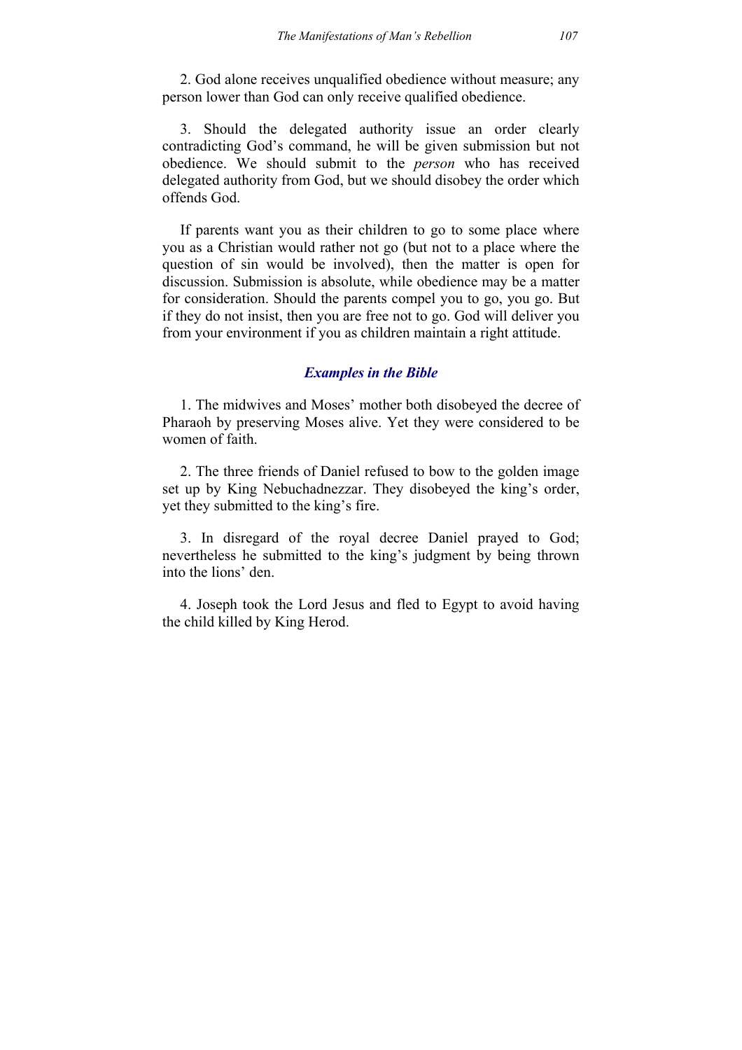2. God alone receives unqualified obedience without measure; any person lower than God can only receive qualified obedience.

3. Should the delegated authority issue an order clearly contradicting God's command, he will be given submission but not obedience. We should submit to the *person* who has received delegated authority from God, but we should disobey the order which offends God.

If parents want you as their children to go to some place where you as a Christian would rather not go (but not to a place where the question of sin would be involved), then the matter is open for discussion. Submission is absolute, while obedience may be a matter for consideration. Should the parents compel you to go, you go. But if they do not insist, then you are free not to go. God will deliver you from your environment if you as children maintain a right attitude.

### *Examples in the Bible*

1. The midwives and Moses' mother both disobeyed the decree of Pharaoh by preserving Moses alive. Yet they were considered to be women of faith.

2. The three friends of Daniel refused to bow to the golden image set up by King Nebuchadnezzar. They disobeyed the king's order, yet they submitted to the king's fire.

3. In disregard of the royal decree Daniel prayed to God; nevertheless he submitted to the king's judgment by being thrown into the lions' den.

4. Joseph took the Lord Jesus and fled to Egypt to avoid having the child killed by King Herod.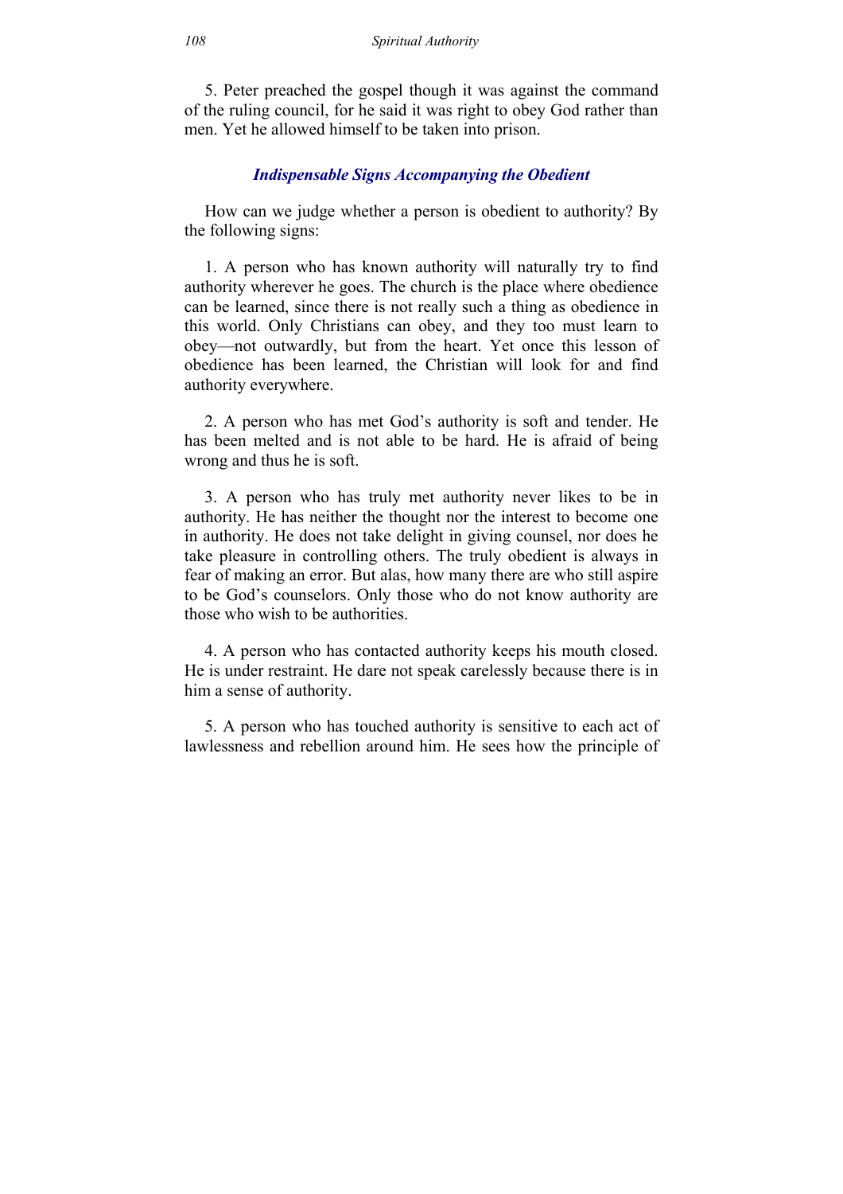5. Peter preached the gospel though it was against the command of the ruling council, for he said it was right to obey God rather than men. Yet he allowed himself to be taken into prison.

### *Indispensable Signs Accompanying the Obedient*

How can we judge whether a person is obedient to authority? By the following signs:

1. A person who has known authority will naturally try to find authority wherever he goes. The church is the place where obedience can be learned, since there is not really such a thing as obedience in this world. Only Christians can obey, and they too must learn to obey—not outwardly, but from the heart. Yet once this lesson of obedience has been learned, the Christian will look for and find authority everywhere.

2. A person who has met God's authority is soft and tender. He has been melted and is not able to be hard. He is afraid of being wrong and thus he is soft.

3. A person who has truly met authority never likes to be in authority. He has neither the thought nor the interest to become one in authority. He does not take delight in giving counsel, nor does he take pleasure in controlling others. The truly obedient is always in fear of making an error. But alas, how many there are who still aspire to be God's counselors. Only those who do not know authority are those who wish to be authorities.

4. A person who has contacted authority keeps his mouth closed. He is under restraint. He dare not speak carelessly because there is in him a sense of authority.

5. A person who has touched authority is sensitive to each act of lawlessness and rebellion around him. He sees how the principle of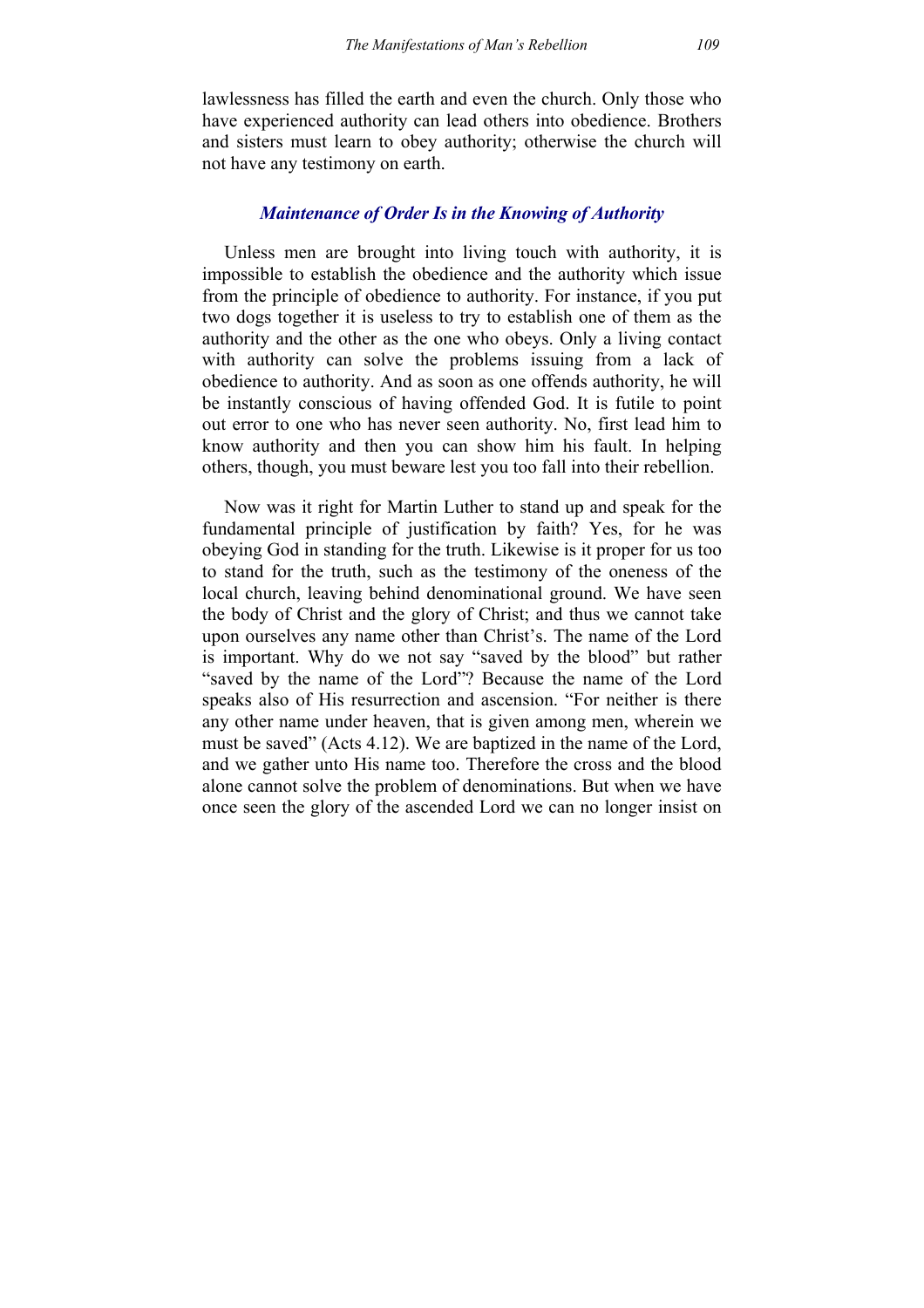lawlessness has filled the earth and even the church. Only those who have experienced authority can lead others into obedience. Brothers and sisters must learn to obey authority; otherwise the church will not have any testimony on earth.

### *Maintenance of Order Is in the Knowing of Authority*

Unless men are brought into living touch with authority, it is impossible to establish the obedience and the authority which issue from the principle of obedience to authority. For instance, if you put two dogs together it is useless to try to establish one of them as the authority and the other as the one who obeys. Only a living contact with authority can solve the problems issuing from a lack of obedience to authority. And as soon as one offends authority, he will be instantly conscious of having offended God. It is futile to point out error to one who has never seen authority. No, first lead him to know authority and then you can show him his fault. In helping others, though, you must beware lest you too fall into their rebellion.

Now was it right for Martin Luther to stand up and speak for the fundamental principle of justification by faith? Yes, for he was obeying God in standing for the truth. Likewise is it proper for us too to stand for the truth, such as the testimony of the oneness of the local church, leaving behind denominational ground. We have seen the body of Christ and the glory of Christ; and thus we cannot take upon ourselves any name other than Christ's. The name of the Lord is important. Why do we not say "saved by the blood" but rather "saved by the name of the Lord"? Because the name of the Lord speaks also of His resurrection and ascension. "For neither is there any other name under heaven, that is given among men, wherein we must be saved" (Acts 4.12). We are baptized in the name of the Lord, and we gather unto His name too. Therefore the cross and the blood alone cannot solve the problem of denominations. But when we have once seen the glory of the ascended Lord we can no longer insist on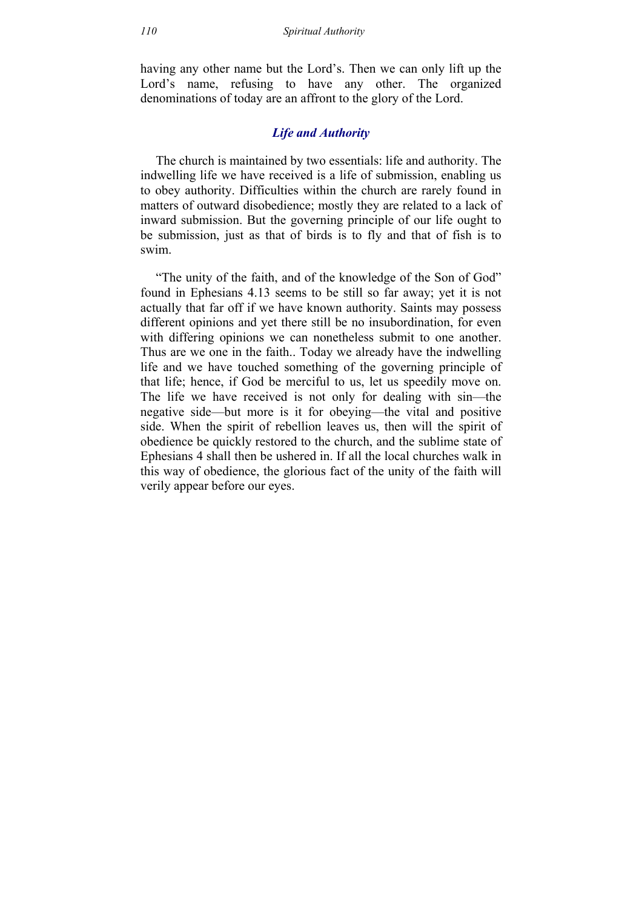having any other name but the Lord's. Then we can only lift up the Lord's name, refusing to have any other. The organized denominations of today are an affront to the glory of the Lord.

### *Life and Authority*

The church is maintained by two essentials: life and authority. The indwelling life we have received is a life of submission, enabling us to obey authority. Difficulties within the church are rarely found in matters of outward disobedience; mostly they are related to a lack of inward submission. But the governing principle of our life ought to be submission, just as that of birds is to fly and that of fish is to swim.

"The unity of the faith, and of the knowledge of the Son of God" found in Ephesians 4.13 seems to be still so far away; yet it is not actually that far off if we have known authority. Saints may possess different opinions and yet there still be no insubordination, for even with differing opinions we can nonetheless submit to one another. Thus are we one in the faith.. Today we already have the indwelling life and we have touched something of the governing principle of that life; hence, if God be merciful to us, let us speedily move on. The life we have received is not only for dealing with sin—the negative side—but more is it for obeying—the vital and positive side. When the spirit of rebellion leaves us, then will the spirit of obedience be quickly restored to the church, and the sublime state of Ephesians 4 shall then be ushered in. If all the local churches walk in this way of obedience, the glorious fact of the unity of the faith will verily appear before our eyes.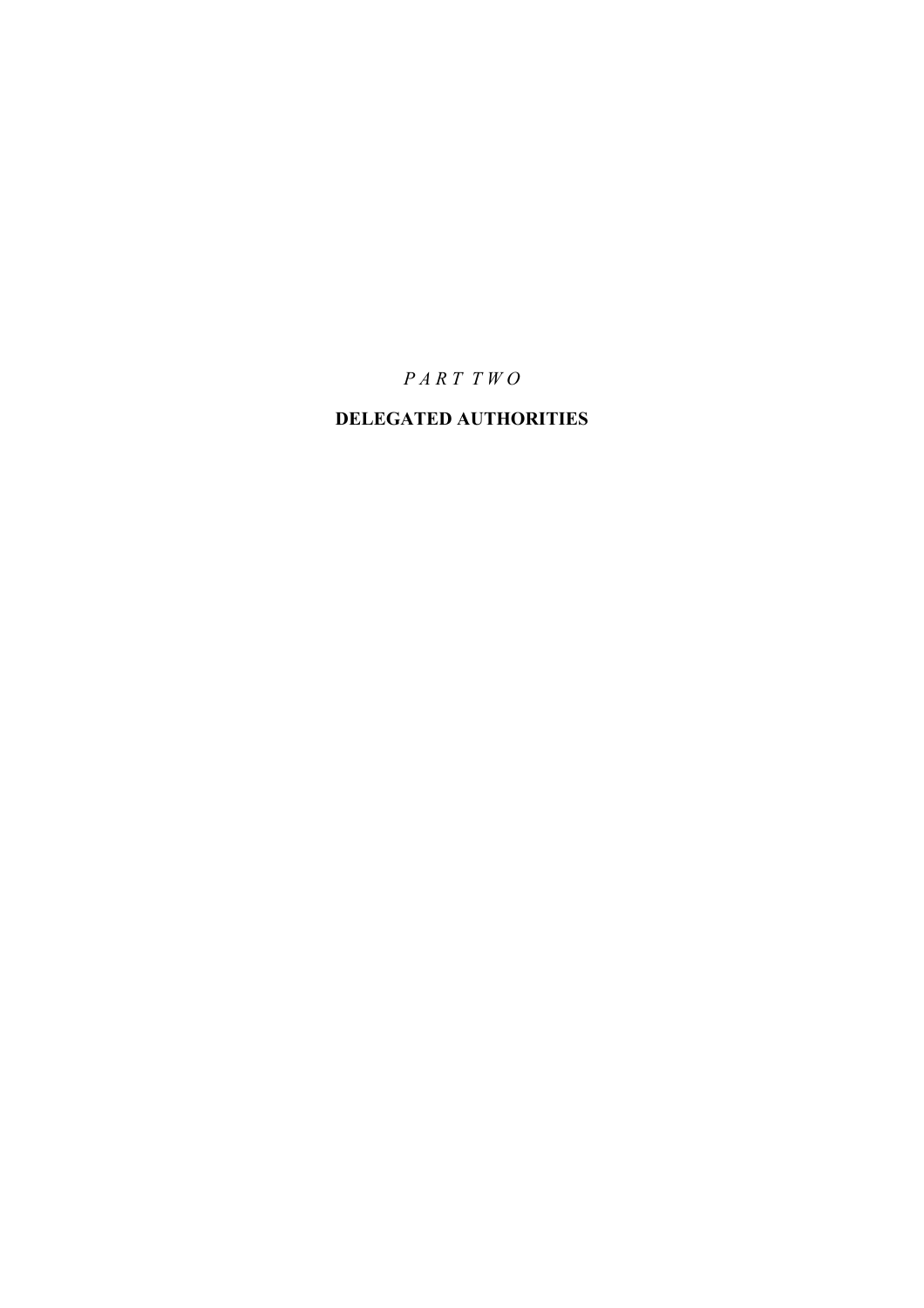*P A R T  T W O*

# DELEGATED AUTHORITIES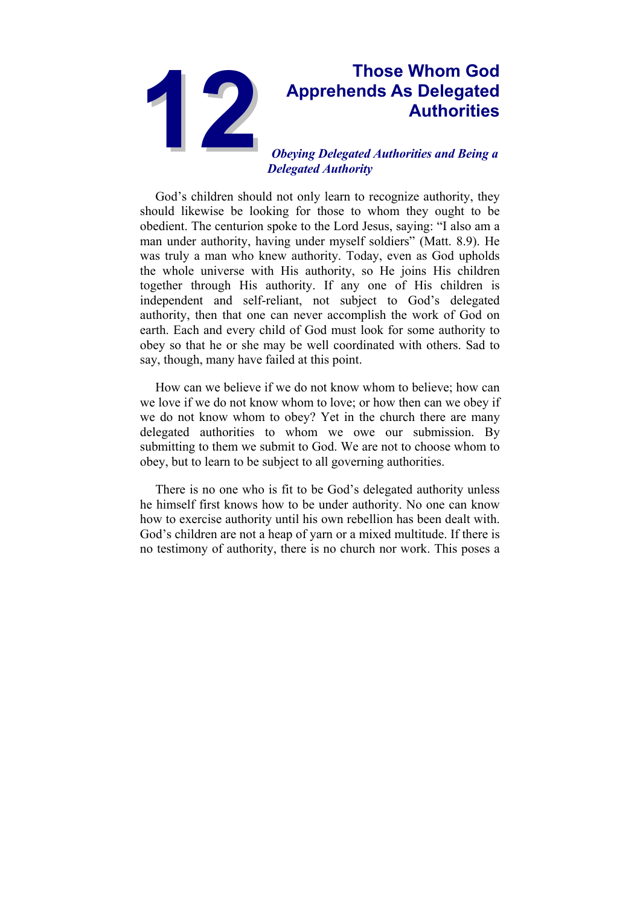# 12 Those Whom God Apprehends As Delegated Authorities

***Obeying Delegated Authorities and Being a Delegated Authority***

God's children should not only learn to recognize authority, they should likewise be looking for those to whom they ought to be obedient. The centurion spoke to the Lord Jesus, saying: "I also am a man under authority, having under myself soldiers" (Matt. 8.9). He was truly a man who knew authority. Today, even as God upholds the whole universe with His authority, so He joins His children together through His authority. If any one of His children is independent and self-reliant, not subject to God's delegated authority, then that one can never accomplish the work of God on earth. Each and every child of God must look for some authority to obey so that he or she may be well coordinated with others. Sad to say, though, many have failed at this point.

How can we believe if we do not know whom to believe; how can we love if we do not know whom to love; or how then can we obey if we do not know whom to obey? Yet in the church there are many delegated authorities to whom we owe our submission. By submitting to them we submit to God. We are not to choose whom to obey, but to learn to be subject to all governing authorities.

There is no one who is fit to be God's delegated authority unless he himself first knows how to be under authority. No one can know how to exercise authority until his own rebellion has been dealt with. God's children are not a heap of yarn or a mixed multitude. If there is no testimony of authority, there is no church nor work. This poses a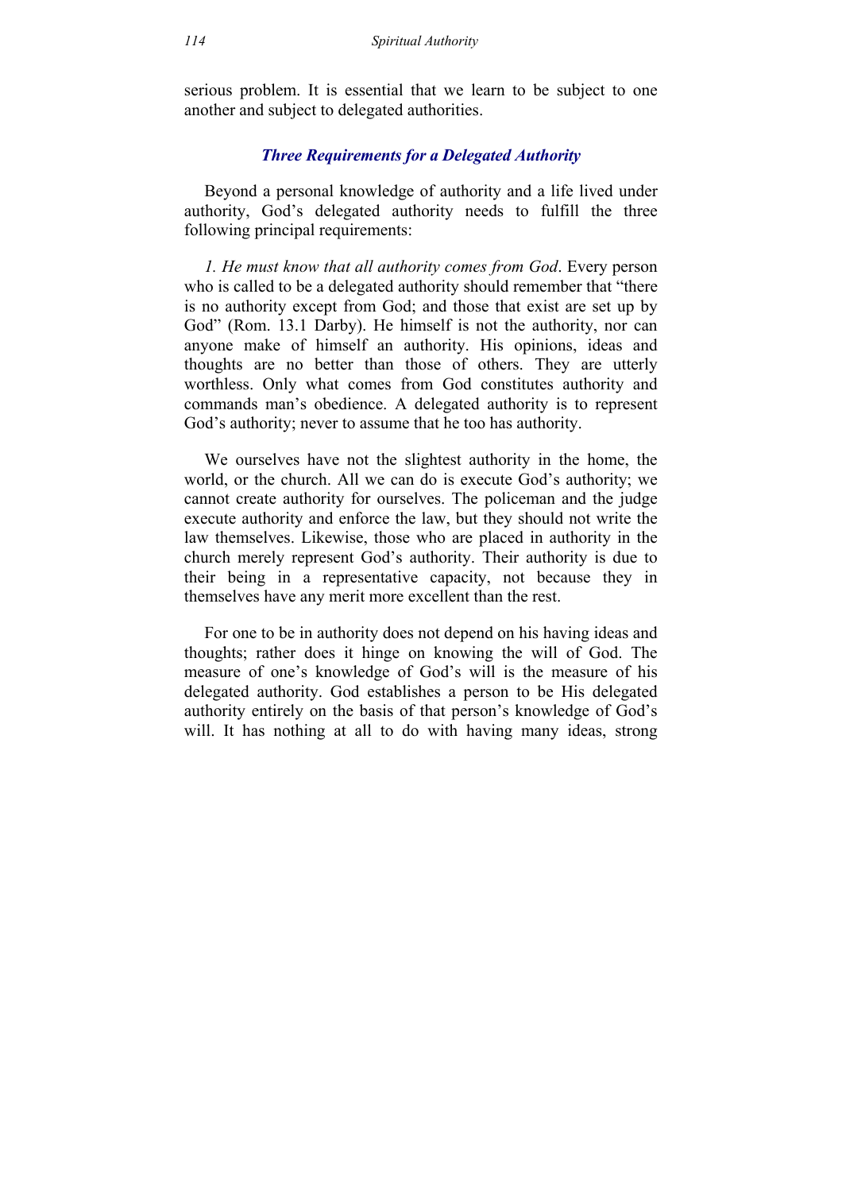serious problem. It is essential that we learn to be subject to one another and subject to delegated authorities.

### *Three Requirements for a Delegated Authority*

Beyond a personal knowledge of authority and a life lived under authority, God's delegated authority needs to fulfill the three following principal requirements:

*1. He must know that all authority comes from God*. Every person who is called to be a delegated authority should remember that "there is no authority except from God; and those that exist are set up by God" (Rom. 13.1 Darby). He himself is not the authority, nor can anyone make of himself an authority. His opinions, ideas and thoughts are no better than those of others. They are utterly worthless. Only what comes from God constitutes authority and commands man's obedience. A delegated authority is to represent God's authority; never to assume that he too has authority.

We ourselves have not the slightest authority in the home, the world, or the church. All we can do is execute God's authority; we cannot create authority for ourselves. The policeman and the judge execute authority and enforce the law, but they should not write the law themselves. Likewise, those who are placed in authority in the church merely represent God's authority. Their authority is due to their being in a representative capacity, not because they in themselves have any merit more excellent than the rest.

For one to be in authority does not depend on his having ideas and thoughts; rather does it hinge on knowing the will of God. The measure of one's knowledge of God's will is the measure of his delegated authority. God establishes a person to be His delegated authority entirely on the basis of that person's knowledge of God's will. It has nothing at all to do with having many ideas, strong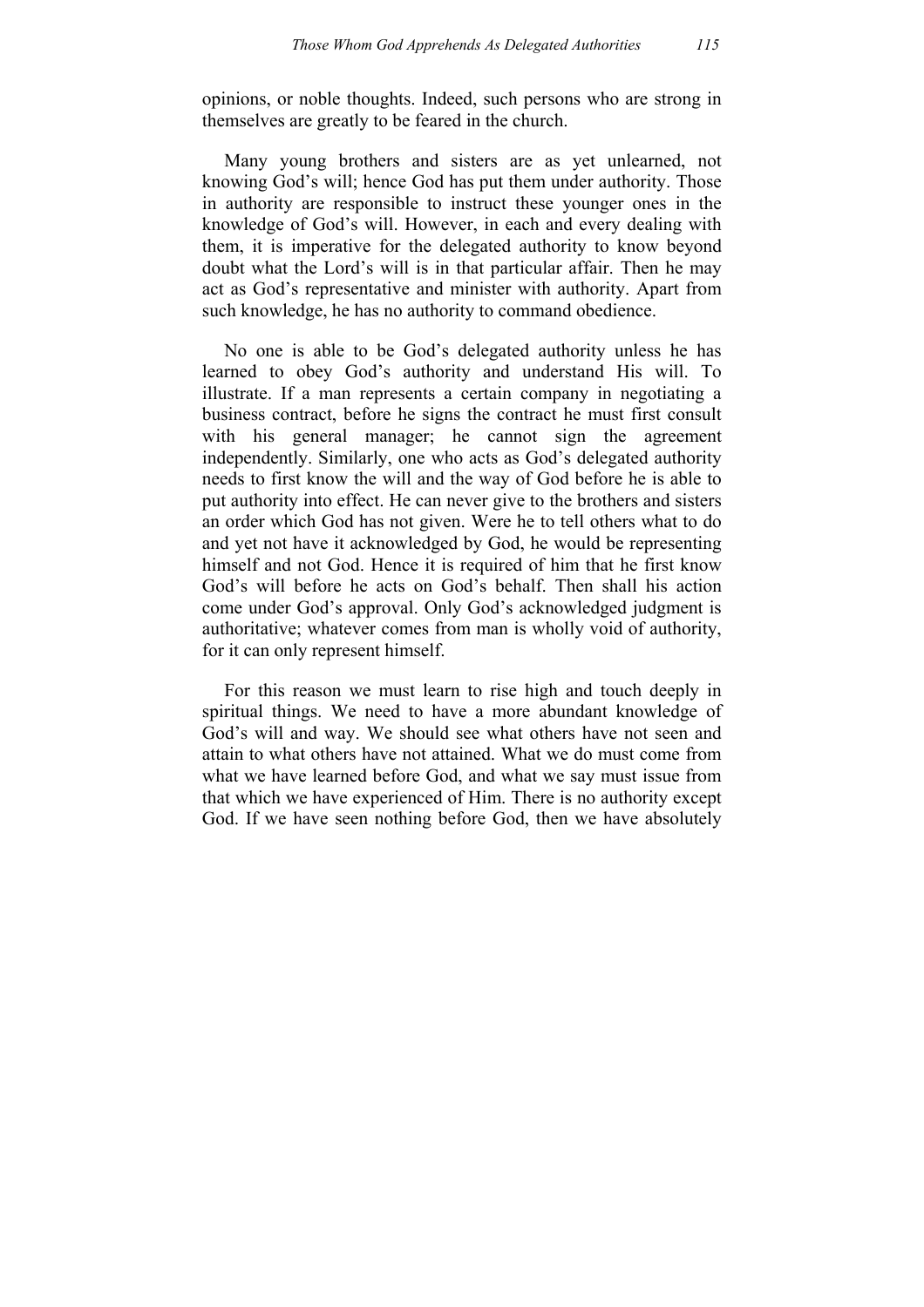opinions, or noble thoughts. Indeed, such persons who are strong in themselves are greatly to be feared in the church.

Many young brothers and sisters are as yet unlearned, not knowing God's will; hence God has put them under authority. Those in authority are responsible to instruct these younger ones in the knowledge of God's will. However, in each and every dealing with them, it is imperative for the delegated authority to know beyond doubt what the Lord's will is in that particular affair. Then he may act as God's representative and minister with authority. Apart from such knowledge, he has no authority to command obedience.

No one is able to be God's delegated authority unless he has learned to obey God's authority and understand His will. To illustrate. If a man represents a certain company in negotiating a business contract, before he signs the contract he must first consult with his general manager; he cannot sign the agreement independently. Similarly, one who acts as God's delegated authority needs to first know the will and the way of God before he is able to put authority into effect. He can never give to the brothers and sisters an order which God has not given. Were he to tell others what to do and yet not have it acknowledged by God, he would be representing himself and not God. Hence it is required of him that he first know God's will before he acts on God's behalf. Then shall his action come under God's approval. Only God's acknowledged judgment is authoritative; whatever comes from man is wholly void of authority, for it can only represent himself.

For this reason we must learn to rise high and touch deeply in spiritual things. We need to have a more abundant knowledge of God's will and way. We should see what others have not seen and attain to what others have not attained. What we do must come from what we have learned before God, and what we say must issue from that which we have experienced of Him. There is no authority except God. If we have seen nothing before God, then we have absolutely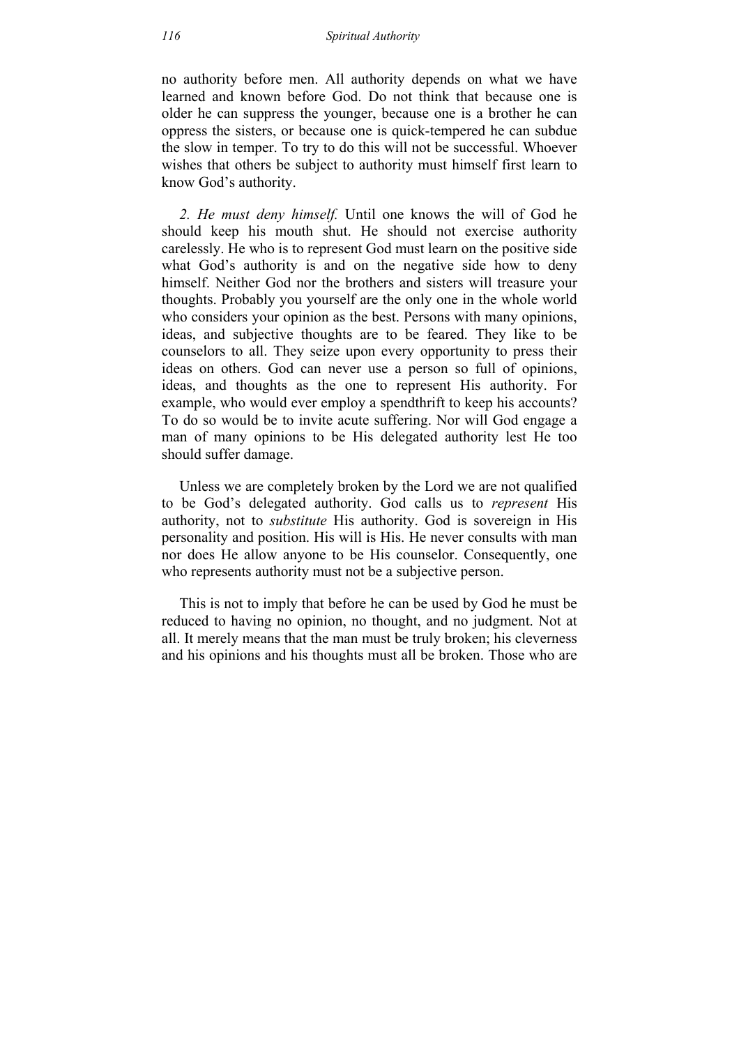no authority before men. All authority depends on what we have learned and known before God. Do not think that because one is older he can suppress the younger, because one is a brother he can oppress the sisters, or because one is quick-tempered he can subdue the slow in temper. To try to do this will not be successful. Whoever wishes that others be subject to authority must himself first learn to know God's authority.

*2. He must deny himself.* Until one knows the will of God he should keep his mouth shut. He should not exercise authority carelessly. He who is to represent God must learn on the positive side what God's authority is and on the negative side how to deny himself. Neither God nor the brothers and sisters will treasure your thoughts. Probably you yourself are the only one in the whole world who considers your opinion as the best. Persons with many opinions, ideas, and subjective thoughts are to be feared. They like to be counselors to all. They seize upon every opportunity to press their ideas on others. God can never use a person so full of opinions, ideas, and thoughts as the one to represent His authority. For example, who would ever employ a spendthrift to keep his accounts? To do so would be to invite acute suffering. Nor will God engage a man of many opinions to be His delegated authority lest He too should suffer damage.

Unless we are completely broken by the Lord we are not qualified to be God's delegated authority. God calls us to *represent* His authority, not to *substitute* His authority. God is sovereign in His personality and position. His will is His. He never consults with man nor does He allow anyone to be His counselor. Consequently, one who represents authority must not be a subjective person.

This is not to imply that before he can be used by God he must be reduced to having no opinion, no thought, and no judgment. Not at all. It merely means that the man must be truly broken; his cleverness and his opinions and his thoughts must all be broken. Those who are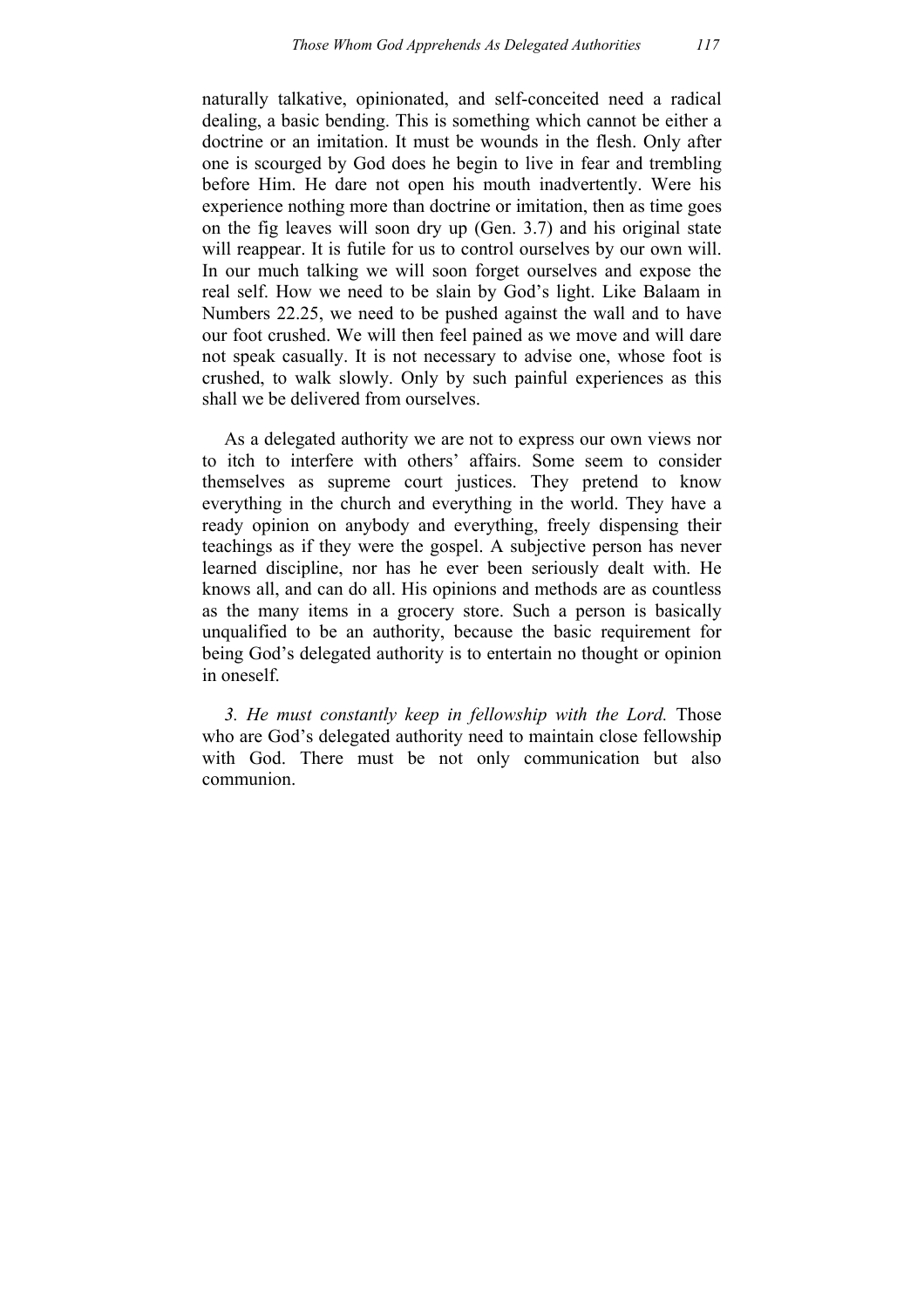naturally talkative, opinionated, and self-conceited need a radical dealing, a basic bending. This is something which cannot be either a doctrine or an imitation. It must be wounds in the flesh. Only after one is scourged by God does he begin to live in fear and trembling before Him. He dare not open his mouth inadvertently. Were his experience nothing more than doctrine or imitation, then as time goes on the fig leaves will soon dry up (Gen. 3.7) and his original state will reappear. It is futile for us to control ourselves by our own will. In our much talking we will soon forget ourselves and expose the real self. How we need to be slain by God's light. Like Balaam in Numbers 22.25, we need to be pushed against the wall and to have our foot crushed. We will then feel pained as we move and will dare not speak casually. It is not necessary to advise one, whose foot is crushed, to walk slowly. Only by such painful experiences as this shall we be delivered from ourselves.

As a delegated authority we are not to express our own views nor to itch to interfere with others' affairs. Some seem to consider themselves as supreme court justices. They pretend to know everything in the church and everything in the world. They have a ready opinion on anybody and everything, freely dispensing their teachings as if they were the gospel. A subjective person has never learned discipline, nor has he ever been seriously dealt with. He knows all, and can do all. His opinions and methods are as countless as the many items in a grocery store. Such a person is basically unqualified to be an authority, because the basic requirement for being God's delegated authority is to entertain no thought or opinion in oneself.

*3. He must constantly keep in fellowship with the Lord.* Those who are God's delegated authority need to maintain close fellowship with God. There must be not only communication but also communion.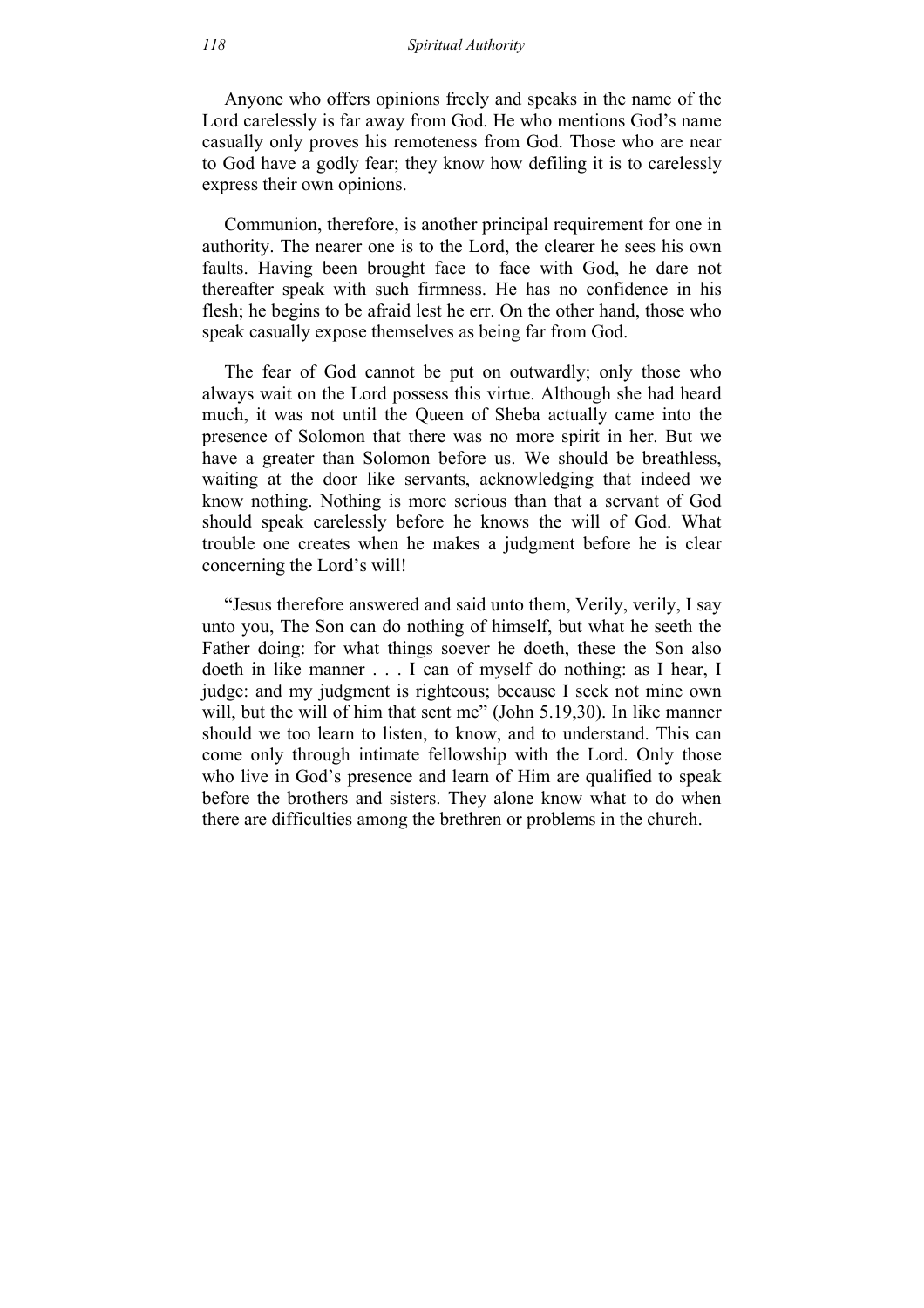Anyone who offers opinions freely and speaks in the name of the Lord carelessly is far away from God. He who mentions God's name casually only proves his remoteness from God. Those who are near to God have a godly fear; they know how defiling it is to carelessly express their own opinions.

Communion, therefore, is another principal requirement for one in authority. The nearer one is to the Lord, the clearer he sees his own faults. Having been brought face to face with God, he dare not thereafter speak with such firmness. He has no confidence in his flesh; he begins to be afraid lest he err. On the other hand, those who speak casually expose themselves as being far from God.

The fear of God cannot be put on outwardly; only those who always wait on the Lord possess this virtue. Although she had heard much, it was not until the Queen of Sheba actually came into the presence of Solomon that there was no more spirit in her. But we have a greater than Solomon before us. We should be breathless, waiting at the door like servants, acknowledging that indeed we know nothing. Nothing is more serious than that a servant of God should speak carelessly before he knows the will of God. What trouble one creates when he makes a judgment before he is clear concerning the Lord's will!

"Jesus therefore answered and said unto them, Verily, verily, I say unto you, The Son can do nothing of himself, but what he seeth the Father doing: for what things soever he doeth, these the Son also doeth in like manner . . . I can of myself do nothing: as I hear, I judge: and my judgment is righteous; because I seek not mine own will, but the will of him that sent me" (John 5.19,30). In like manner should we too learn to listen, to know, and to understand. This can come only through intimate fellowship with the Lord. Only those who live in God's presence and learn of Him are qualified to speak before the brothers and sisters. They alone know what to do when there are difficulties among the brethren or problems in the church.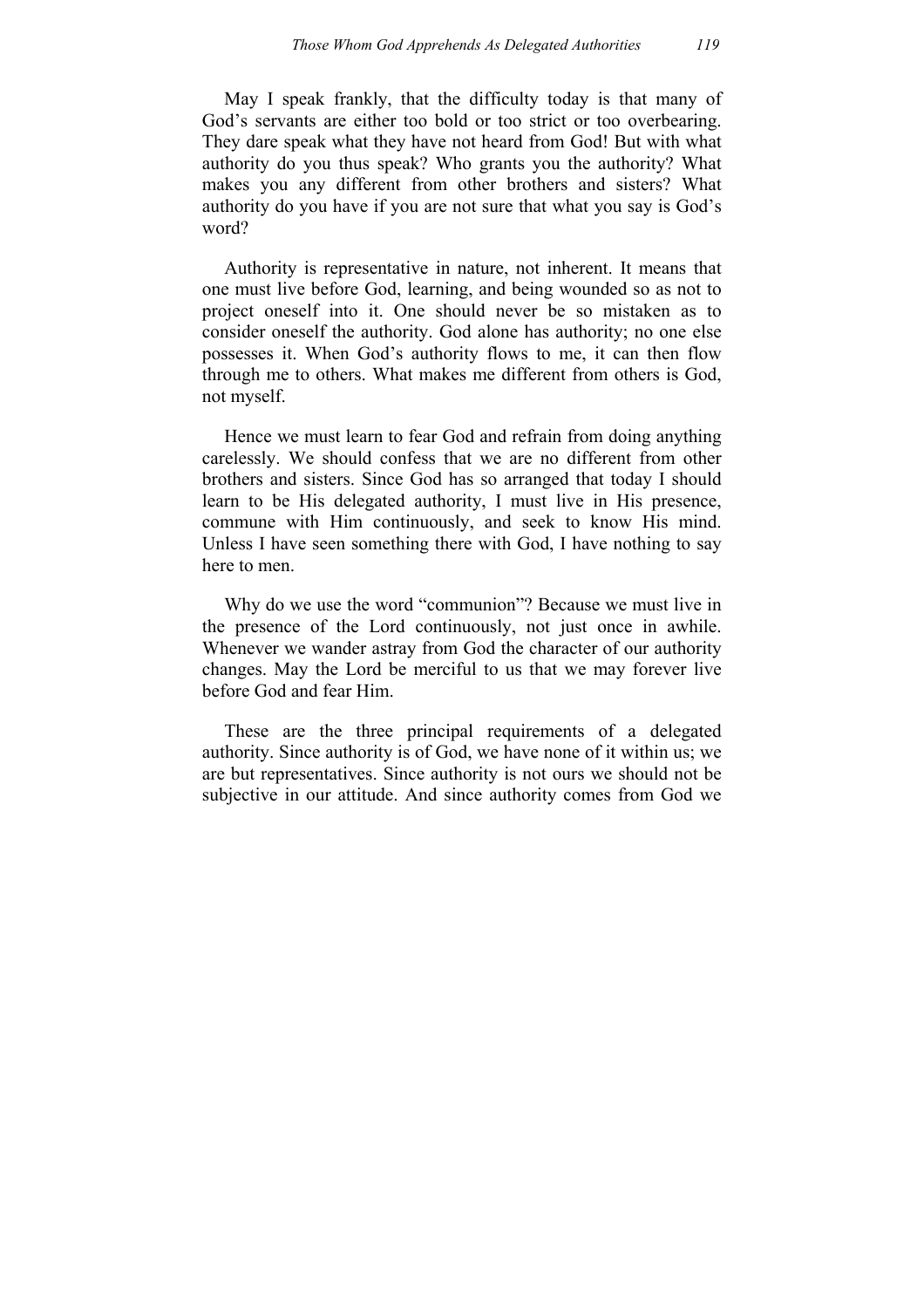May I speak frankly, that the difficulty today is that many of God's servants are either too bold or too strict or too overbearing. They dare speak what they have not heard from God! But with what authority do you thus speak? Who grants you the authority? What makes you any different from other brothers and sisters? What authority do you have if you are not sure that what you say is God's word?

Authority is representative in nature, not inherent. It means that one must live before God, learning, and being wounded so as not to project oneself into it. One should never be so mistaken as to consider oneself the authority. God alone has authority; no one else possesses it. When God's authority flows to me, it can then flow through me to others. What makes me different from others is God, not myself.

Hence we must learn to fear God and refrain from doing anything carelessly. We should confess that we are no different from other brothers and sisters. Since God has so arranged that today I should learn to be His delegated authority, I must live in His presence, commune with Him continuously, and seek to know His mind. Unless I have seen something there with God, I have nothing to say here to men.

Why do we use the word "communion"? Because we must live in the presence of the Lord continuously, not just once in awhile. Whenever we wander astray from God the character of our authority changes. May the Lord be merciful to us that we may forever live before God and fear Him.

These are the three principal requirements of a delegated authority. Since authority is of God, we have none of it within us; we are but representatives. Since authority is not ours we should not be subjective in our attitude. And since authority comes from God we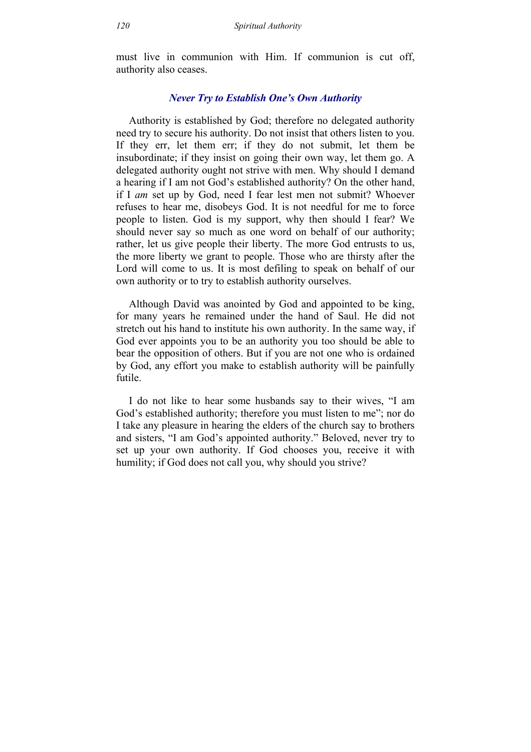must live in communion with Him. If communion is cut off, authority also ceases.

### *Never Try to Establish One's Own Authority*

Authority is established by God; therefore no delegated authority need try to secure his authority. Do not insist that others listen to you. If they err, let them err; if they do not submit, let them be insubordinate; if they insist on going their own way, let them go. A delegated authority ought not strive with men. Why should I demand a hearing if I am not God's established authority? On the other hand, if I *am* set up by God, need I fear lest men not submit? Whoever refuses to hear me, disobeys God. It is not needful for me to force people to listen. God is my support, why then should I fear? We should never say so much as one word on behalf of our authority; rather, let us give people their liberty. The more God entrusts to us, the more liberty we grant to people. Those who are thirsty after the Lord will come to us. It is most defiling to speak on behalf of our own authority or to try to establish authority ourselves.

Although David was anointed by God and appointed to be king, for many years he remained under the hand of Saul. He did not stretch out his hand to institute his own authority. In the same way, if God ever appoints you to be an authority you too should be able to bear the opposition of others. But if you are not one who is ordained by God, any effort you make to establish authority will be painfully futile.

I do not like to hear some husbands say to their wives, "I am God's established authority; therefore you must listen to me"; nor do I take any pleasure in hearing the elders of the church say to brothers and sisters, "I am God's appointed authority." Beloved, never try to set up your own authority. If God chooses you, receive it with humility; if God does not call you, why should you strive?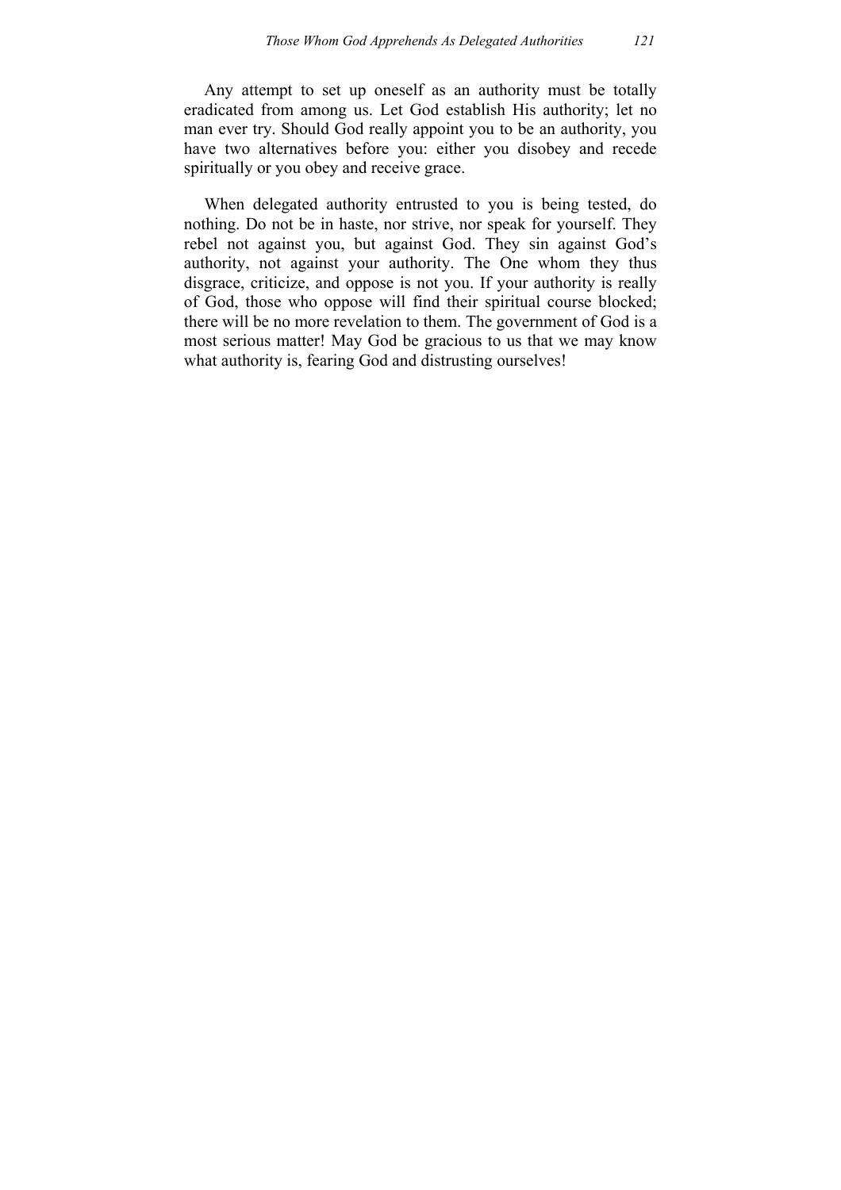Any attempt to set up oneself as an authority must be totally eradicated from among us. Let God establish His authority; let no man ever try. Should God really appoint you to be an authority, you have two alternatives before you: either you disobey and recede spiritually or you obey and receive grace.

When delegated authority entrusted to you is being tested, do nothing. Do not be in haste, nor strive, nor speak for yourself. They rebel not against you, but against God. They sin against God's authority, not against your authority. The One whom they thus disgrace, criticize, and oppose is not you. If your authority is really of God, those who oppose will find their spiritual course blocked; there will be no more revelation to them. The government of God is a most serious matter! May God be gracious to us that we may know what authority is, fearing God and distrusting ourselves!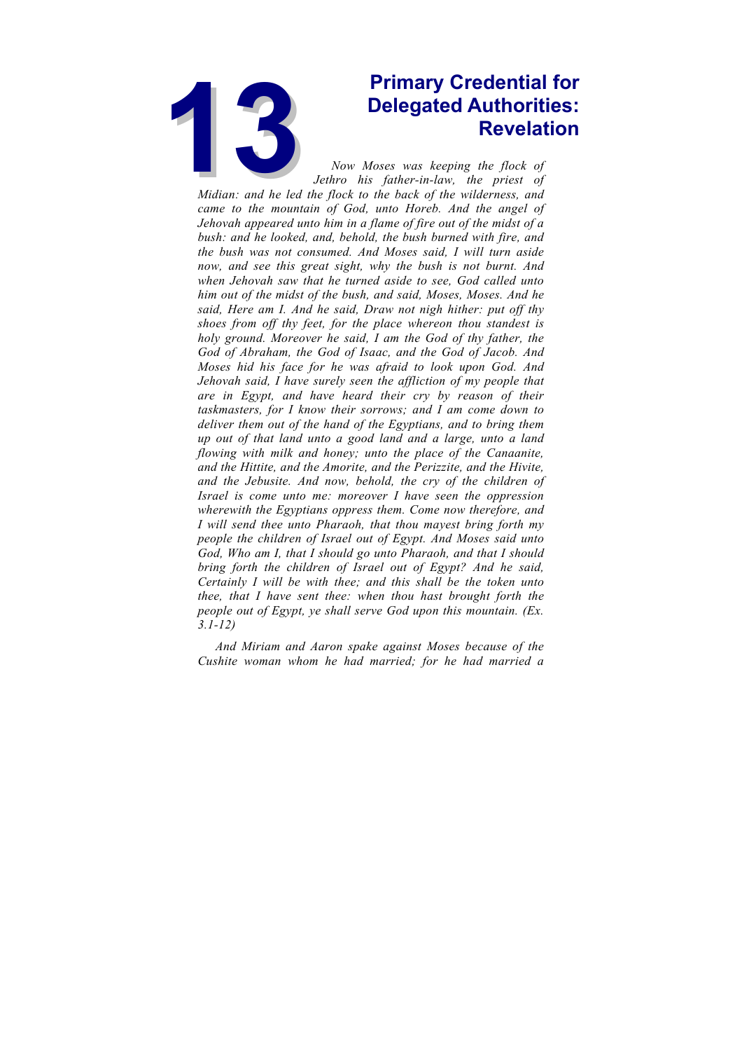# 13 Primary Credential for Delegated Authorities: Revelation

*Now Moses was keeping the flock of Jethro his father-in-law, the priest of Midian: and he led the flock to the back of the wilderness, and came to the mountain of God, unto Horeb. And the angel of Jehovah appeared unto him in a flame of fire out of the midst of a bush: and he looked, and, behold, the bush burned with fire, and the bush was not consumed. And Moses said, I will turn aside now, and see this great sight, why the bush is not burnt. And when Jehovah saw that he turned aside to see, God called unto him out of the midst of the bush, and said, Moses, Moses. And he said, Here am I. And he said, Draw not nigh hither: put off thy shoes from off thy feet, for the place whereon thou standest is holy ground. Moreover he said, I am the God of thy father, the God of Abraham, the God of Isaac, and the God of Jacob. And Moses hid his face for he was afraid to look upon God. And Jehovah said, I have surely seen the affliction of my people that are in Egypt, and have heard their cry by reason of their taskmasters, for I know their sorrows; and I am come down to deliver them out of the hand of the Egyptians, and to bring them up out of that land unto a good land and a large, unto a land flowing with milk and honey; unto the place of the Canaanite, and the Hittite, and the Amorite, and the Perizzite, and the Hivite, and the Jebusite. And now, behold, the cry of the children of Israel is come unto me: moreover I have seen the oppression wherewith the Egyptians oppress them. Come now therefore, and I will send thee unto Pharaoh, that thou mayest bring forth my people the children of Israel out of Egypt. And Moses said unto God, Who am I, that I should go unto Pharaoh, and that I should bring forth the children of Israel out of Egypt? And he said, Certainly I will be with thee; and this shall be the token unto thee, that I have sent thee: when thou hast brought forth the people out of Egypt, ye shall serve God upon this mountain. (Ex. 3.1-12)*

*And Miriam and Aaron spake against Moses because of the Cushite woman whom he had married; for he had married a*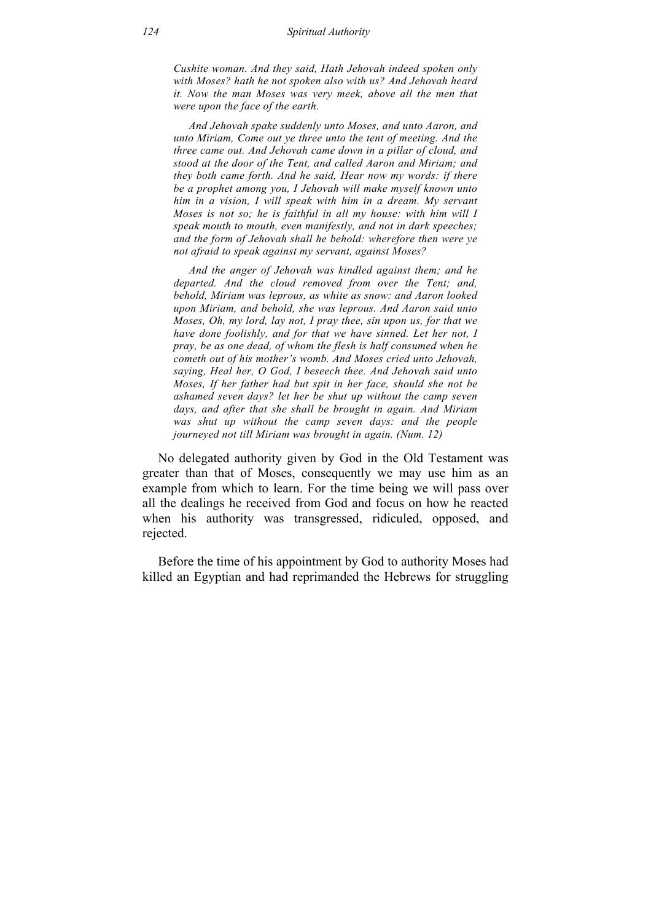*Cushite woman. And they said, Hath Jehovah indeed spoken only with Moses? hath he not spoken also with us? And Jehovah heard it. Now the man Moses was very meek, above all the men that were upon the face of the earth.*

*And Jehovah spake suddenly unto Moses, and unto Aaron, and unto Miriam, Come out ye three unto the tent of meeting. And the three came out. And Jehovah came down in a pillar of cloud, and stood at the door of the Tent, and called Aaron and Miriam; and they both came forth. And he said, Hear now my words: if there be a prophet among you, I Jehovah will make myself known unto him in a vision, I will speak with him in a dream. My servant Moses is not so; he is faithful in all my house: with him will I speak mouth to mouth, even manifestly, and not in dark speeches; and the form of Jehovah shall he behold: wherefore then were ye not afraid to speak against my servant, against Moses?*

*And the anger of Jehovah was kindled against them; and he departed. And the cloud removed from over the Tent; and, behold, Miriam was leprous, as white as snow: and Aaron looked upon Miriam, and behold, she was leprous. And Aaron said unto Moses, Oh, my lord, lay not, I pray thee, sin upon us, for that we have done foolishly, and for that we have sinned. Let her not, I pray, be as one dead, of whom the flesh is half consumed when he cometh out of his mother's womb. And Moses cried unto Jehovah, saying, Heal her, O God, I beseech thee. And Jehovah said unto Moses, If her father had but spit in her face, should she not be ashamed seven days? let her be shut up without the camp seven days, and after that she shall be brought in again. And Miriam was shut up without the camp seven days: and the people journeyed not till Miriam was brought in again. (Num. 12)*

No delegated authority given by God in the Old Testament was greater than that of Moses, consequently we may use him as an example from which to learn. For the time being we will pass over all the dealings he received from God and focus on how he reacted when his authority was transgressed, ridiculed, opposed, and rejected.

Before the time of his appointment by God to authority Moses had killed an Egyptian and had reprimanded the Hebrews for struggling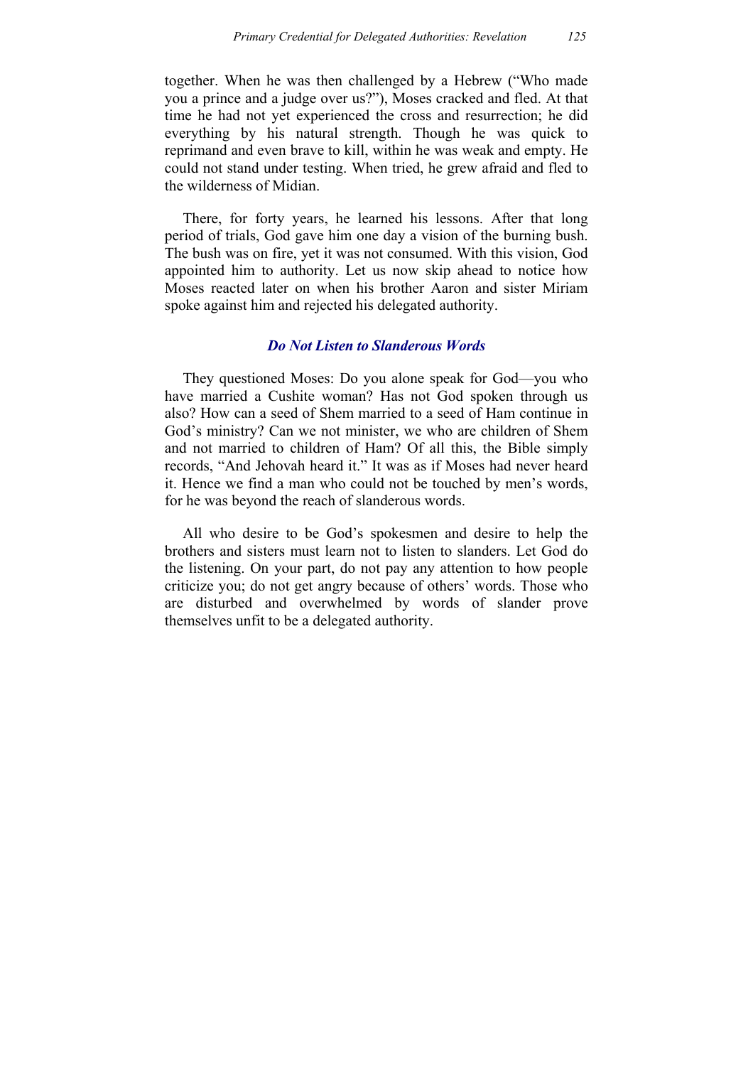together. When he was then challenged by a Hebrew ("Who made you a prince and a judge over us?"), Moses cracked and fled. At that time he had not yet experienced the cross and resurrection; he did everything by his natural strength. Though he was quick to reprimand and even brave to kill, within he was weak and empty. He could not stand under testing. When tried, he grew afraid and fled to the wilderness of Midian.

There, for forty years, he learned his lessons. After that long period of trials, God gave him one day a vision of the burning bush. The bush was on fire, yet it was not consumed. With this vision, God appointed him to authority. Let us now skip ahead to notice how Moses reacted later on when his brother Aaron and sister Miriam spoke against him and rejected his delegated authority.

### *Do Not Listen to Slanderous Words*

They questioned Moses: Do you alone speak for God—you who have married a Cushite woman? Has not God spoken through us also? How can a seed of Shem married to a seed of Ham continue in God's ministry? Can we not minister, we who are children of Shem and not married to children of Ham? Of all this, the Bible simply records, "And Jehovah heard it." It was as if Moses had never heard it. Hence we find a man who could not be touched by men's words, for he was beyond the reach of slanderous words.

All who desire to be God's spokesmen and desire to help the brothers and sisters must learn not to listen to slanders. Let God do the listening. On your part, do not pay any attention to how people criticize you; do not get angry because of others' words. Those who are disturbed and overwhelmed by words of slander prove themselves unfit to be a delegated authority.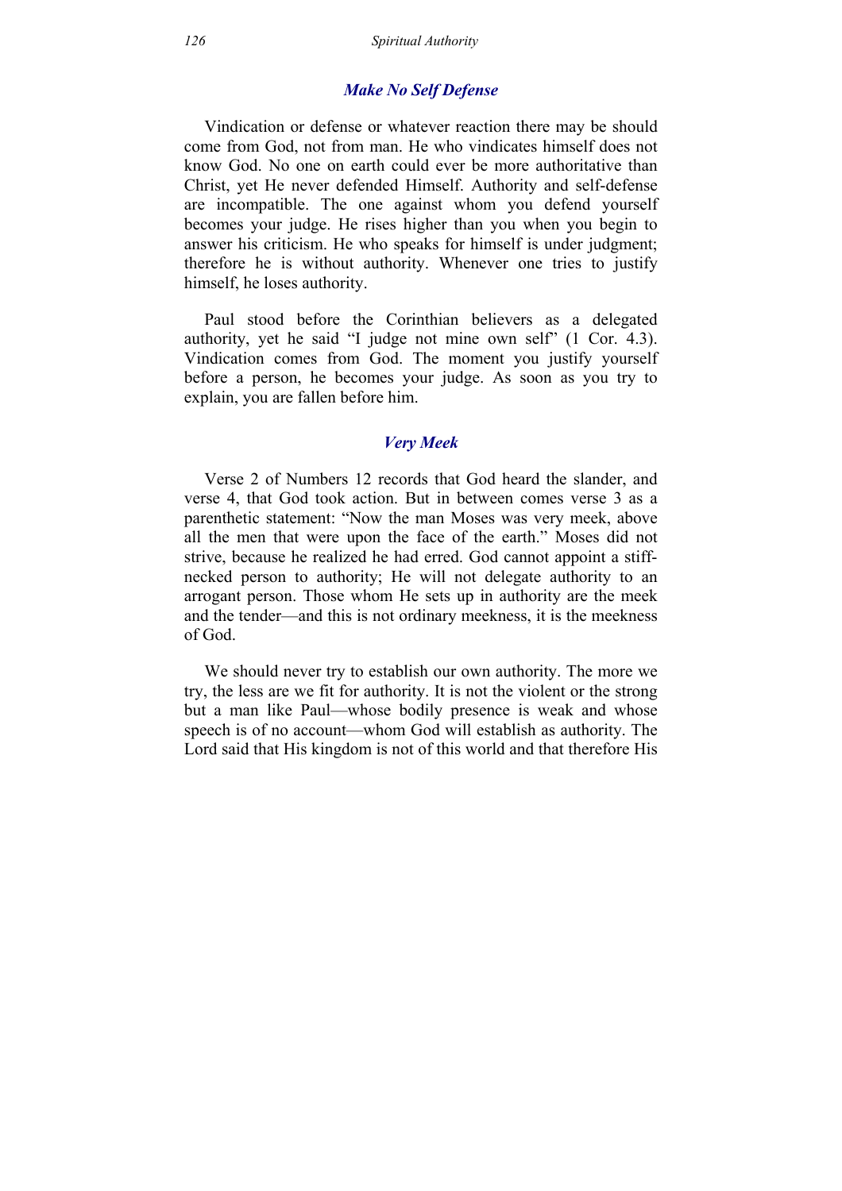### *Make No Self Defense*

Vindication or defense or whatever reaction there may be should come from God, not from man. He who vindicates himself does not know God. No one on earth could ever be more authoritative than Christ, yet He never defended Himself. Authority and self-defense are incompatible. The one against whom you defend yourself becomes your judge. He rises higher than you when you begin to answer his criticism. He who speaks for himself is under judgment; therefore he is without authority. Whenever one tries to justify himself, he loses authority.

Paul stood before the Corinthian believers as a delegated authority, yet he said "I judge not mine own self" (1 Cor. 4.3). Vindication comes from God. The moment you justify yourself before a person, he becomes your judge. As soon as you try to explain, you are fallen before him.

### *Very Meek*

Verse 2 of Numbers 12 records that God heard the slander, and verse 4, that God took action. But in between comes verse 3 as a parenthetic statement: "Now the man Moses was very meek, above all the men that were upon the face of the earth." Moses did not strive, because he realized he had erred. God cannot appoint a stiff-necked person to authority; He will not delegate authority to an arrogant person. Those whom He sets up in authority are the meek and the tender—and this is not ordinary meekness, it is the meekness of God.

We should never try to establish our own authority. The more we try, the less are we fit for authority. It is not the violent or the strong but a man like Paul—whose bodily presence is weak and whose speech is of no account—whom God will establish as authority. The Lord said that His kingdom is not of this world and that therefore His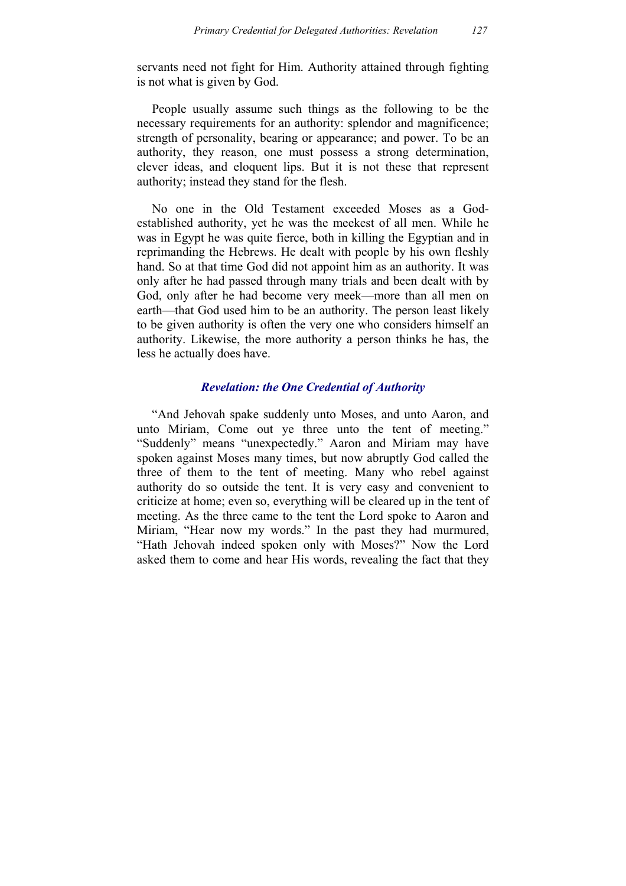servants need not fight for Him. Authority attained through fighting is not what is given by God.

People usually assume such things as the following to be the necessary requirements for an authority: splendor and magnificence; strength of personality, bearing or appearance; and power. To be an authority, they reason, one must possess a strong determination, clever ideas, and eloquent lips. But it is not these that represent authority; instead they stand for the flesh.

No one in the Old Testament exceeded Moses as a God-established authority, yet he was the meekest of all men. While he was in Egypt he was quite fierce, both in killing the Egyptian and in reprimanding the Hebrews. He dealt with people by his own fleshly hand. So at that time God did not appoint him as an authority. It was only after he had passed through many trials and been dealt with by God, only after he had become very meek—more than all men on earth—that God used him to be an authority. The person least likely to be given authority is often the very one who considers himself an authority. Likewise, the more authority a person thinks he has, the less he actually does have.

### *Revelation: the One Credential of Authority*

"And Jehovah spake suddenly unto Moses, and unto Aaron, and unto Miriam, Come out ye three unto the tent of meeting." "Suddenly" means "unexpectedly." Aaron and Miriam may have spoken against Moses many times, but now abruptly God called the three of them to the tent of meeting. Many who rebel against authority do so outside the tent. It is very easy and convenient to criticize at home; even so, everything will be cleared up in the tent of meeting. As the three came to the tent the Lord spoke to Aaron and Miriam, "Hear now my words." In the past they had murmured, "Hath Jehovah indeed spoken only with Moses?" Now the Lord asked them to come and hear His words, revealing the fact that they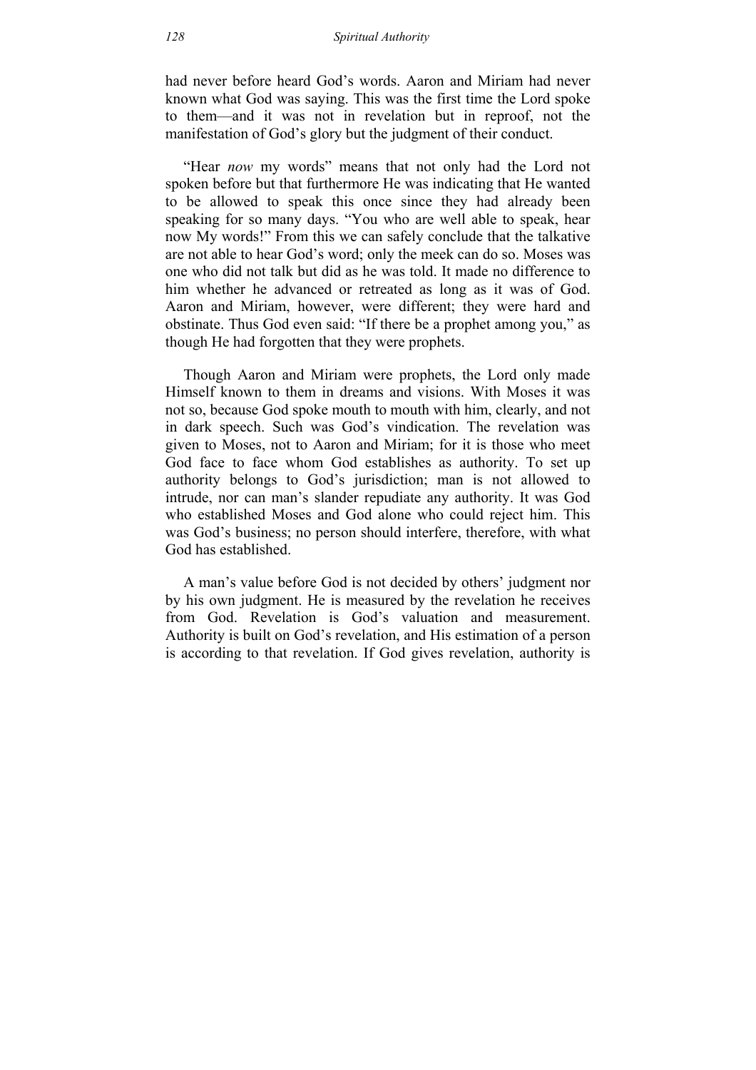had never before heard God's words. Aaron and Miriam had never known what God was saying. This was the first time the Lord spoke to them—and it was not in revelation but in reproof, not the manifestation of God's glory but the judgment of their conduct.

"Hear *now* my words" means that not only had the Lord not spoken before but that furthermore He was indicating that He wanted to be allowed to speak this once since they had already been speaking for so many days. "You who are well able to speak, hear now My words!" From this we can safely conclude that the talkative are not able to hear God's word; only the meek can do so. Moses was one who did not talk but did as he was told. It made no difference to him whether he advanced or retreated as long as it was of God. Aaron and Miriam, however, were different; they were hard and obstinate. Thus God even said: "If there be a prophet among you," as though He had forgotten that they were prophets.

Though Aaron and Miriam were prophets, the Lord only made Himself known to them in dreams and visions. With Moses it was not so, because God spoke mouth to mouth with him, clearly, and not in dark speech. Such was God's vindication. The revelation was given to Moses, not to Aaron and Miriam; for it is those who meet God face to face whom God establishes as authority. To set up authority belongs to God's jurisdiction; man is not allowed to intrude, nor can man's slander repudiate any authority. It was God who established Moses and God alone who could reject him. This was God's business; no person should interfere, therefore, with what God has established.

A man's value before God is not decided by others' judgment nor by his own judgment. He is measured by the revelation he receives from God. Revelation is God's valuation and measurement. Authority is built on God's revelation, and His estimation of a person is according to that revelation. If God gives revelation, authority is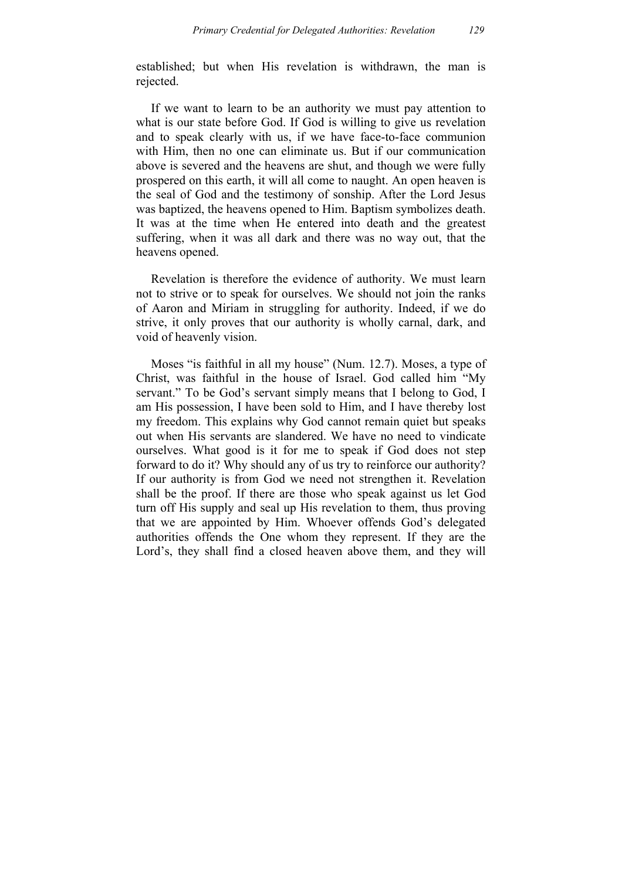established; but when His revelation is withdrawn, the man is rejected.

If we want to learn to be an authority we must pay attention to what is our state before God. If God is willing to give us revelation and to speak clearly with us, if we have face-to-face communion with Him, then no one can eliminate us. But if our communication above is severed and the heavens are shut, and though we were fully prospered on this earth, it will all come to naught. An open heaven is the seal of God and the testimony of sonship. After the Lord Jesus was baptized, the heavens opened to Him. Baptism symbolizes death. It was at the time when He entered into death and the greatest suffering, when it was all dark and there was no way out, that the heavens opened.

Revelation is therefore the evidence of authority. We must learn not to strive or to speak for ourselves. We should not join the ranks of Aaron and Miriam in struggling for authority. Indeed, if we do strive, it only proves that our authority is wholly carnal, dark, and void of heavenly vision.

Moses "is faithful in all my house" (Num. 12.7). Moses, a type of Christ, was faithful in the house of Israel. God called him "My servant." To be God's servant simply means that I belong to God, I am His possession, I have been sold to Him, and I have thereby lost my freedom. This explains why God cannot remain quiet but speaks out when His servants are slandered. We have no need to vindicate ourselves. What good is it for me to speak if God does not step forward to do it? Why should any of us try to reinforce our authority? If our authority is from God we need not strengthen it. Revelation shall be the proof. If there are those who speak against us let God turn off His supply and seal up His revelation to them, thus proving that we are appointed by Him. Whoever offends God's delegated authorities offends the One whom they represent. If they are the Lord's, they shall find a closed heaven above them, and they will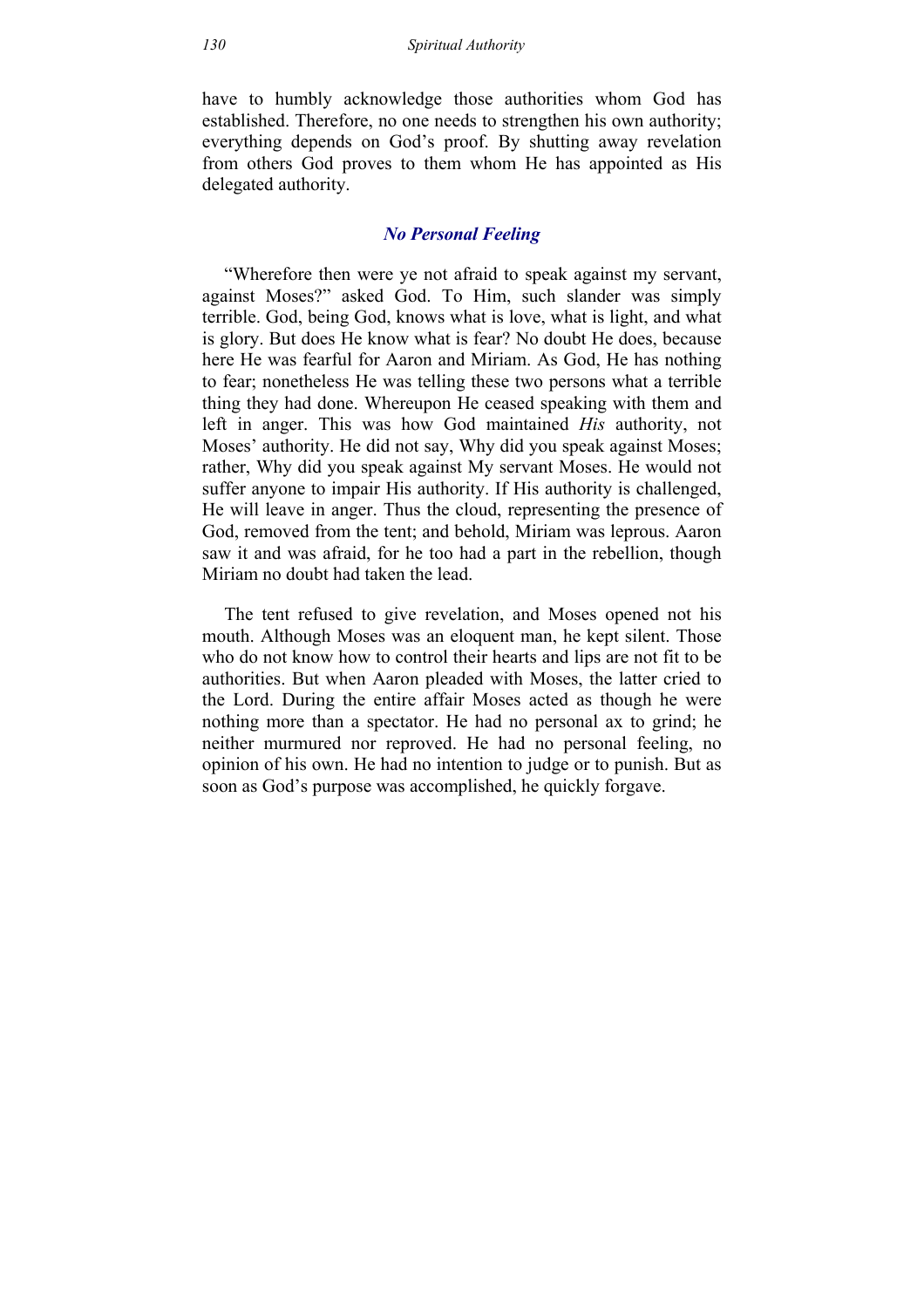have to humbly acknowledge those authorities whom God has established. Therefore, no one needs to strengthen his own authority; everything depends on God's proof. By shutting away revelation from others God proves to them whom He has appointed as His delegated authority.

### *No Personal Feeling*

"Wherefore then were ye not afraid to speak against my servant, against Moses?" asked God. To Him, such slander was simply terrible. God, being God, knows what is love, what is light, and what is glory. But does He know what is fear? No doubt He does, because here He was fearful for Aaron and Miriam. As God, He has nothing to fear; nonetheless He was telling these two persons what a terrible thing they had done. Whereupon He ceased speaking with them and left in anger. This was how God maintained *His* authority, not Moses' authority. He did not say, Why did you speak against Moses; rather, Why did you speak against My servant Moses. He would not suffer anyone to impair His authority. If His authority is challenged, He will leave in anger. Thus the cloud, representing the presence of God, removed from the tent; and behold, Miriam was leprous. Aaron saw it and was afraid, for he too had a part in the rebellion, though Miriam no doubt had taken the lead.

The tent refused to give revelation, and Moses opened not his mouth. Although Moses was an eloquent man, he kept silent. Those who do not know how to control their hearts and lips are not fit to be authorities. But when Aaron pleaded with Moses, the latter cried to the Lord. During the entire affair Moses acted as though he were nothing more than a spectator. He had no personal ax to grind; he neither murmured nor reproved. He had no personal feeling, no opinion of his own. He had no intention to judge or to punish. But as soon as God's purpose was accomplished, he quickly forgave.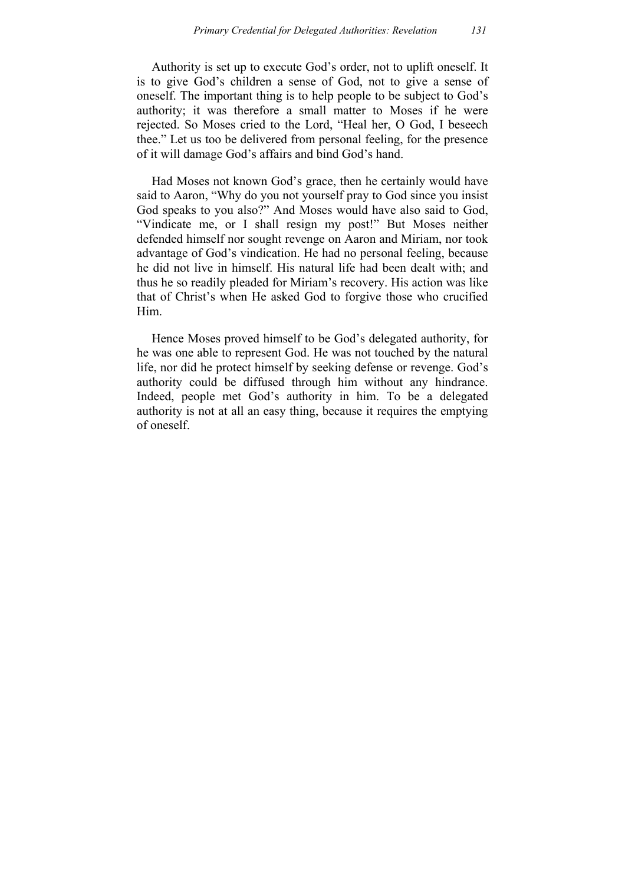Authority is set up to execute God's order, not to uplift oneself. It is to give God's children a sense of God, not to give a sense of oneself. The important thing is to help people to be subject to God's authority; it was therefore a small matter to Moses if he were rejected. So Moses cried to the Lord, "Heal her, O God, I beseech thee." Let us too be delivered from personal feeling, for the presence of it will damage God's affairs and bind God's hand.

Had Moses not known God's grace, then he certainly would have said to Aaron, "Why do you not yourself pray to God since you insist God speaks to you also?" And Moses would have also said to God, "Vindicate me, or I shall resign my post!" But Moses neither defended himself nor sought revenge on Aaron and Miriam, nor took advantage of God's vindication. He had no personal feeling, because he did not live in himself. His natural life had been dealt with; and thus he so readily pleaded for Miriam's recovery. His action was like that of Christ's when He asked God to forgive those who crucified Him.

Hence Moses proved himself to be God's delegated authority, for he was one able to represent God. He was not touched by the natural life, nor did he protect himself by seeking defense or revenge. God's authority could be diffused through him without any hindrance. Indeed, people met God's authority in him. To be a delegated authority is not at all an easy thing, because it requires the emptying of oneself.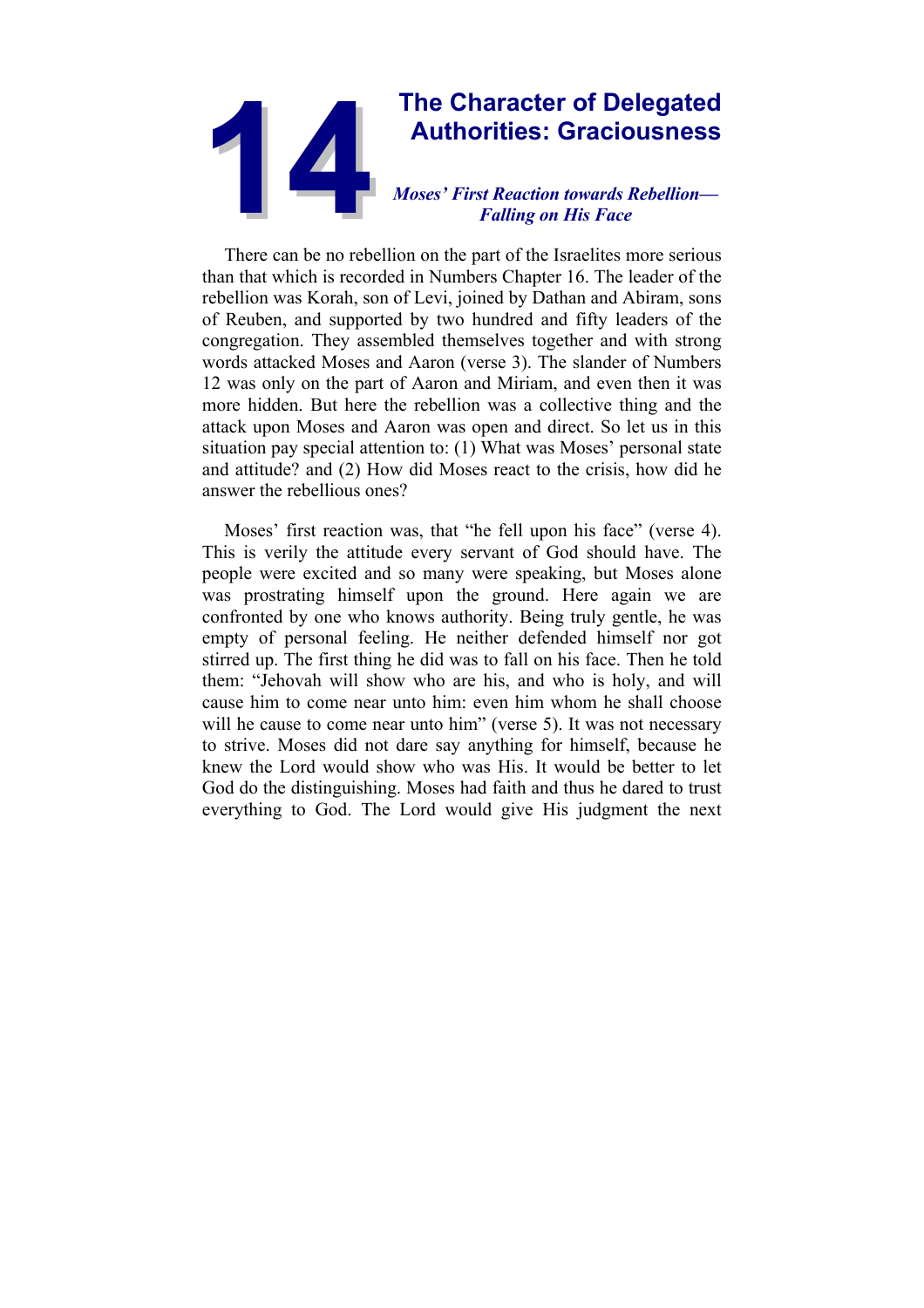# 14 The Character of Delegated Authorities: Graciousness

### *Moses' First Reaction towards Rebellion— Falling on His Face*

There can be no rebellion on the part of the Israelites more serious than that which is recorded in Numbers Chapter 16. The leader of the rebellion was Korah, son of Levi, joined by Dathan and Abiram, sons of Reuben, and supported by two hundred and fifty leaders of the congregation. They assembled themselves together and with strong words attacked Moses and Aaron (verse 3). The slander of Numbers 12 was only on the part of Aaron and Miriam, and even then it was more hidden. But here the rebellion was a collective thing and the attack upon Moses and Aaron was open and direct. So let us in this situation pay special attention to: (1) What was Moses' personal state and attitude? and (2) How did Moses react to the crisis, how did he answer the rebellious ones?

Moses' first reaction was, that "he fell upon his face" (verse 4). This is verily the attitude every servant of God should have. The people were excited and so many were speaking, but Moses alone was prostrating himself upon the ground. Here again we are confronted by one who knows authority. Being truly gentle, he was empty of personal feeling. He neither defended himself nor got stirred up. The first thing he did was to fall on his face. Then he told them: "Jehovah will show who are his, and who is holy, and will cause him to come near unto him: even him whom he shall choose will he cause to come near unto him" (verse 5). It was not necessary to strive. Moses did not dare say anything for himself, because he knew the Lord would show who was His. It would be better to let God do the distinguishing. Moses had faith and thus he dared to trust everything to God. The Lord would give His judgment the next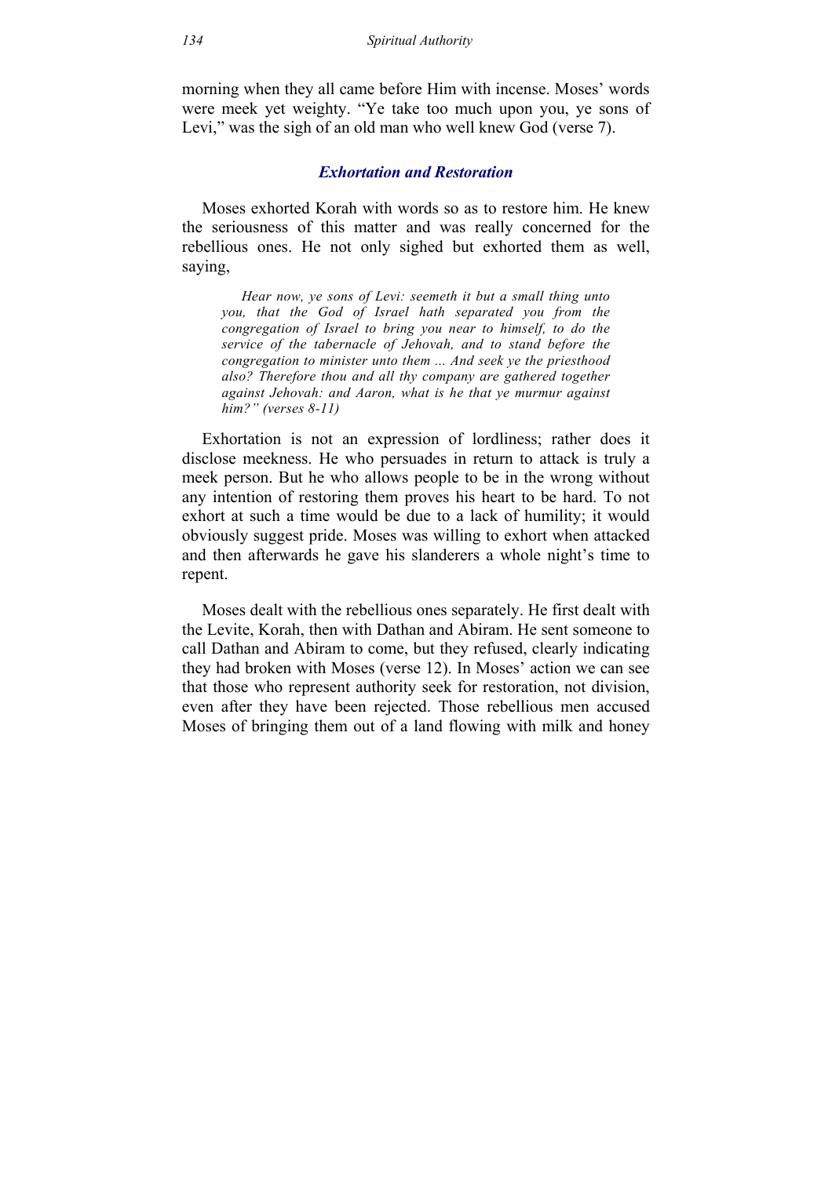morning when they all came before Him with incense. Moses' words were meek yet weighty. "Ye take too much upon you, ye sons of Levi," was the sigh of an old man who well knew God (verse 7).

### *Exhortation and Restoration*

Moses exhorted Korah with words so as to restore him. He knew the seriousness of this matter and was really concerned for the rebellious ones. He not only sighed but exhorted them as well, saying,

> *Hear now, ye sons of Levi: seemeth it but a small thing unto you, that the God of Israel hath separated you from the congregation of Israel to bring you near to himself, to do the service of the tabernacle of Jehovah, and to stand before the congregation to minister unto them ... And seek ye the priesthood also? Therefore thou and all thy company are gathered together against Jehovah: and Aaron, what is he that ye murmur against him?" (verses 8-11)*

Exhortation is not an expression of lordliness; rather does it disclose meekness. He who persuades in return to attack is truly a meek person. But he who allows people to be in the wrong without any intention of restoring them proves his heart to be hard. To not exhort at such a time would be due to a lack of humility; it would obviously suggest pride. Moses was willing to exhort when attacked and then afterwards he gave his slanderers a whole night's time to repent.

Moses dealt with the rebellious ones separately. He first dealt with the Levite, Korah, then with Dathan and Abiram. He sent someone to call Dathan and Abiram to come, but they refused, clearly indicating they had broken with Moses (verse 12). In Moses' action we can see that those who represent authority seek for restoration, not division, even after they have been rejected. Those rebellious men accused Moses of bringing them out of a land flowing with milk and honey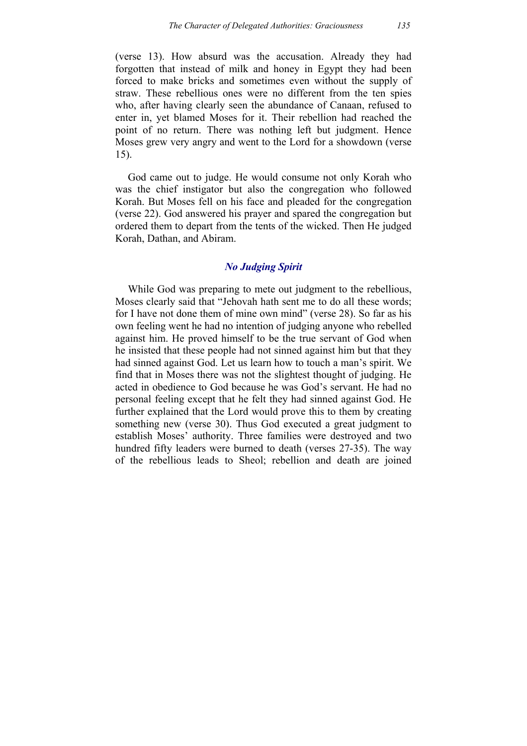(verse 13). How absurd was the accusation. Already they had forgotten that instead of milk and honey in Egypt they had been forced to make bricks and sometimes even without the supply of straw. These rebellious ones were no different from the ten spies who, after having clearly seen the abundance of Canaan, refused to enter in, yet blamed Moses for it. Their rebellion had reached the point of no return. There was nothing left but judgment. Hence Moses grew very angry and went to the Lord for a showdown (verse 15).

God came out to judge. He would consume not only Korah who was the chief instigator but also the congregation who followed Korah. But Moses fell on his face and pleaded for the congregation (verse 22). God answered his prayer and spared the congregation but ordered them to depart from the tents of the wicked. Then He judged Korah, Dathan, and Abiram.

### *No Judging Spirit*

While God was preparing to mete out judgment to the rebellious, Moses clearly said that "Jehovah hath sent me to do all these words; for I have not done them of mine own mind" (verse 28). So far as his own feeling went he had no intention of judging anyone who rebelled against him. He proved himself to be the true servant of God when he insisted that these people had not sinned against him but that they had sinned against God. Let us learn how to touch a man's spirit. We find that in Moses there was not the slightest thought of judging. He acted in obedience to God because he was God's servant. He had no personal feeling except that he felt they had sinned against God. He further explained that the Lord would prove this to them by creating something new (verse 30). Thus God executed a great judgment to establish Moses' authority. Three families were destroyed and two hundred fifty leaders were burned to death (verses 27-35). The way of the rebellious leads to Sheol; rebellion and death are joined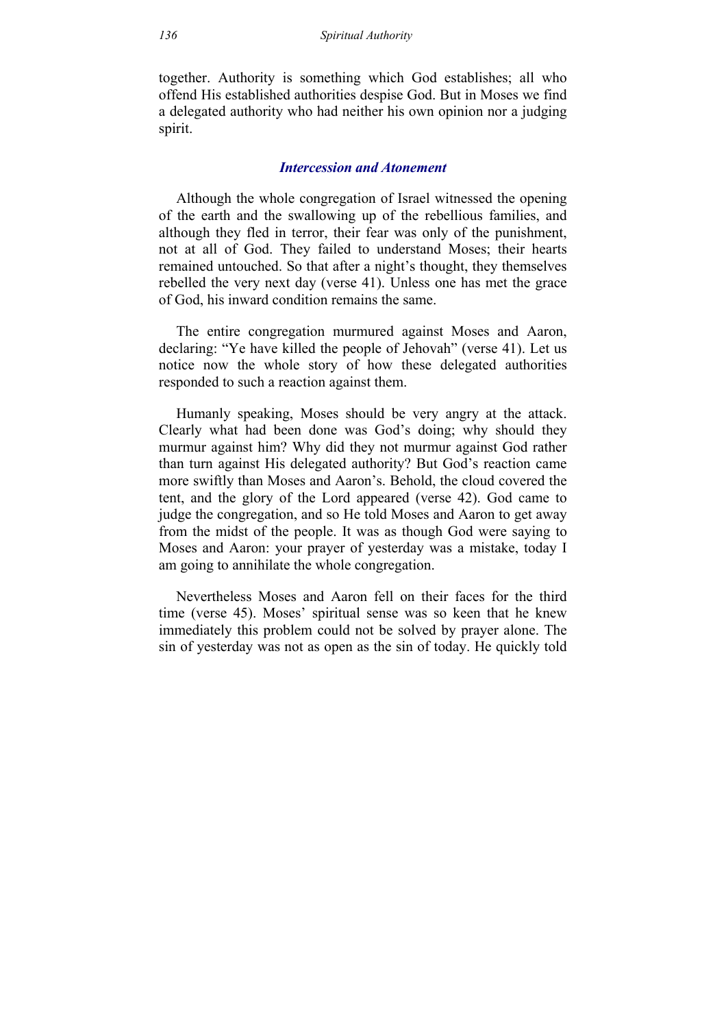together. Authority is something which God establishes; all who offend His established authorities despise God. But in Moses we find a delegated authority who had neither his own opinion nor a judging spirit.

### *Intercession and Atonement*

Although the whole congregation of Israel witnessed the opening of the earth and the swallowing up of the rebellious families, and although they fled in terror, their fear was only of the punishment, not at all of God. They failed to understand Moses; their hearts remained untouched. So that after a night's thought, they themselves rebelled the very next day (verse 41). Unless one has met the grace of God, his inward condition remains the same.

The entire congregation murmured against Moses and Aaron, declaring: "Ye have killed the people of Jehovah" (verse 41). Let us notice now the whole story of how these delegated authorities responded to such a reaction against them.

Humanly speaking, Moses should be very angry at the attack. Clearly what had been done was God's doing; why should they murmur against him? Why did they not murmur against God rather than turn against His delegated authority? But God's reaction came more swiftly than Moses and Aaron's. Behold, the cloud covered the tent, and the glory of the Lord appeared (verse 42). God came to judge the congregation, and so He told Moses and Aaron to get away from the midst of the people. It was as though God were saying to Moses and Aaron: your prayer of yesterday was a mistake, today I am going to annihilate the whole congregation.

Nevertheless Moses and Aaron fell on their faces for the third time (verse 45). Moses' spiritual sense was so keen that he knew immediately this problem could not be solved by prayer alone. The sin of yesterday was not as open as the sin of today. He quickly told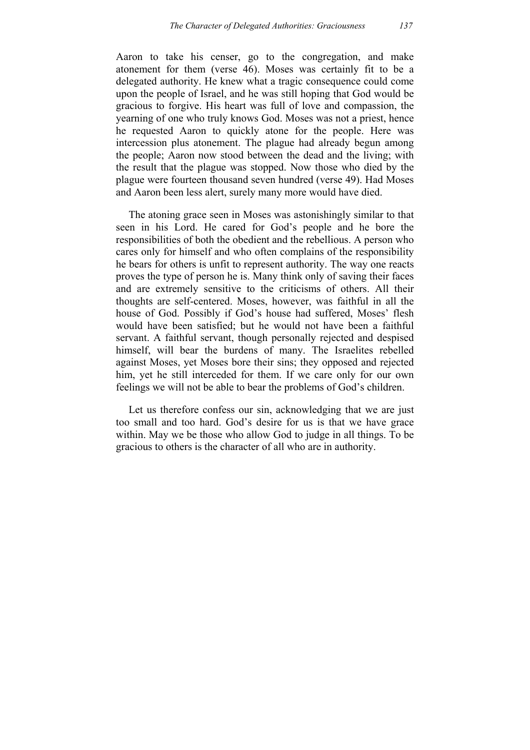Aaron to take his censer, go to the congregation, and make atonement for them (verse 46). Moses was certainly fit to be a delegated authority. He knew what a tragic consequence could come upon the people of Israel, and he was still hoping that God would be gracious to forgive. His heart was full of love and compassion, the yearning of one who truly knows God. Moses was not a priest, hence he requested Aaron to quickly atone for the people. Here was intercession plus atonement. The plague had already begun among the people; Aaron now stood between the dead and the living; with the result that the plague was stopped. Now those who died by the plague were fourteen thousand seven hundred (verse 49). Had Moses and Aaron been less alert, surely many more would have died.

The atoning grace seen in Moses was astonishingly similar to that seen in his Lord. He cared for God's people and he bore the responsibilities of both the obedient and the rebellious. A person who cares only for himself and who often complains of the responsibility he bears for others is unfit to represent authority. The way one reacts proves the type of person he is. Many think only of saving their faces and are extremely sensitive to the criticisms of others. All their thoughts are self-centered. Moses, however, was faithful in all the house of God. Possibly if God's house had suffered, Moses' flesh would have been satisfied; but he would not have been a faithful servant. A faithful servant, though personally rejected and despised himself, will bear the burdens of many. The Israelites rebelled against Moses, yet Moses bore their sins; they opposed and rejected him, yet he still interceded for them. If we care only for our own feelings we will not be able to bear the problems of God's children.

Let us therefore confess our sin, acknowledging that we are just too small and too hard. God's desire for us is that we have grace within. May we be those who allow God to judge in all things. To be gracious to others is the character of all who are in authority.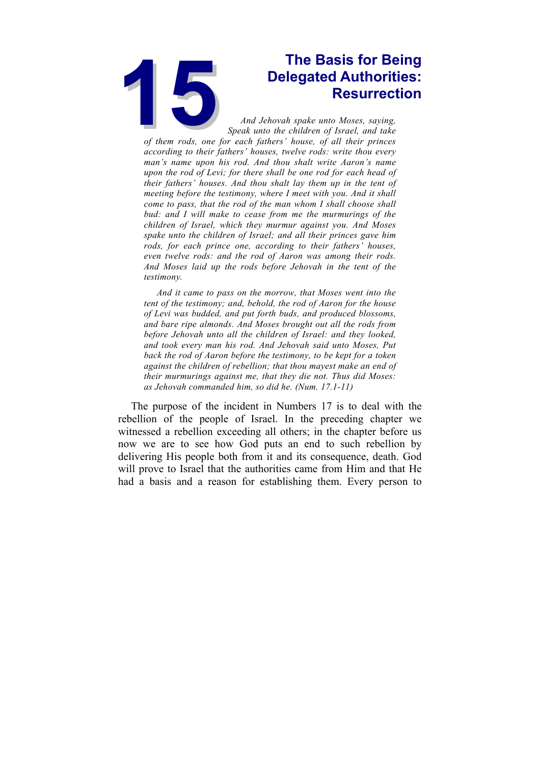# 15 The Basis for Being Delegated Authorities: Resurrection

*And Jehovah spake unto Moses, saying, Speak unto the children of Israel, and take of them rods, one for each fathers' house, of all their princes according to their fathers' houses, twelve rods: write thou every man's name upon his rod. And thou shalt write Aaron's name upon the rod of Levi; for there shall be one rod for each head of their fathers' houses. And thou shalt lay them up in the tent of meeting before the testimony, where I meet with you. And it shall come to pass, that the rod of the man whom I shall choose shall bud: and I will make to cease from me the murmurings of the children of Israel, which they murmur against you. And Moses spake unto the children of Israel; and all their princes gave him rods, for each prince one, according to their fathers' houses, even twelve rods: and the rod of Aaron was among their rods. And Moses laid up the rods before Jehovah in the tent of the testimony.*

*And it came to pass on the morrow, that Moses went into the tent of the testimony; and, behold, the rod of Aaron for the house of Levi was budded, and put forth buds, and produced blossoms, and bare ripe almonds. And Moses brought out all the rods from before Jehovah unto all the children of Israel: and they looked, and took every man his rod. And Jehovah said unto Moses, Put back the rod of Aaron before the testimony, to be kept for a token against the children of rebellion; that thou mayest make an end of their murmurings against me, that they die not. Thus did Moses: as Jehovah commanded him, so did he. (Num. 17.1-11)*

The purpose of the incident in Numbers 17 is to deal with the rebellion of the people of Israel. In the preceding chapter we witnessed a rebellion exceeding all others; in the chapter before us now we are to see how God puts an end to such rebellion by delivering His people both from it and its consequence, death. God will prove to Israel that the authorities came from Him and that He had a basis and a reason for establishing them. Every person to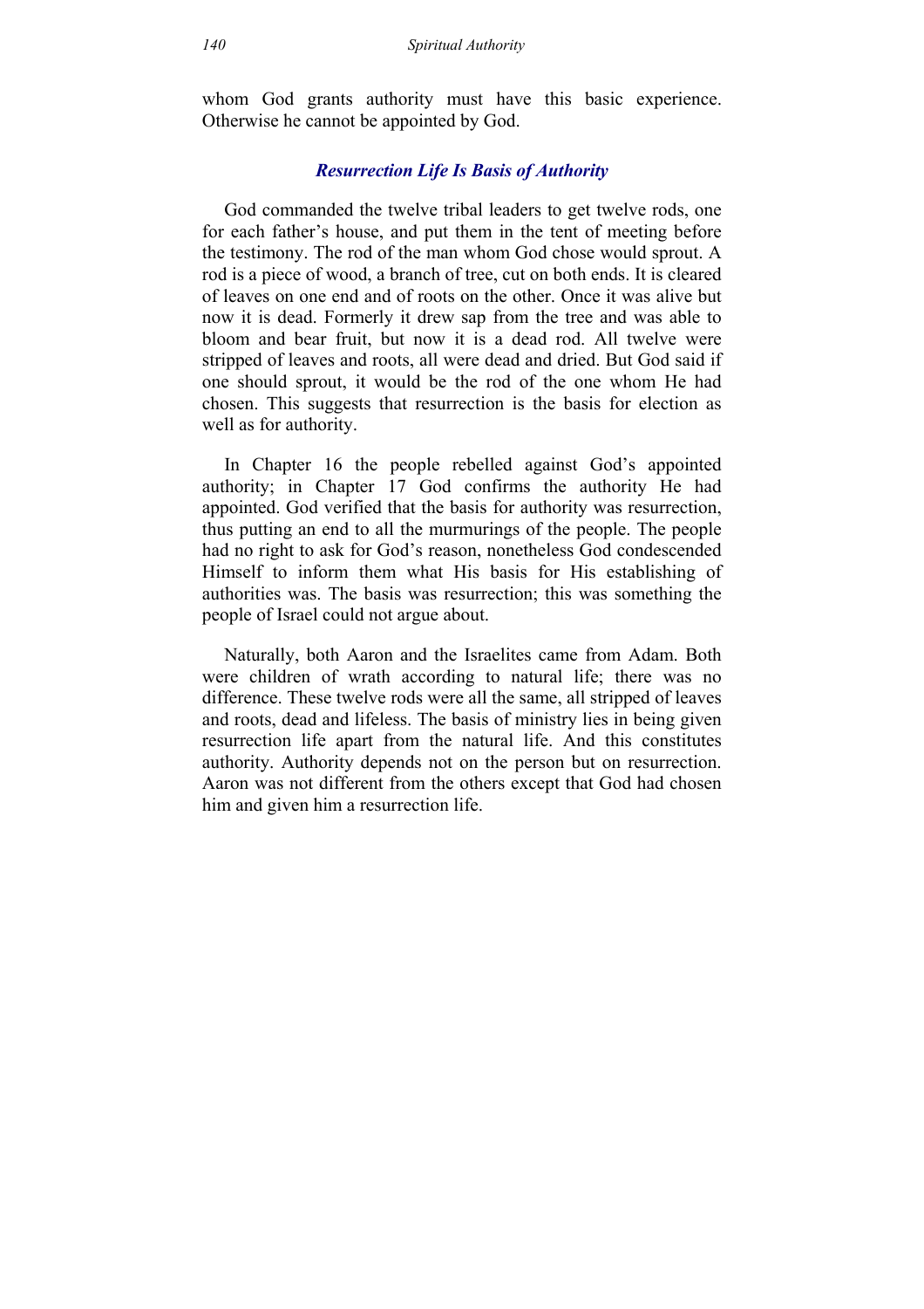whom God grants authority must have this basic experience. Otherwise he cannot be appointed by God.

### *Resurrection Life Is Basis of Authority*

God commanded the twelve tribal leaders to get twelve rods, one for each father's house, and put them in the tent of meeting before the testimony. The rod of the man whom God chose would sprout. A rod is a piece of wood, a branch of tree, cut on both ends. It is cleared of leaves on one end and of roots on the other. Once it was alive but now it is dead. Formerly it drew sap from the tree and was able to bloom and bear fruit, but now it is a dead rod. All twelve were stripped of leaves and roots, all were dead and dried. But God said if one should sprout, it would be the rod of the one whom He had chosen. This suggests that resurrection is the basis for election as well as for authority.

In Chapter 16 the people rebelled against God's appointed authority; in Chapter 17 God confirms the authority He had appointed. God verified that the basis for authority was resurrection, thus putting an end to all the murmurings of the people. The people had no right to ask for God's reason, nonetheless God condescended Himself to inform them what His basis for His establishing of authorities was. The basis was resurrection; this was something the people of Israel could not argue about.

Naturally, both Aaron and the Israelites came from Adam. Both were children of wrath according to natural life; there was no difference. These twelve rods were all the same, all stripped of leaves and roots, dead and lifeless. The basis of ministry lies in being given resurrection life apart from the natural life. And this constitutes authority. Authority depends not on the person but on resurrection. Aaron was not different from the others except that God had chosen him and given him a resurrection life.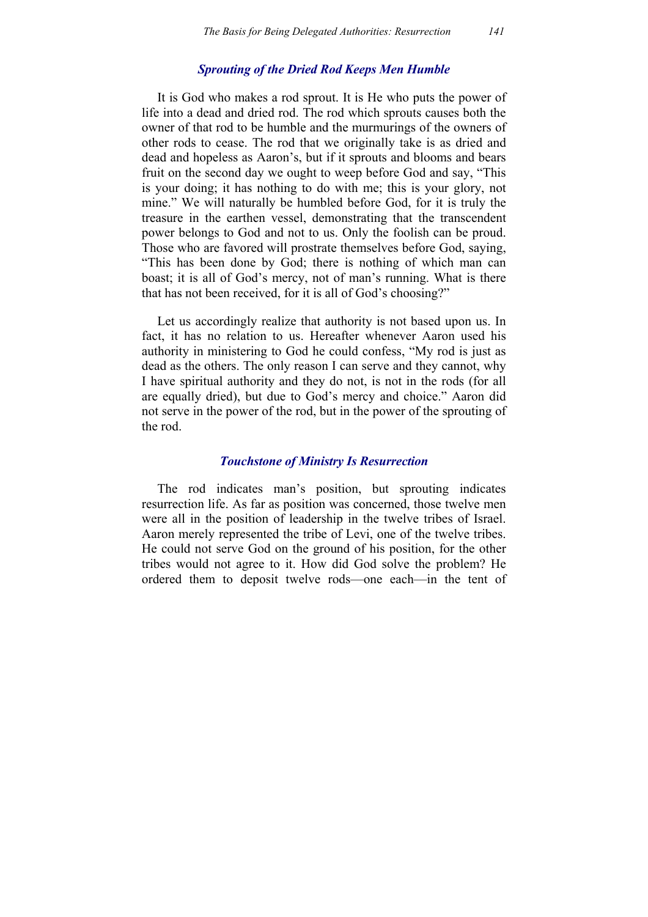### *Sprouting of the Dried Rod Keeps Men Humble*

It is God who makes a rod sprout. It is He who puts the power of life into a dead and dried rod. The rod which sprouts causes both the owner of that rod to be humble and the murmurings of the owners of other rods to cease. The rod that we originally take is as dried and dead and hopeless as Aaron's, but if it sprouts and blooms and bears fruit on the second day we ought to weep before God and say, "This is your doing; it has nothing to do with me; this is your glory, not mine." We will naturally be humbled before God, for it is truly the treasure in the earthen vessel, demonstrating that the transcendent power belongs to God and not to us. Only the foolish can be proud. Those who are favored will prostrate themselves before God, saying, "This has been done by God; there is nothing of which man can boast; it is all of God's mercy, not of man's running. What is there that has not been received, for it is all of God's choosing?"

Let us accordingly realize that authority is not based upon us. In fact, it has no relation to us. Hereafter whenever Aaron used his authority in ministering to God he could confess, "My rod is just as dead as the others. The only reason I can serve and they cannot, why I have spiritual authority and they do not, is not in the rods (for all are equally dried), but due to God's mercy and choice." Aaron did not serve in the power of the rod, but in the power of the sprouting of the rod.

### *Touchstone of Ministry Is Resurrection*

The rod indicates man's position, but sprouting indicates resurrection life. As far as position was concerned, those twelve men were all in the position of leadership in the twelve tribes of Israel. Aaron merely represented the tribe of Levi, one of the twelve tribes. He could not serve God on the ground of his position, for the other tribes would not agree to it. How did God solve the problem? He ordered them to deposit twelve rods—one each—in the tent of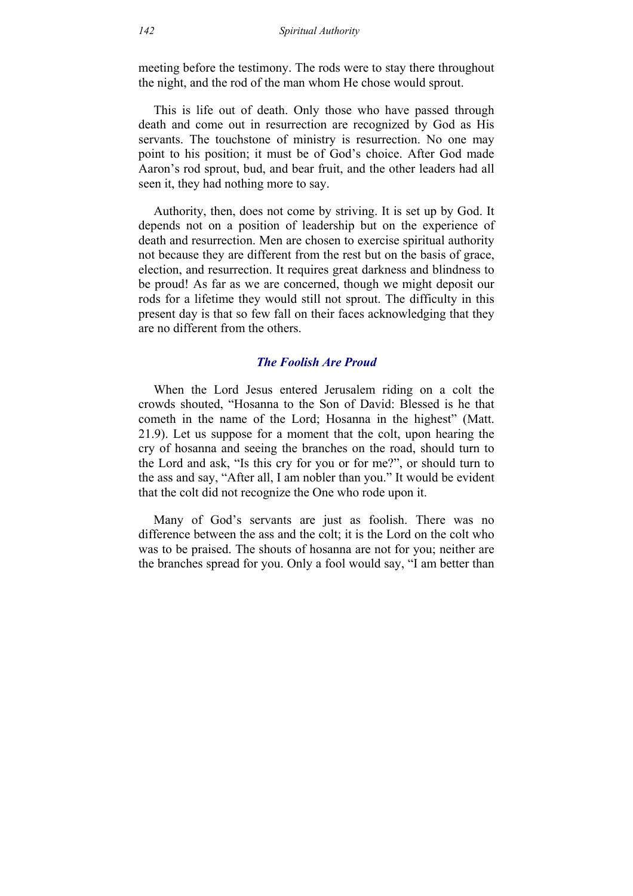meeting before the testimony. The rods were to stay there throughout the night, and the rod of the man whom He chose would sprout.

This is life out of death. Only those who have passed through death and come out in resurrection are recognized by God as His servants. The touchstone of ministry is resurrection. No one may point to his position; it must be of God's choice. After God made Aaron's rod sprout, bud, and bear fruit, and the other leaders had all seen it, they had nothing more to say.

Authority, then, does not come by striving. It is set up by God. It depends not on a position of leadership but on the experience of death and resurrection. Men are chosen to exercise spiritual authority not because they are different from the rest but on the basis of grace, election, and resurrection. It requires great darkness and blindness to be proud! As far as we are concerned, though we might deposit our rods for a lifetime they would still not sprout. The difficulty in this present day is that so few fall on their faces acknowledging that they are no different from the others.

### *The Foolish Are Proud*

When the Lord Jesus entered Jerusalem riding on a colt the crowds shouted, "Hosanna to the Son of David: Blessed is he that cometh in the name of the Lord; Hosanna in the highest" (Matt. 21.9). Let us suppose for a moment that the colt, upon hearing the cry of hosanna and seeing the branches on the road, should turn to the Lord and ask, "Is this cry for you or for me?", or should turn to the ass and say, "After all, I am nobler than you." It would be evident that the colt did not recognize the One who rode upon it.

Many of God's servants are just as foolish. There was no difference between the ass and the colt; it is the Lord on the colt who was to be praised. The shouts of hosanna are not for you; neither are the branches spread for you. Only a fool would say, "I am better than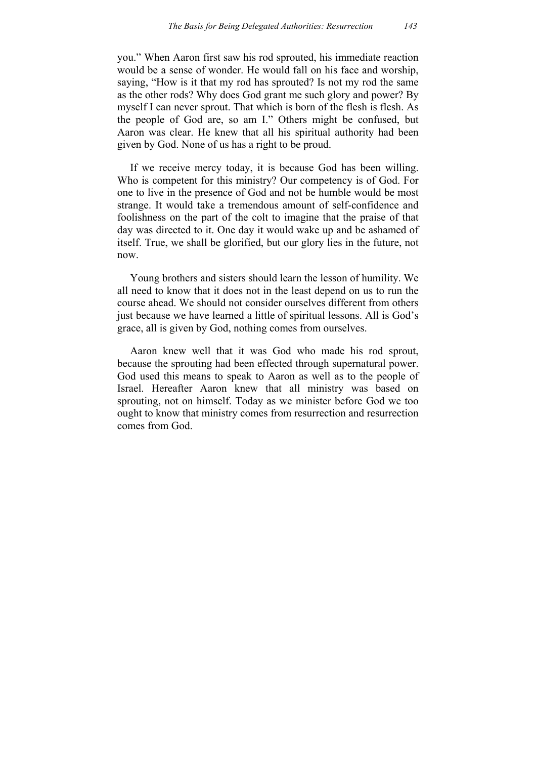you." When Aaron first saw his rod sprouted, his immediate reaction would be a sense of wonder. He would fall on his face and worship, saying, "How is it that my rod has sprouted? Is not my rod the same as the other rods? Why does God grant me such glory and power? By myself I can never sprout. That which is born of the flesh is flesh. As the people of God are, so am I." Others might be confused, but Aaron was clear. He knew that all his spiritual authority had been given by God. None of us has a right to be proud.

If we receive mercy today, it is because God has been willing. Who is competent for this ministry? Our competency is of God. For one to live in the presence of God and not be humble would be most strange. It would take a tremendous amount of self-confidence and foolishness on the part of the colt to imagine that the praise of that day was directed to it. One day it would wake up and be ashamed of itself. True, we shall be glorified, but our glory lies in the future, not now.

Young brothers and sisters should learn the lesson of humility. We all need to know that it does not in the least depend on us to run the course ahead. We should not consider ourselves different from others just because we have learned a little of spiritual lessons. All is God's grace, all is given by God, nothing comes from ourselves.

Aaron knew well that it was God who made his rod sprout, because the sprouting had been effected through supernatural power. God used this means to speak to Aaron as well as to the people of Israel. Hereafter Aaron knew that all ministry was based on sprouting, not on himself. Today as we minister before God we too ought to know that ministry comes from resurrection and resurrection comes from God.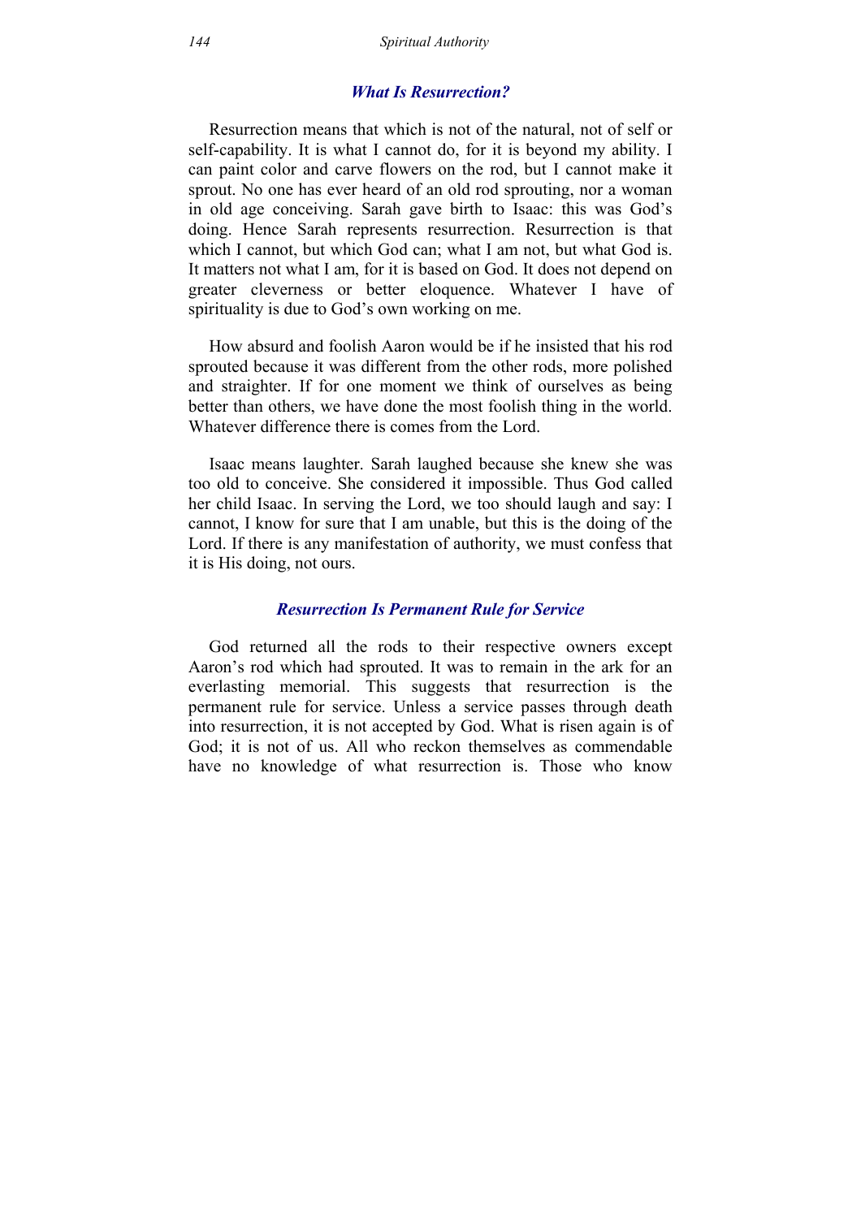### *What Is Resurrection?*

Resurrection means that which is not of the natural, not of self or self-capability. It is what I cannot do, for it is beyond my ability. I can paint color and carve flowers on the rod, but I cannot make it sprout. No one has ever heard of an old rod sprouting, nor a woman in old age conceiving. Sarah gave birth to Isaac: this was God's doing. Hence Sarah represents resurrection. Resurrection is that which I cannot, but which God can; what I am not, but what God is. It matters not what I am, for it is based on God. It does not depend on greater cleverness or better eloquence. Whatever I have of spirituality is due to God's own working on me.

How absurd and foolish Aaron would be if he insisted that his rod sprouted because it was different from the other rods, more polished and straighter. If for one moment we think of ourselves as being better than others, we have done the most foolish thing in the world. Whatever difference there is comes from the Lord.

Isaac means laughter. Sarah laughed because she knew she was too old to conceive. She considered it impossible. Thus God called her child Isaac. In serving the Lord, we too should laugh and say: I cannot, I know for sure that I am unable, but this is the doing of the Lord. If there is any manifestation of authority, we must confess that it is His doing, not ours.

### *Resurrection Is Permanent Rule for Service*

God returned all the rods to their respective owners except Aaron's rod which had sprouted. It was to remain in the ark for an everlasting memorial. This suggests that resurrection is the permanent rule for service. Unless a service passes through death into resurrection, it is not accepted by God. What is risen again is of God; it is not of us. All who reckon themselves as commendable have no knowledge of what resurrection is. Those who know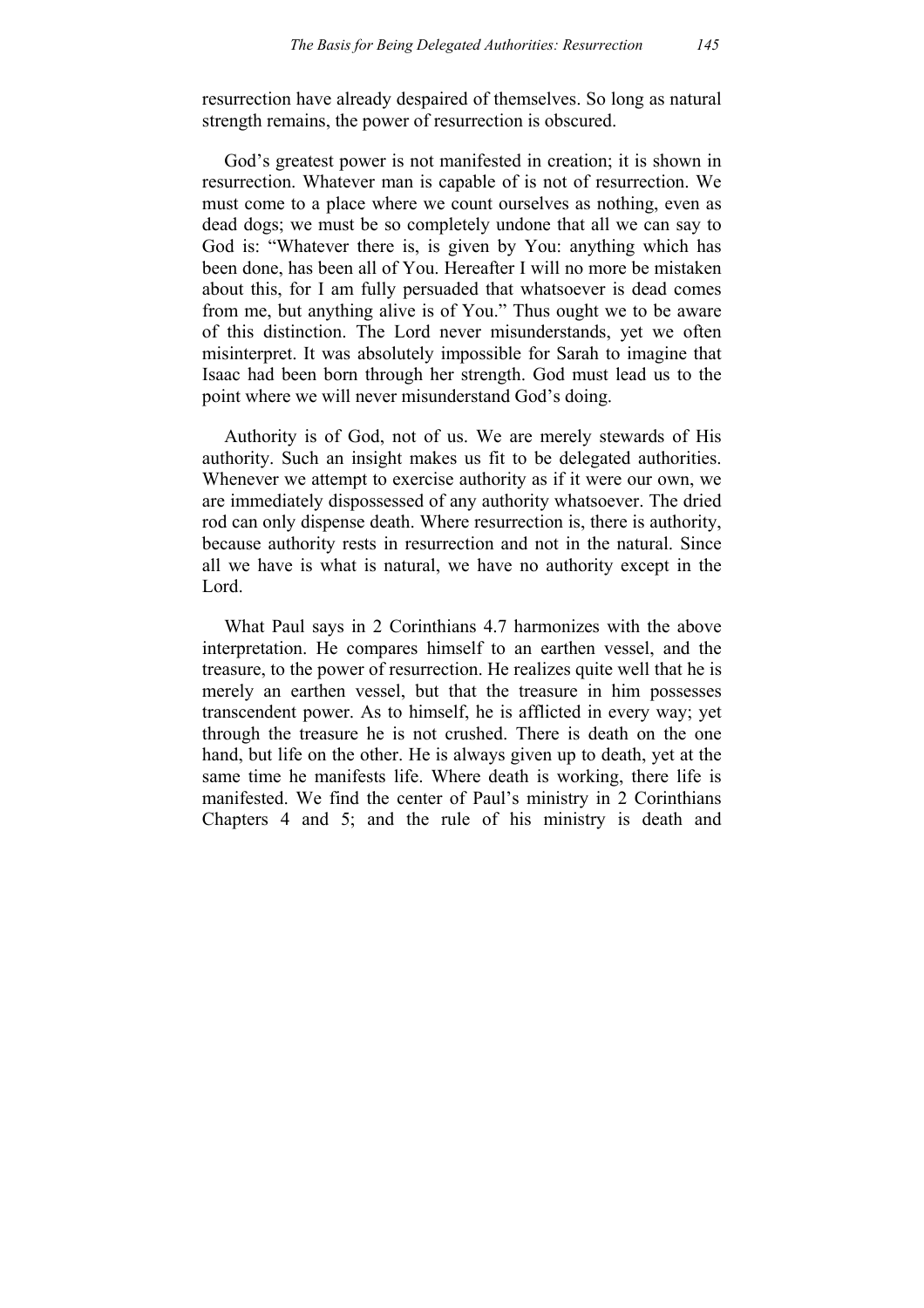resurrection have already despaired of themselves. So long as natural strength remains, the power of resurrection is obscured.

God's greatest power is not manifested in creation; it is shown in resurrection. Whatever man is capable of is not of resurrection. We must come to a place where we count ourselves as nothing, even as dead dogs; we must be so completely undone that all we can say to God is: "Whatever there is, is given by You: anything which has been done, has been all of You. Hereafter I will no more be mistaken about this, for I am fully persuaded that whatsoever is dead comes from me, but anything alive is of You." Thus ought we to be aware of this distinction. The Lord never misunderstands, yet we often misinterpret. It was absolutely impossible for Sarah to imagine that Isaac had been born through her strength. God must lead us to the point where we will never misunderstand God's doing.

Authority is of God, not of us. We are merely stewards of His authority. Such an insight makes us fit to be delegated authorities. Whenever we attempt to exercise authority as if it were our own, we are immediately dispossessed of any authority whatsoever. The dried rod can only dispense death. Where resurrection is, there is authority, because authority rests in resurrection and not in the natural. Since all we have is what is natural, we have no authority except in the Lord.

What Paul says in 2 Corinthians 4.7 harmonizes with the above interpretation. He compares himself to an earthen vessel, and the treasure, to the power of resurrection. He realizes quite well that he is merely an earthen vessel, but that the treasure in him possesses transcendent power. As to himself, he is afflicted in every way; yet through the treasure he is not crushed. There is death on the one hand, but life on the other. He is always given up to death, yet at the same time he manifests life. Where death is working, there life is manifested. We find the center of Paul's ministry in 2 Corinthians Chapters 4 and 5; and the rule of his ministry is death and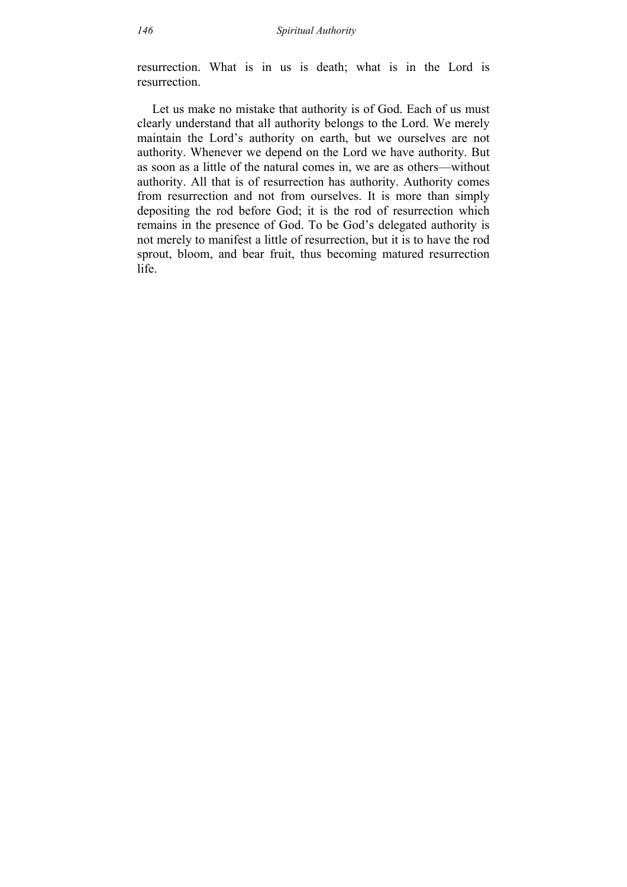resurrection. What is in us is death; what is in the Lord is resurrection.

Let us make no mistake that authority is of God. Each of us must clearly understand that all authority belongs to the Lord. We merely maintain the Lord's authority on earth, but we ourselves are not authority. Whenever we depend on the Lord we have authority. But as soon as a little of the natural comes in, we are as others—without authority. All that is of resurrection has authority. Authority comes from resurrection and not from ourselves. It is more than simply depositing the rod before God; it is the rod of resurrection which remains in the presence of God. To be God's delegated authority is not merely to manifest a little of resurrection, but it is to have the rod sprout, bloom, and bear fruit, thus becoming matured resurrection life.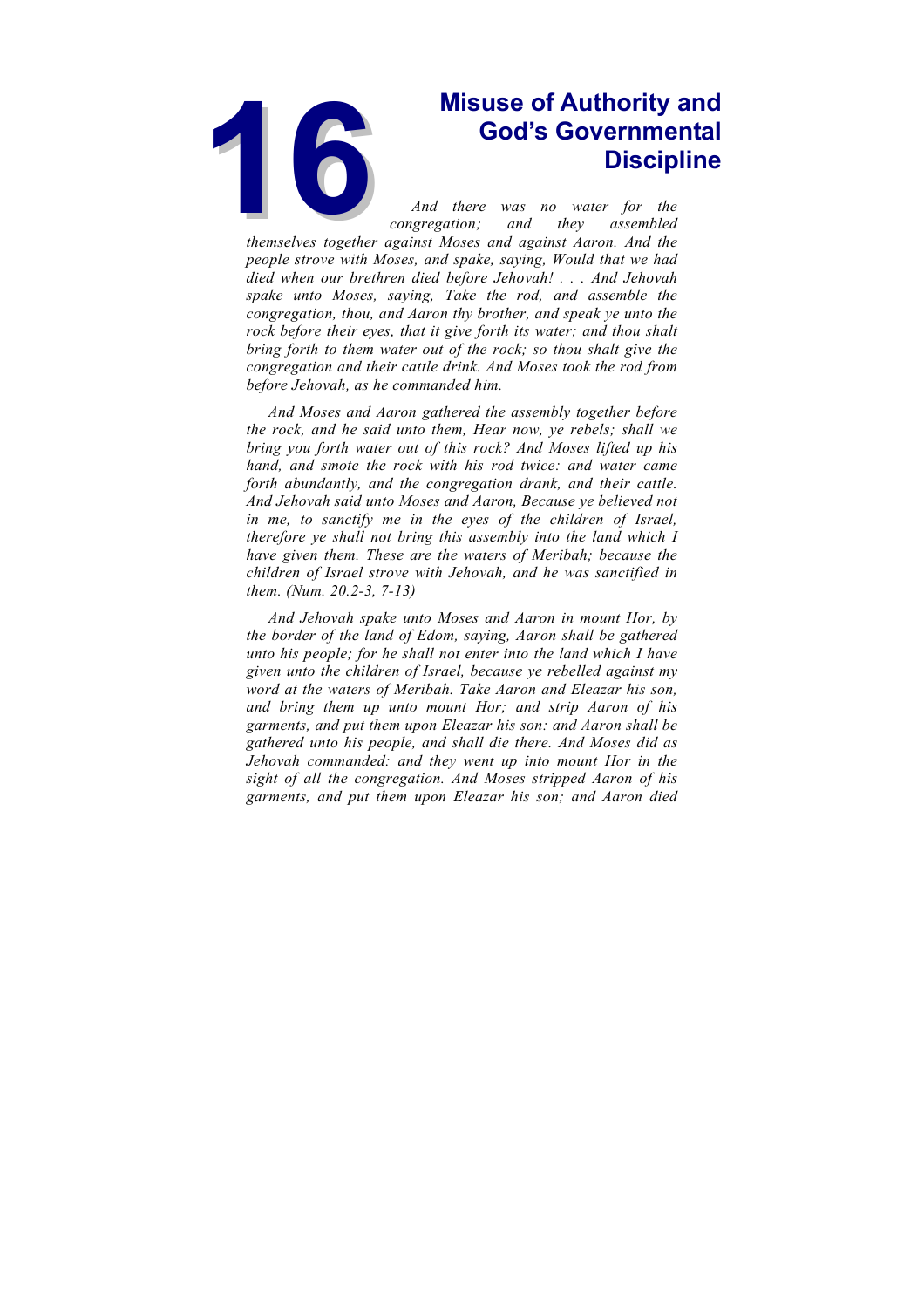# 16 Misuse of Authority and God's Governmental Discipline

*And there was no water for the congregation; and they assembled themselves together against Moses and against Aaron. And the people strove with Moses, and spake, saying, Would that we had died when our brethren died before Jehovah! . . . And Jehovah spake unto Moses, saying, Take the rod, and assemble the congregation, thou, and Aaron thy brother, and speak ye unto the rock before their eyes, that it give forth its water; and thou shalt bring forth to them water out of the rock; so thou shalt give the congregation and their cattle drink. And Moses took the rod from before Jehovah, as he commanded him.*

*And Moses and Aaron gathered the assembly together before the rock, and he said unto them, Hear now, ye rebels; shall we bring you forth water out of this rock? And Moses lifted up his hand, and smote the rock with his rod twice: and water came forth abundantly, and the congregation drank, and their cattle. And Jehovah said unto Moses and Aaron, Because ye believed not in me, to sanctify me in the eyes of the children of Israel, therefore ye shall not bring this assembly into the land which I have given them. These are the waters of Meribah; because the children of Israel strove with Jehovah, and he was sanctified in them. (Num. 20.2-3, 7-13)*

*And Jehovah spake unto Moses and Aaron in mount Hor, by the border of the land of Edom, saying, Aaron shall be gathered unto his people; for he shall not enter into the land which I have given unto the children of Israel, because ye rebelled against my word at the waters of Meribah. Take Aaron and Eleazar his son, and bring them up unto mount Hor; and strip Aaron of his garments, and put them upon Eleazar his son: and Aaron shall be gathered unto his people, and shall die there. And Moses did as Jehovah commanded: and they went up into mount Hor in the sight of all the congregation. And Moses stripped Aaron of his garments, and put them upon Eleazar his son; and Aaron died*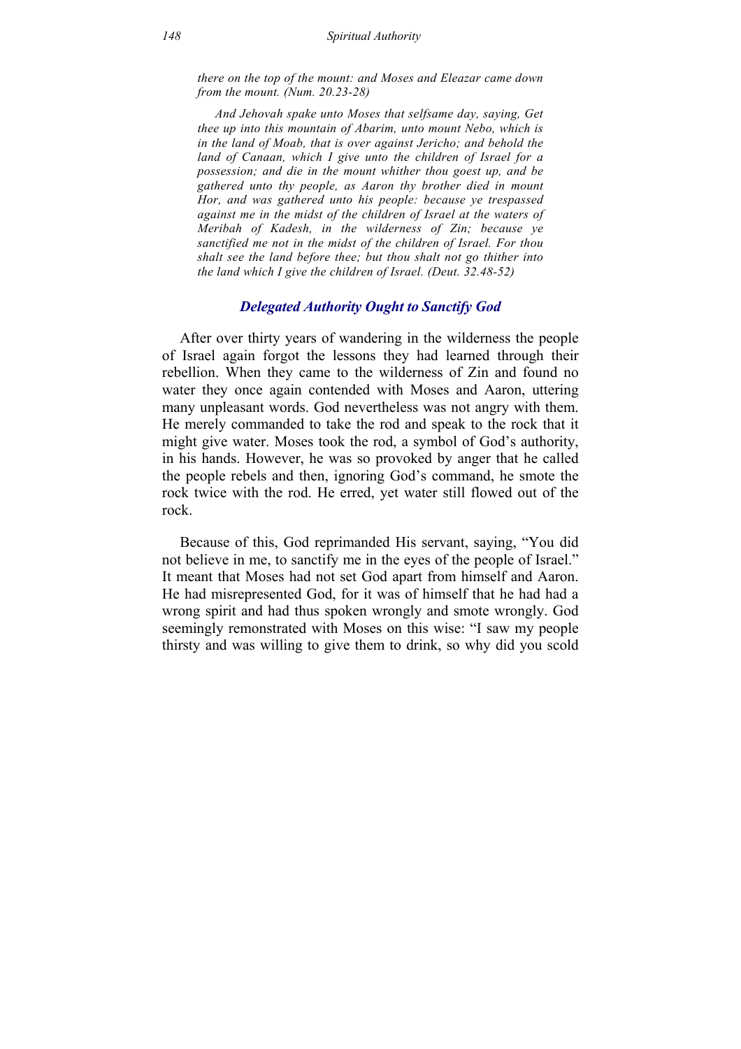*there on the top of the mount: and Moses and Eleazar came down from the mount. (Num. 20.23-28)*

*And Jehovah spake unto Moses that selfsame day, saying, Get thee up into this mountain of Abarim, unto mount Nebo, which is in the land of Moab, that is over against Jericho; and behold the land of Canaan, which I give unto the children of Israel for a possession; and die in the mount whither thou goest up, and be gathered unto thy people, as Aaron thy brother died in mount Hor, and was gathered unto his people: because ye trespassed against me in the midst of the children of Israel at the waters of Meribah of Kadesh, in the wilderness of Zin; because ye sanctified me not in the midst of the children of Israel. For thou shalt see the land before thee; but thou shalt not go thither into the land which I give the children of Israel. (Deut. 32.48-52)*

### *Delegated Authority Ought to Sanctify God*

After over thirty years of wandering in the wilderness the people of Israel again forgot the lessons they had learned through their rebellion. When they came to the wilderness of Zin and found no water they once again contended with Moses and Aaron, uttering many unpleasant words. God nevertheless was not angry with them. He merely commanded to take the rod and speak to the rock that it might give water. Moses took the rod, a symbol of God's authority, in his hands. However, he was so provoked by anger that he called the people rebels and then, ignoring God's command, he smote the rock twice with the rod. He erred, yet water still flowed out of the rock.

Because of this, God reprimanded His servant, saying, "You did not believe in me, to sanctify me in the eyes of the people of Israel." It meant that Moses had not set God apart from himself and Aaron. He had misrepresented God, for it was of himself that he had had a wrong spirit and had thus spoken wrongly and smote wrongly. God seemingly remonstrated with Moses on this wise: "I saw my people thirsty and was willing to give them to drink, so why did you scold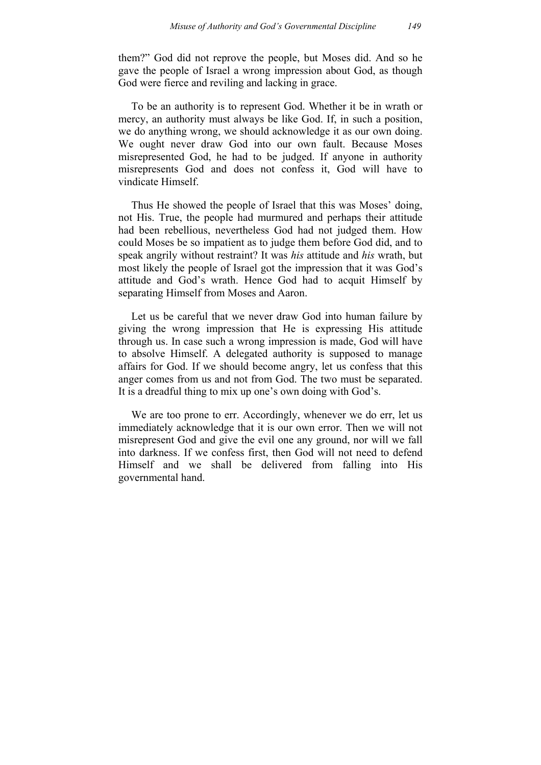them?" God did not reprove the people, but Moses did. And so he gave the people of Israel a wrong impression about God, as though God were fierce and reviling and lacking in grace.

To be an authority is to represent God. Whether it be in wrath or mercy, an authority must always be like God. If, in such a position, we do anything wrong, we should acknowledge it as our own doing. We ought never draw God into our own fault. Because Moses misrepresented God, he had to be judged. If anyone in authority misrepresents God and does not confess it, God will have to vindicate Himself.

Thus He showed the people of Israel that this was Moses' doing, not His. True, the people had murmured and perhaps their attitude had been rebellious, nevertheless God had not judged them. How could Moses be so impatient as to judge them before God did, and to speak angrily without restraint? It was *his* attitude and *his* wrath, but most likely the people of Israel got the impression that it was God's attitude and God's wrath. Hence God had to acquit Himself by separating Himself from Moses and Aaron.

Let us be careful that we never draw God into human failure by giving the wrong impression that He is expressing His attitude through us. In case such a wrong impression is made, God will have to absolve Himself. A delegated authority is supposed to manage affairs for God. If we should become angry, let us confess that this anger comes from us and not from God. The two must be separated. It is a dreadful thing to mix up one's own doing with God's.

We are too prone to err. Accordingly, whenever we do err, let us immediately acknowledge that it is our own error. Then we will not misrepresent God and give the evil one any ground, nor will we fall into darkness. If we confess first, then God will not need to defend Himself and we shall be delivered from falling into His governmental hand.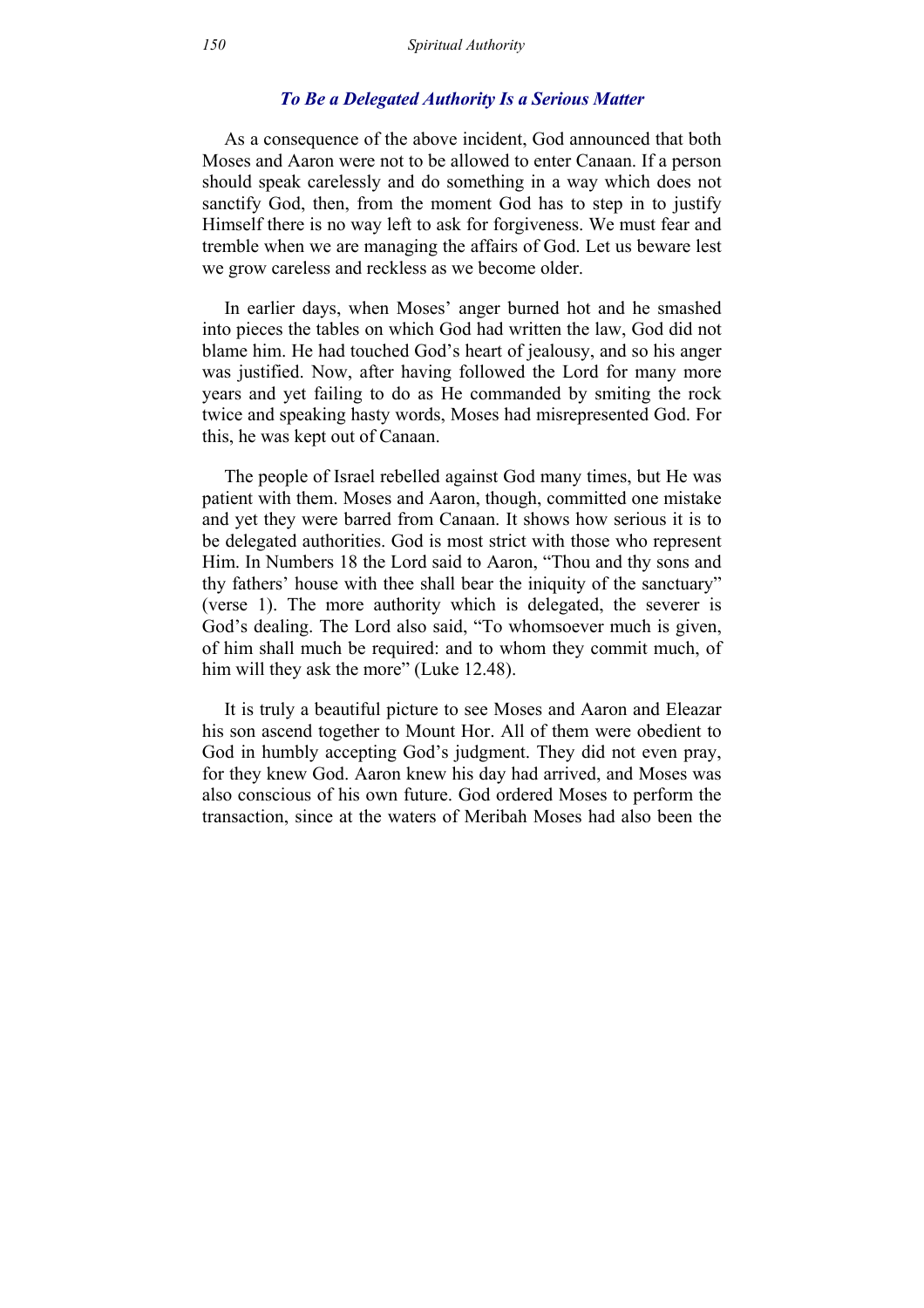### *To Be a Delegated Authority Is a Serious Matter*

As a consequence of the above incident, God announced that both Moses and Aaron were not to be allowed to enter Canaan. If a person should speak carelessly and do something in a way which does not sanctify God, then, from the moment God has to step in to justify Himself there is no way left to ask for forgiveness. We must fear and tremble when we are managing the affairs of God. Let us beware lest we grow careless and reckless as we become older.

In earlier days, when Moses' anger burned hot and he smashed into pieces the tables on which God had written the law, God did not blame him. He had touched God's heart of jealousy, and so his anger was justified. Now, after having followed the Lord for many more years and yet failing to do as He commanded by smiting the rock twice and speaking hasty words, Moses had misrepresented God. For this, he was kept out of Canaan.

The people of Israel rebelled against God many times, but He was patient with them. Moses and Aaron, though, committed one mistake and yet they were barred from Canaan. It shows how serious it is to be delegated authorities. God is most strict with those who represent Him. In Numbers 18 the Lord said to Aaron, "Thou and thy sons and thy fathers' house with thee shall bear the iniquity of the sanctuary" (verse 1). The more authority which is delegated, the severer is God's dealing. The Lord also said, "To whomsoever much is given, of him shall much be required: and to whom they commit much, of him will they ask the more" (Luke 12.48).

It is truly a beautiful picture to see Moses and Aaron and Eleazar his son ascend together to Mount Hor. All of them were obedient to God in humbly accepting God's judgment. They did not even pray, for they knew God. Aaron knew his day had arrived, and Moses was also conscious of his own future. God ordered Moses to perform the transaction, since at the waters of Meribah Moses had also been the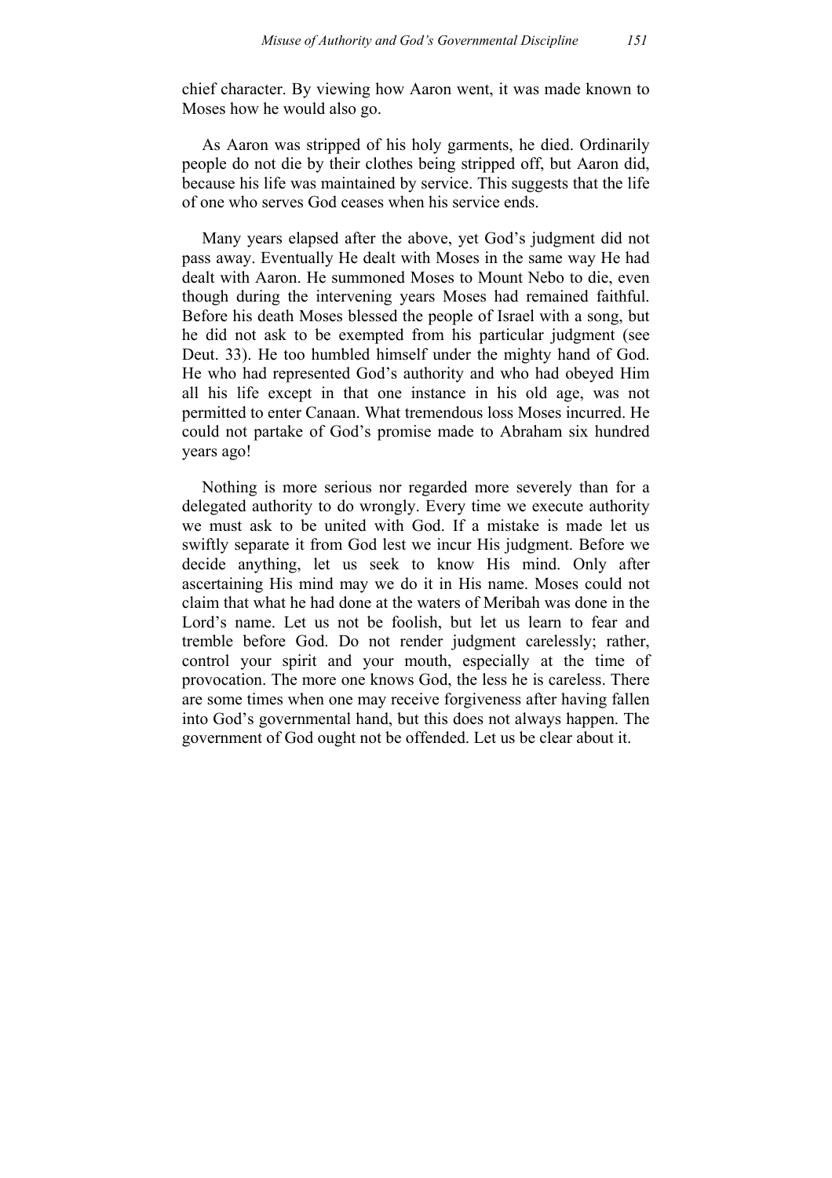chief character. By viewing how Aaron went, it was made known to Moses how he would also go.

As Aaron was stripped of his holy garments, he died. Ordinarily people do not die by their clothes being stripped off, but Aaron did, because his life was maintained by service. This suggests that the life of one who serves God ceases when his service ends.

Many years elapsed after the above, yet God's judgment did not pass away. Eventually He dealt with Moses in the same way He had dealt with Aaron. He summoned Moses to Mount Nebo to die, even though during the intervening years Moses had remained faithful. Before his death Moses blessed the people of Israel with a song, but he did not ask to be exempted from his particular judgment (see Deut. 33). He too humbled himself under the mighty hand of God. He who had represented God's authority and who had obeyed Him all his life except in that one instance in his old age, was not permitted to enter Canaan. What tremendous loss Moses incurred. He could not partake of God's promise made to Abraham six hundred years ago!

Nothing is more serious nor regarded more severely than for a delegated authority to do wrongly. Every time we execute authority we must ask to be united with God. If a mistake is made let us swiftly separate it from God lest we incur His judgment. Before we decide anything, let us seek to know His mind. Only after ascertaining His mind may we do it in His name. Moses could not claim that what he had done at the waters of Meribah was done in the Lord's name. Let us not be foolish, but let us learn to fear and tremble before God. Do not render judgment carelessly; rather, control your spirit and your mouth, especially at the time of provocation. The more one knows God, the less he is careless. There are some times when one may receive forgiveness after having fallen into God's governmental hand, but this does not always happen. The government of God ought not be offended. Let us be clear about it.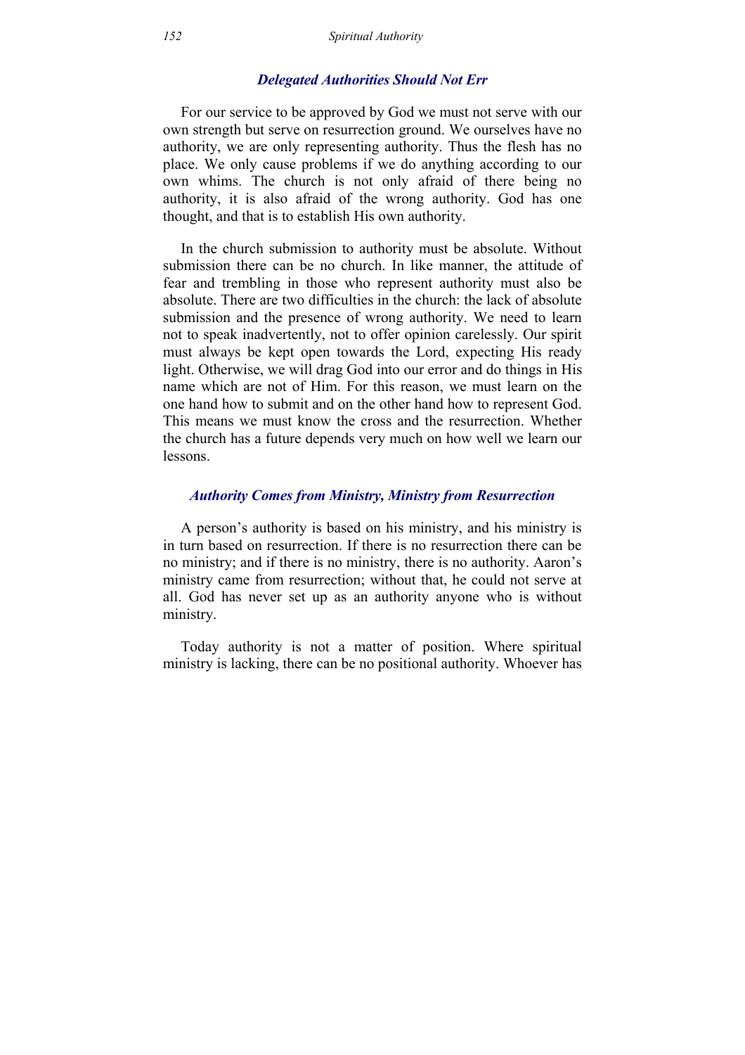### *Delegated Authorities Should Not Err*

For our service to be approved by God we must not serve with our own strength but serve on resurrection ground. We ourselves have no authority, we are only representing authority. Thus the flesh has no place. We only cause problems if we do anything according to our own whims. The church is not only afraid of there being no authority, it is also afraid of the wrong authority. God has one thought, and that is to establish His own authority.

In the church submission to authority must be absolute. Without submission there can be no church. In like manner, the attitude of fear and trembling in those who represent authority must also be absolute. There are two difficulties in the church: the lack of absolute submission and the presence of wrong authority. We need to learn not to speak inadvertently, not to offer opinion carelessly. Our spirit must always be kept open towards the Lord, expecting His ready light. Otherwise, we will drag God into our error and do things in His name which are not of Him. For this reason, we must learn on the one hand how to submit and on the other hand how to represent God. This means we must know the cross and the resurrection. Whether the church has a future depends very much on how well we learn our lessons.

### *Authority Comes from Ministry, Ministry from Resurrection*

A person's authority is based on his ministry, and his ministry is in turn based on resurrection. If there is no resurrection there can be no ministry; and if there is no ministry, there is no authority. Aaron's ministry came from resurrection; without that, he could not serve at all. God has never set up as an authority anyone who is without ministry.

Today authority is not a matter of position. Where spiritual ministry is lacking, there can be no positional authority. Whoever has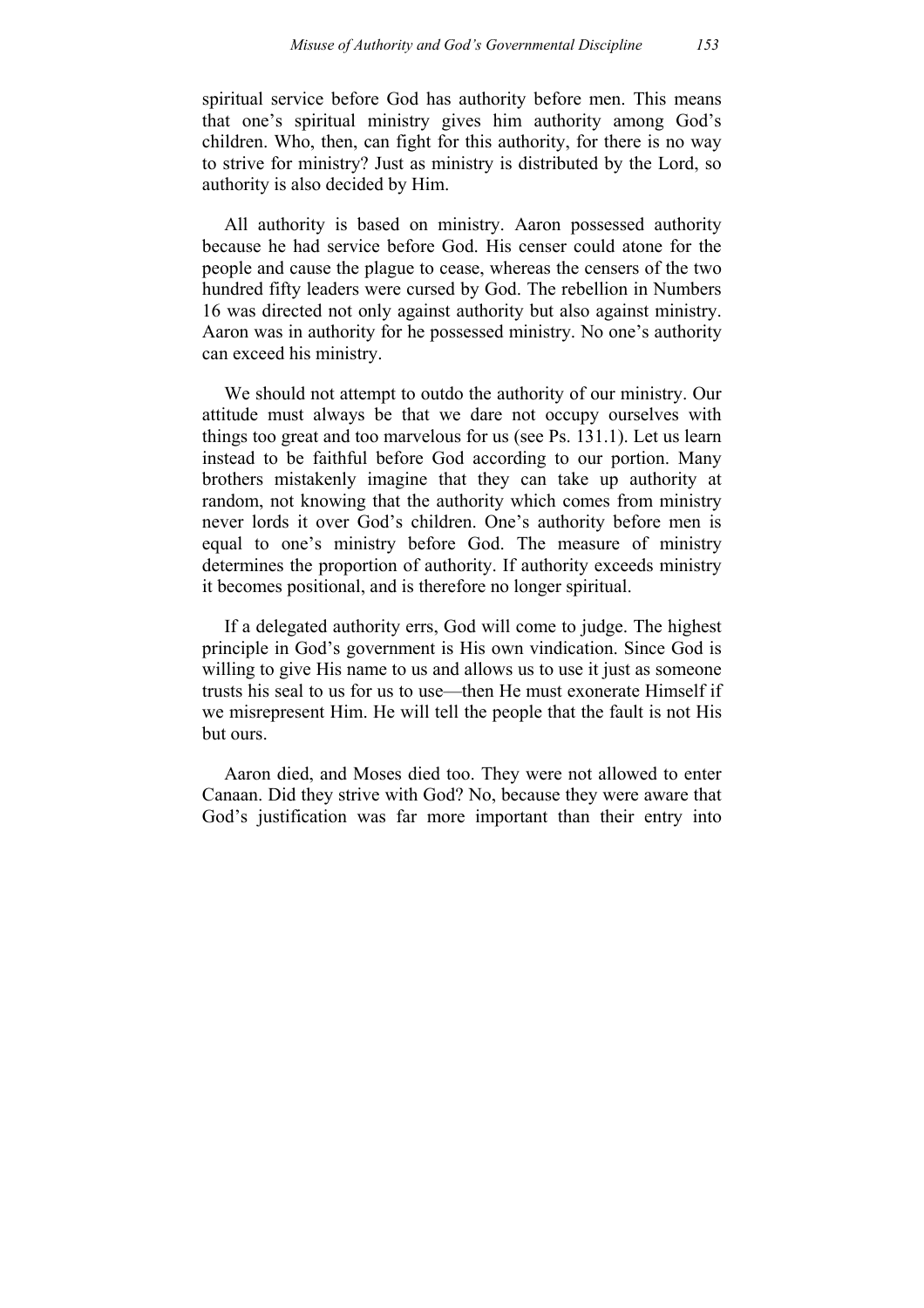spiritual service before God has authority before men. This means that one's spiritual ministry gives him authority among God's children. Who, then, can fight for this authority, for there is no way to strive for ministry? Just as ministry is distributed by the Lord, so authority is also decided by Him.

All authority is based on ministry. Aaron possessed authority because he had service before God. His censer could atone for the people and cause the plague to cease, whereas the censers of the two hundred fifty leaders were cursed by God. The rebellion in Numbers 16 was directed not only against authority but also against ministry. Aaron was in authority for he possessed ministry. No one's authority can exceed his ministry.

We should not attempt to outdo the authority of our ministry. Our attitude must always be that we dare not occupy ourselves with things too great and too marvelous for us (see Ps. 131.1). Let us learn instead to be faithful before God according to our portion. Many brothers mistakenly imagine that they can take up authority at random, not knowing that the authority which comes from ministry never lords it over God's children. One's authority before men is equal to one's ministry before God. The measure of ministry determines the proportion of authority. If authority exceeds ministry it becomes positional, and is therefore no longer spiritual.

If a delegated authority errs, God will come to judge. The highest principle in God's government is His own vindication. Since God is willing to give His name to us and allows us to use it just as someone trusts his seal to us for us to use—then He must exonerate Himself if we misrepresent Him. He will tell the people that the fault is not His but ours.

Aaron died, and Moses died too. They were not allowed to enter Canaan. Did they strive with God? No, because they were aware that God's justification was far more important than their entry into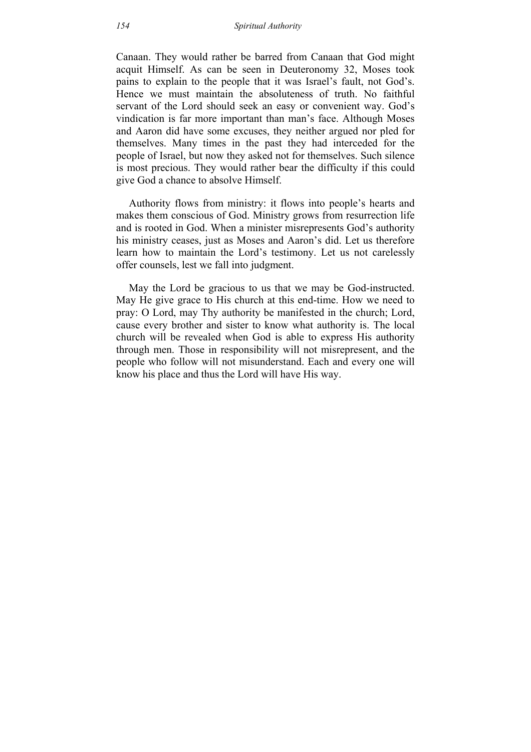Canaan. They would rather be barred from Canaan that God might acquit Himself. As can be seen in Deuteronomy 32, Moses took pains to explain to the people that it was Israel's fault, not God's. Hence we must maintain the absoluteness of truth. No faithful servant of the Lord should seek an easy or convenient way. God's vindication is far more important than man's face. Although Moses and Aaron did have some excuses, they neither argued nor pled for themselves. Many times in the past they had interceded for the people of Israel, but now they asked not for themselves. Such silence is most precious. They would rather bear the difficulty if this could give God a chance to absolve Himself.

Authority flows from ministry: it flows into people's hearts and makes them conscious of God. Ministry grows from resurrection life and is rooted in God. When a minister misrepresents God's authority his ministry ceases, just as Moses and Aaron's did. Let us therefore learn how to maintain the Lord's testimony. Let us not carelessly offer counsels, lest we fall into judgment.

May the Lord be gracious to us that we may be God-instructed. May He give grace to His church at this end-time. How we need to pray: O Lord, may Thy authority be manifested in the church; Lord, cause every brother and sister to know what authority is. The local church will be revealed when God is able to express His authority through men. Those in responsibility will not misrepresent, and the people who follow will not misunderstand. Each and every one will know his place and thus the Lord will have His way.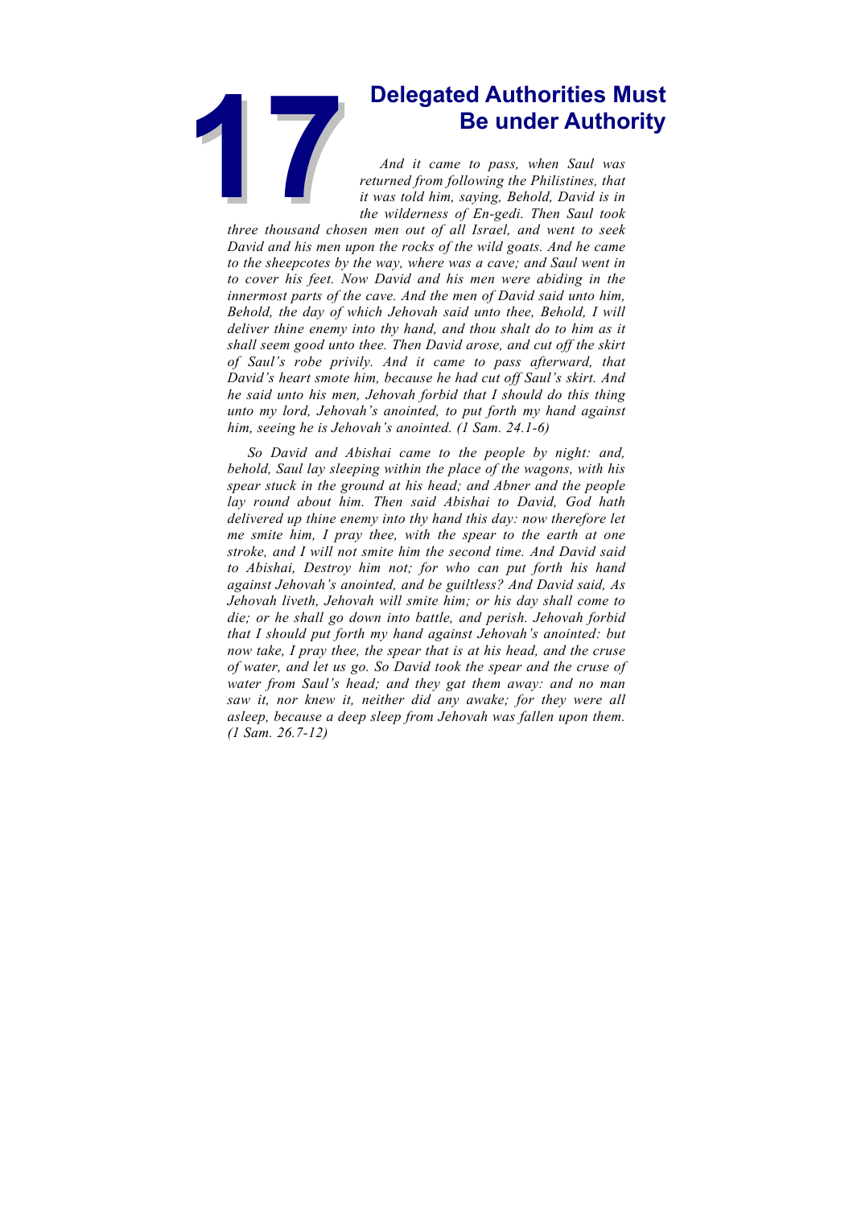# 17 Delegated Authorities Must Be under Authority

*And it came to pass, when Saul was returned from following the Philistines, that it was told him, saying, Behold, David is in the wilderness of En-gedi. Then Saul took three thousand chosen men out of all Israel, and went to seek David and his men upon the rocks of the wild goats. And he came to the sheepcotes by the way, where was a cave; and Saul went in to cover his feet. Now David and his men were abiding in the innermost parts of the cave. And the men of David said unto him, Behold, the day of which Jehovah said unto thee, Behold, I will deliver thine enemy into thy hand, and thou shalt do to him as it shall seem good unto thee. Then David arose, and cut off the skirt of Saul's robe privily. And it came to pass afterward, that David's heart smote him, because he had cut off Saul's skirt. And he said unto his men, Jehovah forbid that I should do this thing unto my lord, Jehovah's anointed, to put forth my hand against him, seeing he is Jehovah's anointed. (1 Sam. 24.1-6)*

*So David and Abishai came to the people by night: and, behold, Saul lay sleeping within the place of the wagons, with his spear stuck in the ground at his head; and Abner and the people lay round about him. Then said Abishai to David, God hath delivered up thine enemy into thy hand this day: now therefore let me smite him, I pray thee, with the spear to the earth at one stroke, and I will not smite him the second time. And David said to Abishai, Destroy him not; for who can put forth his hand against Jehovah's anointed, and be guiltless? And David said, As Jehovah liveth, Jehovah will smite him; or his day shall come to die; or he shall go down into battle, and perish. Jehovah forbid that I should put forth my hand against Jehovah's anointed: but now take, I pray thee, the spear that is at his head, and the cruse of water, and let us go. So David took the spear and the cruse of water from Saul's head; and they gat them away: and no man saw it, nor knew it, neither did any awake; for they were all asleep, because a deep sleep from Jehovah was fallen upon them. (1 Sam. 26.7-12)*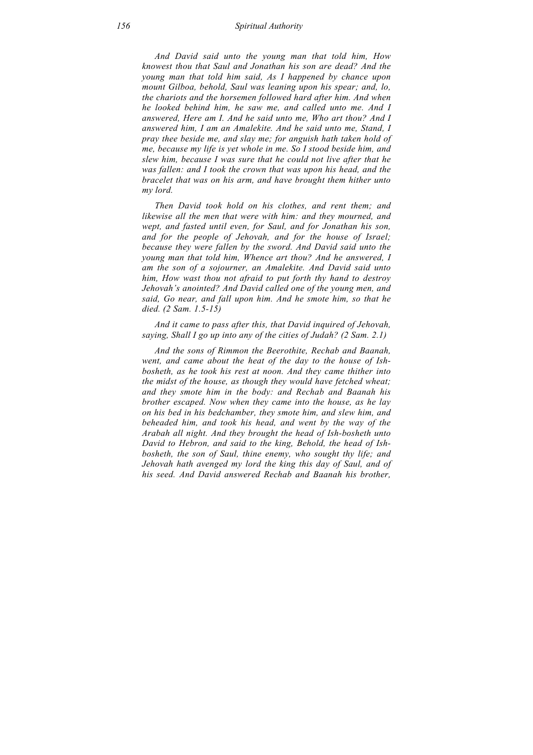*And David said unto the young man that told him, How knowest thou that Saul and Jonathan his son are dead? And the young man that told him said, As I happened by chance upon mount Gilboa, behold, Saul was leaning upon his spear; and, lo, the chariots and the horsemen followed hard after him. And when he looked behind him, he saw me, and called unto me. And I answered, Here am I. And he said unto me, Who art thou? And I answered him, I am an Amalekite. And he said unto me, Stand, I pray thee beside me, and slay me; for anguish hath taken hold of me, because my life is yet whole in me. So I stood beside him, and slew him, because I was sure that he could not live after that he was fallen: and I took the crown that was upon his head, and the bracelet that was on his arm, and have brought them hither unto my lord.*

*Then David took hold on his clothes, and rent them; and likewise all the men that were with him: and they mourned, and wept, and fasted until even, for Saul, and for Jonathan his son, and for the people of Jehovah, and for the house of Israel; because they were fallen by the sword. And David said unto the young man that told him, Whence art thou? And he answered, I am the son of a sojourner, an Amalekite. And David said unto him, How wast thou not afraid to put forth thy hand to destroy Jehovah's anointed? And David called one of the young men, and said, Go near, and fall upon him. And he smote him, so that he died. (2 Sam. 1.5-15)*

*And it came to pass after this, that David inquired of Jehovah, saying, Shall I go up into any of the cities of Judah? (2 Sam. 2.1)*

*And the sons of Rimmon the Beerothite, Rechab and Baanah, went, and came about the heat of the day to the house of Ish-bosheth, as he took his rest at noon. And they came thither into the midst of the house, as though they would have fetched wheat; and they smote him in the body: and Rechab and Baanah his brother escaped. Now when they came into the house, as he lay on his bed in his bedchamber, they smote him, and slew him, and beheaded him, and took his head, and went by the way of the Arabah all night. And they brought the head of Ish-bosheth unto David to Hebron, and said to the king, Behold, the head of Ish-bosheth, the son of Saul, thine enemy, who sought thy life; and Jehovah hath avenged my lord the king this day of Saul, and of his seed. And David answered Rechab and Baanah his brother,*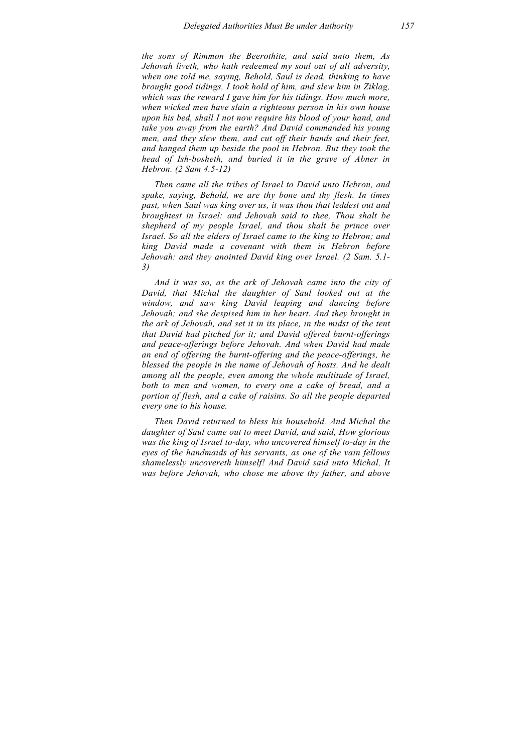*the sons of Rimmon the Beerothite, and said unto them, As Jehovah liveth, who hath redeemed my soul out of all adversity, when one told me, saying, Behold, Saul is dead, thinking to have brought good tidings, I took hold of him, and slew him in Ziklag, which was the reward I gave him for his tidings. How much more, when wicked men have slain a righteous person in his own house upon his bed, shall I not now require his blood of your hand, and take you away from the earth? And David commanded his young men, and they slew them, and cut off their hands and their feet, and hanged them up beside the pool in Hebron. But they took the head of Ish-bosheth, and buried it in the grave of Abner in Hebron. (2 Sam 4.5-12)*

*Then came all the tribes of Israel to David unto Hebron, and spake, saying, Behold, we are thy bone and thy flesh. In times past, when Saul was king over us, it was thou that leddest out and broughtest in Israel: and Jehovah said to thee, Thou shalt be shepherd of my people Israel, and thou shalt be prince over Israel. So all the elders of Israel came to the king to Hebron; and king David made a covenant with them in Hebron before Jehovah: and they anointed David king over Israel. (2 Sam. 5.1-3)*

*And it was so, as the ark of Jehovah came into the city of David, that Michal the daughter of Saul looked out at the window, and saw king David leaping and dancing before Jehovah; and she despised him in her heart. And they brought in the ark of Jehovah, and set it in its place, in the midst of the tent that David had pitched for it; and David offered burnt-offerings and peace-offerings before Jehovah. And when David had made an end of offering the burnt-offering and the peace-offerings, he blessed the people in the name of Jehovah of hosts. And he dealt among all the people, even among the whole multitude of Israel, both to men and women, to every one a cake of bread, and a portion of flesh, and a cake of raisins. So all the people departed every one to his house.*

*Then David returned to bless his household. And Michal the daughter of Saul came out to meet David, and said, How glorious was the king of Israel to-day, who uncovered himself to-day in the eyes of the handmaids of his servants, as one of the vain fellows shamelessly uncovereth himself! And David said unto Michal, It was before Jehovah, who chose me above thy father, and above*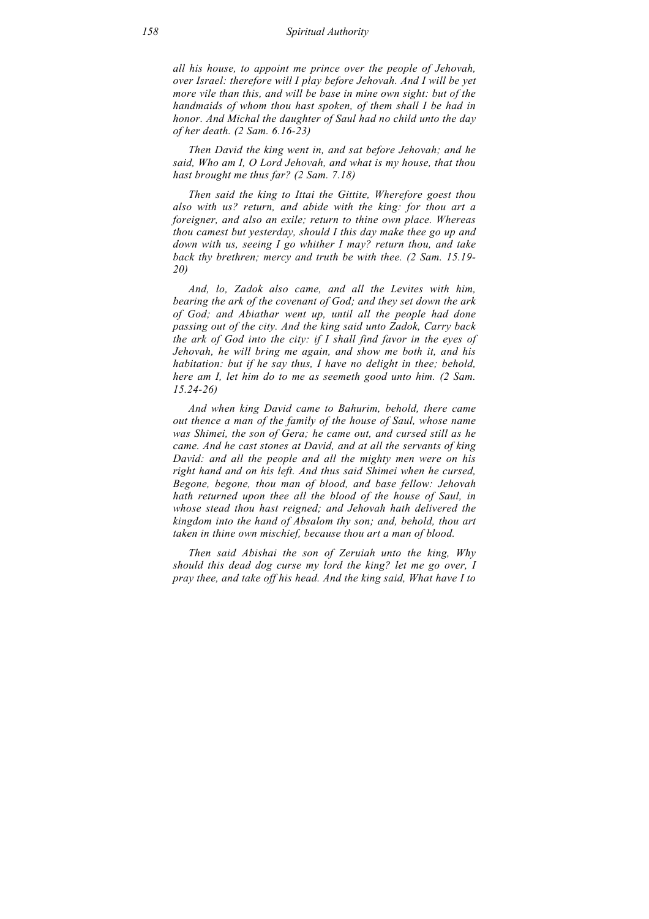*all his house, to appoint me prince over the people of Jehovah, over Israel: therefore will I play before Jehovah. And I will be yet more vile than this, and will be base in mine own sight: but of the handmaids of whom thou hast spoken, of them shall I be had in honor. And Michal the daughter of Saul had no child unto the day of her death. (2 Sam. 6.16-23)*

*Then David the king went in, and sat before Jehovah; and he said, Who am I, O Lord Jehovah, and what is my house, that thou hast brought me thus far? (2 Sam. 7.18)*

*Then said the king to Ittai the Gittite, Wherefore goest thou also with us? return, and abide with the king: for thou art a foreigner, and also an exile; return to thine own place. Whereas thou camest but yesterday, should I this day make thee go up and down with us, seeing I go whither I may? return thou, and take back thy brethren; mercy and truth be with thee. (2 Sam. 15.19-20)*

*And, lo, Zadok also came, and all the Levites with him, bearing the ark of the covenant of God; and they set down the ark of God; and Abiathar went up, until all the people had done passing out of the city. And the king said unto Zadok, Carry back the ark of God into the city: if I shall find favor in the eyes of Jehovah, he will bring me again, and show me both it, and his habitation: but if he say thus, I have no delight in thee; behold, here am I, let him do to me as seemeth good unto him. (2 Sam. 15.24-26)*

*And when king David came to Bahurim, behold, there came out thence a man of the family of the house of Saul, whose name was Shimei, the son of Gera; he came out, and cursed still as he came. And he cast stones at David, and at all the servants of king David: and all the people and all the mighty men were on his right hand and on his left. And thus said Shimei when he cursed, Begone, begone, thou man of blood, and base fellow: Jehovah hath returned upon thee all the blood of the house of Saul, in whose stead thou hast reigned; and Jehovah hath delivered the kingdom into the hand of Absalom thy son; and, behold, thou art taken in thine own mischief, because thou art a man of blood.*

*Then said Abishai the son of Zeruiah unto the king, Why should this dead dog curse my lord the king? let me go over, I pray thee, and take off his head. And the king said, What have I to*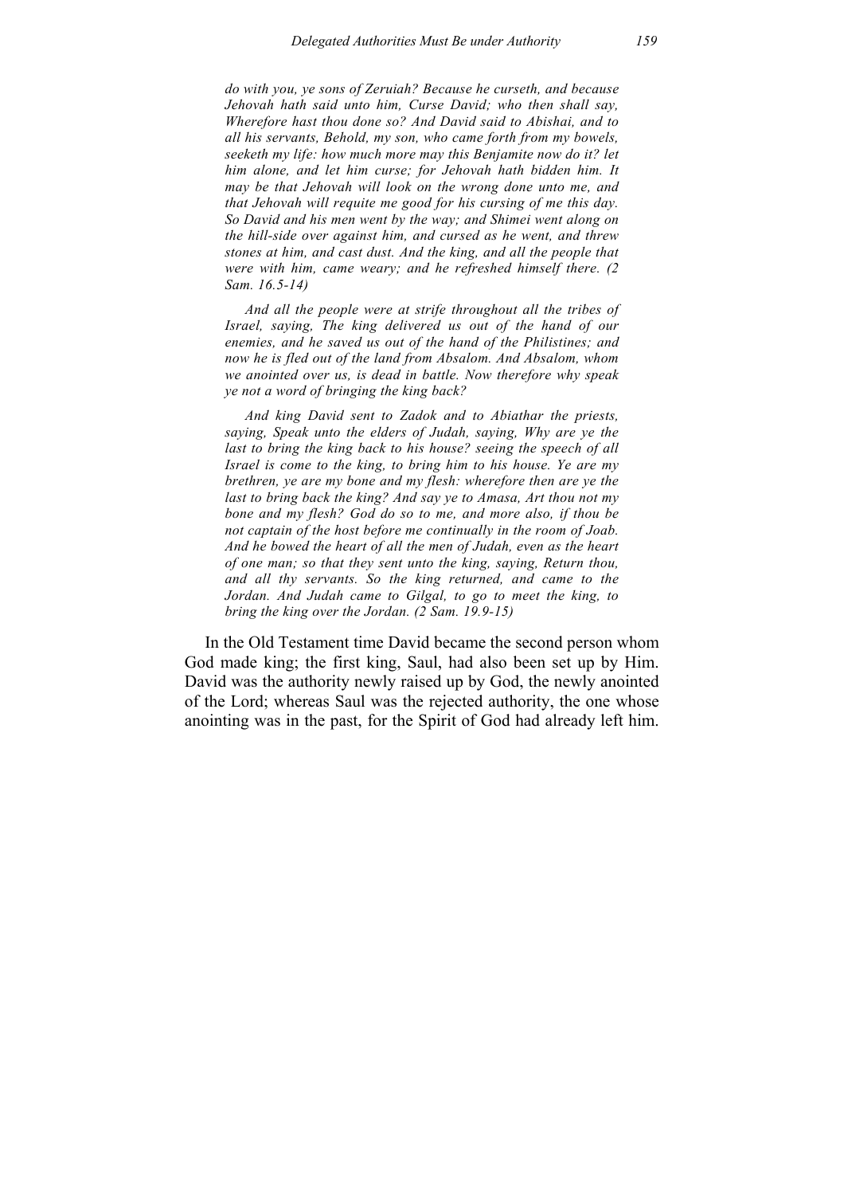*do with you, ye sons of Zeruiah? Because he curseth, and because Jehovah hath said unto him, Curse David; who then shall say, Wherefore hast thou done so? And David said to Abishai, and to all his servants, Behold, my son, who came forth from my bowels, seeketh my life: how much more may this Benjamite now do it? let him alone, and let him curse; for Jehovah hath bidden him. It may be that Jehovah will look on the wrong done unto me, and that Jehovah will requite me good for his cursing of me this day. So David and his men went by the way; and Shimei went along on the hill-side over against him, and cursed as he went, and threw stones at him, and cast dust. And the king, and all the people that were with him, came weary; and he refreshed himself there. (2 Sam. 16.5-14)*

*And all the people were at strife throughout all the tribes of Israel, saying, The king delivered us out of the hand of our enemies, and he saved us out of the hand of the Philistines; and now he is fled out of the land from Absalom. And Absalom, whom we anointed over us, is dead in battle. Now therefore why speak ye not a word of bringing the king back?*

*And king David sent to Zadok and to Abiathar the priests, saying, Speak unto the elders of Judah, saying, Why are ye the last to bring the king back to his house? seeing the speech of all Israel is come to the king, to bring him to his house. Ye are my brethren, ye are my bone and my flesh: wherefore then are ye the last to bring back the king? And say ye to Amasa, Art thou not my bone and my flesh? God do so to me, and more also, if thou be not captain of the host before me continually in the room of Joab. And he bowed the heart of all the men of Judah, even as the heart of one man; so that they sent unto the king, saying, Return thou, and all thy servants. So the king returned, and came to the Jordan. And Judah came to Gilgal, to go to meet the king, to bring the king over the Jordan. (2 Sam. 19.9-15)*

In the Old Testament time David became the second person whom God made king; the first king, Saul, had also been set up by Him. David was the authority newly raised up by God, the newly anointed of the Lord; whereas Saul was the rejected authority, the one whose anointing was in the past, for the Spirit of God had already left him.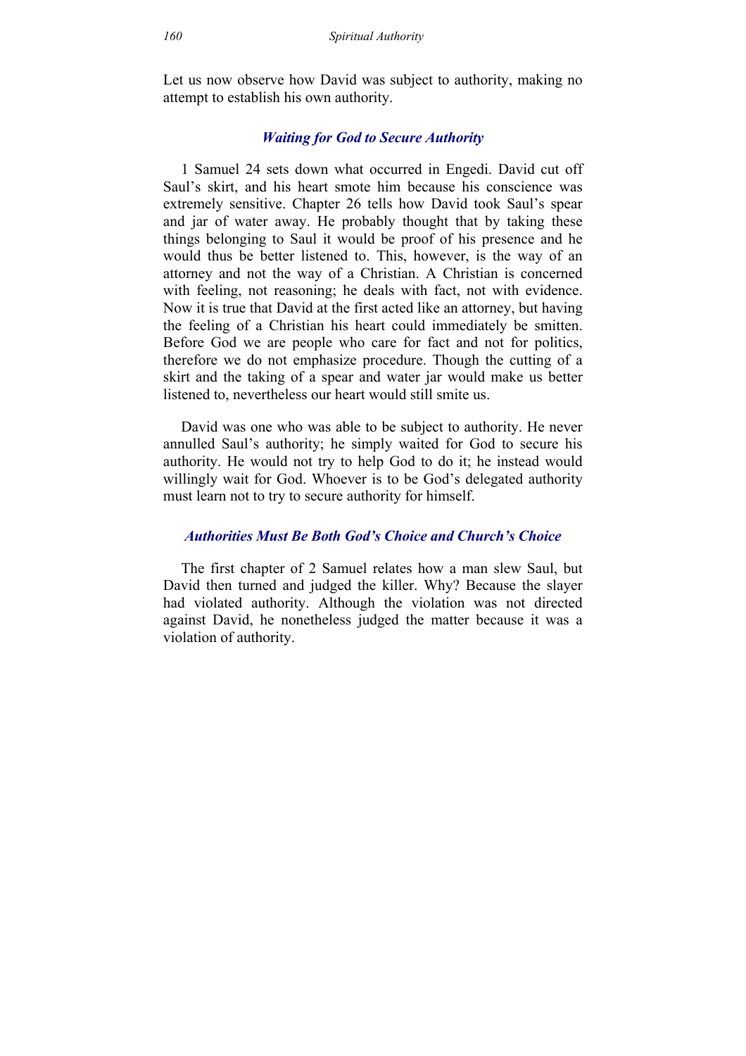Let us now observe how David was subject to authority, making no attempt to establish his own authority.

### *Waiting for God to Secure Authority*

1 Samuel 24 sets down what occurred in Engedi. David cut off Saul's skirt, and his heart smote him because his conscience was extremely sensitive. Chapter 26 tells how David took Saul's spear and jar of water away. He probably thought that by taking these things belonging to Saul it would be proof of his presence and he would thus be better listened to. This, however, is the way of an attorney and not the way of a Christian. A Christian is concerned with feeling, not reasoning; he deals with fact, not with evidence. Now it is true that David at the first acted like an attorney, but having the feeling of a Christian his heart could immediately be smitten. Before God we are people who care for fact and not for politics, therefore we do not emphasize procedure. Though the cutting of a skirt and the taking of a spear and water jar would make us better listened to, nevertheless our heart would still smite us.

David was one who was able to be subject to authority. He never annulled Saul's authority; he simply waited for God to secure his authority. He would not try to help God to do it; he instead would willingly wait for God. Whoever is to be God's delegated authority must learn not to try to secure authority for himself.

### *Authorities Must Be Both God's Choice and Church's Choice*

The first chapter of 2 Samuel relates how a man slew Saul, but David then turned and judged the killer. Why? Because the slayer had violated authority. Although the violation was not directed against David, he nonetheless judged the matter because it was a violation of authority.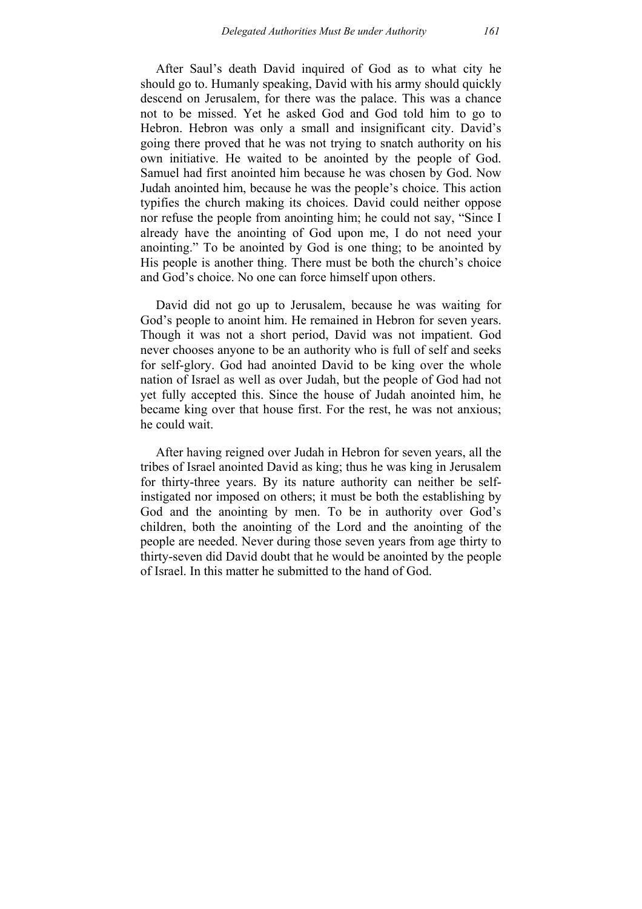After Saul's death David inquired of God as to what city he should go to. Humanly speaking, David with his army should quickly descend on Jerusalem, for there was the palace. This was a chance not to be missed. Yet he asked God and God told him to go to Hebron. Hebron was only a small and insignificant city. David's going there proved that he was not trying to snatch authority on his own initiative. He waited to be anointed by the people of God. Samuel had first anointed him because he was chosen by God. Now Judah anointed him, because he was the people's choice. This action typifies the church making its choices. David could neither oppose nor refuse the people from anointing him; he could not say, "Since I already have the anointing of God upon me, I do not need your anointing." To be anointed by God is one thing; to be anointed by His people is another thing. There must be both the church's choice and God's choice. No one can force himself upon others.

David did not go up to Jerusalem, because he was waiting for God's people to anoint him. He remained in Hebron for seven years. Though it was not a short period, David was not impatient. God never chooses anyone to be an authority who is full of self and seeks for self-glory. God had anointed David to be king over the whole nation of Israel as well as over Judah, but the people of God had not yet fully accepted this. Since the house of Judah anointed him, he became king over that house first. For the rest, he was not anxious; he could wait.

After having reigned over Judah in Hebron for seven years, all the tribes of Israel anointed David as king; thus he was king in Jerusalem for thirty-three years. By its nature authority can neither be self-instigated nor imposed on others; it must be both the establishing by God and the anointing by men. To be in authority over God's children, both the anointing of the Lord and the anointing of the people are needed. Never during those seven years from age thirty to thirty-seven did David doubt that he would be anointed by the people of Israel. In this matter he submitted to the hand of God.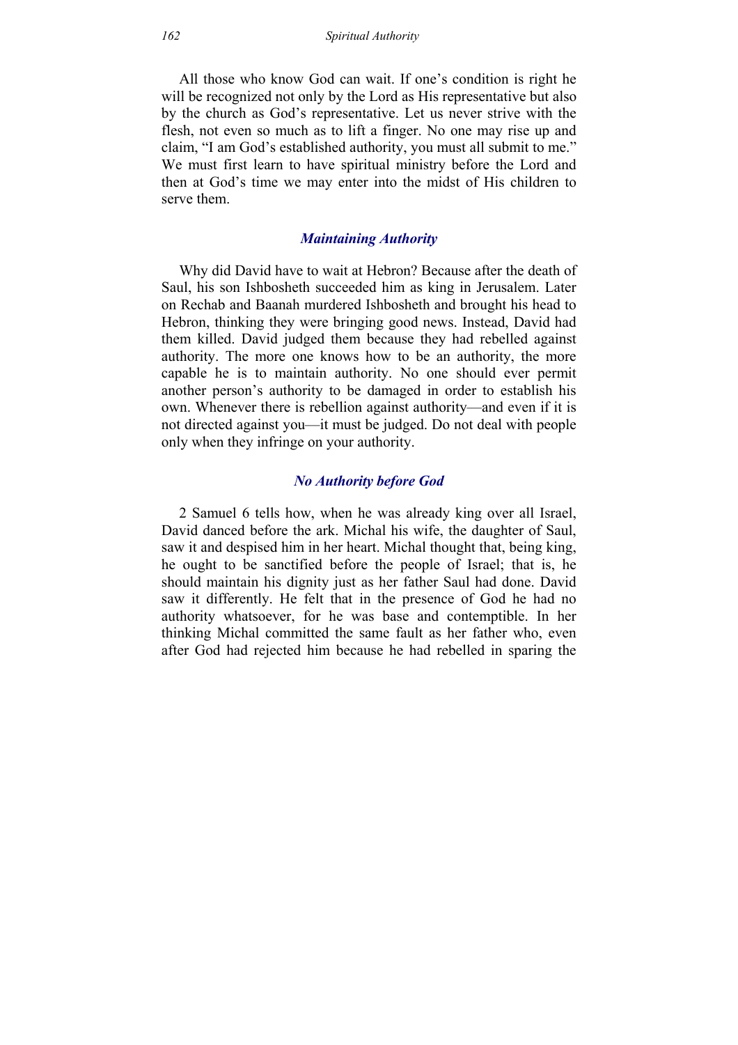All those who know God can wait. If one's condition is right he will be recognized not only by the Lord as His representative but also by the church as God's representative. Let us never strive with the flesh, not even so much as to lift a finger. No one may rise up and claim, "I am God's established authority, you must all submit to me." We must first learn to have spiritual ministry before the Lord and then at God's time we may enter into the midst of His children to serve them.

### *Maintaining Authority*

Why did David have to wait at Hebron? Because after the death of Saul, his son Ishbosheth succeeded him as king in Jerusalem. Later on Rechab and Baanah murdered Ishbosheth and brought his head to Hebron, thinking they were bringing good news. Instead, David had them killed. David judged them because they had rebelled against authority. The more one knows how to be an authority, the more capable he is to maintain authority. No one should ever permit another person's authority to be damaged in order to establish his own. Whenever there is rebellion against authority—and even if it is not directed against you—it must be judged. Do not deal with people only when they infringe on your authority.

### *No Authority before God*

2 Samuel 6 tells how, when he was already king over all Israel, David danced before the ark. Michal his wife, the daughter of Saul, saw it and despised him in her heart. Michal thought that, being king, he ought to be sanctified before the people of Israel; that is, he should maintain his dignity just as her father Saul had done. David saw it differently. He felt that in the presence of God he had no authority whatsoever, for he was base and contemptible. In her thinking Michal committed the same fault as her father who, even after God had rejected him because he had rebelled in sparing the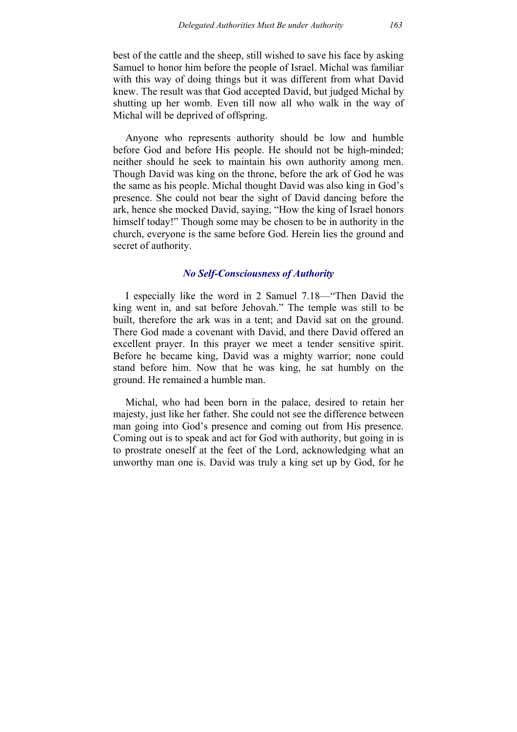best of the cattle and the sheep, still wished to save his face by asking Samuel to honor him before the people of Israel. Michal was familiar with this way of doing things but it was different from what David knew. The result was that God accepted David, but judged Michal by shutting up her womb. Even till now all who walk in the way of Michal will be deprived of offspring.

Anyone who represents authority should be low and humble before God and before His people. He should not be high-minded; neither should he seek to maintain his own authority among men. Though David was king on the throne, before the ark of God he was the same as his people. Michal thought David was also king in God's presence. She could not bear the sight of David dancing before the ark, hence she mocked David, saying, "How the king of Israel honors himself today!" Though some may be chosen to be in authority in the church, everyone is the same before God. Herein lies the ground and secret of authority.

### *No Self-Consciousness of Authority*

I especially like the word in 2 Samuel 7.18—"Then David the king went in, and sat before Jehovah." The temple was still to be built, therefore the ark was in a tent; and David sat on the ground. There God made a covenant with David, and there David offered an excellent prayer. In this prayer we meet a tender sensitive spirit. Before he became king, David was a mighty warrior; none could stand before him. Now that he was king, he sat humbly on the ground. He remained a humble man.

Michal, who had been born in the palace, desired to retain her majesty, just like her father. She could not see the difference between man going into God's presence and coming out from His presence. Coming out is to speak and act for God with authority, but going in is to prostrate oneself at the feet of the Lord, acknowledging what an unworthy man one is. David was truly a king set up by God, for he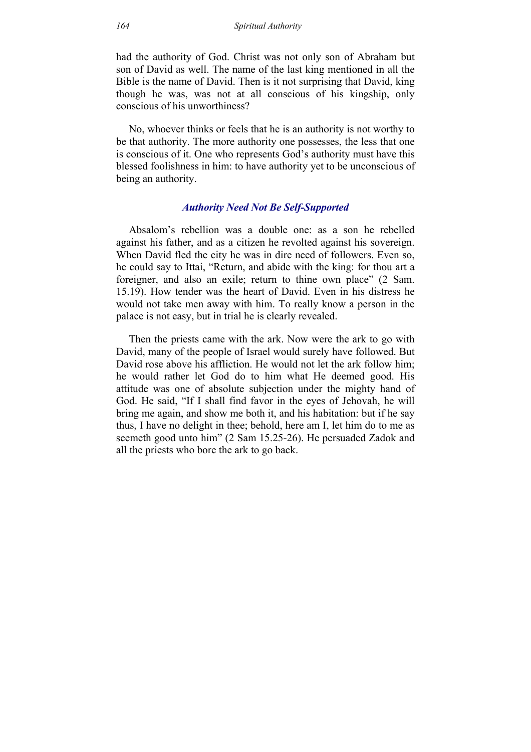had the authority of God. Christ was not only son of Abraham but son of David as well. The name of the last king mentioned in all the Bible is the name of David. Then is it not surprising that David, king though he was, was not at all conscious of his kingship, only conscious of his unworthiness?

No, whoever thinks or feels that he is an authority is not worthy to be that authority. The more authority one possesses, the less that one is conscious of it. One who represents God's authority must have this blessed foolishness in him: to have authority yet to be unconscious of being an authority.

### *Authority Need Not Be Self-Supported*

Absalom's rebellion was a double one: as a son he rebelled against his father, and as a citizen he revolted against his sovereign. When David fled the city he was in dire need of followers. Even so, he could say to Ittai, "Return, and abide with the king: for thou art a foreigner, and also an exile; return to thine own place" (2 Sam. 15.19). How tender was the heart of David. Even in his distress he would not take men away with him. To really know a person in the palace is not easy, but in trial he is clearly revealed.

Then the priests came with the ark. Now were the ark to go with David, many of the people of Israel would surely have followed. But David rose above his affliction. He would not let the ark follow him; he would rather let God do to him what He deemed good. His attitude was one of absolute subjection under the mighty hand of God. He said, "If I shall find favor in the eyes of Jehovah, he will bring me again, and show me both it, and his habitation: but if he say thus, I have no delight in thee; behold, here am I, let him do to me as seemeth good unto him" (2 Sam 15.25-26). He persuaded Zadok and all the priests who bore the ark to go back.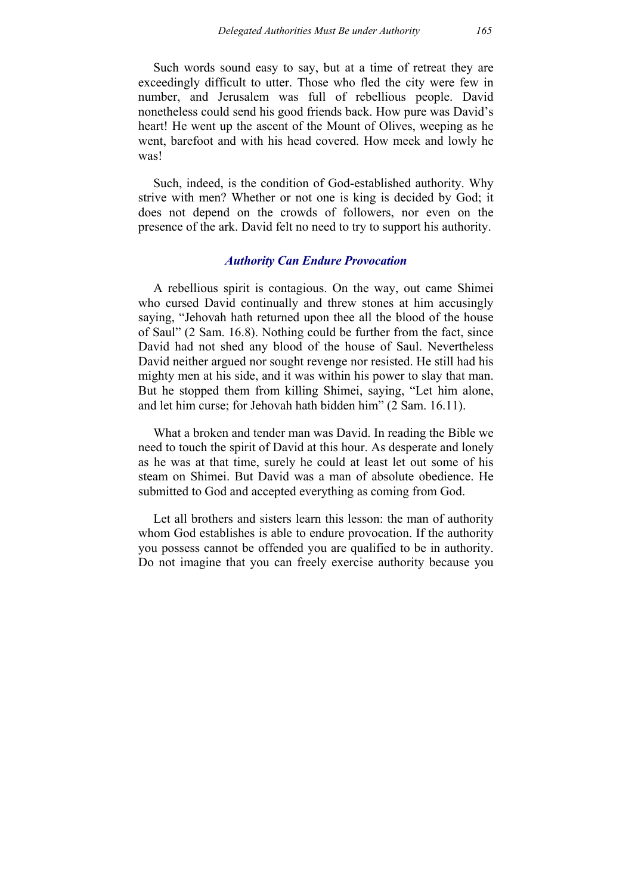Such words sound easy to say, but at a time of retreat they are exceedingly difficult to utter. Those who fled the city were few in number, and Jerusalem was full of rebellious people. David nonetheless could send his good friends back. How pure was David's heart! He went up the ascent of the Mount of Olives, weeping as he went, barefoot and with his head covered. How meek and lowly he was!

Such, indeed, is the condition of God-established authority. Why strive with men? Whether or not one is king is decided by God; it does not depend on the crowds of followers, nor even on the presence of the ark. David felt no need to try to support his authority.

### *Authority Can Endure Provocation*

A rebellious spirit is contagious. On the way, out came Shimei who cursed David continually and threw stones at him accusingly saying, "Jehovah hath returned upon thee all the blood of the house of Saul" (2 Sam. 16.8). Nothing could be further from the fact, since David had not shed any blood of the house of Saul. Nevertheless David neither argued nor sought revenge nor resisted. He still had his mighty men at his side, and it was within his power to slay that man. But he stopped them from killing Shimei, saying, "Let him alone, and let him curse; for Jehovah hath bidden him" (2 Sam. 16.11).

What a broken and tender man was David. In reading the Bible we need to touch the spirit of David at this hour. As desperate and lonely as he was at that time, surely he could at least let out some of his steam on Shimei. But David was a man of absolute obedience. He submitted to God and accepted everything as coming from God.

Let all brothers and sisters learn this lesson: the man of authority whom God establishes is able to endure provocation. If the authority you possess cannot be offended you are qualified to be in authority. Do not imagine that you can freely exercise authority because you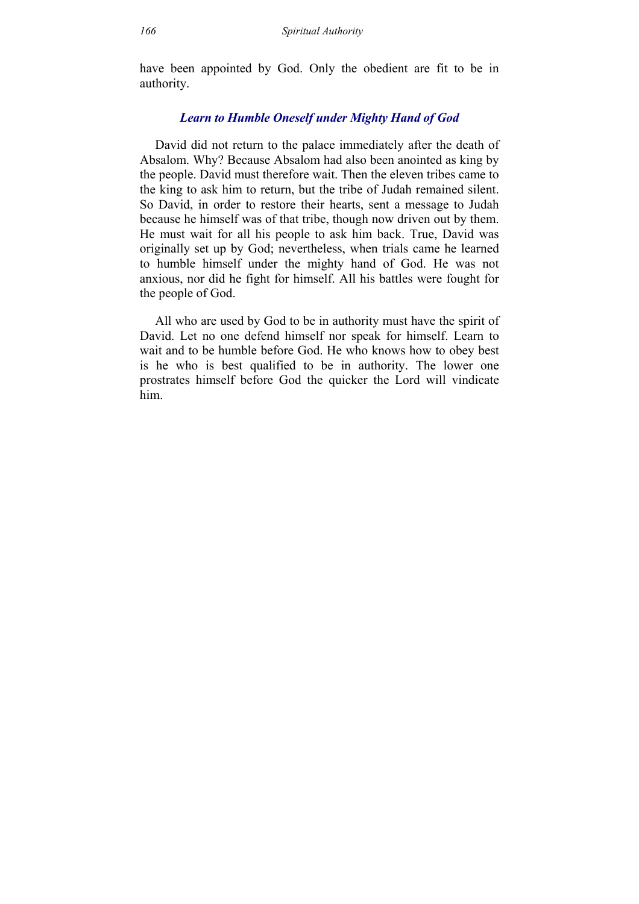have been appointed by God. Only the obedient are fit to be in authority.

### *Learn to Humble Oneself under Mighty Hand of God*

David did not return to the palace immediately after the death of Absalom. Why? Because Absalom had also been anointed as king by the people. David must therefore wait. Then the eleven tribes came to the king to ask him to return, but the tribe of Judah remained silent. So David, in order to restore their hearts, sent a message to Judah because he himself was of that tribe, though now driven out by them. He must wait for all his people to ask him back. True, David was originally set up by God; nevertheless, when trials came he learned to humble himself under the mighty hand of God. He was not anxious, nor did he fight for himself. All his battles were fought for the people of God.

All who are used by God to be in authority must have the spirit of David. Let no one defend himself nor speak for himself. Learn to wait and to be humble before God. He who knows how to obey best is he who is best qualified to be in authority. The lower one prostrates himself before God the quicker the Lord will vindicate him.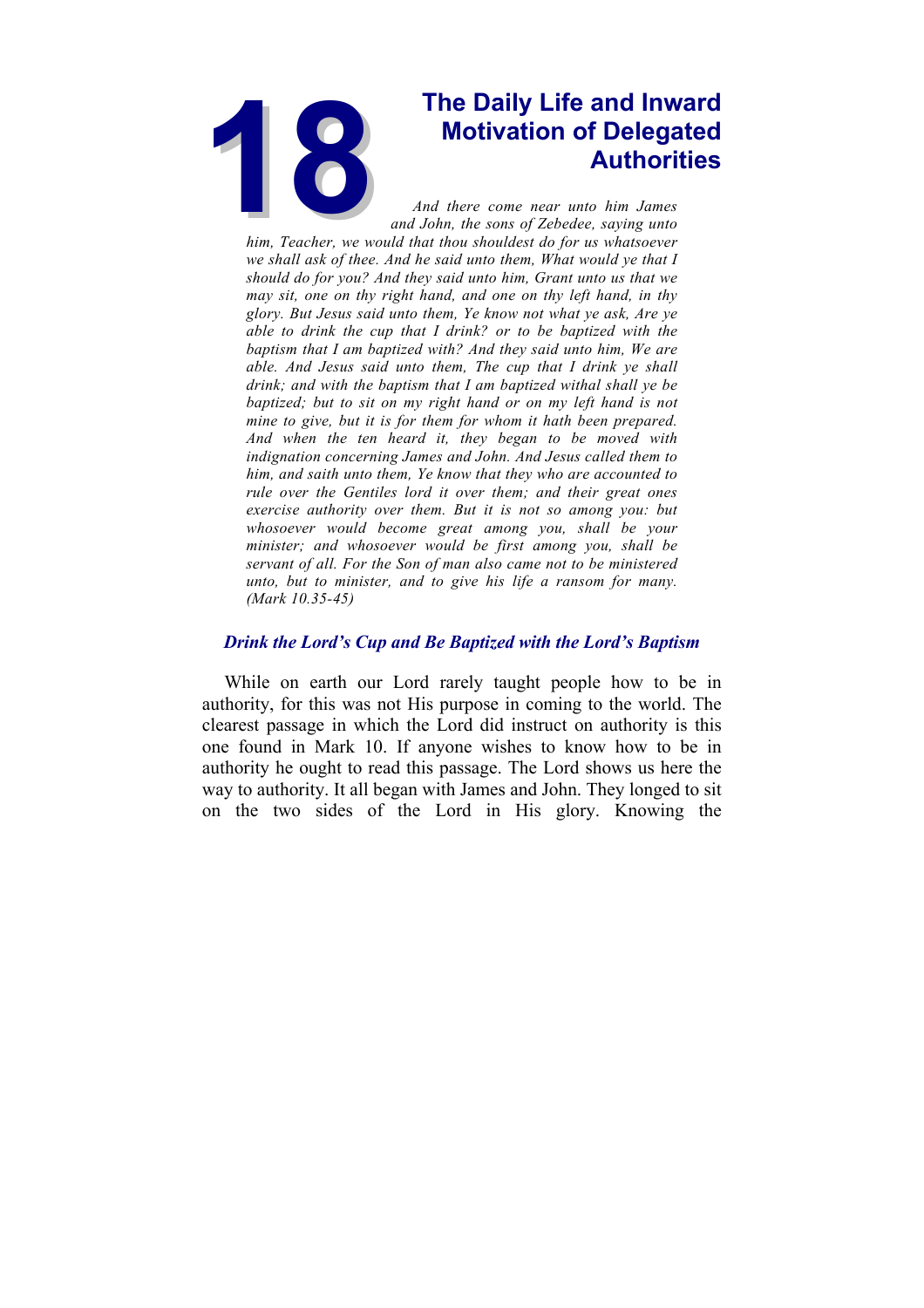# 18 The Daily Life and Inward Motivation of Delegated Authorities

*And there come near unto him James and John, the sons of Zebedee, saying unto him, Teacher, we would that thou shouldest do for us whatsoever we shall ask of thee. And he said unto them, What would ye that I should do for you? And they said unto him, Grant unto us that we may sit, one on thy right hand, and one on thy left hand, in thy glory. But Jesus said unto them, Ye know not what ye ask, Are ye able to drink the cup that I drink? or to be baptized with the baptism that I am baptized with? And they said unto him, We are able. And Jesus said unto them, The cup that I drink ye shall drink; and with the baptism that I am baptized withal shall ye be baptized; but to sit on my right hand or on my left hand is not mine to give, but it is for them for whom it hath been prepared. And when the ten heard it, they began to be moved with indignation concerning James and John. And Jesus called them to him, and saith unto them, Ye know that they who are accounted to rule over the Gentiles lord it over them; and their great ones exercise authority over them. But it is not so among you: but whosoever would become great among you, shall be your minister; and whosoever would be first among you, shall be servant of all. For the Son of man also came not to be ministered unto, but to minister, and to give his life a ransom for many. (Mark 10.35-45)*

## Drink the Lord's Cup and Be Baptized with the Lord's Baptism

While on earth our Lord rarely taught people how to be in authority, for this was not His purpose in coming to the world. The clearest passage in which the Lord did instruct on authority is this one found in Mark 10. If anyone wishes to know how to be in authority he ought to read this passage. The Lord shows us here the way to authority. It all began with James and John. They longed to sit on the two sides of the Lord in His glory. Knowing the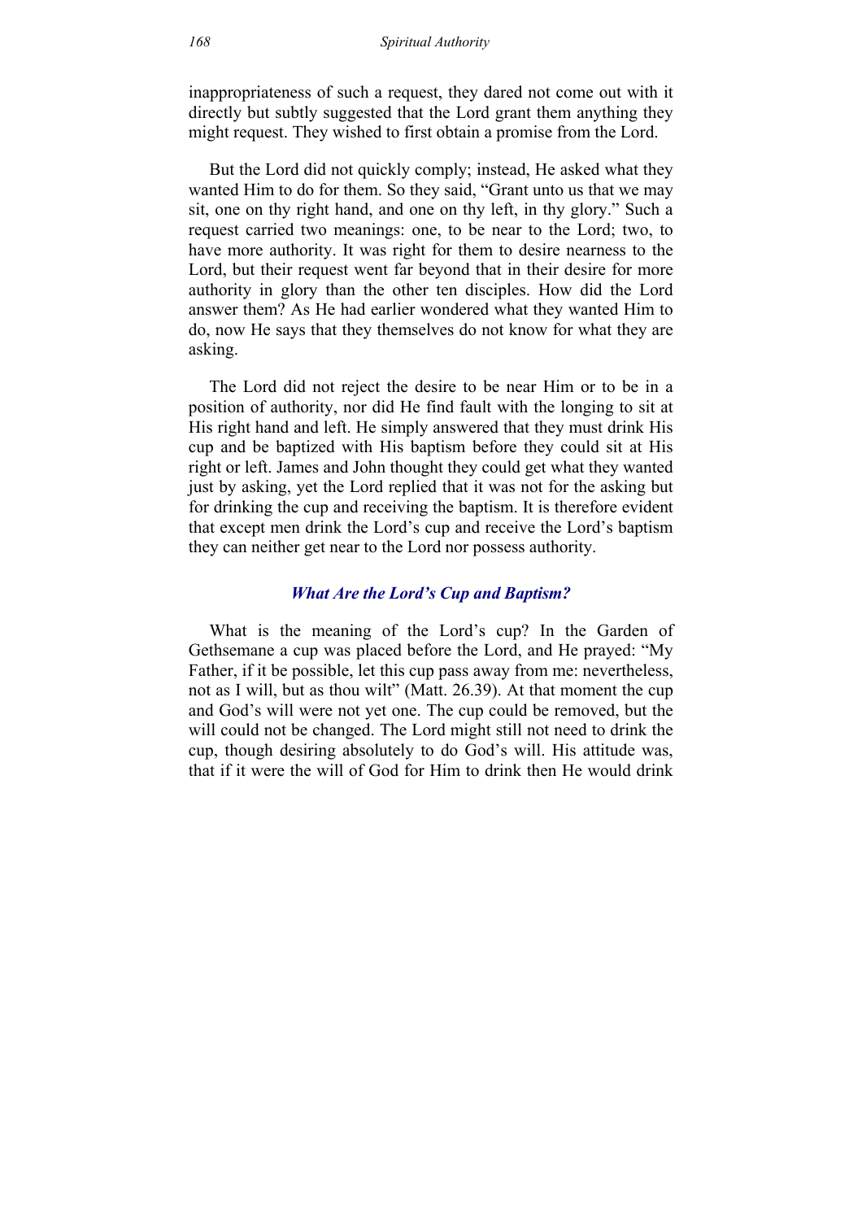inappropriateness of such a request, they dared not come out with it directly but subtly suggested that the Lord grant them anything they might request. They wished to first obtain a promise from the Lord.

But the Lord did not quickly comply; instead, He asked what they wanted Him to do for them. So they said, "Grant unto us that we may sit, one on thy right hand, and one on thy left, in thy glory." Such a request carried two meanings: one, to be near to the Lord; two, to have more authority. It was right for them to desire nearness to the Lord, but their request went far beyond that in their desire for more authority in glory than the other ten disciples. How did the Lord answer them? As He had earlier wondered what they wanted Him to do, now He says that they themselves do not know for what they are asking.

The Lord did not reject the desire to be near Him or to be in a position of authority, nor did He find fault with the longing to sit at His right hand and left. He simply answered that they must drink His cup and be baptized with His baptism before they could sit at His right or left. James and John thought they could get what they wanted just by asking, yet the Lord replied that it was not for the asking but for drinking the cup and receiving the baptism. It is therefore evident that except men drink the Lord's cup and receive the Lord's baptism they can neither get near to the Lord nor possess authority.

### *What Are the Lord's Cup and Baptism?*

What is the meaning of the Lord's cup? In the Garden of Gethsemane a cup was placed before the Lord, and He prayed: "My Father, if it be possible, let this cup pass away from me: nevertheless, not as I will, but as thou wilt" (Matt. 26.39). At that moment the cup and God's will were not yet one. The cup could be removed, but the will could not be changed. The Lord might still not need to drink the cup, though desiring absolutely to do God's will. His attitude was, that if it were the will of God for Him to drink then He would drink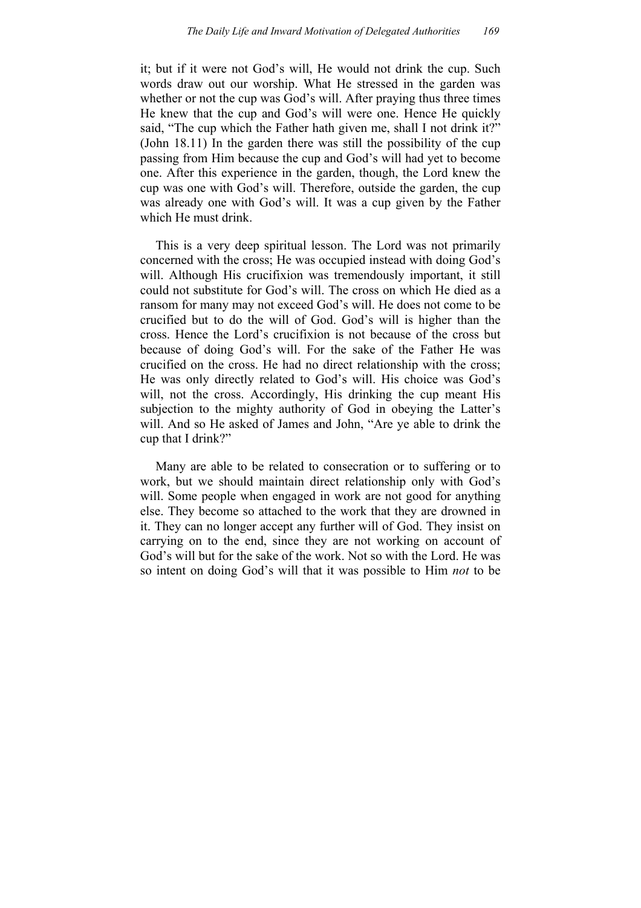it; but if it were not God's will, He would not drink the cup. Such words draw out our worship. What He stressed in the garden was whether or not the cup was God's will. After praying thus three times He knew that the cup and God's will were one. Hence He quickly said, "The cup which the Father hath given me, shall I not drink it?" (John 18.11) In the garden there was still the possibility of the cup passing from Him because the cup and God's will had yet to become one. After this experience in the garden, though, the Lord knew the cup was one with God's will. Therefore, outside the garden, the cup was already one with God's will. It was a cup given by the Father which He must drink.

This is a very deep spiritual lesson. The Lord was not primarily concerned with the cross; He was occupied instead with doing God's will. Although His crucifixion was tremendously important, it still could not substitute for God's will. The cross on which He died as a ransom for many may not exceed God's will. He does not come to be crucified but to do the will of God. God's will is higher than the cross. Hence the Lord's crucifixion is not because of the cross but because of doing God's will. For the sake of the Father He was crucified on the cross. He had no direct relationship with the cross; He was only directly related to God's will. His choice was God's will, not the cross. Accordingly, His drinking the cup meant His subjection to the mighty authority of God in obeying the Latter's will. And so He asked of James and John, "Are ye able to drink the cup that I drink?"

Many are able to be related to consecration or to suffering or to work, but we should maintain direct relationship only with God's will. Some people when engaged in work are not good for anything else. They become so attached to the work that they are drowned in it. They can no longer accept any further will of God. They insist on carrying on to the end, since they are not working on account of God's will but for the sake of the work. Not so with the Lord. He was so intent on doing God's will that it was possible to Him *not* to be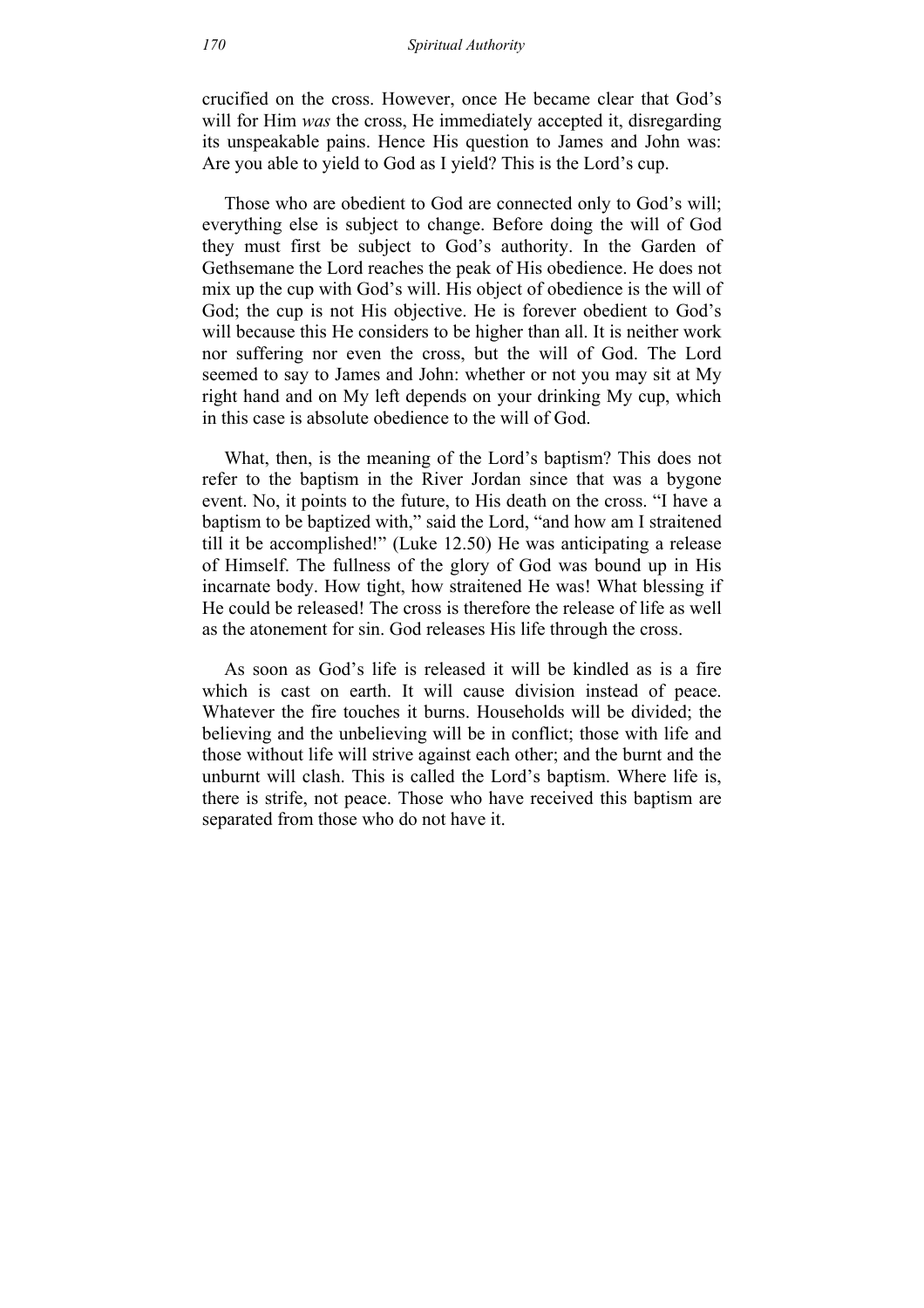crucified on the cross. However, once He became clear that God's will for Him *was* the cross, He immediately accepted it, disregarding its unspeakable pains. Hence His question to James and John was: Are you able to yield to God as I yield? This is the Lord's cup.

Those who are obedient to God are connected only to God's will; everything else is subject to change. Before doing the will of God they must first be subject to God's authority. In the Garden of Gethsemane the Lord reaches the peak of His obedience. He does not mix up the cup with God's will. His object of obedience is the will of God; the cup is not His objective. He is forever obedient to God's will because this He considers to be higher than all. It is neither work nor suffering nor even the cross, but the will of God. The Lord seemed to say to James and John: whether or not you may sit at My right hand and on My left depends on your drinking My cup, which in this case is absolute obedience to the will of God.

What, then, is the meaning of the Lord's baptism? This does not refer to the baptism in the River Jordan since that was a bygone event. No, it points to the future, to His death on the cross. "I have a baptism to be baptized with," said the Lord, "and how am I straitened till it be accomplished!" (Luke 12.50) He was anticipating a release of Himself. The fullness of the glory of God was bound up in His incarnate body. How tight, how straitened He was! What blessing if He could be released! The cross is therefore the release of life as well as the atonement for sin. God releases His life through the cross.

As soon as God's life is released it will be kindled as is a fire which is cast on earth. It will cause division instead of peace. Whatever the fire touches it burns. Households will be divided; the believing and the unbelieving will be in conflict; those with life and those without life will strive against each other; and the burnt and the unburnt will clash. This is called the Lord's baptism. Where life is, there is strife, not peace. Those who have received this baptism are separated from those who do not have it.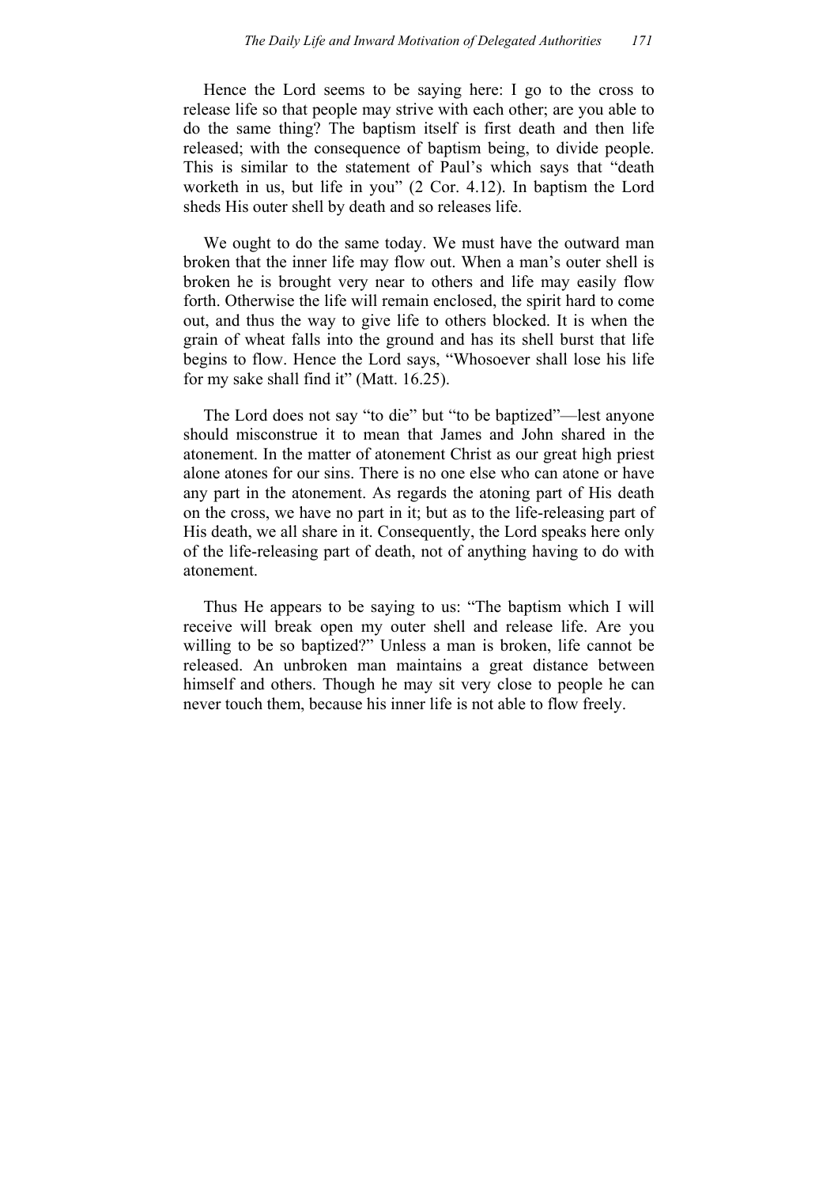Hence the Lord seems to be saying here: I go to the cross to release life so that people may strive with each other; are you able to do the same thing? The baptism itself is first death and then life released; with the consequence of baptism being, to divide people. This is similar to the statement of Paul's which says that "death worketh in us, but life in you" (2 Cor. 4.12). In baptism the Lord sheds His outer shell by death and so releases life.

We ought to do the same today. We must have the outward man broken that the inner life may flow out. When a man's outer shell is broken he is brought very near to others and life may easily flow forth. Otherwise the life will remain enclosed, the spirit hard to come out, and thus the way to give life to others blocked. It is when the grain of wheat falls into the ground and has its shell burst that life begins to flow. Hence the Lord says, "Whosoever shall lose his life for my sake shall find it" (Matt. 16.25).

The Lord does not say "to die" but "to be baptized"—lest anyone should misconstrue it to mean that James and John shared in the atonement. In the matter of atonement Christ as our great high priest alone atones for our sins. There is no one else who can atone or have any part in the atonement. As regards the atoning part of His death on the cross, we have no part in it; but as to the life-releasing part of His death, we all share in it. Consequently, the Lord speaks here only of the life-releasing part of death, not of anything having to do with atonement.

Thus He appears to be saying to us: "The baptism which I will receive will break open my outer shell and release life. Are you willing to be so baptized?" Unless a man is broken, life cannot be released. An unbroken man maintains a great distance between himself and others. Though he may sit very close to people he can never touch them, because his inner life is not able to flow freely.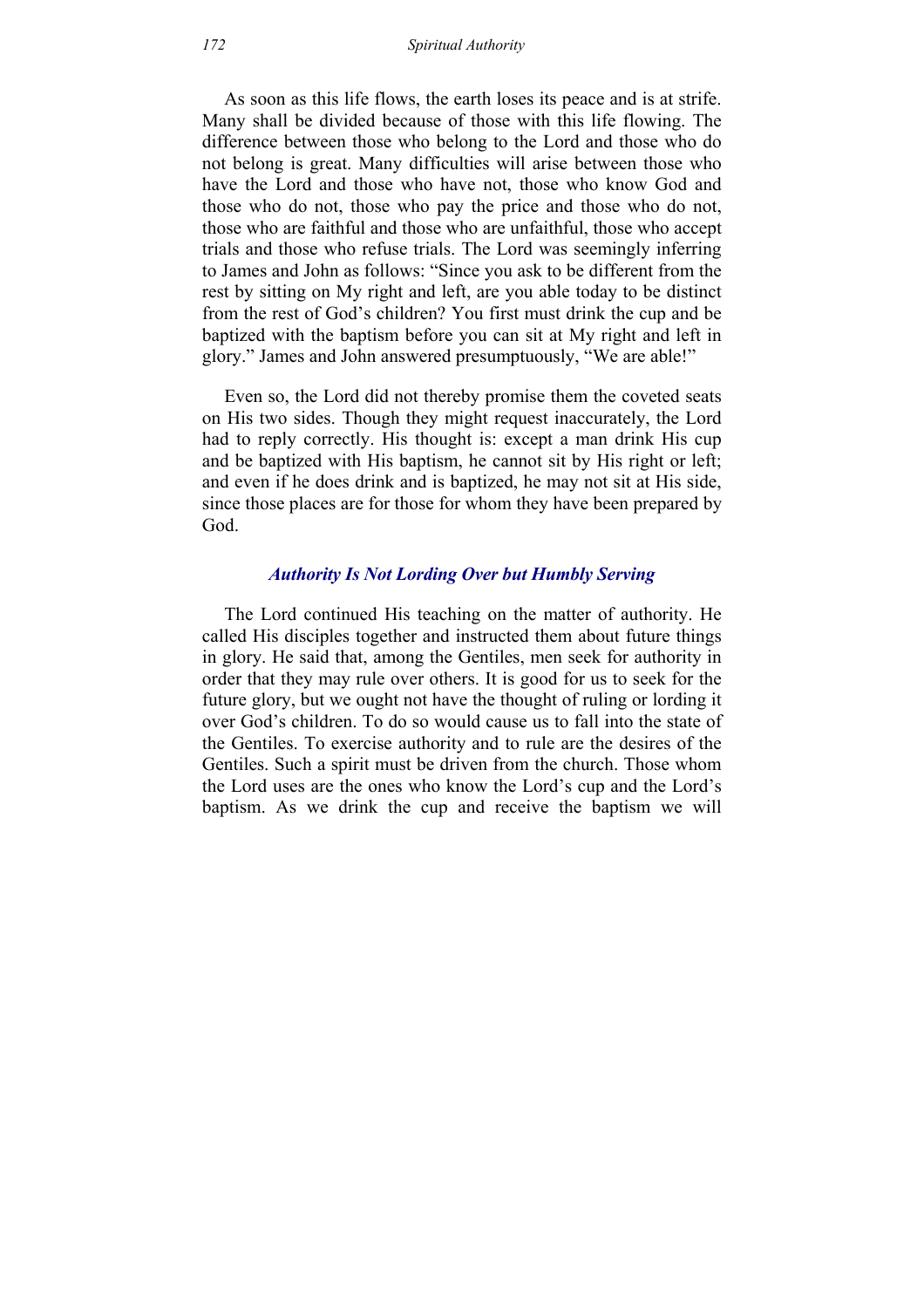As soon as this life flows, the earth loses its peace and is at strife. Many shall be divided because of those with this life flowing. The difference between those who belong to the Lord and those who do not belong is great. Many difficulties will arise between those who have the Lord and those who have not, those who know God and those who do not, those who pay the price and those who do not, those who are faithful and those who are unfaithful, those who accept trials and those who refuse trials. The Lord was seemingly inferring to James and John as follows: "Since you ask to be different from the rest by sitting on My right and left, are you able today to be distinct from the rest of God's children? You first must drink the cup and be baptized with the baptism before you can sit at My right and left in glory." James and John answered presumptuously, "We are able!"

Even so, the Lord did not thereby promise them the coveted seats on His two sides. Though they might request inaccurately, the Lord had to reply correctly. His thought is: except a man drink His cup and be baptized with His baptism, he cannot sit by His right or left; and even if he does drink and is baptized, he may not sit at His side, since those places are for those for whom they have been prepared by God.

### *Authority Is Not Lording Over but Humbly Serving*

The Lord continued His teaching on the matter of authority. He called His disciples together and instructed them about future things in glory. He said that, among the Gentiles, men seek for authority in order that they may rule over others. It is good for us to seek for the future glory, but we ought not have the thought of ruling or lording it over God's children. To do so would cause us to fall into the state of the Gentiles. To exercise authority and to rule are the desires of the Gentiles. Such a spirit must be driven from the church. Those whom the Lord uses are the ones who know the Lord's cup and the Lord's baptism. As we drink the cup and receive the baptism we will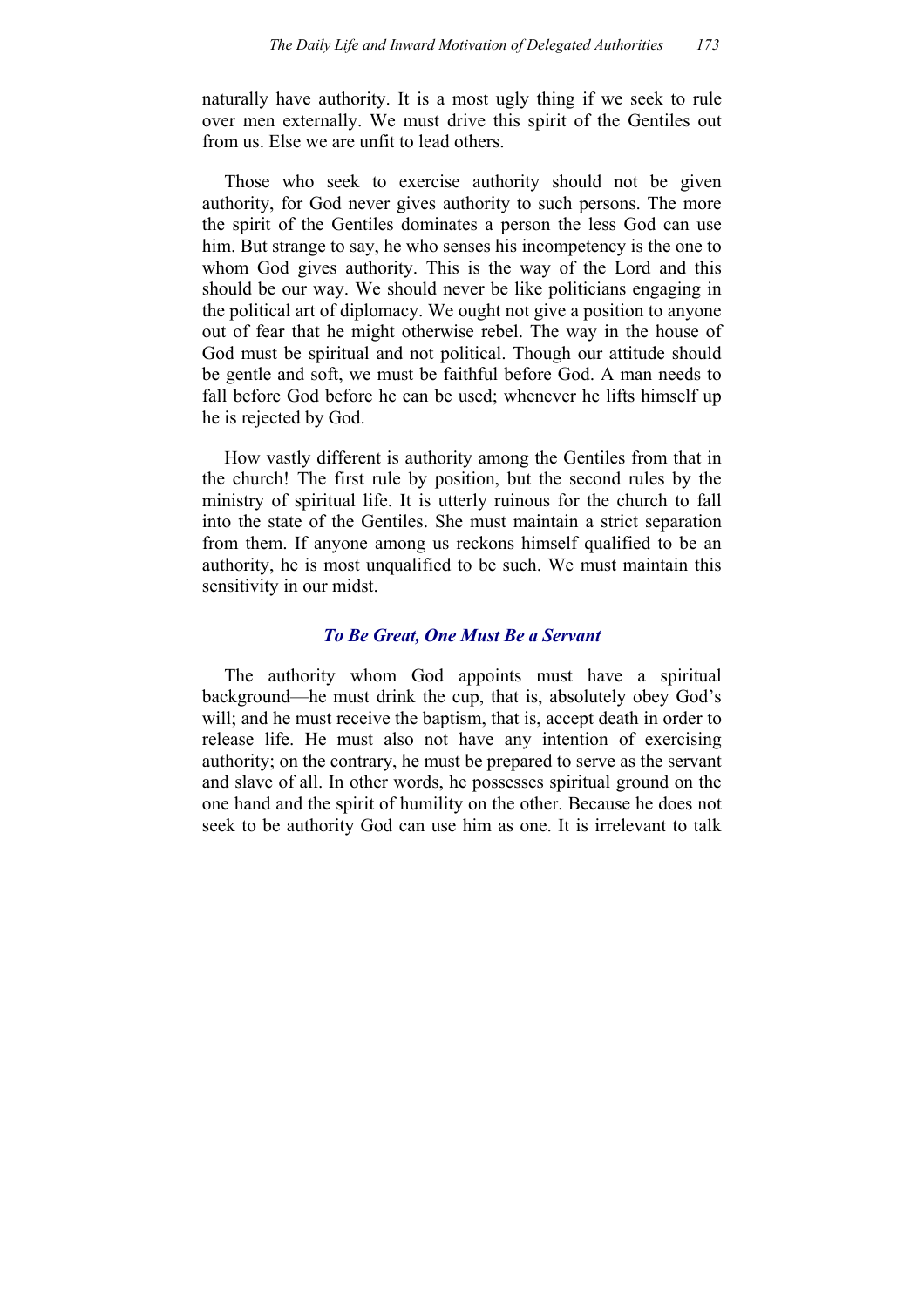naturally have authority. It is a most ugly thing if we seek to rule over men externally. We must drive this spirit of the Gentiles out from us. Else we are unfit to lead others.

Those who seek to exercise authority should not be given authority, for God never gives authority to such persons. The more the spirit of the Gentiles dominates a person the less God can use him. But strange to say, he who senses his incompetency is the one to whom God gives authority. This is the way of the Lord and this should be our way. We should never be like politicians engaging in the political art of diplomacy. We ought not give a position to anyone out of fear that he might otherwise rebel. The way in the house of God must be spiritual and not political. Though our attitude should be gentle and soft, we must be faithful before God. A man needs to fall before God before he can be used; whenever he lifts himself up he is rejected by God.

How vastly different is authority among the Gentiles from that in the church! The first rule by position, but the second rules by the ministry of spiritual life. It is utterly ruinous for the church to fall into the state of the Gentiles. She must maintain a strict separation from them. If anyone among us reckons himself qualified to be an authority, he is most unqualified to be such. We must maintain this sensitivity in our midst.

### *To Be Great, One Must Be a Servant*

The authority whom God appoints must have a spiritual background—he must drink the cup, that is, absolutely obey God's will; and he must receive the baptism, that is, accept death in order to release life. He must also not have any intention of exercising authority; on the contrary, he must be prepared to serve as the servant and slave of all. In other words, he possesses spiritual ground on the one hand and the spirit of humility on the other. Because he does not seek to be authority God can use him as one. It is irrelevant to talk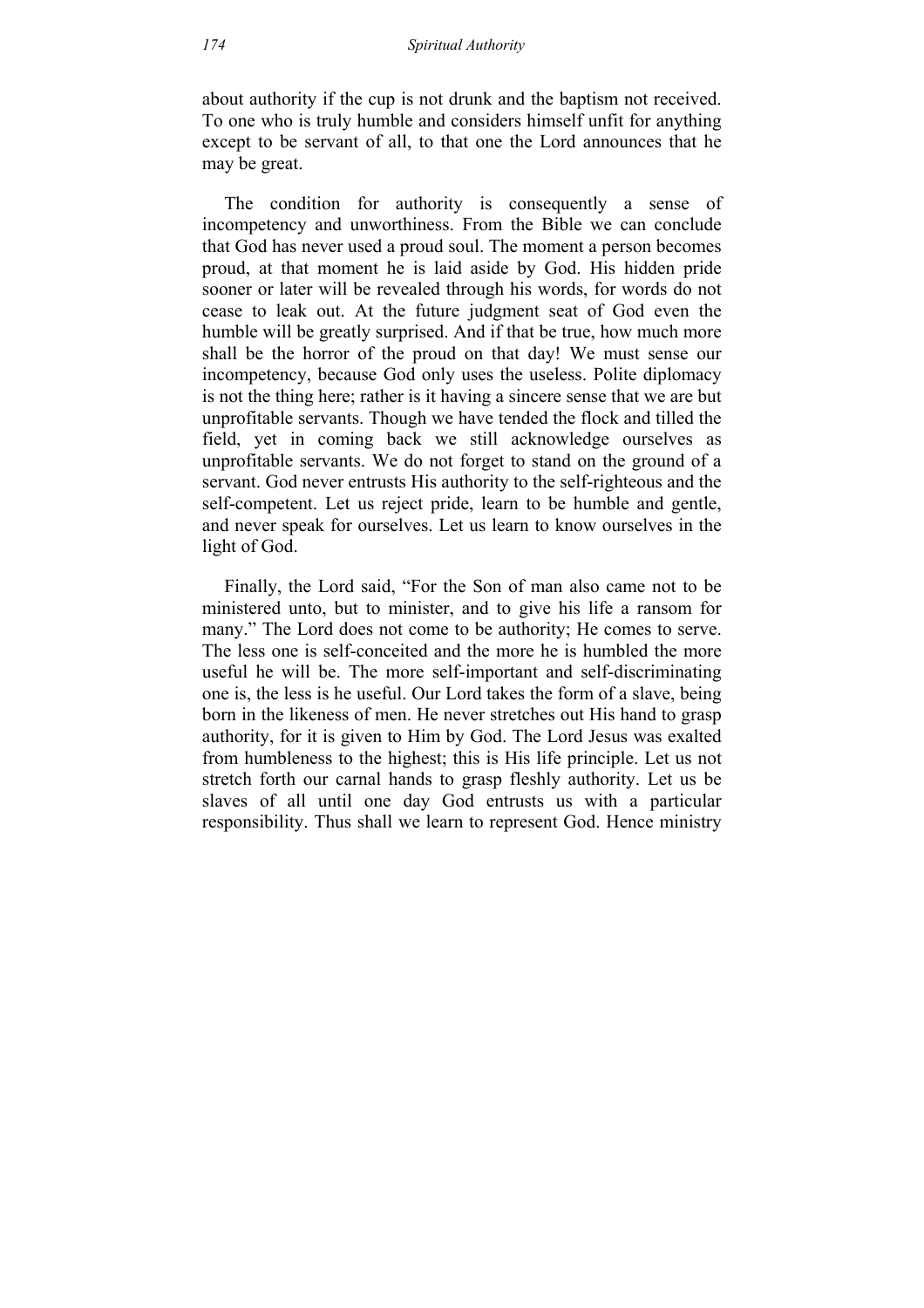about authority if the cup is not drunk and the baptism not received. To one who is truly humble and considers himself unfit for anything except to be servant of all, to that one the Lord announces that he may be great.

The condition for authority is consequently a sense of incompetency and unworthiness. From the Bible we can conclude that God has never used a proud soul. The moment a person becomes proud, at that moment he is laid aside by God. His hidden pride sooner or later will be revealed through his words, for words do not cease to leak out. At the future judgment seat of God even the humble will be greatly surprised. And if that be true, how much more shall be the horror of the proud on that day! We must sense our incompetency, because God only uses the useless. Polite diplomacy is not the thing here; rather is it having a sincere sense that we are but unprofitable servants. Though we have tended the flock and tilled the field, yet in coming back we still acknowledge ourselves as unprofitable servants. We do not forget to stand on the ground of a servant. God never entrusts His authority to the self-righteous and the self-competent. Let us reject pride, learn to be humble and gentle, and never speak for ourselves. Let us learn to know ourselves in the light of God.

Finally, the Lord said, "For the Son of man also came not to be ministered unto, but to minister, and to give his life a ransom for many." The Lord does not come to be authority; He comes to serve. The less one is self-conceited and the more he is humbled the more useful he will be. The more self-important and self-discriminating one is, the less is he useful. Our Lord takes the form of a slave, being born in the likeness of men. He never stretches out His hand to grasp authority, for it is given to Him by God. The Lord Jesus was exalted from humbleness to the highest; this is His life principle. Let us not stretch forth our carnal hands to grasp fleshly authority. Let us be slaves of all until one day God entrusts us with a particular responsibility. Thus shall we learn to represent God. Hence ministry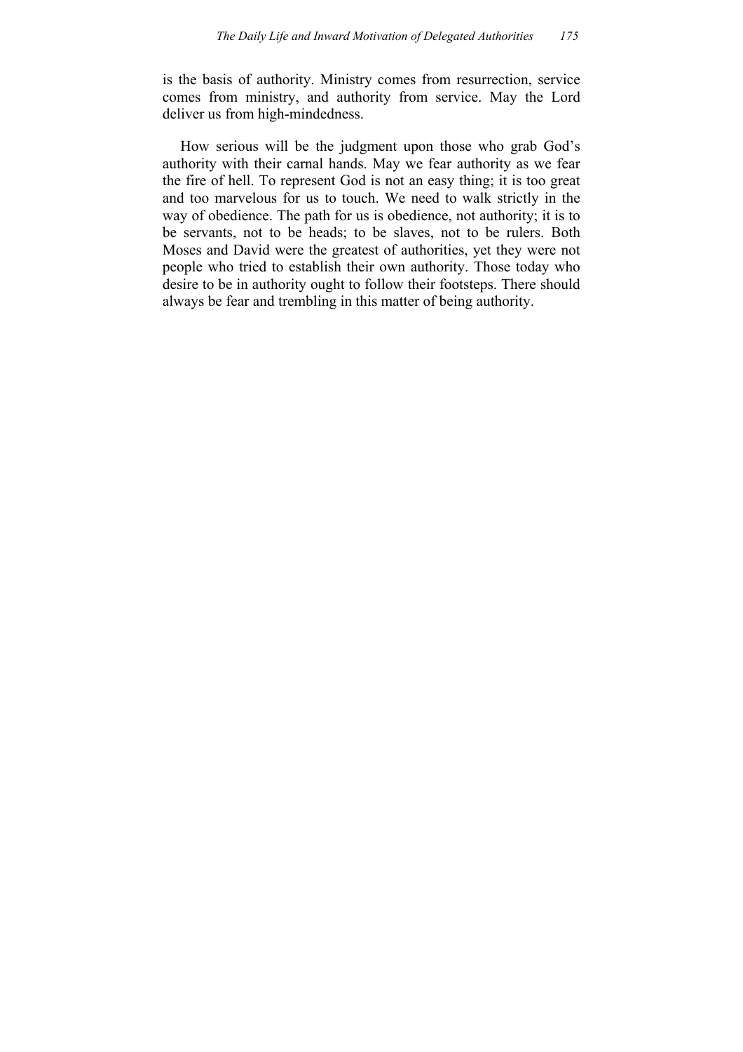is the basis of authority. Ministry comes from resurrection, service comes from ministry, and authority from service. May the Lord deliver us from high-mindedness.

How serious will be the judgment upon those who grab God's authority with their carnal hands. May we fear authority as we fear the fire of hell. To represent God is not an easy thing; it is too great and too marvelous for us to touch. We need to walk strictly in the way of obedience. The path for us is obedience, not authority; it is to be servants, not to be heads; to be slaves, not to be rulers. Both Moses and David were the greatest of authorities, yet they were not people who tried to establish their own authority. Those today who desire to be in authority ought to follow their footsteps. There should always be fear and trembling in this matter of being authority.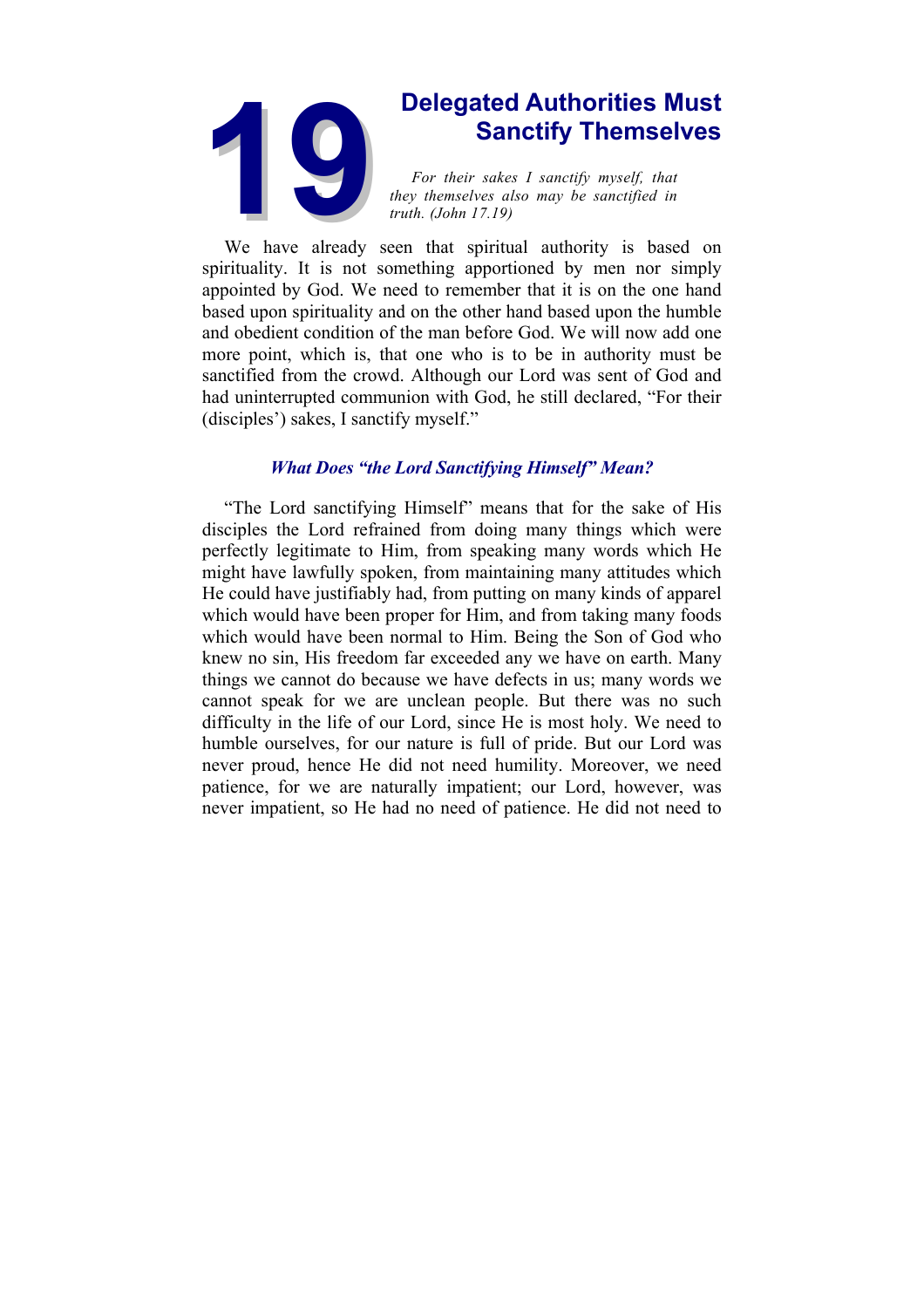# 19 Delegated Authorities Must Sanctify Themselves

*For their sakes I sanctify myself, that they themselves also may be sanctified in truth. (John 17.19)*

We have already seen that spiritual authority is based on spirituality. It is not something apportioned by men nor simply appointed by God. We need to remember that it is on the one hand based upon spirituality and on the other hand based upon the humble and obedient condition of the man before God. We will now add one more point, which is, that one who is to be in authority must be sanctified from the crowd. Although our Lord was sent of God and had uninterrupted communion with God, he still declared, "For their (disciples') sakes, I sanctify myself."

### *What Does "the Lord Sanctifying Himself" Mean?*

"The Lord sanctifying Himself" means that for the sake of His disciples the Lord refrained from doing many things which were perfectly legitimate to Him, from speaking many words which He might have lawfully spoken, from maintaining many attitudes which He could have justifiably had, from putting on many kinds of apparel which would have been proper for Him, and from taking many foods which would have been normal to Him. Being the Son of God who knew no sin, His freedom far exceeded any we have on earth. Many things we cannot do because we have defects in us; many words we cannot speak for we are unclean people. But there was no such difficulty in the life of our Lord, since He is most holy. We need to humble ourselves, for our nature is full of pride. But our Lord was never proud, hence He did not need humility. Moreover, we need patience, for we are naturally impatient; our Lord, however, was never impatient, so He had no need of patience. He did not need to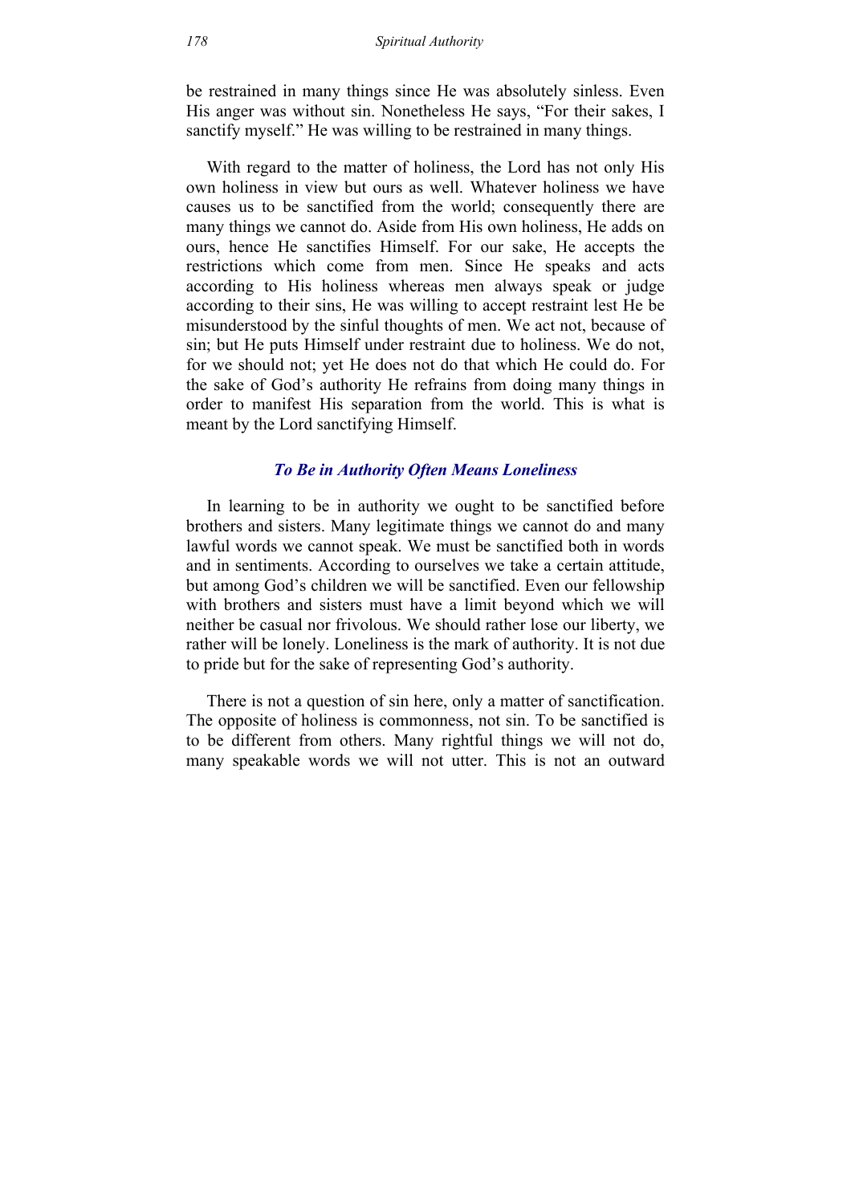be restrained in many things since He was absolutely sinless. Even His anger was without sin. Nonetheless He says, "For their sakes, I sanctify myself." He was willing to be restrained in many things.

With regard to the matter of holiness, the Lord has not only His own holiness in view but ours as well. Whatever holiness we have causes us to be sanctified from the world; consequently there are many things we cannot do. Aside from His own holiness, He adds on ours, hence He sanctifies Himself. For our sake, He accepts the restrictions which come from men. Since He speaks and acts according to His holiness whereas men always speak or judge according to their sins, He was willing to accept restraint lest He be misunderstood by the sinful thoughts of men. We act not, because of sin; but He puts Himself under restraint due to holiness. We do not, for we should not; yet He does not do that which He could do. For the sake of God's authority He refrains from doing many things in order to manifest His separation from the world. This is what is meant by the Lord sanctifying Himself.

### *To Be in Authority Often Means Loneliness*

In learning to be in authority we ought to be sanctified before brothers and sisters. Many legitimate things we cannot do and many lawful words we cannot speak. We must be sanctified both in words and in sentiments. According to ourselves we take a certain attitude, but among God's children we will be sanctified. Even our fellowship with brothers and sisters must have a limit beyond which we will neither be casual nor frivolous. We should rather lose our liberty, we rather will be lonely. Loneliness is the mark of authority. It is not due to pride but for the sake of representing God's authority.

There is not a question of sin here, only a matter of sanctification. The opposite of holiness is commonness, not sin. To be sanctified is to be different from others. Many rightful things we will not do, many speakable words we will not utter. This is not an outward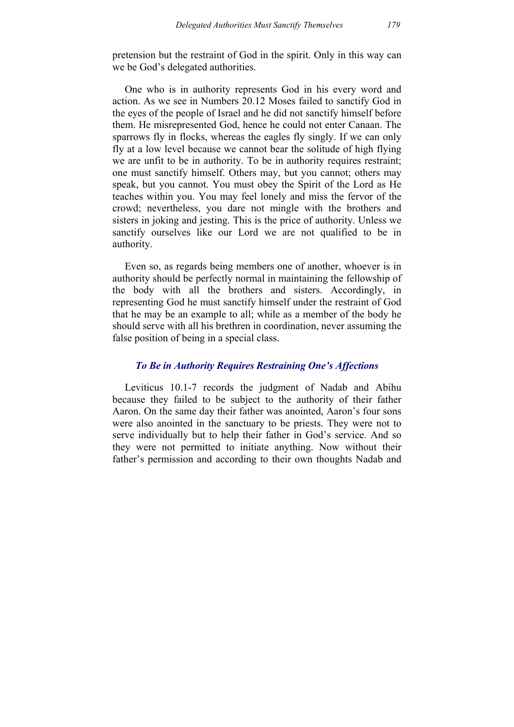pretension but the restraint of God in the spirit. Only in this way can we be God's delegated authorities.

One who is in authority represents God in his every word and action. As we see in Numbers 20.12 Moses failed to sanctify God in the eyes of the people of Israel and he did not sanctify himself before them. He misrepresented God, hence he could not enter Canaan. The sparrows fly in flocks, whereas the eagles fly singly. If we can only fly at a low level because we cannot bear the solitude of high flying we are unfit to be in authority. To be in authority requires restraint; one must sanctify himself. Others may, but you cannot; others may speak, but you cannot. You must obey the Spirit of the Lord as He teaches within you. You may feel lonely and miss the fervor of the crowd; nevertheless, you dare not mingle with the brothers and sisters in joking and jesting. This is the price of authority. Unless we sanctify ourselves like our Lord we are not qualified to be in authority.

Even so, as regards being members one of another, whoever is in authority should be perfectly normal in maintaining the fellowship of the body with all the brothers and sisters. Accordingly, in representing God he must sanctify himself under the restraint of God that he may be an example to all; while as a member of the body he should serve with all his brethren in coordination, never assuming the false position of being in a special class.

### *To Be in Authority Requires Restraining One's Affections*

Leviticus 10.1-7 records the judgment of Nadab and Abihu because they failed to be subject to the authority of their father Aaron. On the same day their father was anointed, Aaron's four sons were also anointed in the sanctuary to be priests. They were not to serve individually but to help their father in God's service. And so they were not permitted to initiate anything. Now without their father's permission and according to their own thoughts Nadab and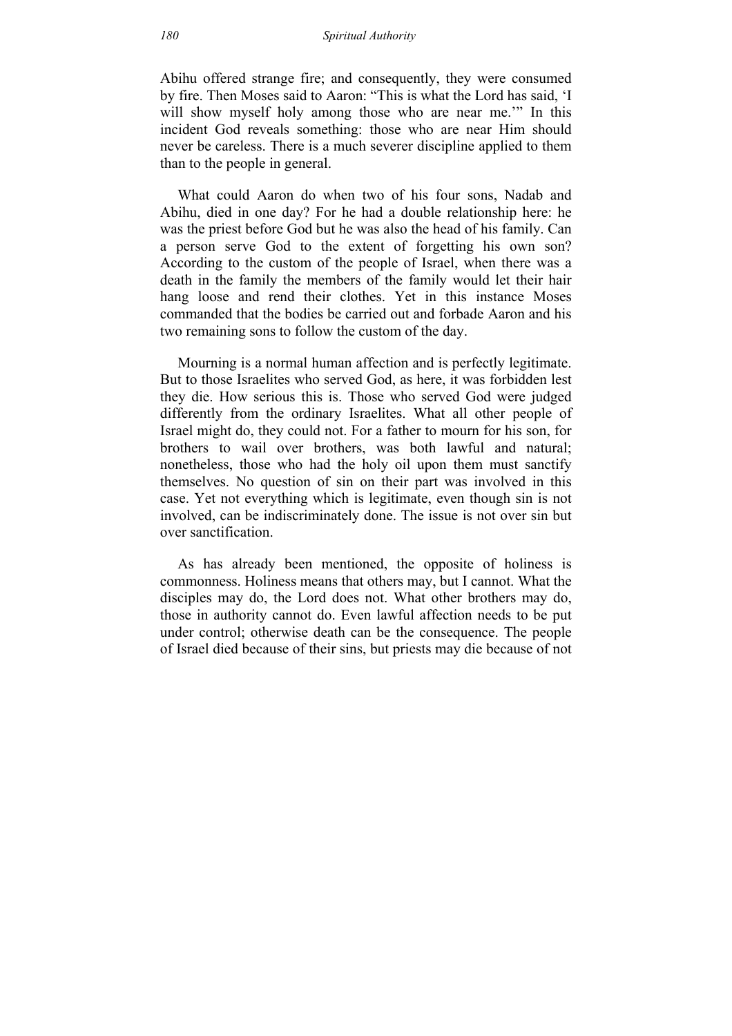Abihu offered strange fire; and consequently, they were consumed by fire. Then Moses said to Aaron: "This is what the Lord has said, 'I will show myself holy among those who are near me.'" In this incident God reveals something: those who are near Him should never be careless. There is a much severer discipline applied to them than to the people in general.

What could Aaron do when two of his four sons, Nadab and Abihu, died in one day? For he had a double relationship here: he was the priest before God but he was also the head of his family. Can a person serve God to the extent of forgetting his own son? According to the custom of the people of Israel, when there was a death in the family the members of the family would let their hair hang loose and rend their clothes. Yet in this instance Moses commanded that the bodies be carried out and forbade Aaron and his two remaining sons to follow the custom of the day.

Mourning is a normal human affection and is perfectly legitimate. But to those Israelites who served God, as here, it was forbidden lest they die. How serious this is. Those who served God were judged differently from the ordinary Israelites. What all other people of Israel might do, they could not. For a father to mourn for his son, for brothers to wail over brothers, was both lawful and natural; nonetheless, those who had the holy oil upon them must sanctify themselves. No question of sin on their part was involved in this case. Yet not everything which is legitimate, even though sin is not involved, can be indiscriminately done. The issue is not over sin but over sanctification.

As has already been mentioned, the opposite of holiness is commonness. Holiness means that others may, but I cannot. What the disciples may do, the Lord does not. What other brothers may do, those in authority cannot do. Even lawful affection needs to be put under control; otherwise death can be the consequence. The people of Israel died because of their sins, but priests may die because of not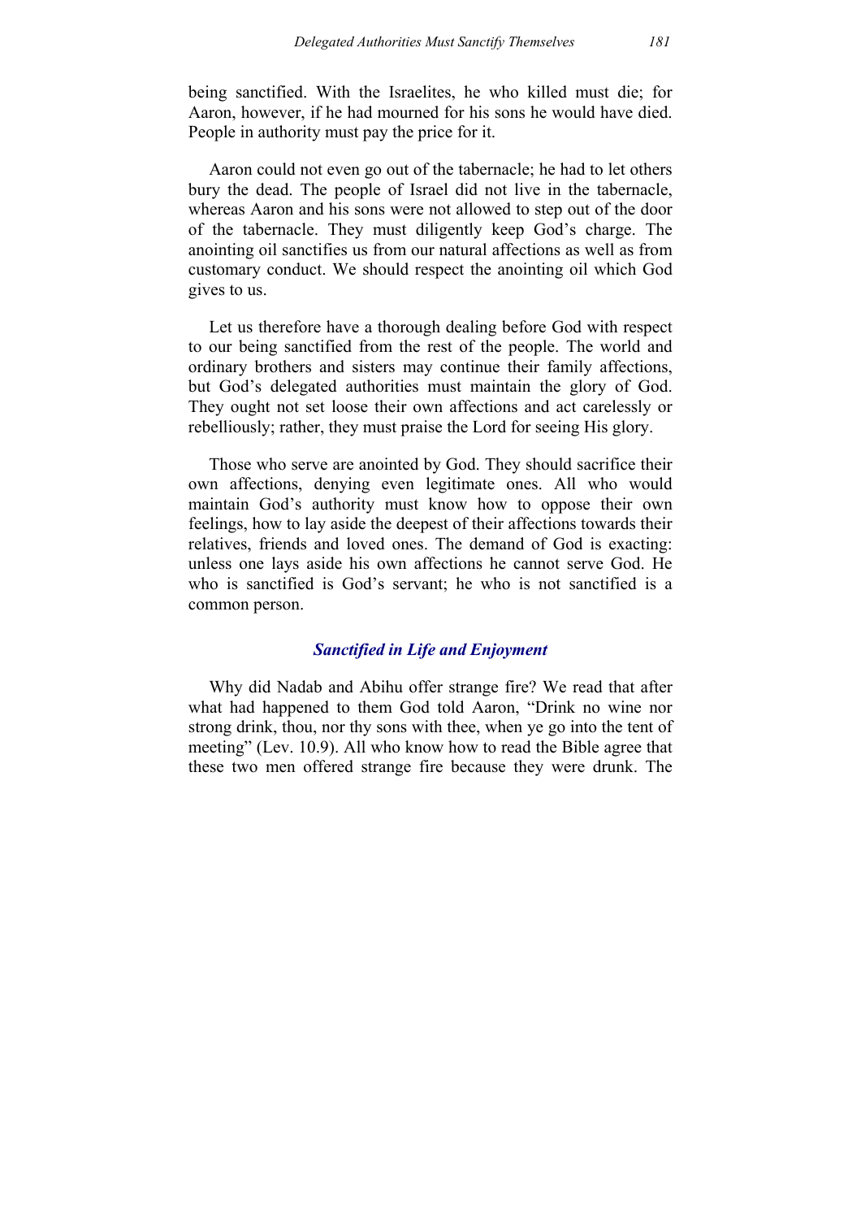being sanctified. With the Israelites, he who killed must die; for Aaron, however, if he had mourned for his sons he would have died. People in authority must pay the price for it.

Aaron could not even go out of the tabernacle; he had to let others bury the dead. The people of Israel did not live in the tabernacle, whereas Aaron and his sons were not allowed to step out of the door of the tabernacle. They must diligently keep God's charge. The anointing oil sanctifies us from our natural affections as well as from customary conduct. We should respect the anointing oil which God gives to us.

Let us therefore have a thorough dealing before God with respect to our being sanctified from the rest of the people. The world and ordinary brothers and sisters may continue their family affections, but God's delegated authorities must maintain the glory of God. They ought not set loose their own affections and act carelessly or rebelliously; rather, they must praise the Lord for seeing His glory.

Those who serve are anointed by God. They should sacrifice their own affections, denying even legitimate ones. All who would maintain God's authority must know how to oppose their own feelings, how to lay aside the deepest of their affections towards their relatives, friends and loved ones. The demand of God is exacting: unless one lays aside his own affections he cannot serve God. He who is sanctified is God's servant; he who is not sanctified is a common person.

### *Sanctified in Life and Enjoyment*

Why did Nadab and Abihu offer strange fire? We read that after what had happened to them God told Aaron, "Drink no wine nor strong drink, thou, nor thy sons with thee, when ye go into the tent of meeting" (Lev. 10.9). All who know how to read the Bible agree that these two men offered strange fire because they were drunk. The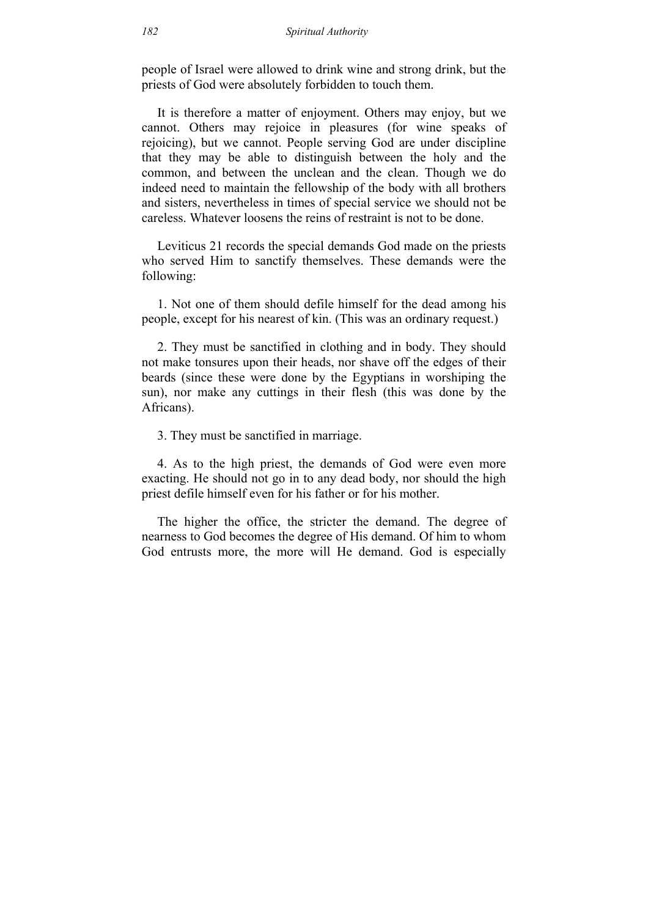people of Israel were allowed to drink wine and strong drink, but the priests of God were absolutely forbidden to touch them.

It is therefore a matter of enjoyment. Others may enjoy, but we cannot. Others may rejoice in pleasures (for wine speaks of rejoicing), but we cannot. People serving God are under discipline that they may be able to distinguish between the holy and the common, and between the unclean and the clean. Though we do indeed need to maintain the fellowship of the body with all brothers and sisters, nevertheless in times of special service we should not be careless. Whatever loosens the reins of restraint is not to be done.

Leviticus 21 records the special demands God made on the priests who served Him to sanctify themselves. These demands were the following:

1. Not one of them should defile himself for the dead among his people, except for his nearest of kin. (This was an ordinary request.)

2. They must be sanctified in clothing and in body. They should not make tonsures upon their heads, nor shave off the edges of their beards (since these were done by the Egyptians in worshiping the sun), nor make any cuttings in their flesh (this was done by the Africans).

3. They must be sanctified in marriage.

4. As to the high priest, the demands of God were even more exacting. He should not go in to any dead body, nor should the high priest defile himself even for his father or for his mother.

The higher the office, the stricter the demand. The degree of nearness to God becomes the degree of His demand. Of him to whom God entrusts more, the more will He demand. God is especially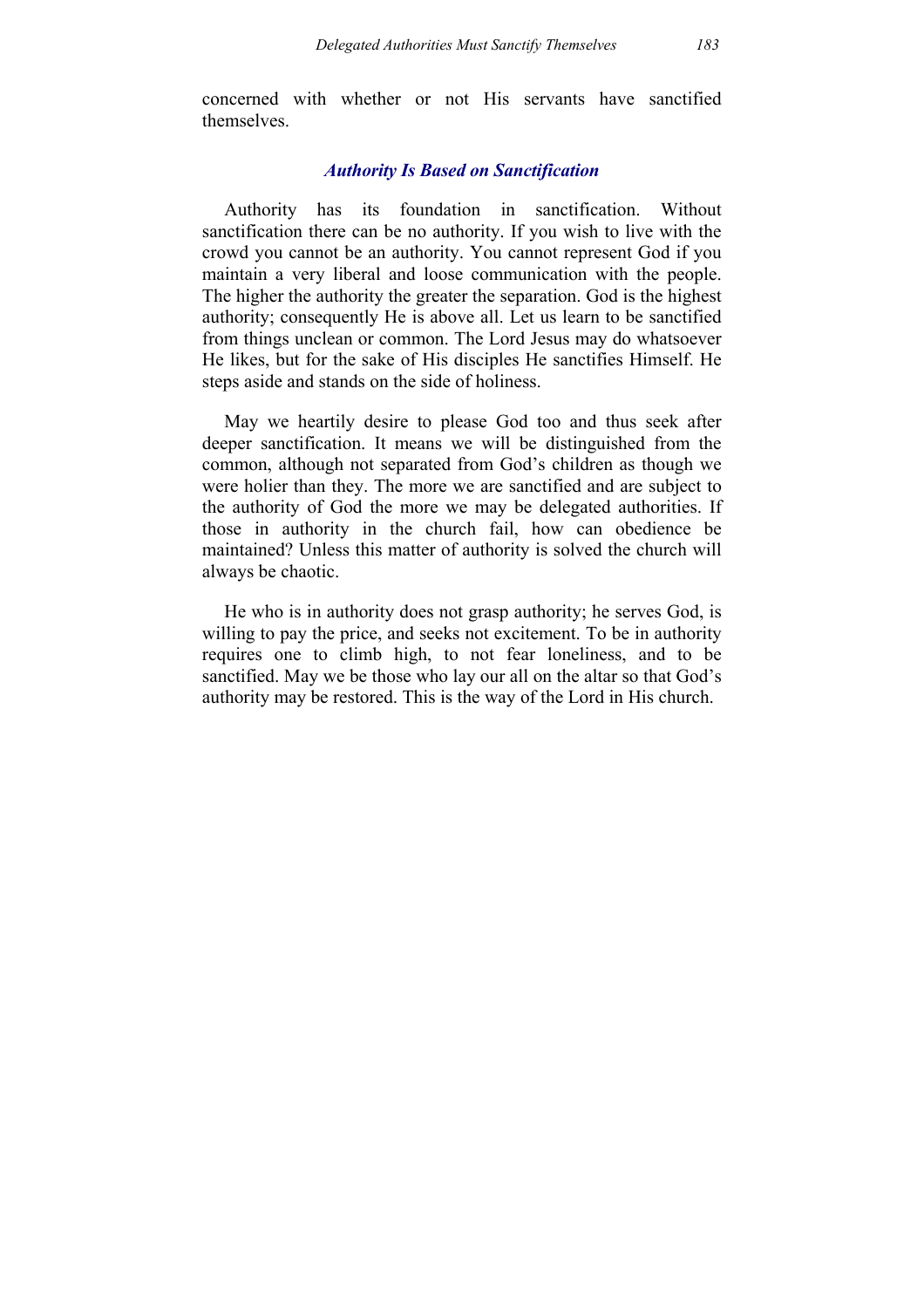concerned with whether or not His servants have sanctified themselves.

### *Authority Is Based on Sanctification*

Authority has its foundation in sanctification. Without sanctification there can be no authority. If you wish to live with the crowd you cannot be an authority. You cannot represent God if you maintain a very liberal and loose communication with the people. The higher the authority the greater the separation. God is the highest authority; consequently He is above all. Let us learn to be sanctified from things unclean or common. The Lord Jesus may do whatsoever He likes, but for the sake of His disciples He sanctifies Himself. He steps aside and stands on the side of holiness.

May we heartily desire to please God too and thus seek after deeper sanctification. It means we will be distinguished from the common, although not separated from God's children as though we were holier than they. The more we are sanctified and are subject to the authority of God the more we may be delegated authorities. If those in authority in the church fail, how can obedience be maintained? Unless this matter of authority is solved the church will always be chaotic.

He who is in authority does not grasp authority; he serves God, is willing to pay the price, and seeks not excitement. To be in authority requires one to climb high, to not fear loneliness, and to be sanctified. May we be those who lay our all on the altar so that God's authority may be restored. This is the way of the Lord in His church.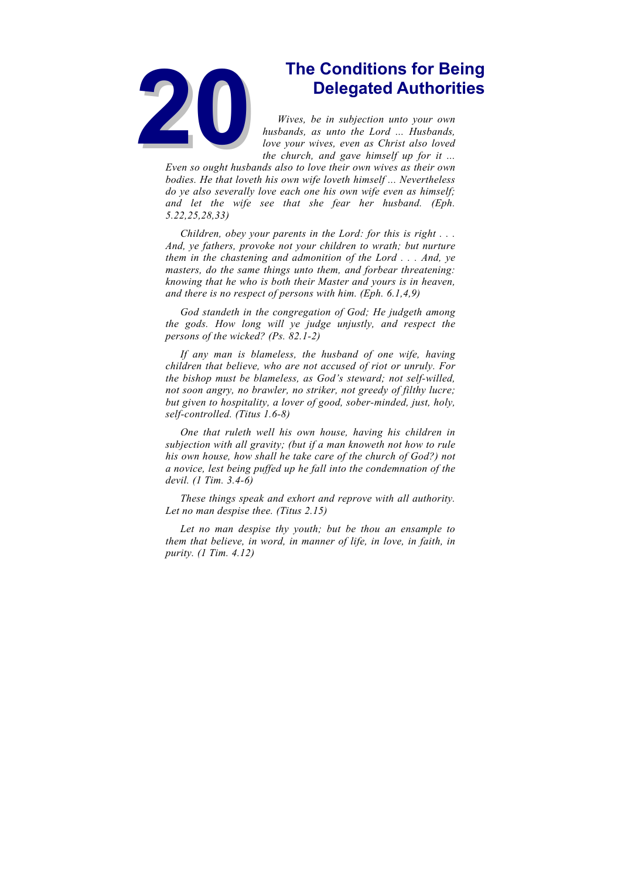# 20 The Conditions for Being Delegated Authorities

*Wives, be in subjection unto your own husbands, as unto the Lord ... Husbands, love your wives, even as Christ also loved the church, and gave himself up for it ... Even so ought husbands also to love their own wives as their own bodies. He that loveth his own wife loveth himself ... Nevertheless do ye also severally love each one his own wife even as himself; and let the wife see that she fear her husband. (Eph. 5.22,25,28,33)*

*Children, obey your parents in the Lord: for this is right . . . And, ye fathers, provoke not your children to wrath; but nurture them in the chastening and admonition of the Lord . . . And, ye masters, do the same things unto them, and forbear threatening: knowing that he who is both their Master and yours is in heaven, and there is no respect of persons with him. (Eph. 6.1,4,9)*

*God standeth in the congregation of God; He judgeth among the gods. How long will ye judge unjustly, and respect the persons of the wicked? (Ps. 82.1-2)*

*If any man is blameless, the husband of one wife, having children that believe, who are not accused of riot or unruly. For the bishop must be blameless, as God's steward; not self-willed, not soon angry, no brawler, no striker, not greedy of filthy lucre; but given to hospitality, a lover of good, sober-minded, just, holy, self-controlled. (Titus 1.6-8)*

*One that ruleth well his own house, having his children in subjection with all gravity; (but if a man knoweth not how to rule his own house, how shall he take care of the church of God?) not a novice, lest being puffed up he fall into the condemnation of the devil. (1 Tim. 3.4-6)*

*These things speak and exhort and reprove with all authority. Let no man despise thee. (Titus 2.15)*

*Let no man despise thy youth; but be thou an ensample to them that believe, in word, in manner of life, in love, in faith, in purity. (1 Tim. 4.12)*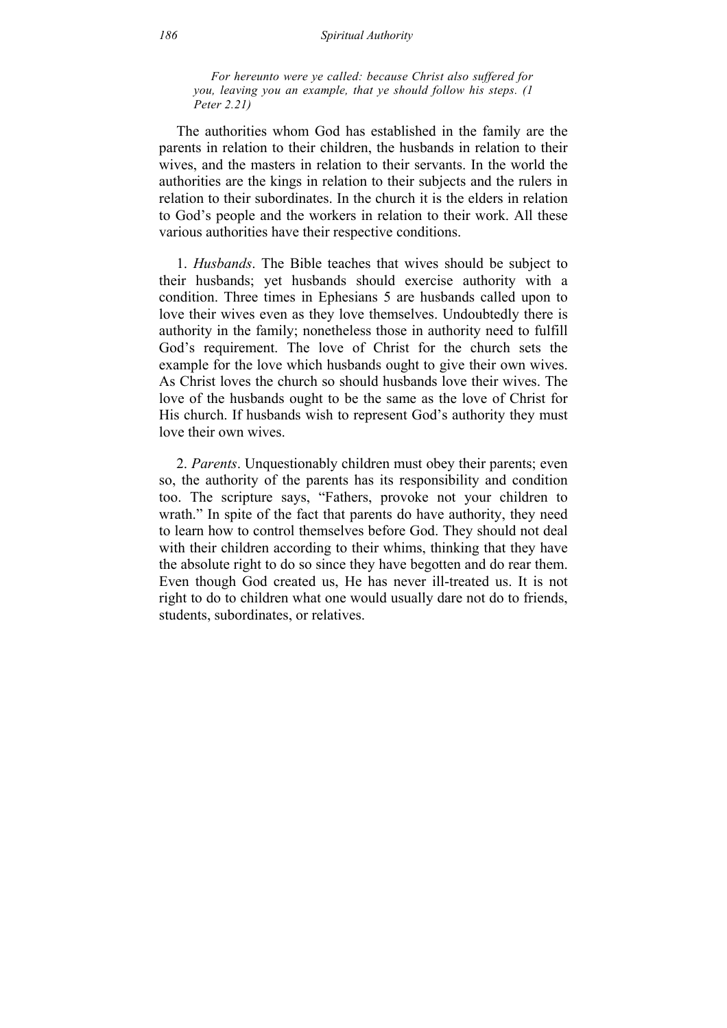> *For hereunto were ye called: because Christ also suffered for you, leaving you an example, that ye should follow his steps. (1 Peter 2.21)*

The authorities whom God has established in the family are the parents in relation to their children, the husbands in relation to their wives, and the masters in relation to their servants. In the world the authorities are the kings in relation to their subjects and the rulers in relation to their subordinates. In the church it is the elders in relation to God's people and the workers in relation to their work. All these various authorities have their respective conditions.

1. *Husbands*. The Bible teaches that wives should be subject to their husbands; yet husbands should exercise authority with a condition. Three times in Ephesians 5 are husbands called upon to love their wives even as they love themselves. Undoubtedly there is authority in the family; nonetheless those in authority need to fulfill God's requirement. The love of Christ for the church sets the example for the love which husbands ought to give their own wives. As Christ loves the church so should husbands love their wives. The love of the husbands ought to be the same as the love of Christ for His church. If husbands wish to represent God's authority they must love their own wives.

2. *Parents*. Unquestionably children must obey their parents; even so, the authority of the parents has its responsibility and condition too. The scripture says, "Fathers, provoke not your children to wrath." In spite of the fact that parents do have authority, they need to learn how to control themselves before God. They should not deal with their children according to their whims, thinking that they have the absolute right to do so since they have begotten and do rear them. Even though God created us, He has never ill-treated us. It is not right to do to children what one would usually dare not do to friends, students, subordinates, or relatives.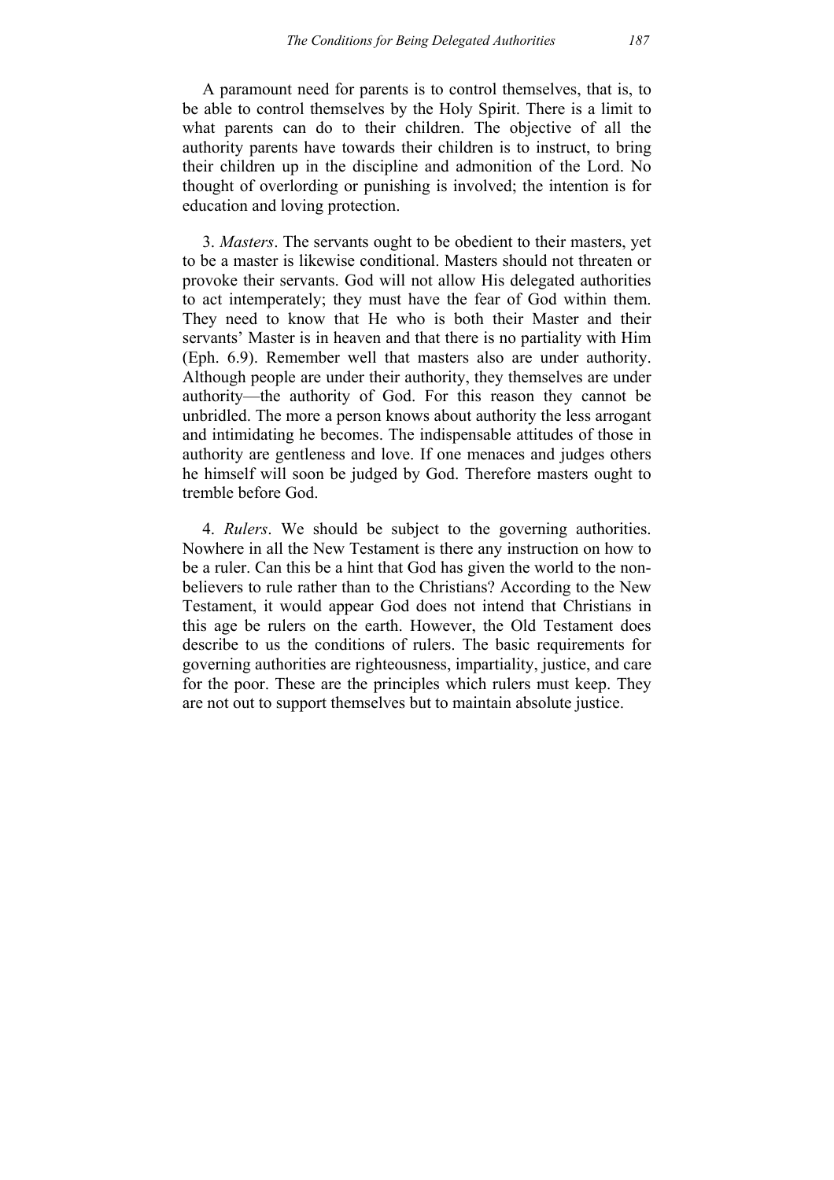A paramount need for parents is to control themselves, that is, to be able to control themselves by the Holy Spirit. There is a limit to what parents can do to their children. The objective of all the authority parents have towards their children is to instruct, to bring their children up in the discipline and admonition of the Lord. No thought of overlording or punishing is involved; the intention is for education and loving protection.

3. *Masters*. The servants ought to be obedient to their masters, yet to be a master is likewise conditional. Masters should not threaten or provoke their servants. God will not allow His delegated authorities to act intemperately; they must have the fear of God within them. They need to know that He who is both their Master and their servants' Master is in heaven and that there is no partiality with Him (Eph. 6.9). Remember well that masters also are under authority. Although people are under their authority, they themselves are under authority—the authority of God. For this reason they cannot be unbridled. The more a person knows about authority the less arrogant and intimidating he becomes. The indispensable attitudes of those in authority are gentleness and love. If one menaces and judges others he himself will soon be judged by God. Therefore masters ought to tremble before God.

4. *Rulers*. We should be subject to the governing authorities. Nowhere in all the New Testament is there any instruction on how to be a ruler. Can this be a hint that God has given the world to the non-believers to rule rather than to the Christians? According to the New Testament, it would appear God does not intend that Christians in this age be rulers on the earth. However, the Old Testament does describe to us the conditions of rulers. The basic requirements for governing authorities are righteousness, impartiality, justice, and care for the poor. These are the principles which rulers must keep. They are not out to support themselves but to maintain absolute justice.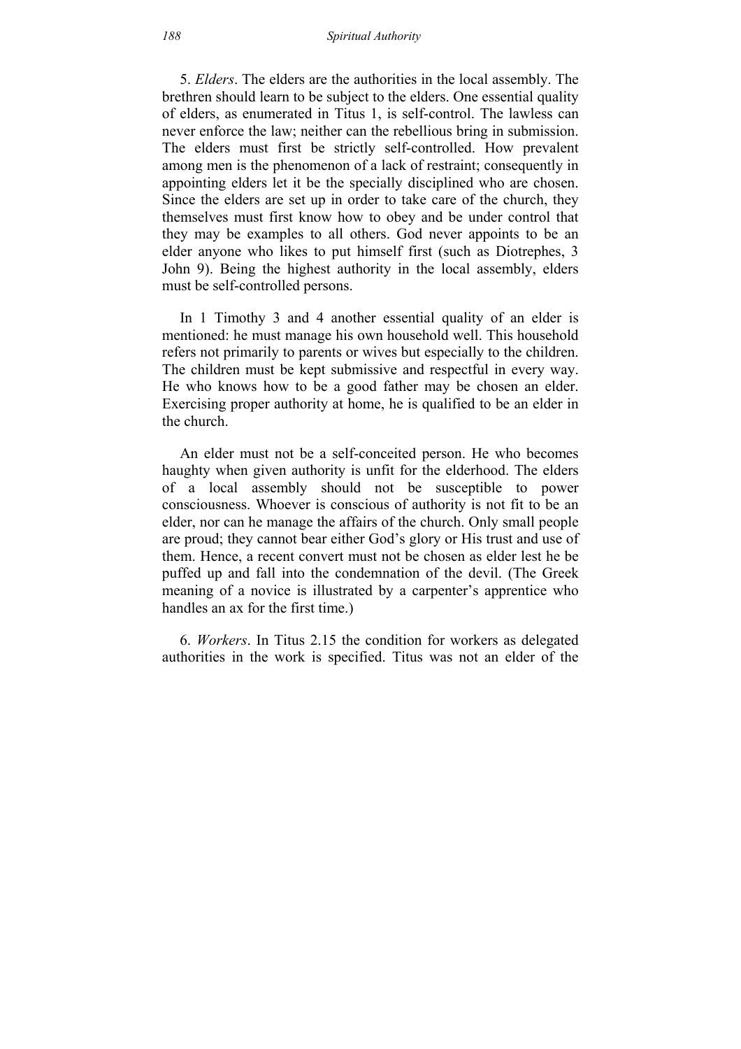5. *Elders*. The elders are the authorities in the local assembly. The brethren should learn to be subject to the elders. One essential quality of elders, as enumerated in Titus 1, is self-control. The lawless can never enforce the law; neither can the rebellious bring in submission. The elders must first be strictly self-controlled. How prevalent among men is the phenomenon of a lack of restraint; consequently in appointing elders let it be the specially disciplined who are chosen. Since the elders are set up in order to take care of the church, they themselves must first know how to obey and be under control that they may be examples to all others. God never appoints to be an elder anyone who likes to put himself first (such as Diotrephes, 3 John 9). Being the highest authority in the local assembly, elders must be self-controlled persons.

In 1 Timothy 3 and 4 another essential quality of an elder is mentioned: he must manage his own household well. This household refers not primarily to parents or wives but especially to the children. The children must be kept submissive and respectful in every way. He who knows how to be a good father may be chosen an elder. Exercising proper authority at home, he is qualified to be an elder in the church.

An elder must not be a self-conceited person. He who becomes haughty when given authority is unfit for the elderhood. The elders of a local assembly should not be susceptible to power consciousness. Whoever is conscious of authority is not fit to be an elder, nor can he manage the affairs of the church. Only small people are proud; they cannot bear either God's glory or His trust and use of them. Hence, a recent convert must not be chosen as elder lest he be puffed up and fall into the condemnation of the devil. (The Greek meaning of a novice is illustrated by a carpenter's apprentice who handles an ax for the first time.)

6. *Workers*. In Titus 2.15 the condition for workers as delegated authorities in the work is specified. Titus was not an elder of the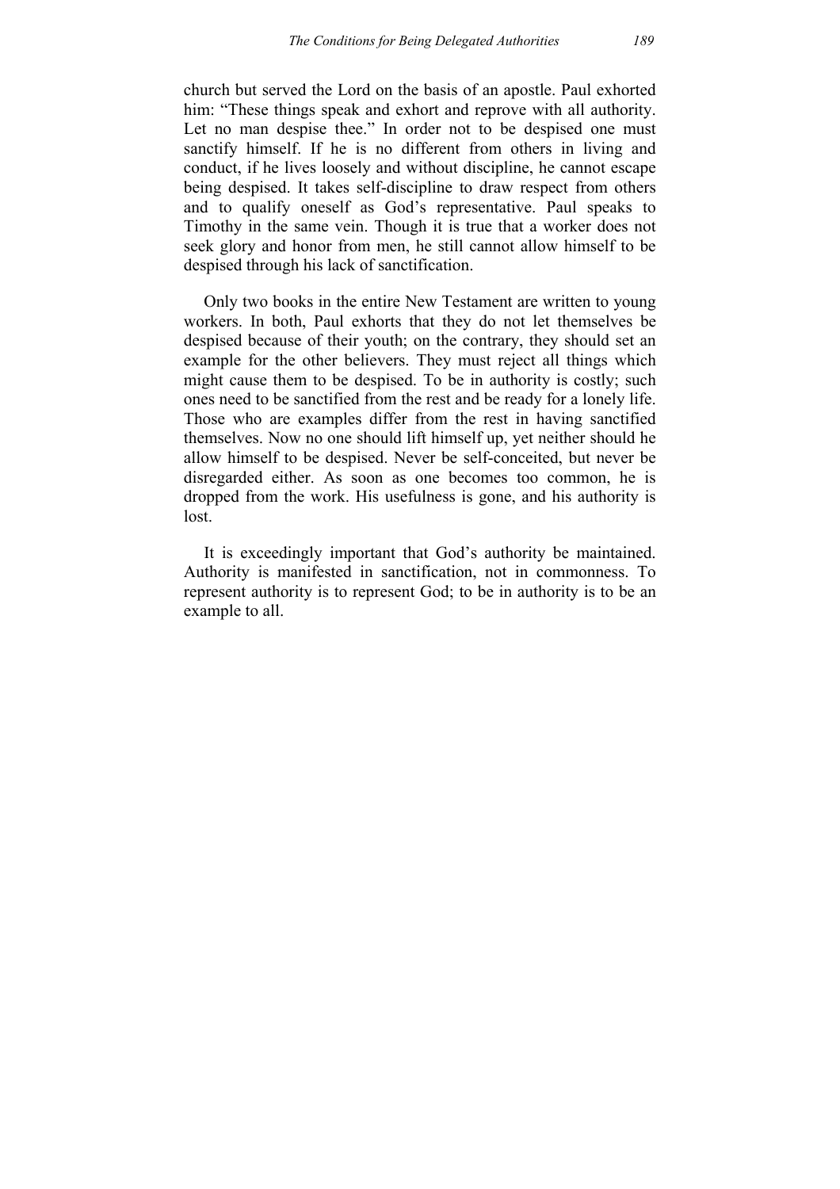church but served the Lord on the basis of an apostle. Paul exhorted him: "These things speak and exhort and reprove with all authority. Let no man despise thee." In order not to be despised one must sanctify himself. If he is no different from others in living and conduct, if he lives loosely and without discipline, he cannot escape being despised. It takes self-discipline to draw respect from others and to qualify oneself as God's representative. Paul speaks to Timothy in the same vein. Though it is true that a worker does not seek glory and honor from men, he still cannot allow himself to be despised through his lack of sanctification.

Only two books in the entire New Testament are written to young workers. In both, Paul exhorts that they do not let themselves be despised because of their youth; on the contrary, they should set an example for the other believers. They must reject all things which might cause them to be despised. To be in authority is costly; such ones need to be sanctified from the rest and be ready for a lonely life. Those who are examples differ from the rest in having sanctified themselves. Now no one should lift himself up, yet neither should he allow himself to be despised. Never be self-conceited, but never be disregarded either. As soon as one becomes too common, he is dropped from the work. His usefulness is gone, and his authority is lost.

It is exceedingly important that God's authority be maintained. Authority is manifested in sanctification, not in commonness. To represent authority is to represent God; to be in authority is to be an example to all.